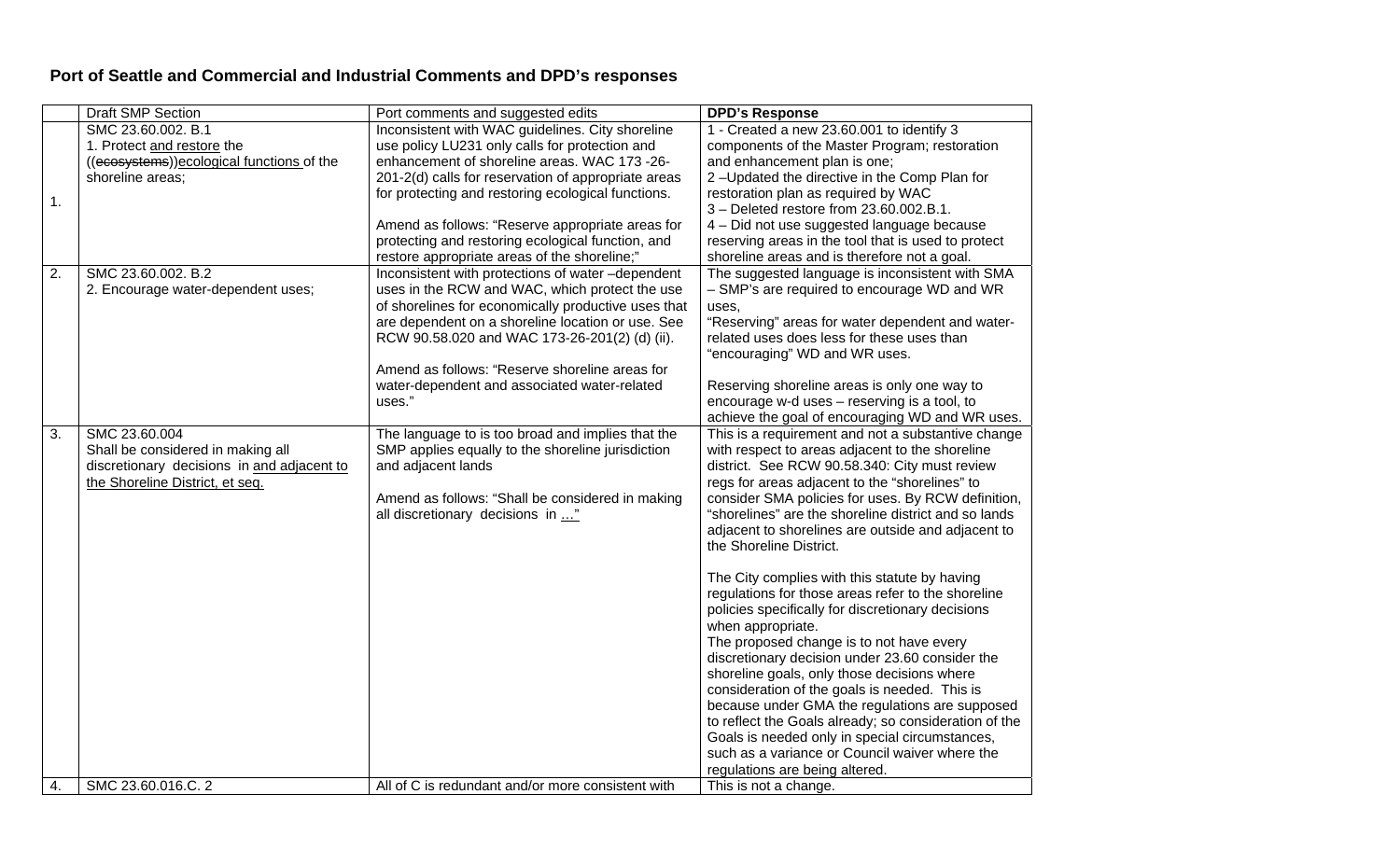## Port of Seattle and Commercial and Industrial Comments and DPD's responses

| | Draft SMP Section | Port comments and suggested edits | **DPD's Response** |
|---|---|---|---|
| 1. | SMC 23.60.002. B.1<br>1. Protect <u>and restore</u> the ((~~ecosystems~~))<u>ecological functions</u> of the shoreline areas; | Inconsistent with WAC guidelines. City shoreline use policy LU231 only calls for protection and enhancement of shoreline areas. WAC 173 -26-201-2(d) calls for reservation of appropriate areas for protecting and restoring ecological functions.<br><br>Amend as follows: "Reserve appropriate areas for protecting and restoring ecological function, and restore appropriate areas of the shoreline;" | 1 - Created a new 23.60.001 to identify 3 components of the Master Program; restoration and enhancement plan is one;<br>2 –Updated the directive in the Comp Plan for restoration plan as required by WAC<br>3 – Deleted restore from 23.60.002.B.1.<br>4 – Did not use suggested language because reserving areas in the tool that is used to protect shoreline areas and is therefore not a goal. |
| 2. | SMC 23.60.002. B.2<br>2. Encourage water-dependent uses; | Inconsistent with protections of water –dependent uses in the RCW and WAC, which protect the use of shorelines for economically productive uses that are dependent on a shoreline location or use. See RCW 90.58.020 and WAC 173-26-201(2) (d) (ii).<br><br>Amend as follows: "Reserve shoreline areas for water-dependent and associated water-related uses." | The suggested language is inconsistent with SMA – SMP's are required to encourage WD and WR uses,<br>"Reserving" areas for water dependent and water-related uses does less for these uses than "encouraging" WD and WR uses.<br><br>Reserving shoreline areas is only one way to encourage w-d uses – reserving is a tool, to achieve the goal of encouraging WD and WR uses. |
| 3. | SMC 23.60.004<br>Shall be considered in making all discretionary decisions in <u>and adjacent to the Shoreline District, et seq.</u> | The language to is too broad and implies that the SMP applies equally to the shoreline jurisdiction and adjacent lands<br><br>Amend as follows: "Shall be considered in making all discretionary decisions in <u>…"</u> | This is a requirement and not a substantive change with respect to areas adjacent to the shoreline district. See RCW 90.58.340: City must review regs for areas adjacent to the "shorelines" to consider SMA policies for uses. By RCW definition, "shorelines" are the shoreline district and so lands adjacent to shorelines are outside and adjacent to the Shoreline District.<br><br>The City complies with this statute by having regulations for those areas refer to the shoreline policies specifically for discretionary decisions when appropriate.<br>The proposed change is to not have every discretionary decision under 23.60 consider the shoreline goals, only those decisions where consideration of the goals is needed. This is because under GMA the regulations are supposed to reflect the Goals already; so consideration of the Goals is needed only in special circumstances, such as a variance or Council waiver where the regulations are being altered. |
| 4. | SMC 23.60.016.C. 2 | All of C is redundant and/or more consistent with | This is not a change. |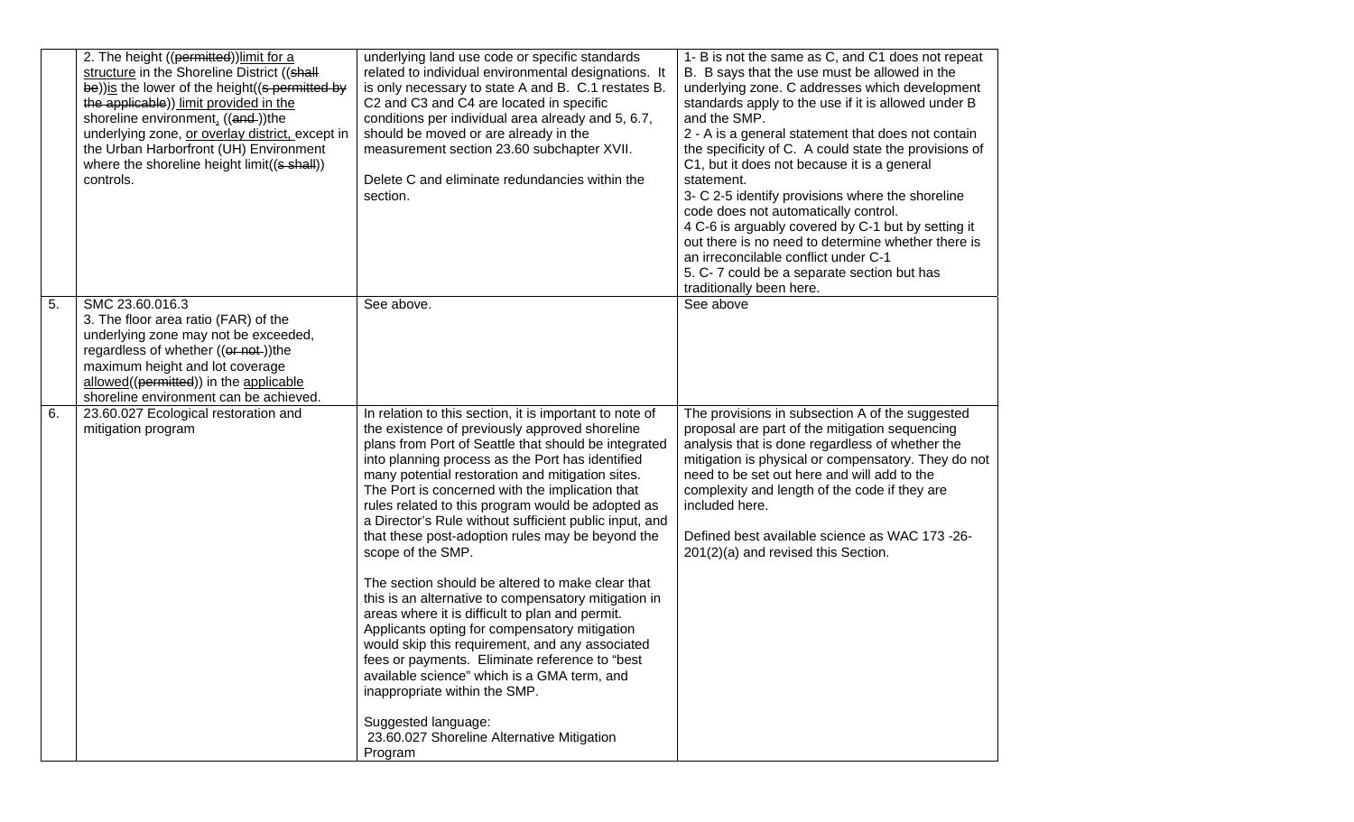| | | | |
|---|---|---|---|
| | 2. The height ((~~permitted~~))<u>limit for a structure</u> in the Shoreline District ((~~shall be~~))<u>is</u> the lower of the height((~~s permitted by the applicable~~)) <u>limit provided in the</u> shoreline environment<u>,</u> ((~~and~~ ))the underlying zone, <u>or overlay district,</u> except in the Urban Harborfront (UH) Environment where the shoreline height limit((~~s shall~~)) controls. | underlying land use code or specific standards related to individual environmental designations. It is only necessary to state A and B. C.1 restates B. C2 and C3 and C4 are located in specific conditions per individual area already and 5, 6.7, should be moved or are already in the measurement section 23.60 subchapter XVII.<br><br>Delete C and eliminate redundancies within the section. | 1- B is not the same as C, and C1 does not repeat B. B says that the use must be allowed in the underlying zone. C addresses which development standards apply to the use if it is allowed under B and the SMP.<br>2 - A is a general statement that does not contain the specificity of C. A could state the provisions of C1, but it does not because it is a general statement.<br>3- C 2-5 identify provisions where the shoreline code does not automatically control.<br>4 C-6 is arguably covered by C-1 but by setting it out there is no need to determine whether there is an irreconcilable conflict under C-1<br>5. C- 7 could be a separate section but has traditionally been here. |
| 5. | SMC 23.60.016.3<br>3. The floor area ratio (FAR) of the underlying zone may not be exceeded, regardless of whether ((~~or not~~ ))the maximum height and lot coverage <u>allowed</u>((~~permitted~~)) in the <u>applicable</u> shoreline environment can be achieved. | See above. | See above |
| 6. | 23.60.027 Ecological restoration and mitigation program | In relation to this section, it is important to note of the existence of previously approved shoreline plans from Port of Seattle that should be integrated into planning process as the Port has identified many potential restoration and mitigation sites. The Port is concerned with the implication that rules related to this program would be adopted as a Director's Rule without sufficient public input, and that these post-adoption rules may be beyond the scope of the SMP.<br><br>The section should be altered to make clear that this is an alternative to compensatory mitigation in areas where it is difficult to plan and permit. Applicants opting for compensatory mitigation would skip this requirement, and any associated fees or payments. Eliminate reference to "best available science" which is a GMA term, and inappropriate within the SMP.<br><br>Suggested language:<br>23.60.027 Shoreline Alternative Mitigation Program | The provisions in subsection A of the suggested proposal are part of the mitigation sequencing analysis that is done regardless of whether the mitigation is physical or compensatory. They do not need to be set out here and will add to the complexity and length of the code if they are included here.<br><br>Defined best available science as WAC 173 -26-201(2)(a) and revised this Section. |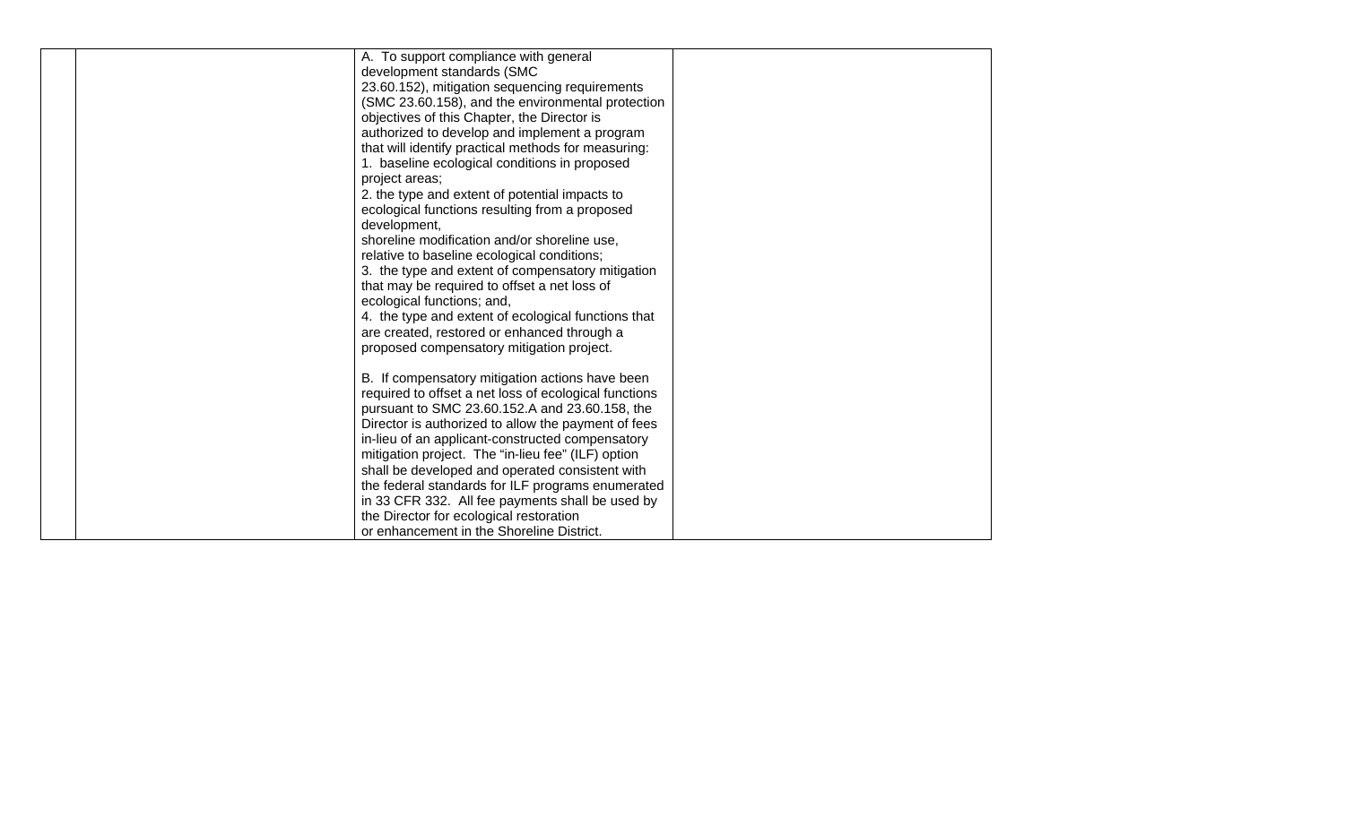|  |  | A. To support compliance with general development standards (SMC 23.60.152), mitigation sequencing requirements (SMC 23.60.158), and the environmental protection objectives of this Chapter, the Director is authorized to develop and implement a program that will identify practical methods for measuring:<br>1. baseline ecological conditions in proposed project areas;<br>2. the type and extent of potential impacts to ecological functions resulting from a proposed development,<br>shoreline modification and/or shoreline use, relative to baseline ecological conditions;<br>3. the type and extent of compensatory mitigation that may be required to offset a net loss of ecological functions; and,<br>4. the type and extent of ecological functions that are created, restored or enhanced through a proposed compensatory mitigation project.<br><br>B. If compensatory mitigation actions have been required to offset a net loss of ecological functions pursuant to SMC 23.60.152.A and 23.60.158, the Director is authorized to allow the payment of fees in-lieu of an applicant-constructed compensatory mitigation project. The "in-lieu fee" (ILF) option shall be developed and operated consistent with the federal standards for ILF programs enumerated in 33 CFR 332. All fee payments shall be used by the Director for ecological restoration or enhancement in the Shoreline District. |  |
|---|---|---|---|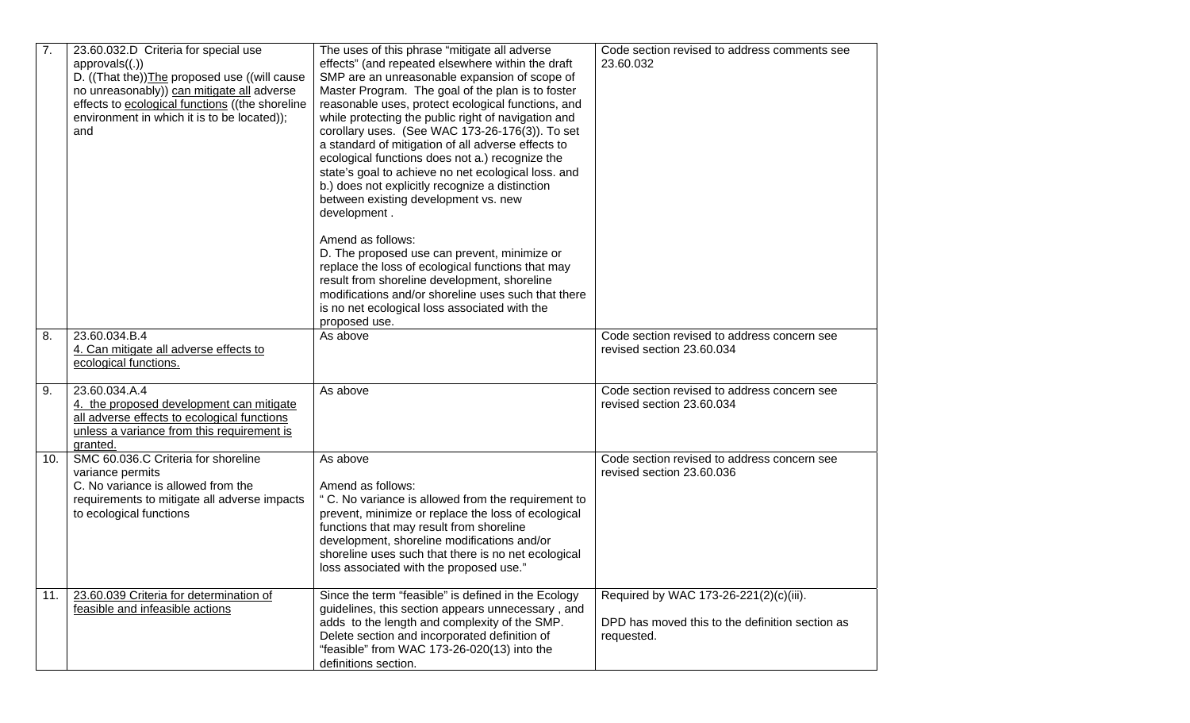| | | | |
|---|---|---|---|
| 7. | 23.60.032.D Criteria for special use approvals((.))<br>D. ((That the))The proposed use ((will cause no unreasonably)) can mitigate all adverse effects to ecological functions ((the shoreline environment in which it is to be located)); and | The uses of this phrase "mitigate all adverse effects" (and repeated elsewhere within the draft SMP are an unreasonable expansion of scope of Master Program. The goal of the plan is to foster reasonable uses, protect ecological functions, and while protecting the public right of navigation and corollary uses. (See WAC 173-26-176(3)). To set a standard of mitigation of all adverse effects to ecological functions does not a.) recognize the state's goal to achieve no net ecological loss. and b.) does not explicitly recognize a distinction between existing development vs. new development .<br><br>Amend as follows:<br>D. The proposed use can prevent, minimize or replace the loss of ecological functions that may result from shoreline development, shoreline modifications and/or shoreline uses such that there is no net ecological loss associated with the proposed use. | Code section revised to address comments see 23.60.032 |
| 8. | 23.60.034.B.4<br>4. Can mitigate all adverse effects to ecological functions. | As above | Code section revised to address concern see revised section 23.60.034 |
| 9. | 23.60.034.A.4<br>4. the proposed development can mitigate all adverse effects to ecological functions unless a variance from this requirement is granted. | As above | Code section revised to address concern see revised section 23.60.034 |
| 10. | SMC 60.036.C Criteria for shoreline variance permits<br>C. No variance is allowed from the requirements to mitigate all adverse impacts to ecological functions | As above<br><br>Amend as follows:<br>" C. No variance is allowed from the requirement to prevent, minimize or replace the loss of ecological functions that may result from shoreline development, shoreline modifications and/or shoreline uses such that there is no net ecological loss associated with the proposed use." | Code section revised to address concern see revised section 23.60.036 |
| 11. | 23.60.039 Criteria for determination of feasible and infeasible actions | Since the term "feasible" is defined in the Ecology guidelines, this section appears unnecessary , and adds to the length and complexity of the SMP. Delete section and incorporated definition of "feasible" from WAC 173-26-020(13) into the definitions section. | Required by WAC 173-26-221(2)(c)(iii).<br><br>DPD has moved this to the definition section as requested. |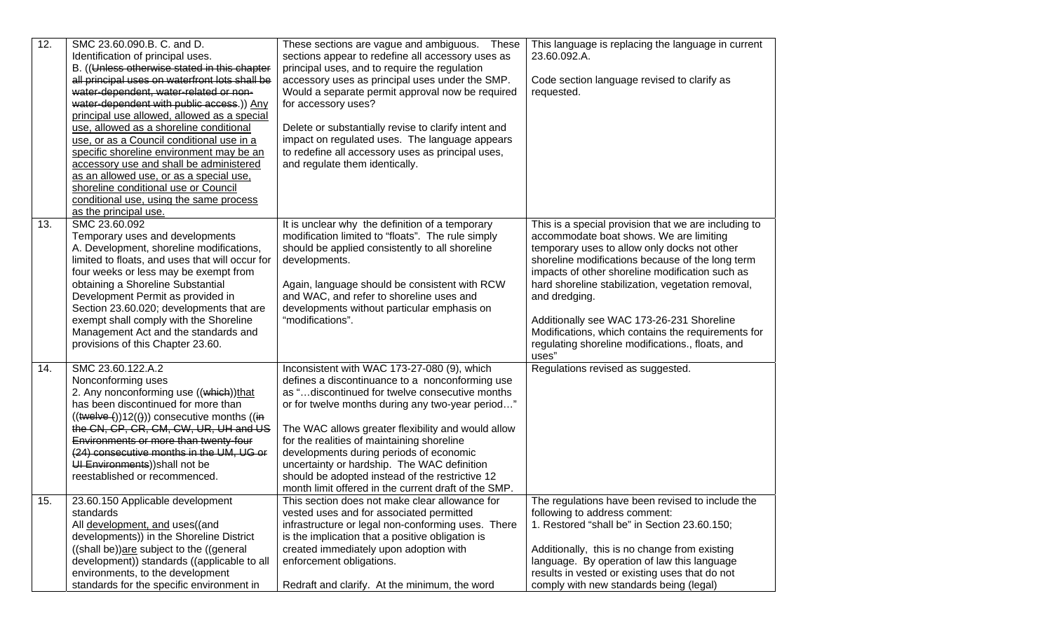| | | | |
|---|---|---|---|
| 12. | SMC 23.60.090.B. C. and D.<br>Identification of principal uses.<br>B. ((~~Unless otherwise stated in this chapter all principal uses on waterfront lots shall be water-dependent, water-related or non-water-dependent with public access~~.)) <u>Any principal use allowed, allowed as a special use, allowed as a shoreline conditional use, or as a Council conditional use in a specific shoreline environment may be an accessory use and shall be administered as an allowed use, or as a special use, shoreline conditional use or Council conditional use, using the same process as the principal use.</u> | These sections are vague and ambiguous. These sections appear to redefine all accessory uses as principal uses, and to require the regulation accessory uses as principal uses under the SMP. Would a separate permit approval now be required for accessory uses?<br><br>Delete or substantially revise to clarify intent and impact on regulated uses. The language appears to redefine all accessory uses as principal uses, and regulate them identically. | This language is replacing the language in current 23.60.092.A.<br><br>Code section language revised to clarify as requested. |
| 13. | SMC 23.60.092<br>Temporary uses and developments<br>A. Development, shoreline modifications, limited to floats, and uses that will occur for four weeks or less may be exempt from obtaining a Shoreline Substantial Development Permit as provided in Section 23.60.020; developments that are exempt shall comply with the Shoreline Management Act and the standards and provisions of this Chapter 23.60. | It is unclear why the definition of a temporary modification limited to "floats". The rule simply should be applied consistently to all shoreline developments.<br><br>Again, language should be consistent with RCW and WAC, and refer to shoreline uses and developments without particular emphasis on "modifications". | This is a special provision that we are including to accommodate boat shows. We are limiting temporary uses to allow only docks not other shoreline modifications because of the long term impacts of other shoreline modification such as hard shoreline stabilization, vegetation removal, and dredging.<br><br>Additionally see WAC 173-26-231 Shoreline Modifications, which contains the requirements for regulating shoreline modifications., floats, and uses" |
| 14. | SMC 23.60.122.A.2<br>Nonconforming uses<br>2. Any nonconforming use ((~~which~~))<u>that</u> has been discontinued for more than ((~~twelve (~~))12((~~)~~)) consecutive months ((~~in the CN, CP, CR, CM, CW, UR, UH and US Environments or more than twenty-four (24) consecutive months in the UM, UG or UI Environments~~))shall not be reestablished or recommenced. | Inconsistent with WAC 173-27-080 (9), which defines a discontinuance to a nonconforming use as "…discontinued for twelve consecutive months or for twelve months during any two-year period…"<br><br>The WAC allows greater flexibility and would allow for the realities of maintaining shoreline developments during periods of economic uncertainty or hardship. The WAC definition should be adopted instead of the restrictive 12 month limit offered in the current draft of the SMP. | Regulations revised as suggested. |
| 15. | 23.60.150 Applicable development standards<br>All <u>development, and</u> uses((and developments)) in the Shoreline District ((shall be))<u>are</u> subject to the ((general development)) standards ((applicable to all environments, to the development standards for the specific environment in | This section does not make clear allowance for vested uses and for associated permitted infrastructure or legal non-conforming uses. There is the implication that a positive obligation is created immediately upon adoption with enforcement obligations.<br><br>Redraft and clarify. At the minimum, the word | The regulations have been revised to include the following to address comment:<br>1. Restored "shall be" in Section 23.60.150;<br><br>Additionally, this is no change from existing language. By operation of law this language results in vested or existing uses that do not comply with new standards being (legal) |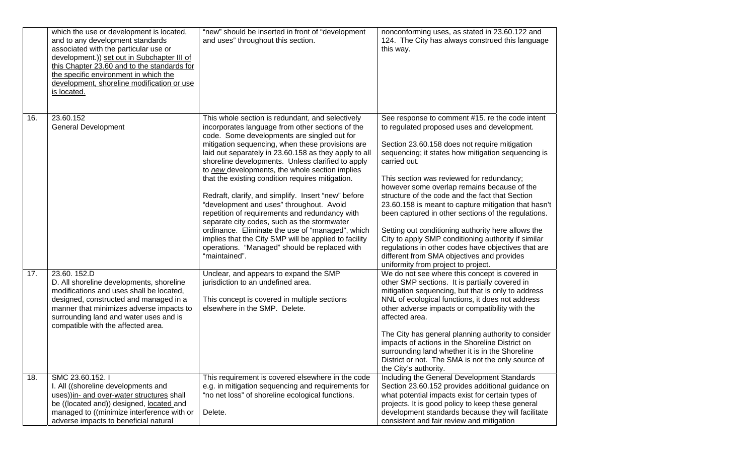| | | | |
|---|---|---|---|
| | which the use or development is located, and to any development standards associated with the particular use or development.)) set out in Subchapter III of this Chapter 23.60 and to the standards for the specific environment in which the development, shoreline modification or use is located. | "new" should be inserted in front of "development and uses" throughout this section. | nonconforming uses, as stated in 23.60.122 and 124. The City has always construed this language this way. |
| 16. | 23.60.152<br>General Development | This whole section is redundant, and selectively incorporates language from other sections of the code. Some developments are singled out for mitigation sequencing, when these provisions are laid out separately in 23.60.158 as they apply to all shoreline developments. Unless clarified to apply to *new* developments, the whole section implies that the existing condition requires mitigation.<br><br>Redraft, clarify, and simplify. Insert "new" before "development and uses" throughout. Avoid repetition of requirements and redundancy with separate city codes, such as the stormwater ordinance. Eliminate the use of "managed", which implies that the City SMP will be applied to facility operations. "Managed" should be replaced with "maintained". | See response to comment #15. re the code intent to regulated proposed uses and development.<br><br>Section 23.60.158 does not require mitigation sequencing; it states how mitigation sequencing is carried out.<br><br>This section was reviewed for redundancy; however some overlap remains because of the structure of the code and the fact that Section 23.60.158 is meant to capture mitigation that hasn't been captured in other sections of the regulations.<br><br>Setting out conditioning authority here allows the City to apply SMP conditioning authority if similar regulations in other codes have objectives that are different from SMA objectives and provides uniformity from project to project. |
| 17. | 23.60. 152.D<br>D. All shoreline developments, shoreline modifications and uses shall be located, designed, constructed and managed in a manner that minimizes adverse impacts to surrounding land and water uses and is compatible with the affected area. | Unclear, and appears to expand the SMP jurisdiction to an undefined area.<br><br>This concept is covered in multiple sections elsewhere in the SMP. Delete. | We do not see where this concept is covered in other SMP sections. It is partially covered in mitigation sequencing, but that is only to address NNL of ecological functions, it does not address other adverse impacts or compatibility with the affected area.<br><br>The City has general planning authority to consider impacts of actions in the Shoreline District on surrounding land whether it is in the Shoreline District or not. The SMA is not the only source of the City's authority. |
| 18. | SMC 23.60.152. I<br>I. All ((shoreline developments and uses))in- and over-water structures shall be ((located and)) designed, located and managed to ((minimize interference with or adverse impacts to beneficial natural | This requirement is covered elsewhere in the code e.g. in mitigation sequencing and requirements for "no net loss" of shoreline ecological functions.<br><br>Delete. | Including the General Development Standards Section 23.60.152 provides additional guidance on what potential impacts exist for certain types of projects. It is good policy to keep these general development standards because they will facilitate consistent and fair review and mitigation |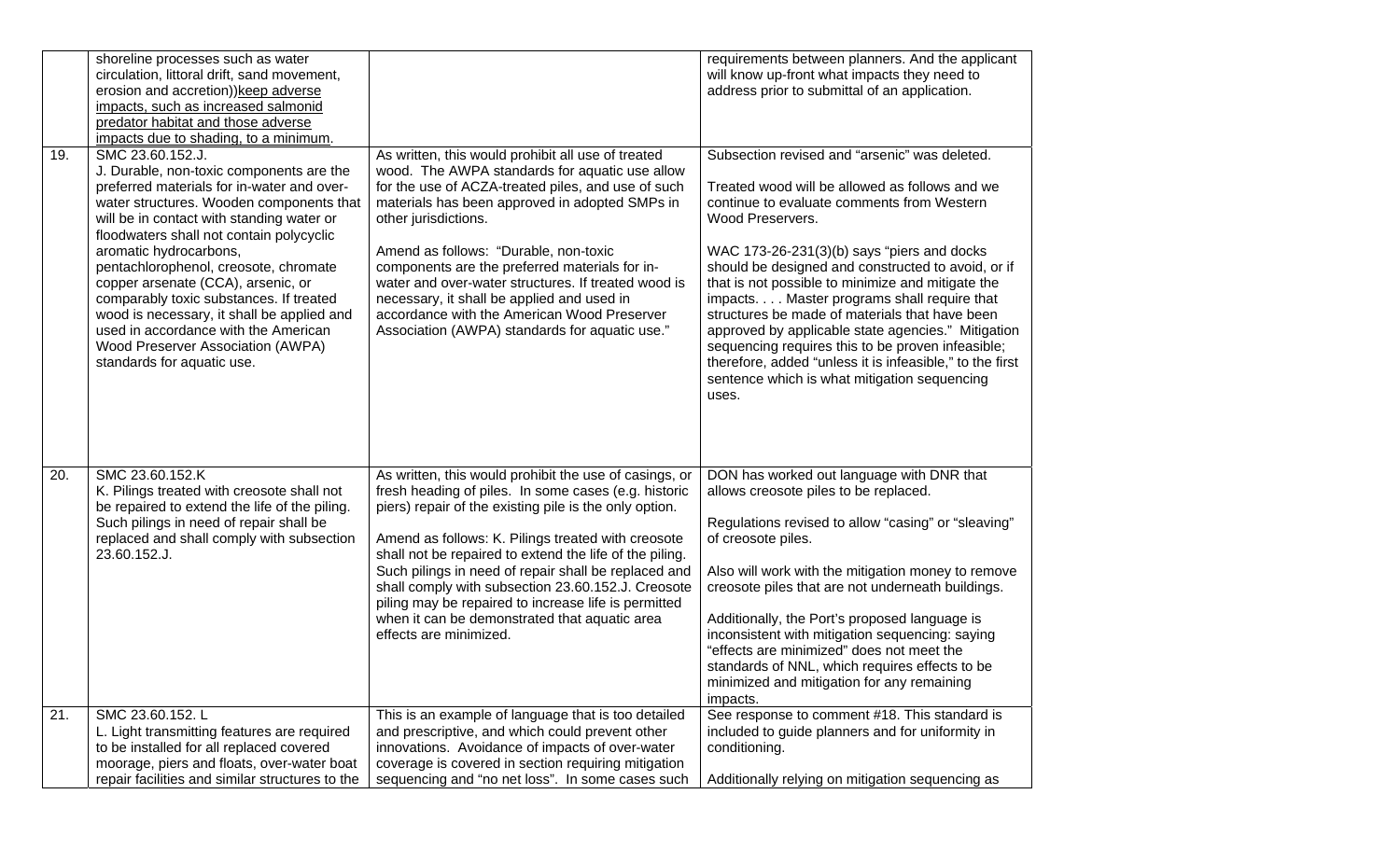|  |  |  |  |
|---|---|---|---|
|  | shoreline processes such as water circulation, littoral drift, sand movement, erosion and accretion))keep adverse impacts, such as increased salmonid predator habitat and those adverse impacts due to shading, to a minimum. |  | requirements between planners. And the applicant will know up-front what impacts they need to address prior to submittal of an application. |
| 19. | SMC 23.60.152.J.<br>J. Durable, non-toxic components are the preferred materials for in-water and over-water structures. Wooden components that will be in contact with standing water or floodwaters shall not contain polycyclic aromatic hydrocarbons, pentachlorophenol, creosote, chromate copper arsenate (CCA), arsenic, or comparably toxic substances. If treated wood is necessary, it shall be applied and used in accordance with the American Wood Preserver Association (AWPA) standards for aquatic use. | As written, this would prohibit all use of treated wood. The AWPA standards for aquatic use allow for the use of ACZA-treated piles, and use of such materials has been approved in adopted SMPs in other jurisdictions.<br><br>Amend as follows: "Durable, non-toxic components are the preferred materials for in-water and over-water structures. If treated wood is necessary, it shall be applied and used in accordance with the American Wood Preserver Association (AWPA) standards for aquatic use." | Subsection revised and "arsenic" was deleted.<br><br>Treated wood will be allowed as follows and we continue to evaluate comments from Western Wood Preservers.<br><br>WAC 173-26-231(3)(b) says "piers and docks should be designed and constructed to avoid, or if that is not possible to minimize and mitigate the impacts. . . . Master programs shall require that structures be made of materials that have been approved by applicable state agencies." Mitigation sequencing requires this to be proven infeasible; therefore, added "unless it is infeasible," to the first sentence which is what mitigation sequencing uses. |
| 20. | SMC 23.60.152.K<br>K. Pilings treated with creosote shall not be repaired to extend the life of the piling. Such pilings in need of repair shall be replaced and shall comply with subsection 23.60.152.J. | As written, this would prohibit the use of casings, or fresh heading of piles. In some cases (e.g. historic piers) repair of the existing pile is the only option.<br><br>Amend as follows: K. Pilings treated with creosote shall not be repaired to extend the life of the piling. Such pilings in need of repair shall be replaced and shall comply with subsection 23.60.152.J. Creosote piling may be repaired to increase life is permitted when it can be demonstrated that aquatic area effects are minimized. | DON has worked out language with DNR that allows creosote piles to be replaced.<br><br>Regulations revised to allow "casing" or "sleaving" of creosote piles.<br><br>Also will work with the mitigation money to remove creosote piles that are not underneath buildings.<br><br>Additionally, the Port's proposed language is inconsistent with mitigation sequencing: saying "effects are minimized" does not meet the standards of NNL, which requires effects to be minimized and mitigation for any remaining impacts. |
| 21. | SMC 23.60.152. L<br>L. Light transmitting features are required to be installed for all replaced covered moorage, piers and floats, over-water boat repair facilities and similar structures to the | This is an example of language that is too detailed and prescriptive, and which could prevent other innovations. Avoidance of impacts of over-water coverage is covered in section requiring mitigation sequencing and "no net loss". In some cases such | See response to comment #18. This standard is included to guide planners and for uniformity in conditioning.<br><br>Additionally relying on mitigation sequencing as |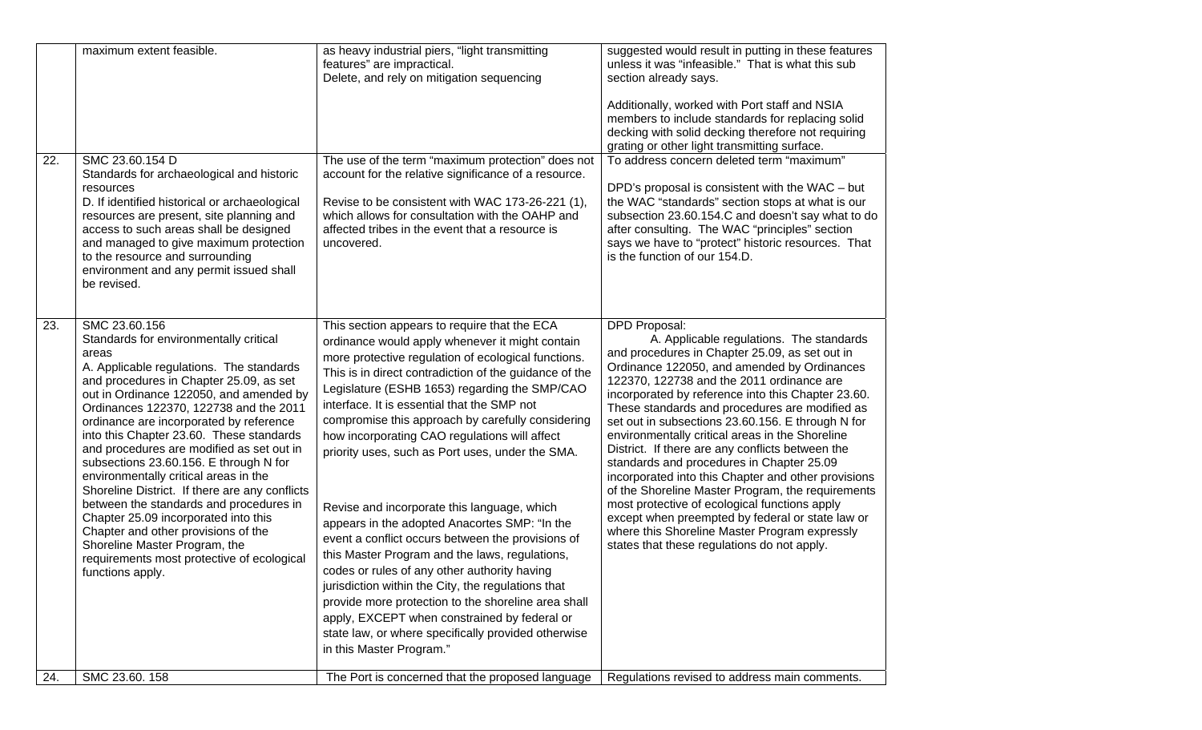| | | | |
|---|---|---|---|
| | maximum extent feasible. | as heavy industrial piers, "light transmitting features" are impractical.<br>Delete, and rely on mitigation sequencing | suggested would result in putting in these features unless it was "infeasible." That is what this sub section already says.<br><br>Additionally, worked with Port staff and NSIA members to include standards for replacing solid decking with solid decking therefore not requiring grating or other light transmitting surface. |
| 22. | SMC 23.60.154 D<br>Standards for archaeological and historic resources<br>D. If identified historical or archaeological resources are present, site planning and access to such areas shall be designed and managed to give maximum protection to the resource and surrounding environment and any permit issued shall be revised. | The use of the term "maximum protection" does not account for the relative significance of a resource.<br><br>Revise to be consistent with WAC 173-26-221 (1), which allows for consultation with the OAHP and affected tribes in the event that a resource is uncovered. | To address concern deleted term "maximum"<br><br>DPD's proposal is consistent with the WAC – but the WAC "standards" section stops at what is our subsection 23.60.154.C and doesn't say what to do after consulting. The WAC "principles" section says we have to "protect" historic resources. That is the function of our 154.D. |
| 23. | SMC 23.60.156<br>Standards for environmentally critical areas<br>A. Applicable regulations. The standards and procedures in Chapter 25.09, as set out in Ordinance 122050, and amended by Ordinances 122370, 122738 and the 2011 ordinance are incorporated by reference into this Chapter 23.60. These standards and procedures are modified as set out in subsections 23.60.156. E through N for environmentally critical areas in the Shoreline District. If there are any conflicts between the standards and procedures in Chapter 25.09 incorporated into this Chapter and other provisions of the Shoreline Master Program, the requirements most protective of ecological functions apply. | This section appears to require that the ECA ordinance would apply whenever it might contain more protective regulation of ecological functions. This is in direct contradiction of the guidance of the Legislature (ESHB 1653) regarding the SMP/CAO interface. It is essential that the SMP not compromise this approach by carefully considering how incorporating CAO regulations will affect priority uses, such as Port uses, under the SMA.<br><br>Revise and incorporate this language, which appears in the adopted Anacortes SMP: "In the event a conflict occurs between the provisions of this Master Program and the laws, regulations, codes or rules of any other authority having jurisdiction within the City, the regulations that provide more protection to the shoreline area shall apply, EXCEPT when constrained by federal or state law, or where specifically provided otherwise in this Master Program." | DPD Proposal:<br>A. Applicable regulations. The standards and procedures in Chapter 25.09, as set out in Ordinance 122050, and amended by Ordinances 122370, 122738 and the 2011 ordinance are incorporated by reference into this Chapter 23.60. These standards and procedures are modified as set out in subsections 23.60.156. E through N for environmentally critical areas in the Shoreline District. If there are any conflicts between the standards and procedures in Chapter 25.09 incorporated into this Chapter and other provisions of the Shoreline Master Program, the requirements most protective of ecological functions apply except when preempted by federal or state law or where this Shoreline Master Program expressly states that these regulations do not apply. |
| 24. | SMC 23.60. 158 | The Port is concerned that the proposed language | Regulations revised to address main comments. |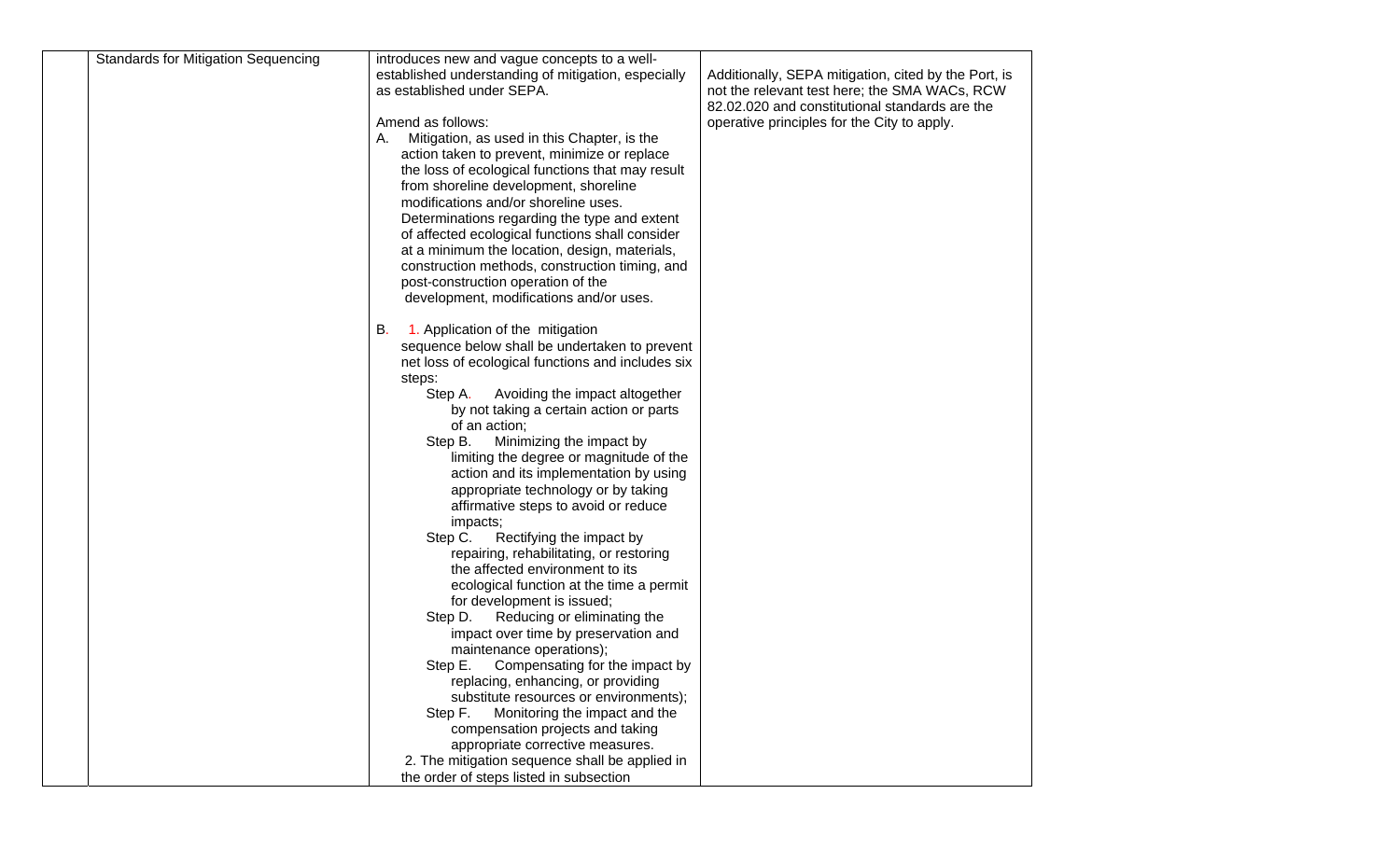| | Standards for Mitigation Sequencing | introduces new and vague concepts to a well-established understanding of mitigation, especially as established under SEPA.<br><br>Amend as follows:<br>A. Mitigation, as used in this Chapter, is the action taken to prevent, minimize or replace the loss of ecological functions that may result from shoreline development, shoreline modifications and/or shoreline uses. Determinations regarding the type and extent of affected ecological functions shall consider at a minimum the location, design, materials, construction methods, construction timing, and post-construction operation of the development, modifications and/or uses.<br><br>B. 1. Application of the mitigation sequence below shall be undertaken to prevent net loss of ecological functions and includes six steps:<br>Step A. Avoiding the impact altogether by not taking a certain action or parts of an action;<br>Step B. Minimizing the impact by limiting the degree or magnitude of the action and its implementation by using appropriate technology or by taking affirmative steps to avoid or reduce impacts;<br>Step C. Rectifying the impact by repairing, rehabilitating, or restoring the affected environment to its ecological function at the time a permit for development is issued;<br>Step D. Reducing or eliminating the impact over time by preservation and maintenance operations);<br>Step E. Compensating for the impact by replacing, enhancing, or providing substitute resources or environments);<br>Step F. Monitoring the impact and the compensation projects and taking appropriate corrective measures.<br>2. The mitigation sequence shall be applied in the order of steps listed in subsection | Additionally, SEPA mitigation, cited by the Port, is not the relevant test here; the SMA WACs, RCW 82.02.020 and constitutional standards are the operative principles for the City to apply. |
|---|---|---|---|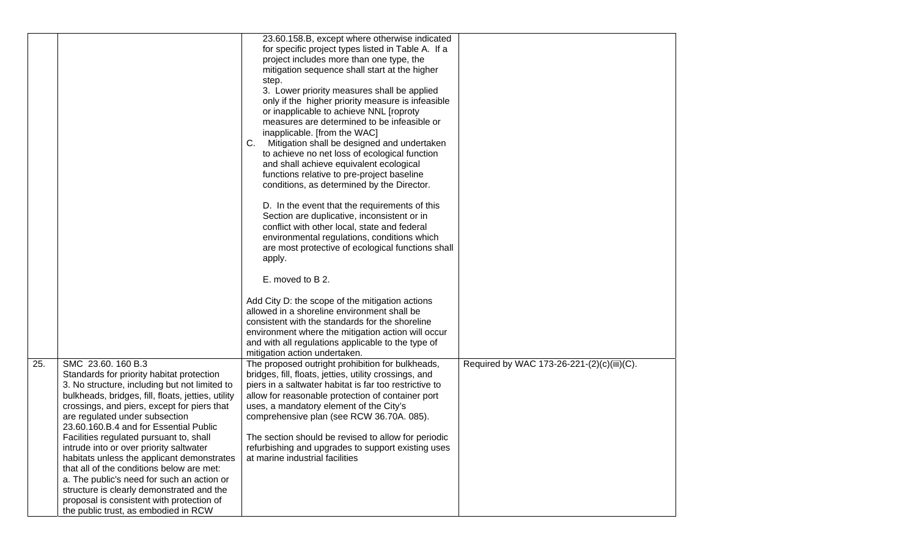| | | | |
|---|---|---|---|
| | | 23.60.158.B, except where otherwise indicated for specific project types listed in Table A. If a project includes more than one type, the mitigation sequence shall start at the higher step.<br>3. Lower priority measures shall be applied only if the higher priority measure is infeasible or inapplicable to achieve NNL [roproty measures are determined to be infeasible or inapplicable. [from the WAC]<br>C. Mitigation shall be designed and undertaken to achieve no net loss of ecological function and shall achieve equivalent ecological functions relative to pre-project baseline conditions, as determined by the Director.<br><br>D. In the event that the requirements of this Section are duplicative, inconsistent or in conflict with other local, state and federal environmental regulations, conditions which are most protective of ecological functions shall apply.<br><br>E. moved to B 2.<br><br>Add City D: the scope of the mitigation actions allowed in a shoreline environment shall be consistent with the standards for the shoreline environment where the mitigation action will occur and with all regulations applicable to the type of mitigation action undertaken. | |
| 25. | SMC 23.60. 160 B.3<br>Standards for priority habitat protection<br>3. No structure, including but not limited to bulkheads, bridges, fill, floats, jetties, utility crossings, and piers, except for piers that are regulated under subsection 23.60.160.B.4 and for Essential Public Facilities regulated pursuant to, shall intrude into or over priority saltwater habitats unless the applicant demonstrates that all of the conditions below are met:<br>a. The public's need for such an action or structure is clearly demonstrated and the proposal is consistent with protection of the public trust, as embodied in RCW | The proposed outright prohibition for bulkheads, bridges, fill, floats, jetties, utility crossings, and piers in a saltwater habitat is far too restrictive to allow for reasonable protection of container port uses, a mandatory element of the City's comprehensive plan (see RCW 36.70A. 085).<br><br>The section should be revised to allow for periodic refurbishing and upgrades to support existing uses at marine industrial facilities | Required by WAC 173-26-221-(2)(c)(iii)(C). |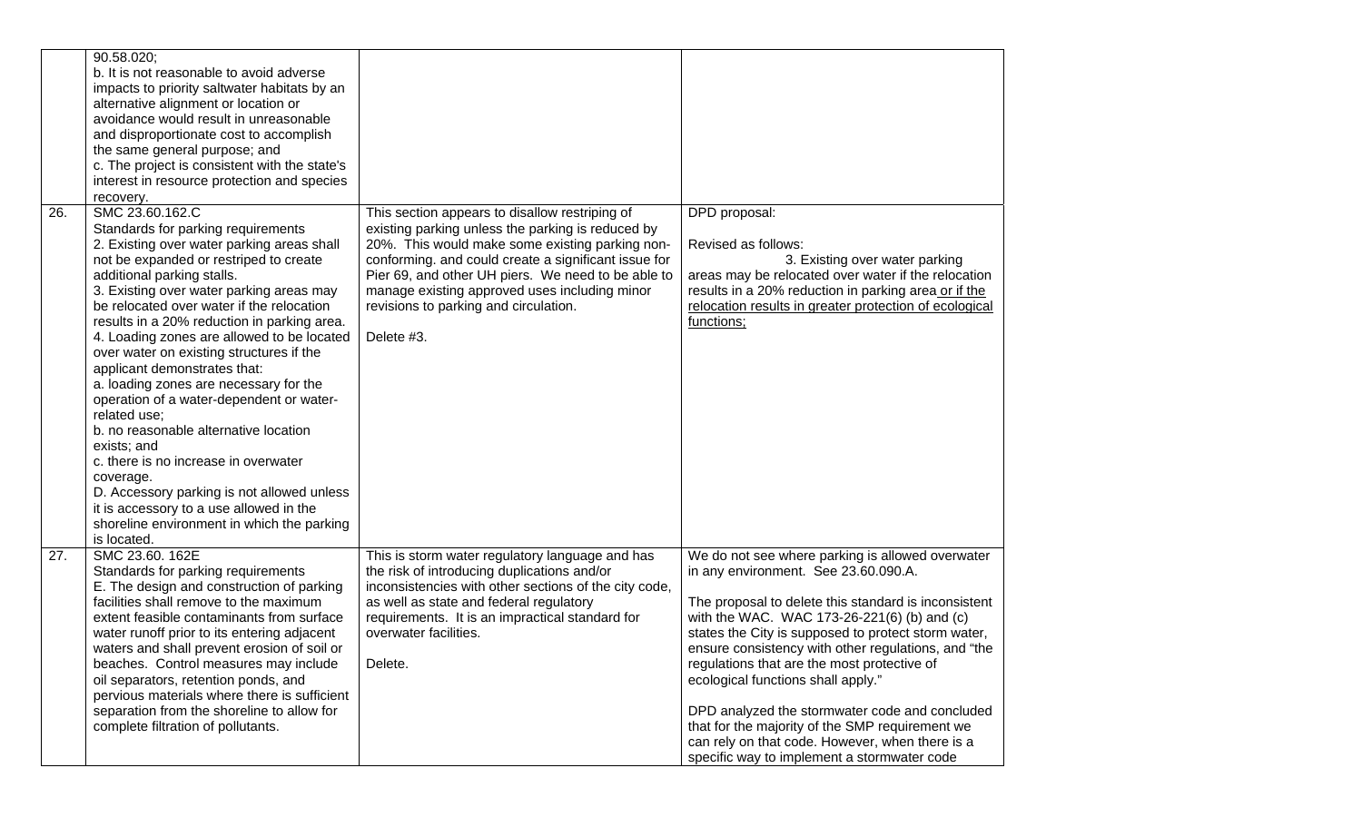| | | | |
|---|---|---|---|
| | 90.58.020;<br>b. It is not reasonable to avoid adverse impacts to priority saltwater habitats by an alternative alignment or location or avoidance would result in unreasonable and disproportionate cost to accomplish the same general purpose; and<br>c. The project is consistent with the state's interest in resource protection and species recovery. | | |
| 26. | SMC 23.60.162.C<br>Standards for parking requirements<br>2. Existing over water parking areas shall not be expanded or restriped to create additional parking stalls.<br>3. Existing over water parking areas may be relocated over water if the relocation results in a 20% reduction in parking area.<br>4. Loading zones are allowed to be located over water on existing structures if the applicant demonstrates that:<br>a. loading zones are necessary for the operation of a water-dependent or water-related use;<br>b. no reasonable alternative location exists; and<br>c. there is no increase in overwater coverage.<br>D. Accessory parking is not allowed unless it is accessory to a use allowed in the shoreline environment in which the parking is located. | This section appears to disallow restriping of existing parking unless the parking is reduced by 20%. This would make some existing parking non-conforming. and could create a significant issue for Pier 69, and other UH piers. We need to be able to manage existing approved uses including minor revisions to parking and circulation.<br><br>Delete #3. | DPD proposal:<br><br>Revised as follows:<br>3. Existing over water parking areas may be relocated over water if the relocation results in a 20% reduction in parking area or if the relocation results in greater protection of ecological functions; |
| 27. | SMC 23.60. 162E<br>Standards for parking requirements<br>E. The design and construction of parking facilities shall remove to the maximum extent feasible contaminants from surface water runoff prior to its entering adjacent waters and shall prevent erosion of soil or beaches. Control measures may include oil separators, retention ponds, and pervious materials where there is sufficient separation from the shoreline to allow for complete filtration of pollutants. | This is storm water regulatory language and has the risk of introducing duplications and/or inconsistencies with other sections of the city code, as well as state and federal regulatory requirements. It is an impractical standard for overwater facilities.<br><br>Delete. | We do not see where parking is allowed overwater in any environment. See 23.60.090.A.<br><br>The proposal to delete this standard is inconsistent with the WAC. WAC 173-26-221(6) (b) and (c) states the City is supposed to protect storm water, ensure consistency with other regulations, and "the regulations that are the most protective of ecological functions shall apply."<br><br>DPD analyzed the stormwater code and concluded that for the majority of the SMP requirement we can rely on that code. However, when there is a specific way to implement a stormwater code |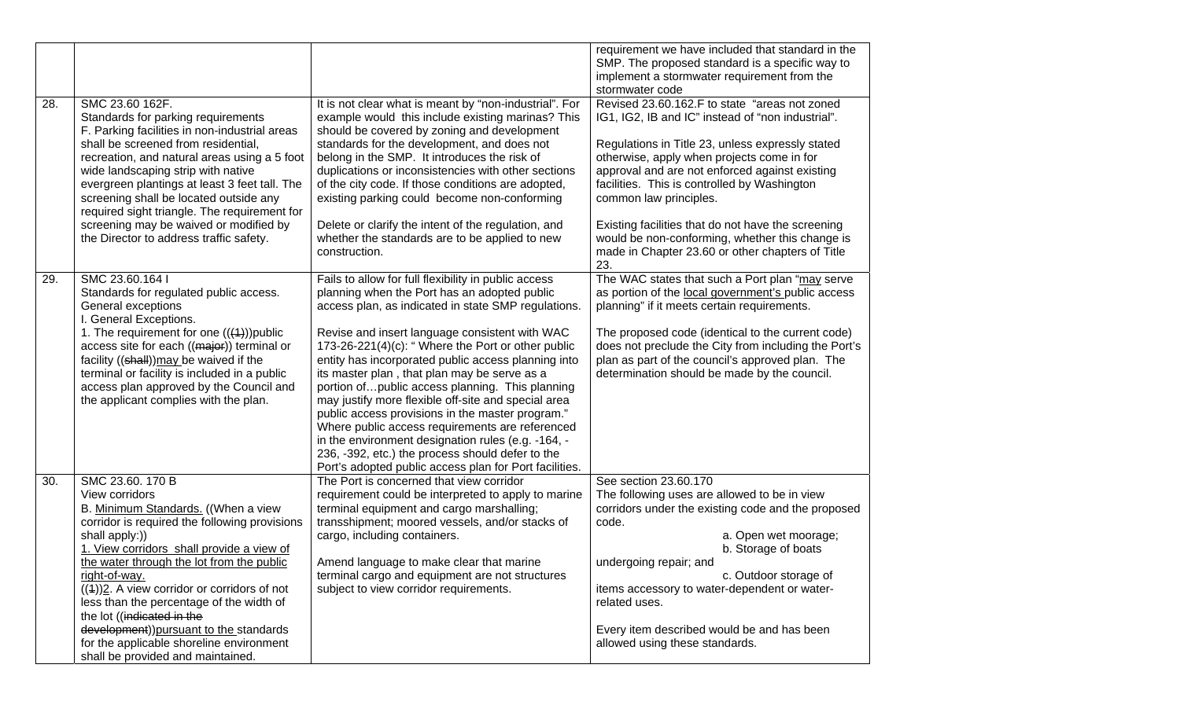| | | | |
|---|---|---|---|
| | | | requirement we have included that standard in the SMP. The proposed standard is a specific way to implement a stormwater requirement from the stormwater code |
| 28. | SMC 23.60 162F.<br>Standards for parking requirements<br>F. Parking facilities in non-industrial areas shall be screened from residential, recreation, and natural areas using a 5 foot wide landscaping strip with native evergreen plantings at least 3 feet tall. The screening shall be located outside any required sight triangle. The requirement for screening may be waived or modified by the Director to address traffic safety. | It is not clear what is meant by "non-industrial". For example would this include existing marinas? This should be covered by zoning and development standards for the development, and does not belong in the SMP. It introduces the risk of duplications or inconsistencies with other sections of the city code. If those conditions are adopted, existing parking could become non-conforming<br><br>Delete or clarify the intent of the regulation, and whether the standards are to be applied to new construction. | Revised 23.60.162.F to state "areas not zoned IG1, IG2, IB and IC" instead of "non industrial".<br><br>Regulations in Title 23, unless expressly stated otherwise, apply when projects come in for approval and are not enforced against existing facilities. This is controlled by Washington common law principles.<br><br>Existing facilities that do not have the screening would be non-conforming, whether this change is made in Chapter 23.60 or other chapters of Title 23. |
| 29. | SMC 23.60.164 I<br>Standards for regulated public access.<br>General exceptions<br>I. General Exceptions.<br>1. The requirement for one ((~~(1)~~))public access site for each ((~~major~~)) terminal or facility ((~~shall~~))<u>may</u> be waived if the terminal or facility is included in a public access plan approved by the Council and the applicant complies with the plan. | Fails to allow for full flexibility in public access planning when the Port has an adopted public access plan, as indicated in state SMP regulations.<br><br>Revise and insert language consistent with WAC 173-26-221(4)(c): " Where the Port or other public entity has incorporated public access planning into its master plan , that plan may be serve as a portion of…public access planning. This planning may justify more flexible off-site and special area public access provisions in the master program." Where public access requirements are referenced in the environment designation rules (e.g. -164, -236, -392, etc.) the process should defer to the Port's adopted public access plan for Port facilities. | The WAC states that such a Port plan "<u>may</u> serve as portion of the <u>local government's</u> public access planning" if it meets certain requirements.<br><br>The proposed code (identical to the current code) does not preclude the City from including the Port's plan as part of the council's approved plan. The determination should be made by the council. |
| 30. | SMC 23.60. 170 B<br>View corridors<br>B. <u>Minimum Standards.</u> ((When a view corridor is required the following provisions shall apply:))<br><u>1. View corridors shall provide a view of the water through the lot from the public right-of-way.</u><br>((~~1~~))<u>2</u>. A view corridor or corridors of not less than the percentage of the width of the lot ((~~indicated in the development~~))<u>pursuant to the</u> standards for the applicable shoreline environment shall be provided and maintained. | The Port is concerned that view corridor requirement could be interpreted to apply to marine terminal equipment and cargo marshalling; transshipment; moored vessels, and/or stacks of cargo, including containers.<br><br>Amend language to make clear that marine terminal cargo and equipment are not structures subject to view corridor requirements. | See section 23.60.170<br>The following uses are allowed to be in view corridors under the existing code and the proposed code.<br>a. Open wet moorage;<br>b. Storage of boats undergoing repair; and<br>c. Outdoor storage of items accessory to water-dependent or water-related uses.<br><br>Every item described would be and has been allowed using these standards. |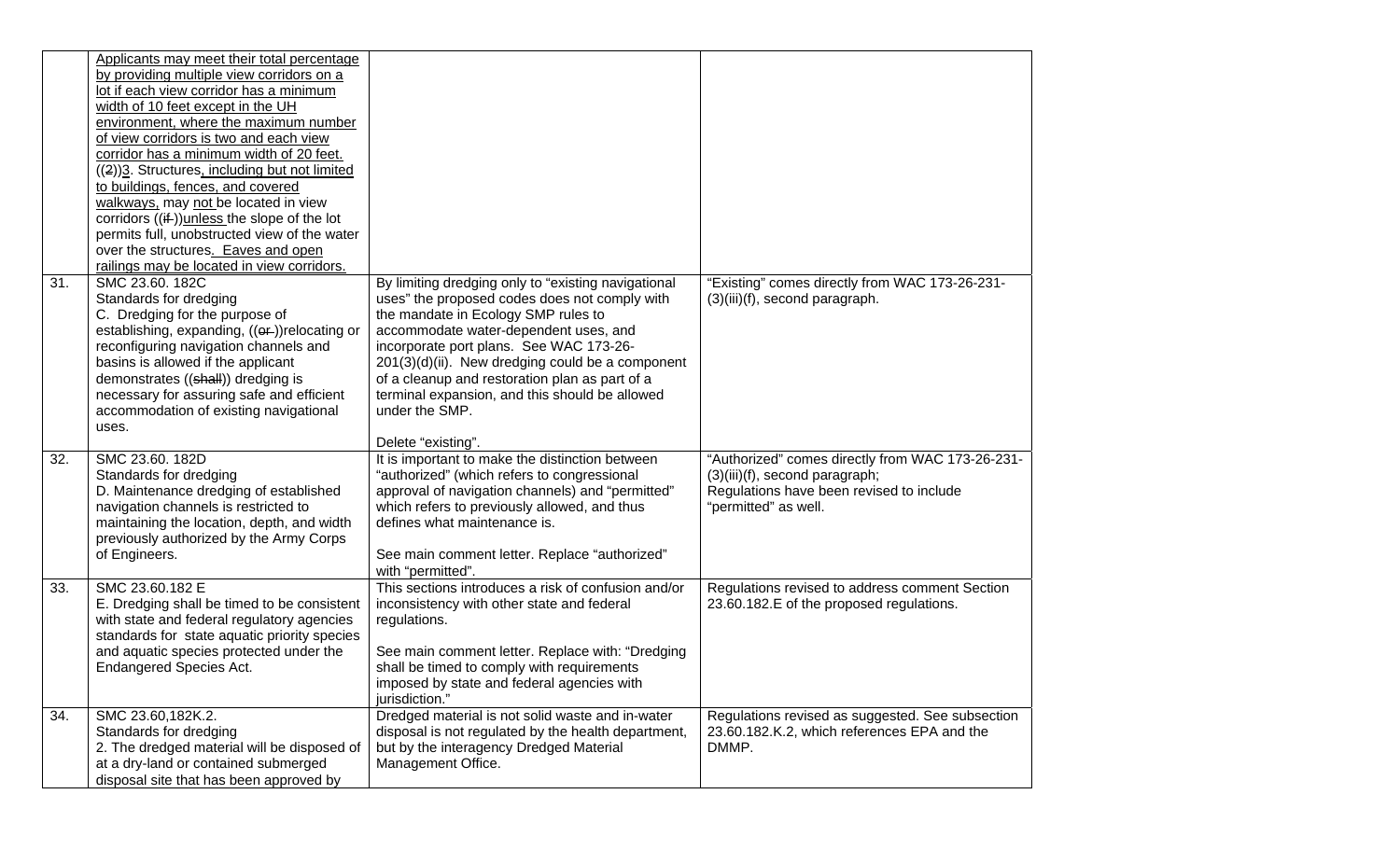| | | | |
|---|---|---|---|
| | Applicants may meet their total percentage by providing multiple view corridors on a lot if each view corridor has a minimum width of 10 feet except in the UH environment, where the maximum number of view corridors is two and each view corridor has a minimum width of 20 feet. ((2))3. Structures, including but not limited to buildings, fences, and covered walkways, may not be located in view corridors ((if))unless the slope of the lot permits full, unobstructed view of the water over the structures. Eaves and open railings may be located in view corridors. | | |
| 31. | SMC 23.60. 182C<br>Standards for dredging<br>C. Dredging for the purpose of establishing, expanding, ((or))relocating or reconfiguring navigation channels and basins is allowed if the applicant demonstrates ((shall)) dredging is necessary for assuring safe and efficient accommodation of existing navigational uses. | By limiting dredging only to "existing navigational uses" the proposed codes does not comply with the mandate in Ecology SMP rules to accommodate water-dependent uses, and incorporate port plans. See WAC 173-26-201(3)(d)(ii). New dredging could be a component of a cleanup and restoration plan as part of a terminal expansion, and this should be allowed under the SMP.<br><br>Delete "existing". | "Existing" comes directly from WAC 173-26-231-(3)(iii)(f), second paragraph. |
| 32. | SMC 23.60. 182D<br>Standards for dredging<br>D. Maintenance dredging of established navigation channels is restricted to maintaining the location, depth, and width previously authorized by the Army Corps of Engineers. | It is important to make the distinction between "authorized" (which refers to congressional approval of navigation channels) and "permitted" which refers to previously allowed, and thus defines what maintenance is.<br><br>See main comment letter. Replace "authorized" with "permitted". | "Authorized" comes directly from WAC 173-26-231-(3)(iii)(f), second paragraph;<br>Regulations have been revised to include "permitted" as well. |
| 33. | SMC 23.60.182 E<br>E. Dredging shall be timed to be consistent with state and federal regulatory agencies standards for state aquatic priority species and aquatic species protected under the Endangered Species Act. | This sections introduces a risk of confusion and/or inconsistency with other state and federal regulations.<br><br>See main comment letter. Replace with: "Dredging shall be timed to comply with requirements imposed by state and federal agencies with jurisdiction." | Regulations revised to address comment Section 23.60.182.E of the proposed regulations. |
| 34. | SMC 23.60,182K.2.<br>Standards for dredging<br>2. The dredged material will be disposed of at a dry-land or contained submerged disposal site that has been approved by | Dredged material is not solid waste and in-water disposal is not regulated by the health department, but by the interagency Dredged Material Management Office. | Regulations revised as suggested. See subsection 23.60.182.K.2, which references EPA and the DMMP. |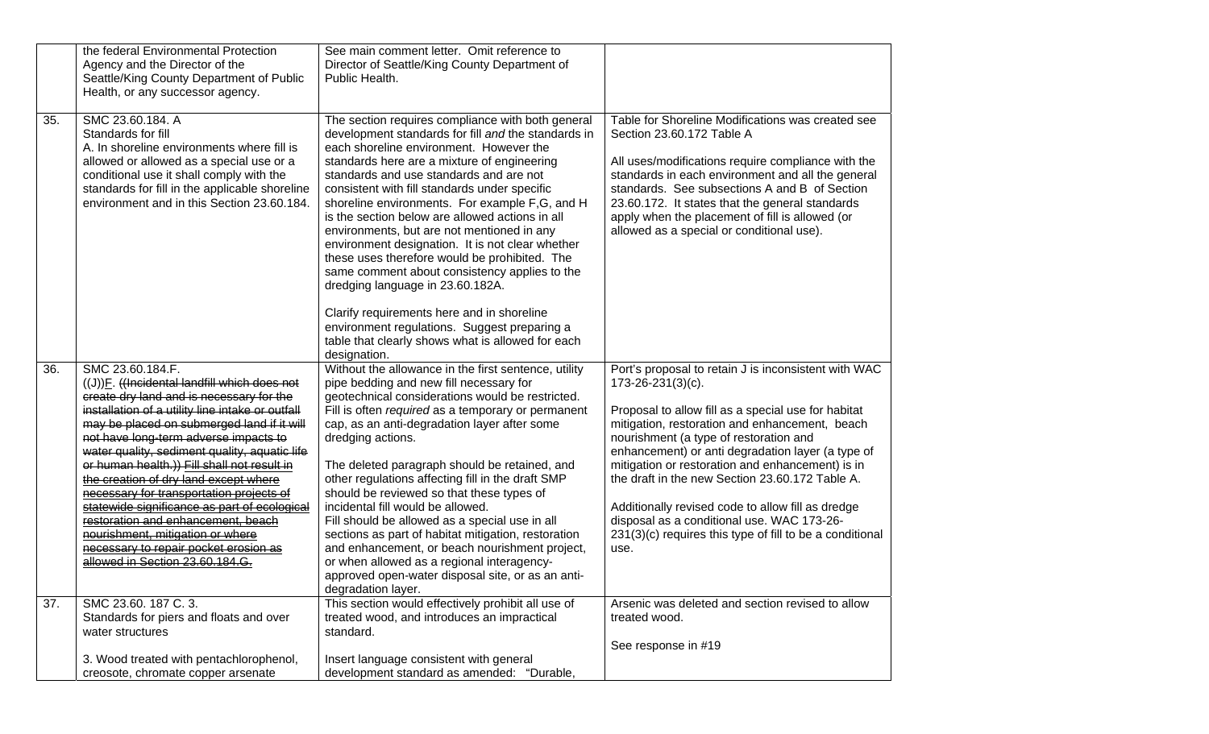| | | | |
|---|---|---|---|
| | the federal Environmental Protection Agency and the Director of the Seattle/King County Department of Public Health, or any successor agency. | See main comment letter. Omit reference to Director of Seattle/King County Department of Public Health. | |
| 35. | SMC 23.60.184. A<br>Standards for fill<br>A. In shoreline environments where fill is allowed or allowed as a special use or a conditional use it shall comply with the standards for fill in the applicable shoreline environment and in this Section 23.60.184. | The section requires compliance with both general development standards for fill *and* the standards in each shoreline environment. However the standards here are a mixture of engineering standards and use standards and are not consistent with fill standards under specific shoreline environments. For example F,G, and H is the section below are allowed actions in all environments, but are not mentioned in any environment designation. It is not clear whether these uses therefore would be prohibited. The same comment about consistency applies to the dredging language in 23.60.182A.<br><br>Clarify requirements here and in shoreline environment regulations. Suggest preparing a table that clearly shows what is allowed for each designation. | Table for Shoreline Modifications was created see Section 23.60.172 Table A<br><br>All uses/modifications require compliance with the standards in each environment and all the general standards. See subsections A and B of Section 23.60.172. It states that the general standards apply when the placement of fill is allowed (or allowed as a special or conditional use). |
| 36. | SMC 23.60.184.F.<br>((J))F. ~~((Incidental landfill which does not create dry land and is necessary for the installation of a utility line intake or outfall may be placed on submerged land if it will not have long-term adverse impacts to water quality, sediment quality, aquatic life or human health.)) Fill shall not result in the creation of dry land except where necessary for transportation projects of statewide significance as part of ecological restoration and enhancement, beach nourishment, mitigation or where necessary to repair pocket erosion as allowed in Section 23.60.184.G.~~ | Without the allowance in the first sentence, utility pipe bedding and new fill necessary for geotechnical considerations would be restricted. Fill is often *required* as a temporary or permanent cap, as an anti-degradation layer after some dredging actions.<br><br>The deleted paragraph should be retained, and other regulations affecting fill in the draft SMP should be reviewed so that these types of incidental fill would be allowed.<br>Fill should be allowed as a special use in all sections as part of habitat mitigation, restoration and enhancement, or beach nourishment project, or when allowed as a regional interagency-approved open-water disposal site, or as an anti-degradation layer. | Port's proposal to retain J is inconsistent with WAC 173-26-231(3)(c).<br><br>Proposal to allow fill as a special use for habitat mitigation, restoration and enhancement, beach nourishment (a type of restoration and enhancement) or anti degradation layer (a type of mitigation or restoration and enhancement) is in the draft in the new Section 23.60.172 Table A.<br><br>Additionally revised code to allow fill as dredge disposal as a conditional use. WAC 173-26-231(3)(c) requires this type of fill to be a conditional use. |
| 37. | SMC 23.60. 187 C. 3.<br>Standards for piers and floats and over water structures<br><br>3. Wood treated with pentachlorophenol, creosote, chromate copper arsenate | This section would effectively prohibit all use of treated wood, and introduces an impractical standard.<br><br>Insert language consistent with general development standard as amended: "Durable, | Arsenic was deleted and section revised to allow treated wood.<br><br>See response in #19 |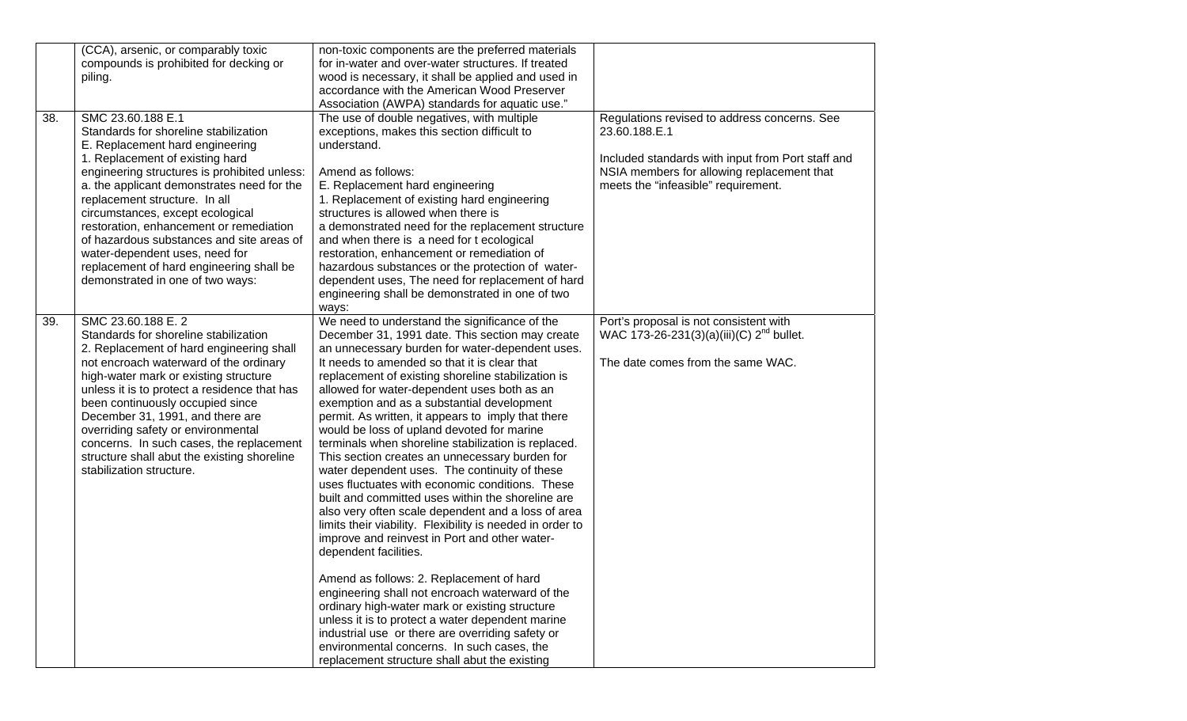| | | | |
|---|---|---|---|
| | (CCA), arsenic, or comparably toxic compounds is prohibited for decking or piling. | non-toxic components are the preferred materials for in-water and over-water structures. If treated wood is necessary, it shall be applied and used in accordance with the American Wood Preserver Association (AWPA) standards for aquatic use." | |
| 38. | SMC 23.60.188 E.1<br>Standards for shoreline stabilization<br>E. Replacement hard engineering<br>1. Replacement of existing hard engineering structures is prohibited unless:<br>a. the applicant demonstrates need for the replacement structure. In all circumstances, except ecological restoration, enhancement or remediation of hazardous substances and site areas of water-dependent uses, need for replacement of hard engineering shall be demonstrated in one of two ways: | The use of double negatives, with multiple exceptions, makes this section difficult to understand.<br><br>Amend as follows:<br>E. Replacement hard engineering<br>1. Replacement of existing hard engineering structures is allowed when there is a demonstrated need for the replacement structure and when there is a need for t ecological restoration, enhancement or remediation of hazardous substances or the protection of water-dependent uses, The need for replacement of hard engineering shall be demonstrated in one of two ways: | Regulations revised to address concerns. See 23.60.188.E.1<br><br>Included standards with input from Port staff and NSIA members for allowing replacement that meets the "infeasible" requirement. |
| 39. | SMC 23.60.188 E. 2<br>Standards for shoreline stabilization<br>2. Replacement of hard engineering shall not encroach waterward of the ordinary high-water mark or existing structure unless it is to protect a residence that has been continuously occupied since December 31, 1991, and there are overriding safety or environmental concerns. In such cases, the replacement structure shall abut the existing shoreline stabilization structure. | We need to understand the significance of the December 31, 1991 date. This section may create an unnecessary burden for water-dependent uses. It needs to amended so that it is clear that replacement of existing shoreline stabilization is allowed for water-dependent uses both as an exemption and as a substantial development permit. As written, it appears to imply that there would be loss of upland devoted for marine terminals when shoreline stabilization is replaced. This section creates an unnecessary burden for water dependent uses. The continuity of these uses fluctuates with economic conditions. These built and committed uses within the shoreline are also very often scale dependent and a loss of area limits their viability. Flexibility is needed in order to improve and reinvest in Port and other water-dependent facilities.<br><br>Amend as follows: 2. Replacement of hard engineering shall not encroach waterward of the ordinary high-water mark or existing structure unless it is to protect a water dependent marine industrial use or there are overriding safety or environmental concerns. In such cases, the replacement structure shall abut the existing | Port's proposal is not consistent with WAC 173-26-231(3)(a)(iii)(C) 2nd bullet.<br><br>The date comes from the same WAC. |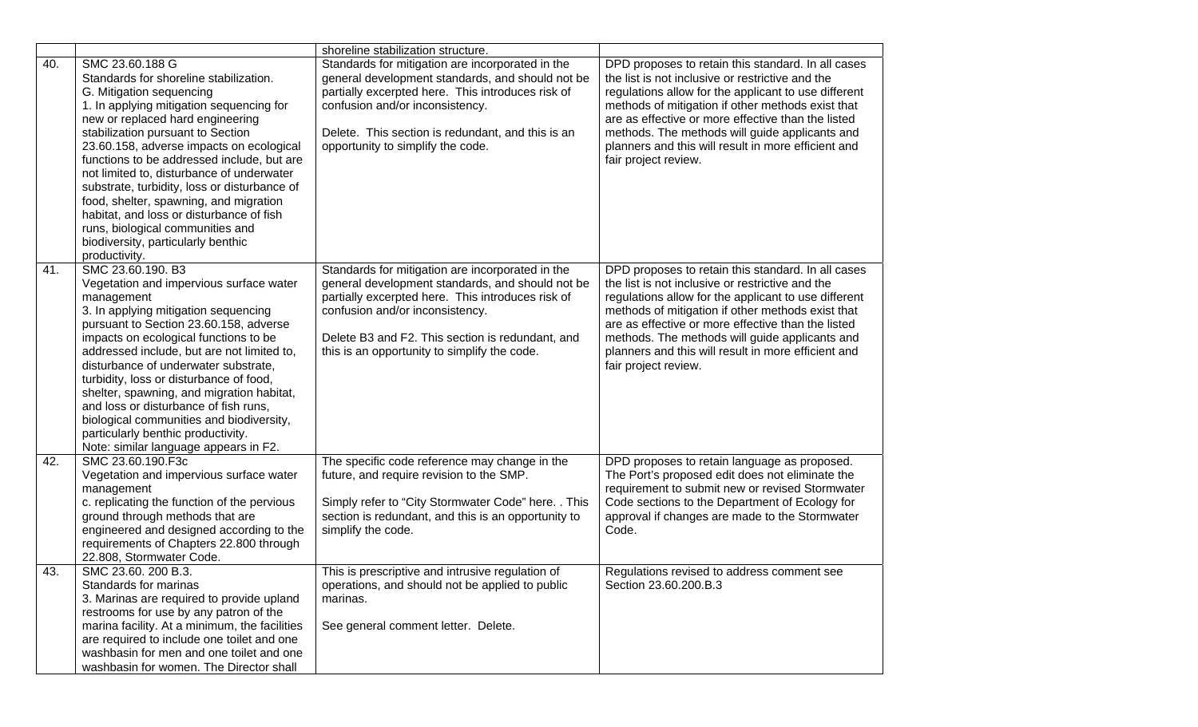| | | | |
|---|---|---|---|
| | | shoreline stabilization structure. | |
| 40. | SMC 23.60.188 G<br>Standards for shoreline stabilization.<br>G. Mitigation sequencing<br>1. In applying mitigation sequencing for new or replaced hard engineering stabilization pursuant to Section 23.60.158, adverse impacts on ecological functions to be addressed include, but are not limited to, disturbance of underwater substrate, turbidity, loss or disturbance of food, shelter, spawning, and migration habitat, and loss or disturbance of fish runs, biological communities and biodiversity, particularly benthic productivity. | Standards for mitigation are incorporated in the general development standards, and should not be partially excerpted here. This introduces risk of confusion and/or inconsistency.<br><br>Delete. This section is redundant, and this is an opportunity to simplify the code. | DPD proposes to retain this standard. In all cases the list is not inclusive or restrictive and the regulations allow for the applicant to use different methods of mitigation if other methods exist that are as effective or more effective than the listed methods. The methods will guide applicants and planners and this will result in more efficient and fair project review. |
| 41. | SMC 23.60.190. B3<br>Vegetation and impervious surface water management<br>3. In applying mitigation sequencing pursuant to Section 23.60.158, adverse impacts on ecological functions to be addressed include, but are not limited to, disturbance of underwater substrate, turbidity, loss or disturbance of food, shelter, spawning, and migration habitat, and loss or disturbance of fish runs, biological communities and biodiversity, particularly benthic productivity.<br>Note: similar language appears in F2. | Standards for mitigation are incorporated in the general development standards, and should not be partially excerpted here. This introduces risk of confusion and/or inconsistency.<br><br>Delete B3 and F2. This section is redundant, and this is an opportunity to simplify the code. | DPD proposes to retain this standard. In all cases the list is not inclusive or restrictive and the regulations allow for the applicant to use different methods of mitigation if other methods exist that are as effective or more effective than the listed methods. The methods will guide applicants and planners and this will result in more efficient and fair project review. |
| 42. | SMC 23.60.190.F3c<br>Vegetation and impervious surface water management<br>c. replicating the function of the pervious ground through methods that are engineered and designed according to the requirements of Chapters 22.800 through 22.808, Stormwater Code. | The specific code reference may change in the future, and require revision to the SMP.<br><br>Simply refer to "City Stormwater Code" here. . This section is redundant, and this is an opportunity to simplify the code. | DPD proposes to retain language as proposed. The Port's proposed edit does not eliminate the requirement to submit new or revised Stormwater Code sections to the Department of Ecology for approval if changes are made to the Stormwater Code. |
| 43. | SMC 23.60. 200 B.3.<br>Standards for marinas<br>3. Marinas are required to provide upland restrooms for use by any patron of the marina facility. At a minimum, the facilities are required to include one toilet and one washbasin for men and one toilet and one washbasin for women. The Director shall | This is prescriptive and intrusive regulation of operations, and should not be applied to public marinas.<br><br>See general comment letter. Delete. | Regulations revised to address comment see Section 23.60.200.B.3 |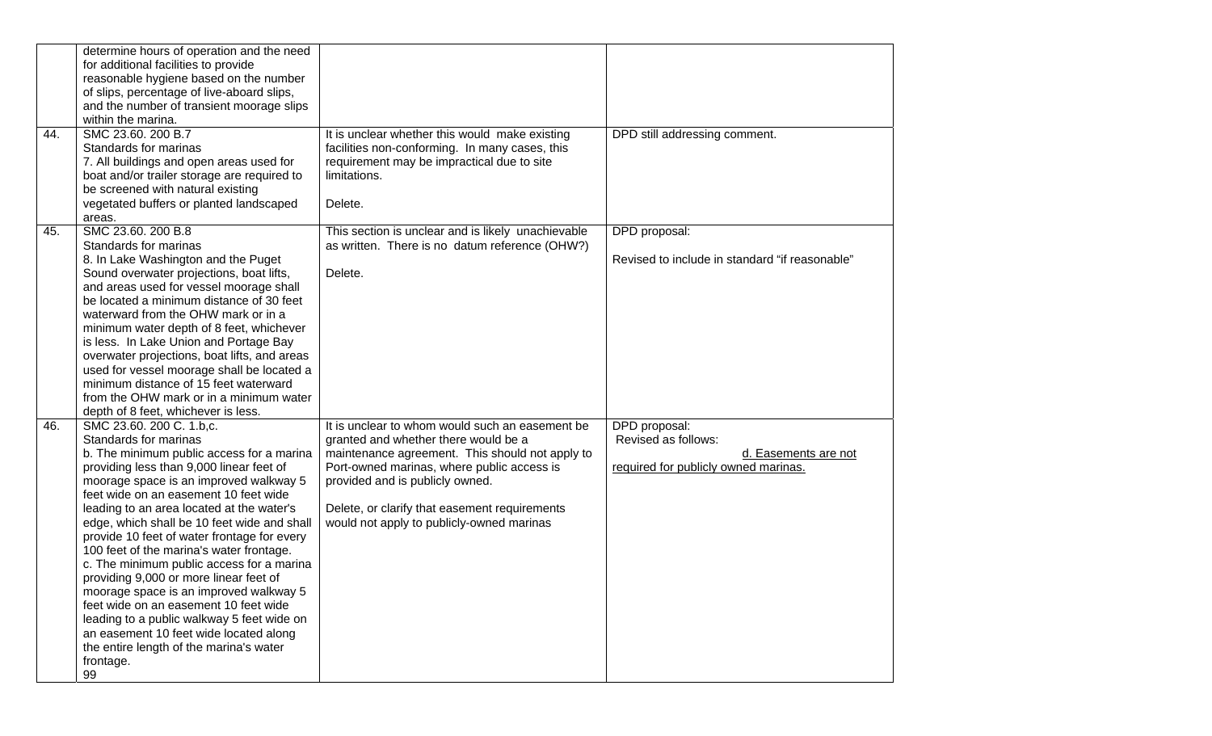| | | | |
|---|---|---|---|
| | determine hours of operation and the need for additional facilities to provide reasonable hygiene based on the number of slips, percentage of live-aboard slips, and the number of transient moorage slips within the marina. | | |
| 44. | SMC 23.60. 200 B.7<br>Standards for marinas<br>7. All buildings and open areas used for boat and/or trailer storage are required to be screened with natural existing vegetated buffers or planted landscaped areas. | It is unclear whether this would make existing facilities non-conforming. In many cases, this requirement may be impractical due to site limitations.<br><br>Delete. | DPD still addressing comment. |
| 45. | SMC 23.60. 200 B.8<br>Standards for marinas<br>8. In Lake Washington and the Puget Sound overwater projections, boat lifts, and areas used for vessel moorage shall be located a minimum distance of 30 feet waterward from the OHW mark or in a minimum water depth of 8 feet, whichever is less. In Lake Union and Portage Bay overwater projections, boat lifts, and areas used for vessel moorage shall be located a minimum distance of 15 feet waterward from the OHW mark or in a minimum water depth of 8 feet, whichever is less. | This section is unclear and is likely unachievable as written. There is no datum reference (OHW?)<br><br>Delete. | DPD proposal:<br><br>Revised to include in standard "if reasonable" |
| 46. | SMC 23.60. 200 C. 1.b,c.<br>Standards for marinas<br>b. The minimum public access for a marina providing less than 9,000 linear feet of moorage space is an improved walkway 5 feet wide on an easement 10 feet wide leading to an area located at the water's edge, which shall be 10 feet wide and shall provide 10 feet of water frontage for every 100 feet of the marina's water frontage.<br>c. The minimum public access for a marina providing 9,000 or more linear feet of moorage space is an improved walkway 5 feet wide on an easement 10 feet wide leading to a public walkway 5 feet wide on an easement 10 feet wide located along the entire length of the marina's water frontage. | It is unclear to whom would such an easement be granted and whether there would be a maintenance agreement. This should not apply to Port-owned marinas, where public access is provided and is publicly owned.<br><br>Delete, or clarify that easement requirements would not apply to publicly-owned marinas | DPD proposal:<br>Revised as follows:<br><u>d. Easements are not required for publicly owned marinas.</u> |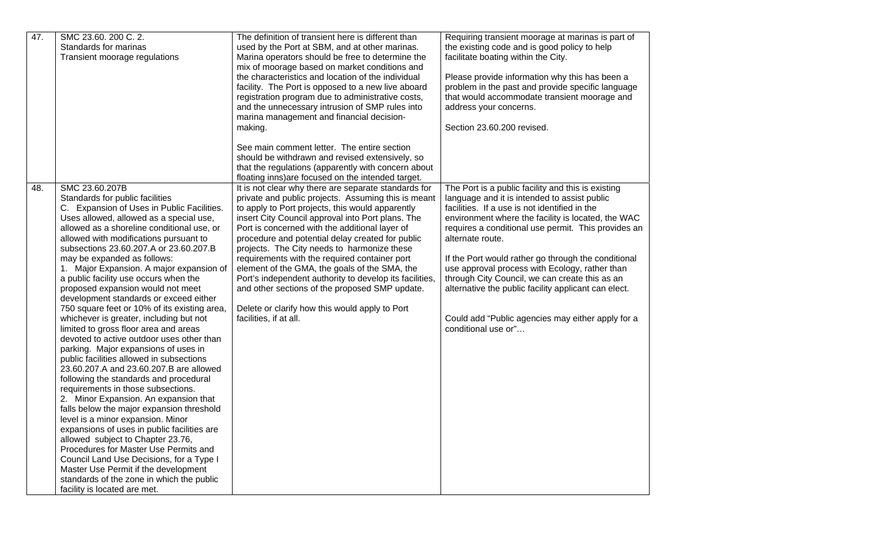| 47. | SMC 23.60. 200 C. 2.<br>Standards for marinas<br>Transient moorage regulations | The definition of transient here is different than used by the Port at SBM, and at other marinas. Marina operators should be free to determine the mix of moorage based on market conditions and the characteristics and location of the individual facility. The Port is opposed to a new live aboard registration program due to administrative costs, and the unnecessary intrusion of SMP rules into marina management and financial decision-making.<br><br>See main comment letter. The entire section should be withdrawn and revised extensively, so that the regulations (apparently with concern about floating inns)are focused on the intended target. | Requiring transient moorage at marinas is part of the existing code and is good policy to help facilitate boating within the City.<br><br>Please provide information why this has been a problem in the past and provide specific language that would accommodate transient moorage and address your concerns.<br><br>Section 23.60.200 revised. |
|---|---|---|---|
| 48. | SMC 23.60.207B<br>Standards for public facilities<br>C. Expansion of Uses in Public Facilities. Uses allowed, allowed as a special use, allowed as a shoreline conditional use, or allowed with modifications pursuant to subsections 23.60.207.A or 23.60.207.B may be expanded as follows:<br>1. Major Expansion. A major expansion of a public facility use occurs when the proposed expansion would not meet development standards or exceed either 750 square feet or 10% of its existing area, whichever is greater, including but not limited to gross floor area and areas devoted to active outdoor uses other than parking. Major expansions of uses in public facilities allowed in subsections 23.60.207.A and 23.60.207.B are allowed following the standards and procedural requirements in those subsections.<br>2. Minor Expansion. An expansion that falls below the major expansion threshold level is a minor expansion. Minor expansions of uses in public facilities are allowed subject to Chapter 23.76, Procedures for Master Use Permits and Council Land Use Decisions, for a Type I Master Use Permit if the development standards of the zone in which the public facility is located are met. | It is not clear why there are separate standards for private and public projects. Assuming this is meant to apply to Port projects, this would apparently insert City Council approval into Port plans. The Port is concerned with the additional layer of procedure and potential delay created for public projects. The City needs to harmonize these requirements with the required container port element of the GMA, the goals of the SMA, the Port's independent authority to develop its facilities, and other sections of the proposed SMP update.<br><br>Delete or clarify how this would apply to Port facilities, if at all. | The Port is a public facility and this is existing language and it is intended to assist public facilities. If a use is not identified in the environment where the facility is located, the WAC requires a conditional use permit. This provides an alternate route.<br><br>If the Port would rather go through the conditional use approval process with Ecology, rather than through City Council, we can create this as an alternative the public facility applicant can elect.<br><br>Could add "Public agencies may either apply for a conditional use or"… |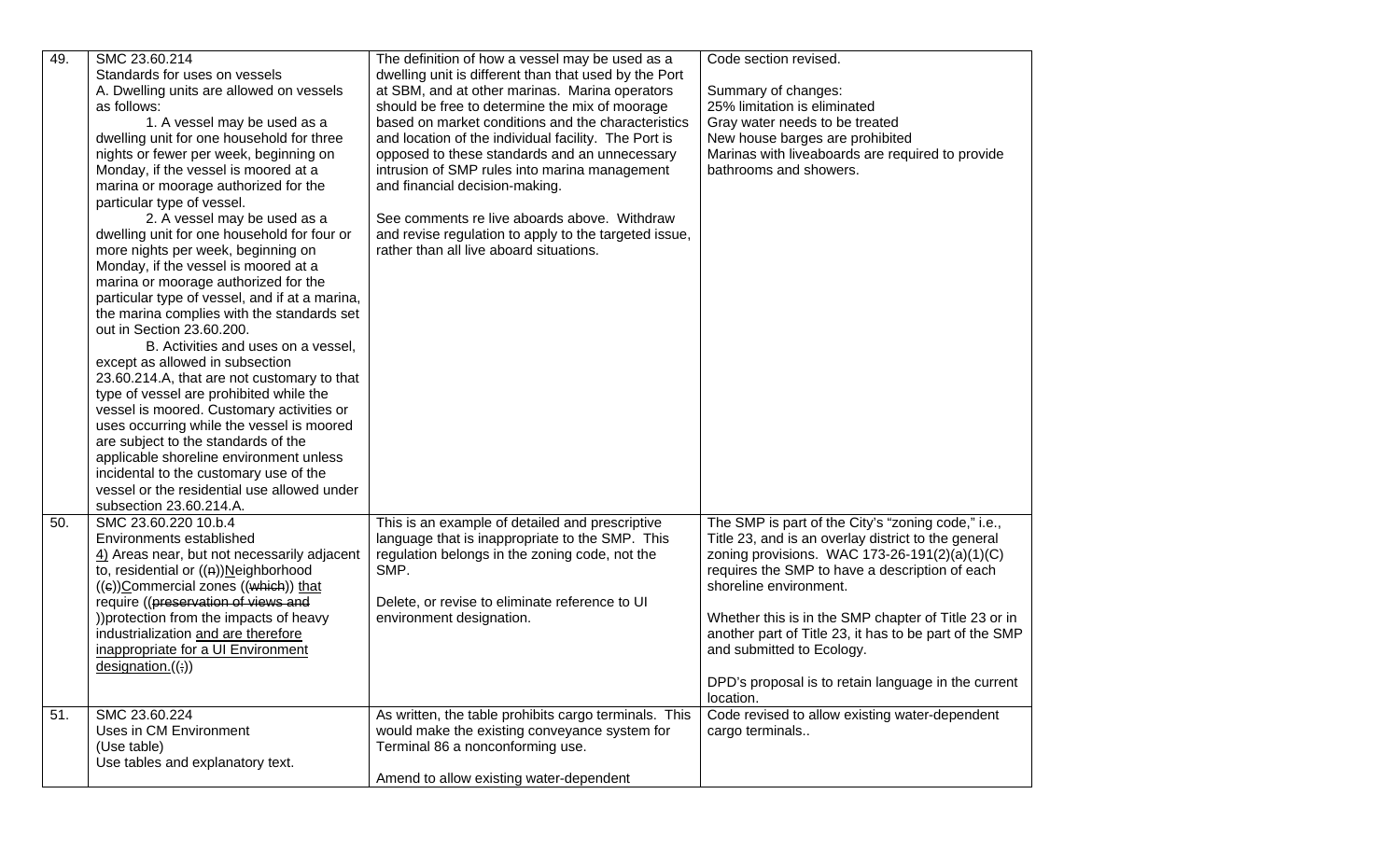| 49. | SMC 23.60.214<br>Standards for uses on vessels<br>A. Dwelling units are allowed on vessels as follows:<br>1. A vessel may be used as a dwelling unit for one household for three nights or fewer per week, beginning on Monday, if the vessel is moored at a marina or moorage authorized for the particular type of vessel.<br>2. A vessel may be used as a dwelling unit for one household for four or more nights per week, beginning on Monday, if the vessel is moored at a marina or moorage authorized for the particular type of vessel, and if at a marina, the marina complies with the standards set out in Section 23.60.200.<br>B. Activities and uses on a vessel, except as allowed in subsection 23.60.214.A, that are not customary to that type of vessel are prohibited while the vessel is moored. Customary activities or uses occurring while the vessel is moored are subject to the standards of the applicable shoreline environment unless incidental to the customary use of the vessel or the residential use allowed under subsection 23.60.214.A. | The definition of how a vessel may be used as a dwelling unit is different than that used by the Port at SBM, and at other marinas. Marina operators should be free to determine the mix of moorage based on market conditions and the characteristics and location of the individual facility. The Port is opposed to these standards and an unnecessary intrusion of SMP rules into marina management and financial decision-making.<br><br>See comments re live aboards above. Withdraw and revise regulation to apply to the targeted issue, rather than all live aboard situations. | Code section revised.<br><br>Summary of changes:<br>25% limitation is eliminated<br>Gray water needs to be treated<br>New house barges are prohibited<br>Marinas with liveaboards are required to provide bathrooms and showers. |
|---|---|---|---|
| 50. | SMC 23.60.220 10.b.4<br>Environments established<br><u>4)</u> Areas near, but not necessarily adjacent to, residential or ((~~n~~))<u>N</u>eighborhood ((~~c~~))<u>C</u>ommercial zones ((~~which~~)) <u>that</u> require ((~~preservation of views and~~ ))protection from the impacts of heavy industrialization <u>and are therefore inappropriate for a UI Environment designation.</u>((~~;~~)) | This is an example of detailed and prescriptive language that is inappropriate to the SMP. This regulation belongs in the zoning code, not the SMP.<br><br>Delete, or revise to eliminate reference to UI environment designation. | The SMP is part of the City's "zoning code," i.e., Title 23, and is an overlay district to the general zoning provisions. WAC 173-26-191(2)(a)(1)(C) requires the SMP to have a description of each shoreline environment.<br><br>Whether this is in the SMP chapter of Title 23 or in another part of Title 23, it has to be part of the SMP and submitted to Ecology.<br><br>DPD's proposal is to retain language in the current location. |
| 51. | SMC 23.60.224<br>Uses in CM Environment<br>(Use table)<br>Use tables and explanatory text. | As written, the table prohibits cargo terminals. This would make the existing conveyance system for Terminal 86 a nonconforming use.<br><br>Amend to allow existing water-dependent | Code revised to allow existing water-dependent cargo terminals.. |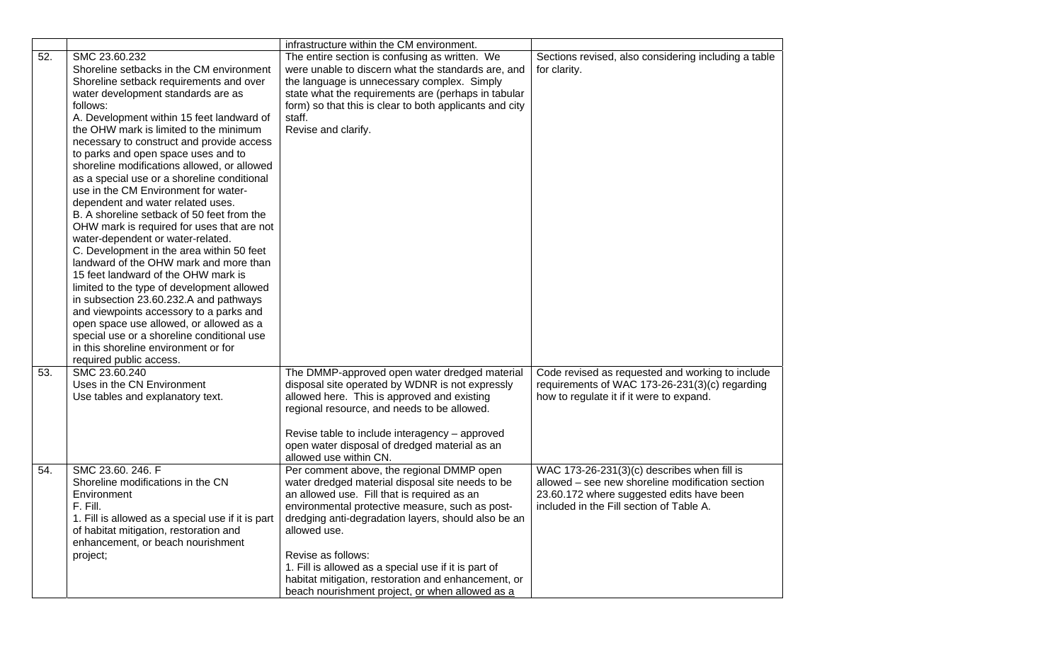| | | | |
|---|---|---|---|
| | | infrastructure within the CM environment. | |
| 52. | SMC 23.60.232<br>Shoreline setbacks in the CM environment<br>Shoreline setback requirements and over water development standards are as follows:<br>A. Development within 15 feet landward of the OHW mark is limited to the minimum necessary to construct and provide access to parks and open space uses and to shoreline modifications allowed, or allowed as a special use or a shoreline conditional use in the CM Environment for water-dependent and water related uses.<br>B. A shoreline setback of 50 feet from the OHW mark is required for uses that are not water-dependent or water-related.<br>C. Development in the area within 50 feet landward of the OHW mark and more than 15 feet landward of the OHW mark is limited to the type of development allowed in subsection 23.60.232.A and pathways and viewpoints accessory to a parks and open space use allowed, or allowed as a special use or a shoreline conditional use in this shoreline environment or for required public access. | The entire section is confusing as written. We were unable to discern what the standards are, and the language is unnecessary complex. Simply state what the requirements are (perhaps in tabular form) so that this is clear to both applicants and city staff.<br>Revise and clarify. | Sections revised, also considering including a table for clarity. |
| 53. | SMC 23.60.240<br>Uses in the CN Environment<br>Use tables and explanatory text. | The DMMP-approved open water dredged material disposal site operated by WDNR is not expressly allowed here. This is approved and existing regional resource, and needs to be allowed.<br><br>Revise table to include interagency – approved open water disposal of dredged material as an allowed use within CN. | Code revised as requested and working to include requirements of WAC 173-26-231(3)(c) regarding how to regulate it if it were to expand. |
| 54. | SMC 23.60. 246. F<br>Shoreline modifications in the CN Environment<br>F. Fill.<br>1. Fill is allowed as a special use if it is part of habitat mitigation, restoration and enhancement, or beach nourishment project; | Per comment above, the regional DMMP open water dredged material disposal site needs to be an allowed use. Fill that is required as an environmental protective measure, such as post-dredging anti-degradation layers, should also be an allowed use.<br><br>Revise as follows:<br>1. Fill is allowed as a special use if it is part of habitat mitigation, restoration and enhancement, or beach nourishment project, <u>or when allowed as a</u> | WAC 173-26-231(3)(c) describes when fill is allowed – see new shoreline modification section 23.60.172 where suggested edits have been included in the Fill section of Table A. |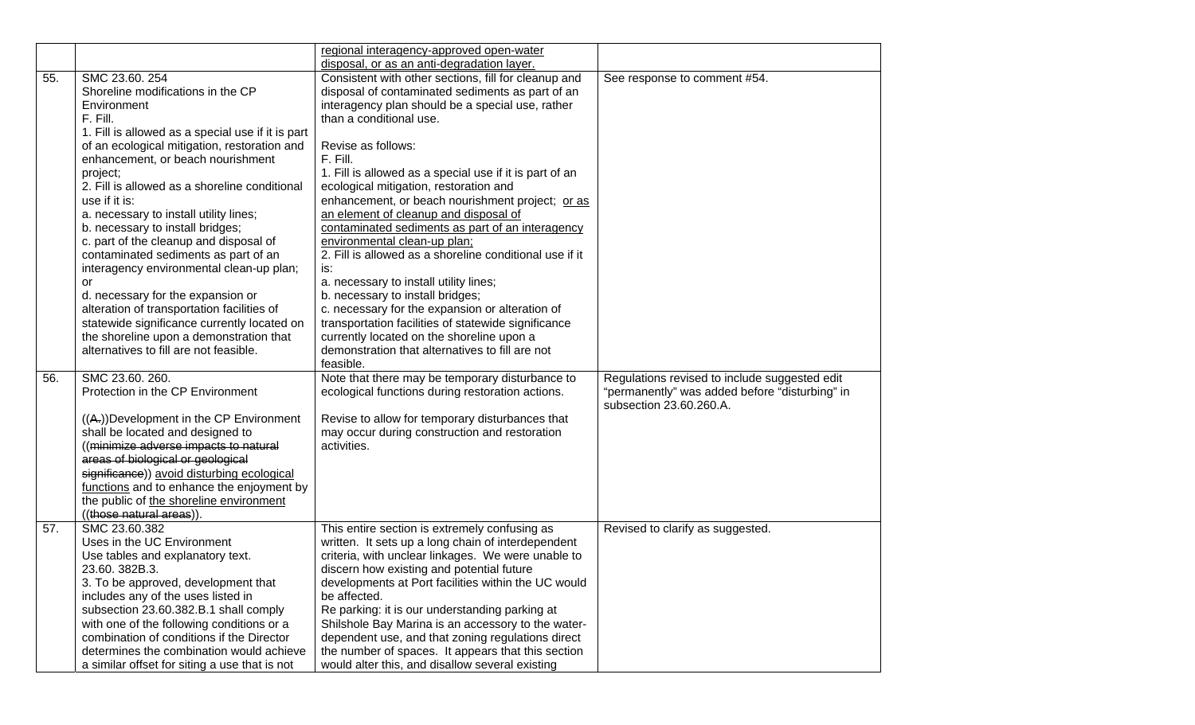| | | | |
|---|---|---|---|
| | | <u>regional interagency-approved open-water disposal, or as an anti-degradation layer.</u> | |
| 55. | SMC 23.60. 254<br>Shoreline modifications in the CP Environment<br>F. Fill.<br>1. Fill is allowed as a special use if it is part of an ecological mitigation, restoration and enhancement, or beach nourishment project;<br>2. Fill is allowed as a shoreline conditional use if it is:<br>a. necessary to install utility lines;<br>b. necessary to install bridges;<br>c. part of the cleanup and disposal of contaminated sediments as part of an interagency environmental clean-up plan; or<br>d. necessary for the expansion or alteration of transportation facilities of statewide significance currently located on the shoreline upon a demonstration that alternatives to fill are not feasible. | Consistent with other sections, fill for cleanup and disposal of contaminated sediments as part of an interagency plan should be a special use, rather than a conditional use.<br><br>Revise as follows:<br>F. Fill.<br>1. Fill is allowed as a special use if it is part of an ecological mitigation, restoration and enhancement, or beach nourishment project; <u>or as an element of cleanup and disposal of contaminated sediments as part of an interagency environmental clean-up plan;</u><br>2. Fill is allowed as a shoreline conditional use if it is:<br>a. necessary to install utility lines;<br>b. necessary to install bridges;<br>c. necessary for the expansion or alteration of transportation facilities of statewide significance currently located on the shoreline upon a demonstration that alternatives to fill are not feasible. | See response to comment #54. |
| 56. | SMC 23.60. 260.<br>Protection in the CP Environment<br><br>((~~A.~~))Development in the CP Environment shall be located and designed to ((~~minimize adverse impacts to natural areas of biological or geological significance~~)) <u>avoid disturbing ecological functions</u> and to enhance the enjoyment by the public of <u>the shoreline environment</u> ((~~those natural areas~~)). | Note that there may be temporary disturbance to ecological functions during restoration actions.<br><br>Revise to allow for temporary disturbances that may occur during construction and restoration activities. | Regulations revised to include suggested edit "permanently" was added before "disturbing" in subsection 23.60.260.A. |
| 57. | SMC 23.60.382<br>Uses in the UC Environment<br>Use tables and explanatory text.<br>23.60. 382B.3.<br>3. To be approved, development that includes any of the uses listed in subsection 23.60.382.B.1 shall comply with one of the following conditions or a combination of conditions if the Director determines the combination would achieve a similar offset for siting a use that is not | This entire section is extremely confusing as written. It sets up a long chain of interdependent criteria, with unclear linkages. We were unable to discern how existing and potential future developments at Port facilities within the UC would be affected.<br>Re parking: it is our understanding parking at Shilshole Bay Marina is an accessory to the water-dependent use, and that zoning regulations direct the number of spaces. It appears that this section would alter this, and disallow several existing | Revised to clarify as suggested. |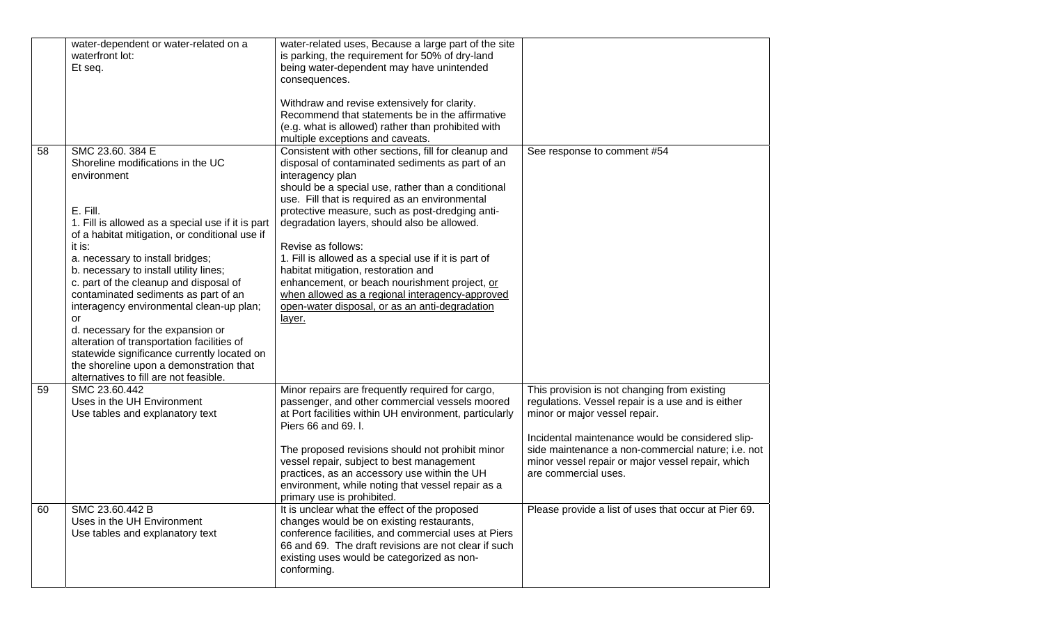| | | | |
|---|---|---|---|
| | water-dependent or water-related on a waterfront lot:<br>Et seq. | water-related uses, Because a large part of the site is parking, the requirement for 50% of dry-land being water-dependent may have unintended consequences.<br><br>Withdraw and revise extensively for clarity. Recommend that statements be in the affirmative (e.g. what is allowed) rather than prohibited with multiple exceptions and caveats. | |
| 58 | SMC 23.60. 384 E<br>Shoreline modifications in the UC environment<br><br>E. Fill.<br>1. Fill is allowed as a special use if it is part of a habitat mitigation, or conditional use if it is:<br>a. necessary to install bridges;<br>b. necessary to install utility lines;<br>c. part of the cleanup and disposal of contaminated sediments as part of an interagency environmental clean-up plan; or<br>d. necessary for the expansion or alteration of transportation facilities of statewide significance currently located on the shoreline upon a demonstration that alternatives to fill are not feasible. | Consistent with other sections, fill for cleanup and disposal of contaminated sediments as part of an interagency plan should be a special use, rather than a conditional use. Fill that is required as an environmental protective measure, such as post-dredging anti-degradation layers, should also be allowed.<br><br>Revise as follows:<br>1. Fill is allowed as a special use if it is part of habitat mitigation, restoration and enhancement, or beach nourishment project, <u>or when allowed as a regional interagency-approved open-water disposal, or as an anti-degradation layer.</u> | See response to comment #54 |
| 59 | SMC 23.60.442<br>Uses in the UH Environment<br>Use tables and explanatory text | Minor repairs are frequently required for cargo, passenger, and other commercial vessels moored at Port facilities within UH environment, particularly Piers 66 and 69. l.<br><br>The proposed revisions should not prohibit minor vessel repair, subject to best management practices, as an accessory use within the UH environment, while noting that vessel repair as a primary use is prohibited. | This provision is not changing from existing regulations. Vessel repair is a use and is either minor or major vessel repair.<br><br>Incidental maintenance would be considered slip-side maintenance a non-commercial nature; i.e. not minor vessel repair or major vessel repair, which are commercial uses. |
| 60 | SMC 23.60.442 B<br>Uses in the UH Environment<br>Use tables and explanatory text | It is unclear what the effect of the proposed changes would be on existing restaurants, conference facilities, and commercial uses at Piers 66 and 69. The draft revisions are not clear if such existing uses would be categorized as non-conforming. | Please provide a list of uses that occur at Pier 69. |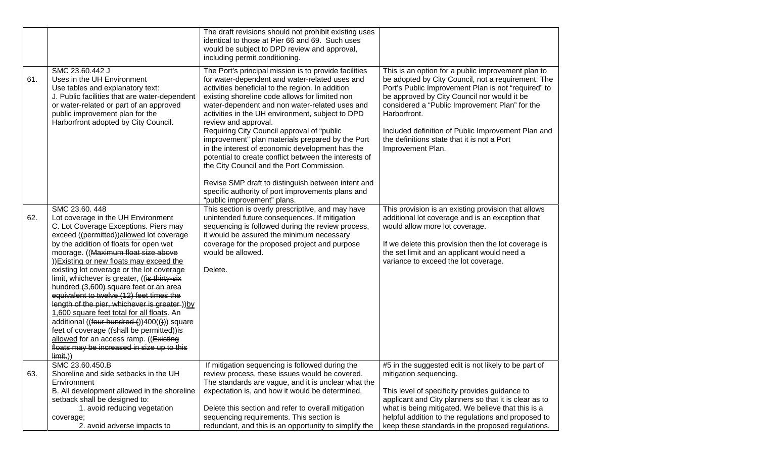| | | | |
|---|---|---|---|
| | | The draft revisions should not prohibit existing uses identical to those at Pier 66 and 69. Such uses would be subject to DPD review and approval, including permit conditioning. | |
| 61. | SMC 23.60.442 J<br>Uses in the UH Environment<br>Use tables and explanatory text:<br>J. Public facilities that are water-dependent or water-related or part of an approved public improvement plan for the Harborfront adopted by City Council. | The Port's principal mission is to provide facilities for water-dependent and water-related uses and activities beneficial to the region. In addition existing shoreline code allows for limited non water-dependent and non water-related uses and activities in the UH environment, subject to DPD review and approval.<br>Requiring City Council approval of "public improvement" plan materials prepared by the Port in the interest of economic development has the potential to create conflict between the interests of the City Council and the Port Commission.<br><br>Revise SMP draft to distinguish between intent and specific authority of port improvements plans and "public improvement" plans. | This is an option for a public improvement plan to be adopted by City Council, not a requirement. The Port's Public Improvement Plan is not "required" to be approved by City Council nor would it be considered a "Public Improvement Plan" for the Harborfront.<br><br>Included definition of Public Improvement Plan and the definitions state that it is not a Port Improvement Plan. |
| 62. | SMC 23.60. 448<br>Lot coverage in the UH Environment<br>C. Lot Coverage Exceptions. Piers may exceed ((~~permitted~~))<u>allowed</u> lot coverage by the addition of floats for open wet moorage. ((~~Maximum float size above~~ ))<u>Existing or new floats may exceed the existing lot coverage or the lot coverage limit, whichever is greater</u>, ((~~is thirty-six hundred (3,600) square feet or an area equivalent to twelve (12) feet times the length of the pier, whichever is greater~~ ))<u>by 1,600 square feet total for all floats</u>. An additional ((~~four hundred (~~))400((~~)~~)) square feet of coverage ((~~shall be permitted~~))<u>is allowed</u> for an access ramp. ((~~Existing floats may be increased in size up to this limit.~~)) | This section is overly prescriptive, and may have unintended future consequences. If mitigation sequencing is followed during the review process, it would be assured the minimum necessary coverage for the proposed project and purpose would be allowed.<br><br>Delete. | This provision is an existing provision that allows additional lot coverage and is an exception that would allow more lot coverage.<br><br>If we delete this provision then the lot coverage is the set limit and an applicant would need a variance to exceed the lot coverage. |
| 63. | SMC 23.60.450.B<br>Shoreline and side setbacks in the UH Environment<br>B. All development allowed in the shoreline setback shall be designed to:<br>1. avoid reducing vegetation coverage;<br>2. avoid adverse impacts to | If mitigation sequencing is followed during the review process, these issues would be covered. The standards are vague, and it is unclear what the expectation is, and how it would be determined.<br><br>Delete this section and refer to overall mitigation sequencing requirements. This section is redundant, and this is an opportunity to simplify the | #5 in the suggested edit is not likely to be part of mitigation sequencing.<br><br>This level of specificity provides guidance to applicant and City planners so that it is clear as to what is being mitigated. We believe that this is a helpful addition to the regulations and proposed to keep these standards in the proposed regulations. |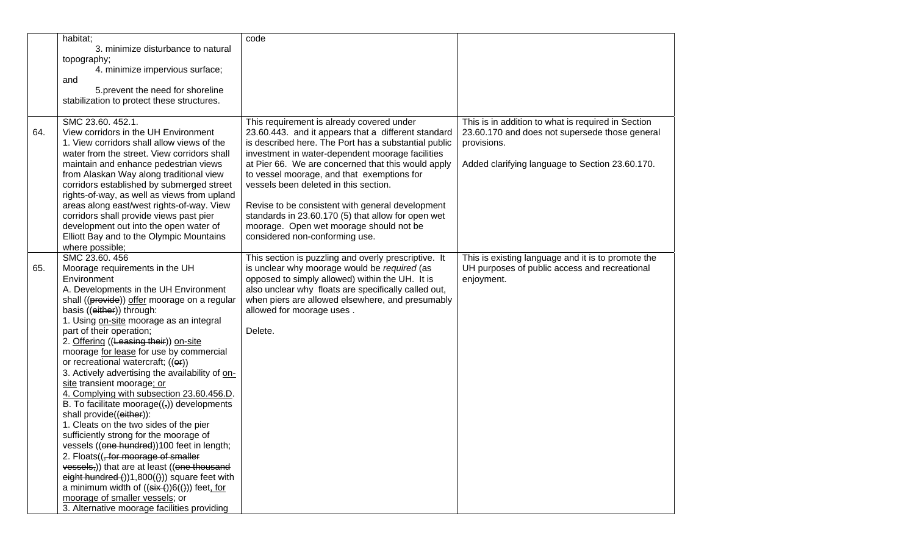| | | | |
|---|---|---|---|
| | habitat;<br>3. minimize disturbance to natural topography;<br>4. minimize impervious surface; and<br>5.prevent the need for shoreline stabilization to protect these structures. | code | |
| 64. | SMC 23.60. 452.1.<br>View corridors in the UH Environment<br>1. View corridors shall allow views of the water from the street. View corridors shall maintain and enhance pedestrian views from Alaskan Way along traditional view corridors established by submerged street rights-of-way, as well as views from upland areas along east/west rights-of-way. View corridors shall provide views past pier development out into the open water of Elliott Bay and to the Olympic Mountains where possible; | This requirement is already covered under 23.60.443. and it appears that a different standard is described here. The Port has a substantial public investment in water-dependent moorage facilities at Pier 66. We are concerned that this would apply to vessel moorage, and that exemptions for vessels been deleted in this section.<br><br>Revise to be consistent with general development standards in 23.60.170 (5) that allow for open wet moorage. Open wet moorage should not be considered non-conforming use. | This is in addition to what is required in Section 23.60.170 and does not supersede those general provisions.<br><br>Added clarifying language to Section 23.60.170. |
| 65. | SMC 23.60. 456<br>Moorage requirements in the UH Environment<br>A. Developments in the UH Environment shall ((~~provide~~)) <u>offer</u> moorage on a regular basis ((~~either~~)) through:<br>1. Using <u>on-site</u> moorage as an integral part of their operation;<br>2. <u>Offering</u> ((~~Leasing their~~)) <u>on-site</u> moorage <u>for lease</u> for use by commercial or recreational watercraft; ((~~or~~))<br>3. Actively advertising the availability of <u>on-site</u> transient moorage<u>; or</u><br><u>4. Complying with subsection 23.60.456.D</u>.<br>B. To facilitate moorage((~~,~~)) developments shall provide((~~either~~)):<br>1. Cleats on the two sides of the pier sufficiently strong for the moorage of vessels ((~~one hundred~~))100 feet in length;<br>2. Floats((~~, for moorage of smaller vessels,~~)) that are at least ((~~one thousand eight hundred (~~))1,800((~~)~~)) square feet with a minimum width of ((~~six (~~))6((~~)~~)) feet<u>, for moorage of smaller vessels</u>; or<br>3. Alternative moorage facilities providing | This section is puzzling and overly prescriptive. It is unclear why moorage would be *required* (as opposed to simply allowed) within the UH. It is also unclear why floats are specifically called out, when piers are allowed elsewhere, and presumably allowed for moorage uses .<br><br>Delete. | This is existing language and it is to promote the UH purposes of public access and recreational enjoyment. |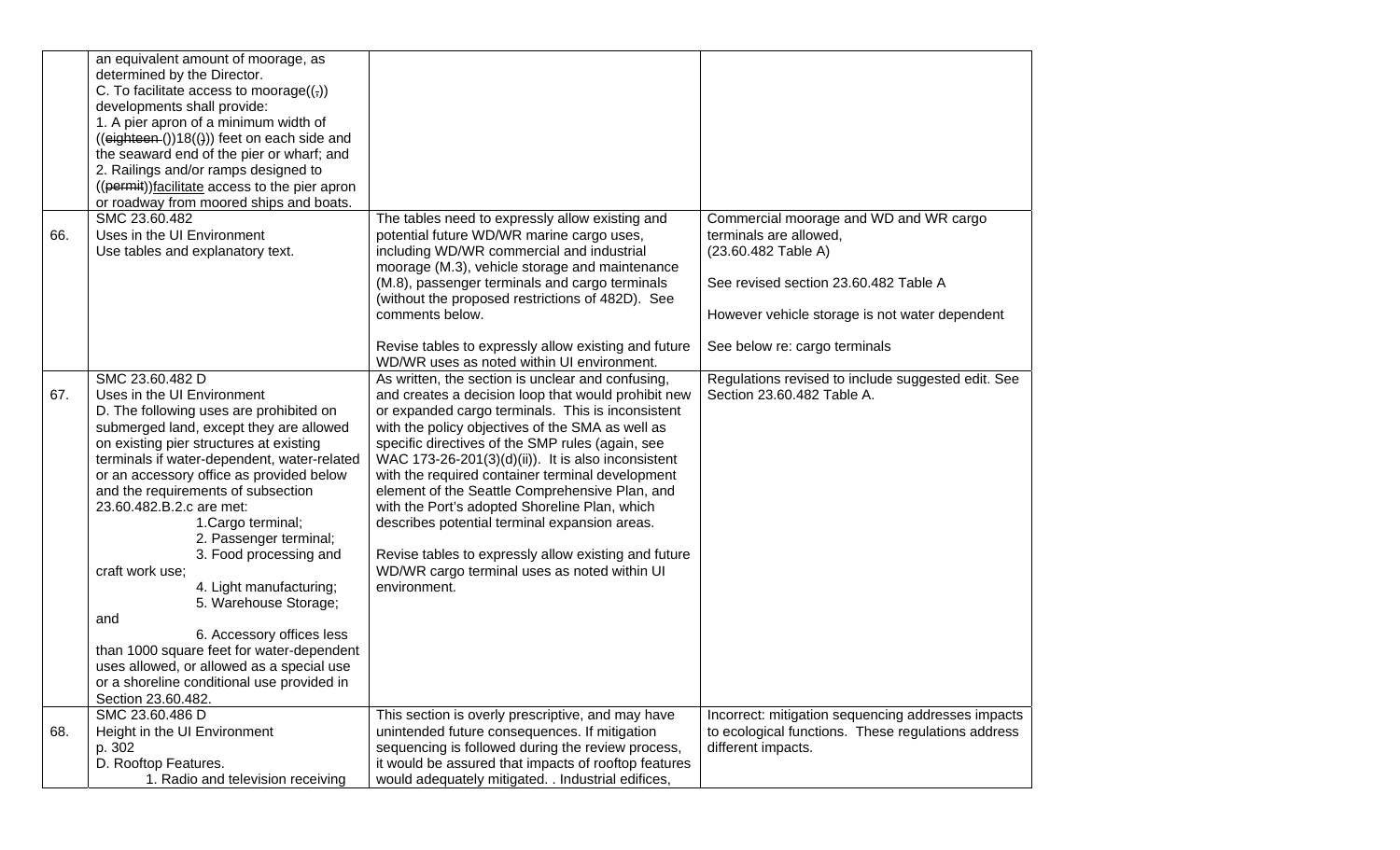| | | | |
|---|---|---|---|
| | an equivalent amount of moorage, as determined by the Director.<br>C. To facilitate access to moorage((,)) developments shall provide:<br>1. A pier apron of a minimum width of ((~~eighteen~~ ())18(())) feet on each side and the seaward end of the pier or wharf; and<br>2. Railings and/or ramps designed to ((~~permit~~))<u>facilitate</u> access to the pier apron or roadway from moored ships and boats. | | |
| 66. | SMC 23.60.482<br>Uses in the UI Environment<br>Use tables and explanatory text. | The tables need to expressly allow existing and potential future WD/WR marine cargo uses, including WD/WR commercial and industrial moorage (M.3), vehicle storage and maintenance (M.8), passenger terminals and cargo terminals (without the proposed restrictions of 482D). See comments below.<br><br>Revise tables to expressly allow existing and future WD/WR uses as noted within UI environment. | Commercial moorage and WD and WR cargo terminals are allowed,<br>(23.60.482 Table A)<br><br>See revised section 23.60.482 Table A<br><br>However vehicle storage is not water dependent<br><br>See below re: cargo terminals |
| 67. | SMC 23.60.482 D<br>Uses in the UI Environment<br>D. The following uses are prohibited on submerged land, except they are allowed on existing pier structures at existing terminals if water-dependent, water-related or an accessory office as provided below and the requirements of subsection 23.60.482.B.2.c are met:<br>1.Cargo terminal;<br>2. Passenger terminal;<br>3. Food processing and craft work use;<br>4. Light manufacturing;<br>5. Warehouse Storage; and<br>6. Accessory offices less than 1000 square feet for water-dependent uses allowed, or allowed as a special use or a shoreline conditional use provided in Section 23.60.482. | As written, the section is unclear and confusing, and creates a decision loop that would prohibit new or expanded cargo terminals. This is inconsistent with the policy objectives of the SMA as well as specific directives of the SMP rules (again, see WAC 173-26-201(3)(d)(ii)). It is also inconsistent with the required container terminal development element of the Seattle Comprehensive Plan, and with the Port's adopted Shoreline Plan, which describes potential terminal expansion areas.<br><br>Revise tables to expressly allow existing and future WD/WR cargo terminal uses as noted within UI environment. | Regulations revised to include suggested edit. See Section 23.60.482 Table A. |
| 68. | SMC 23.60.486 D<br>Height in the UI Environment<br>p. 302<br>D. Rooftop Features.<br>1. Radio and television receiving | This section is overly prescriptive, and may have unintended future consequences. If mitigation sequencing is followed during the review process, it would be assured that impacts of rooftop features would adequately mitigated. . Industrial edifices, | Incorrect: mitigation sequencing addresses impacts to ecological functions. These regulations address different impacts. |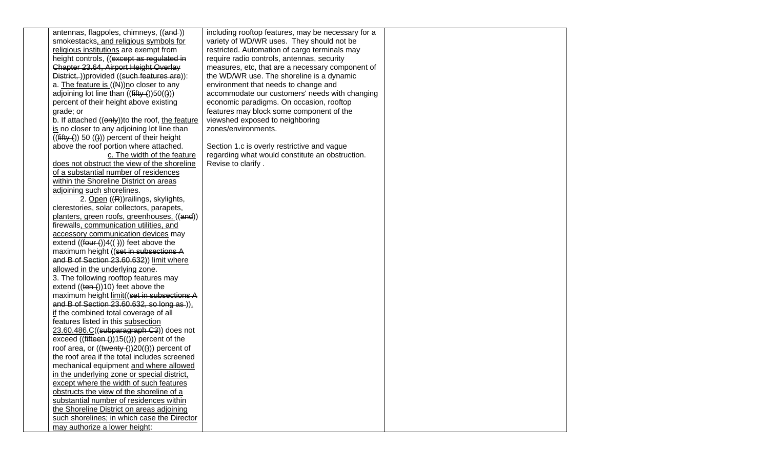| | antennas, flagpoles, chimneys, ((and )) smokestacks, and religious symbols for religious institutions are exempt from height controls, ((except as regulated in Chapter 23.64, Airport Height Overlay District, ))provided ((such features are)):<br>a. The feature is ((N))no closer to any adjoining lot line than ((fifty ())50(())) percent of their height above existing grade; or<br>b. If attached ((only))to the roof, the feature is no closer to any adjoining lot line than ((fifty ()) 50 (())) percent of their height above the roof portion where attached.<br>c. The width of the feature does not obstruct the view of the shoreline of a substantial number of residences within the Shoreline District on areas adjoining such shorelines.<br>2. Open ((R))railings, skylights, clerestories, solar collectors, parapets, planters, green roofs, greenhouses, ((and)) firewalls, communication utilities, and accessory communication devices may extend ((four ())4(( ))) feet above the maximum height ((set in subsections A and B of Section 23.60.632)) limit where allowed in the underlying zone.<br>3. The following rooftop features may extend ((ten ())10) feet above the maximum height limit((set in subsections A and B of Section 23.60.632, so long as )), if the combined total coverage of all features listed in this subsection 23.60.486.C((subparagraph C3)) does not exceed ((fifteen ())15(())) percent of the roof area, or ((twenty ())20(())) percent of the roof area if the total includes screened mechanical equipment and where allowed in the underlying zone or special district, except where the width of such features obstructs the view of the shoreline of a substantial number of residences within the Shoreline District on areas adjoining such shorelines; in which case the Director may authorize a lower height: | including rooftop features, may be necessary for a variety of WD/WR uses. They should not be restricted. Automation of cargo terminals may require radio controls, antennas, security measures, etc, that are a necessary component of the WD/WR use. The shoreline is a dynamic environment that needs to change and accommodate our customers' needs with changing economic paradigms. On occasion, rooftop features may block some component of the viewshed exposed to neighboring zones/environments.<br><br>Section 1.c is overly restrictive and vague regarding what would constitute an obstruction. Revise to clarify . | |
|---|---|---|---|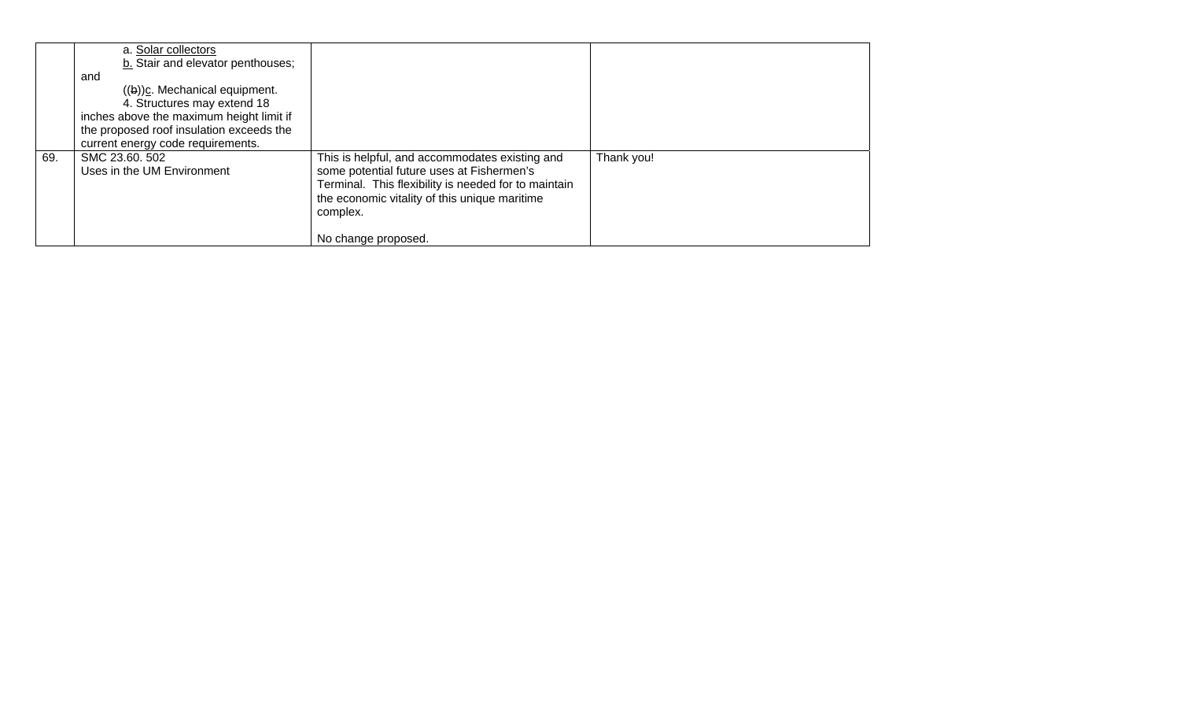| | | | |
|---|---|---|---|
| | a. Solar collectors<br>b. Stair and elevator penthouses; and<br>((b))c. Mechanical equipment.<br>4. Structures may extend 18 inches above the maximum height limit if the proposed roof insulation exceeds the current energy code requirements. | | |
| 69. | SMC 23.60. 502<br>Uses in the UM Environment | This is helpful, and accommodates existing and some potential future uses at Fishermen's Terminal. This flexibility is needed for to maintain the economic vitality of this unique maritime complex.<br><br>No change proposed. | Thank you! |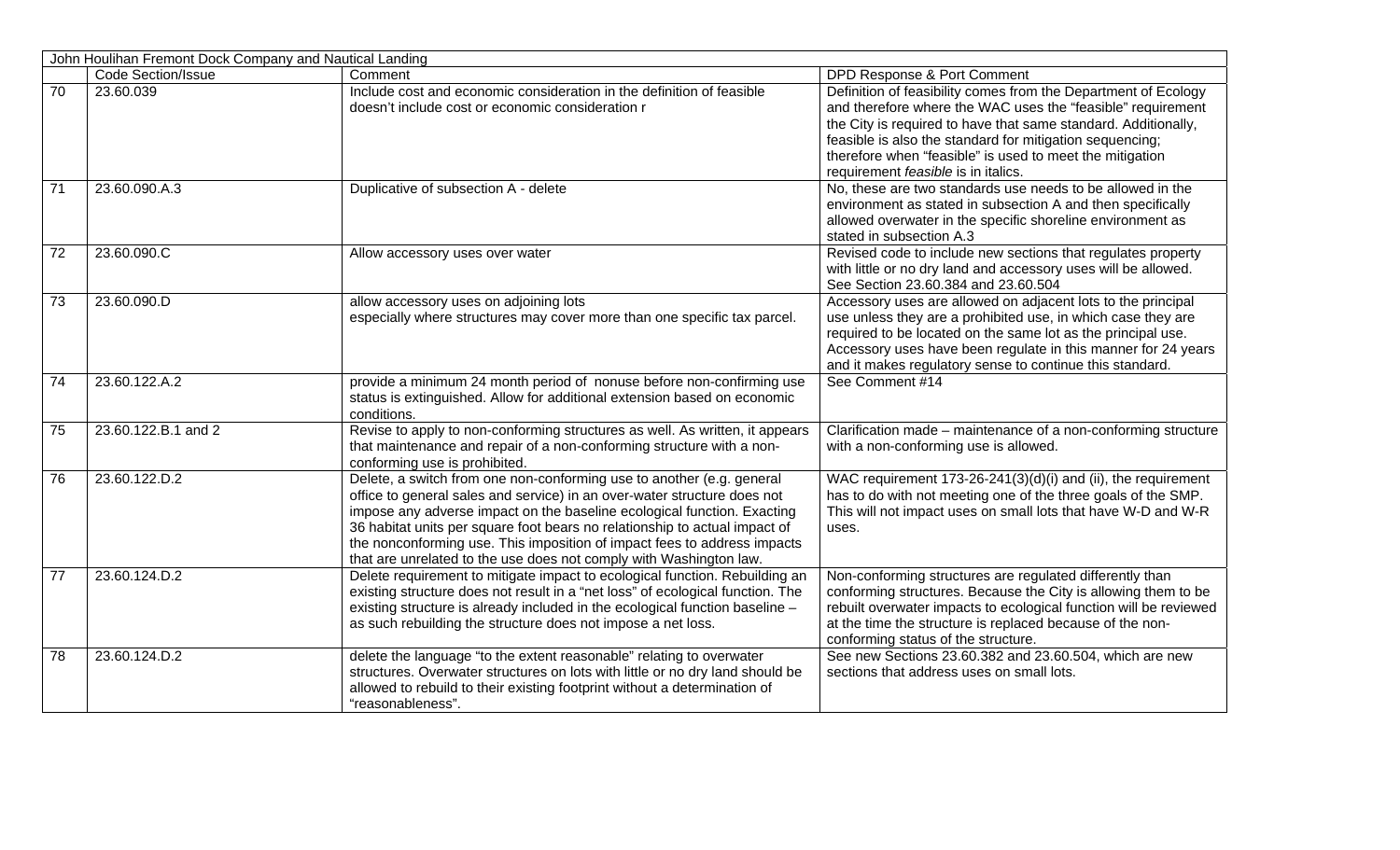| John Houlihan Fremont Dock Company and Nautical Landing | | | |
|---|---|---|---|
| | Code Section/Issue | Comment | DPD Response & Port Comment |
| 70 | 23.60.039 | Include cost and economic consideration in the definition of feasible doesn't include cost or economic consideration r | Definition of feasibility comes from the Department of Ecology and therefore where the WAC uses the "feasible" requirement the City is required to have that same standard. Additionally, feasible is also the standard for mitigation sequencing; therefore when "feasible" is used to meet the mitigation requirement *feasible* is in italics. |
| 71 | 23.60.090.A.3 | Duplicative of subsection A - delete | No, these are two standards use needs to be allowed in the environment as stated in subsection A and then specifically allowed overwater in the specific shoreline environment as stated in subsection A.3 |
| 72 | 23.60.090.C | Allow accessory uses over water | Revised code to include new sections that regulates property with little or no dry land and accessory uses will be allowed. See Section 23.60.384 and 23.60.504 |
| 73 | 23.60.090.D | allow accessory uses on adjoining lots especially where structures may cover more than one specific tax parcel. | Accessory uses are allowed on adjacent lots to the principal use unless they are a prohibited use, in which case they are required to be located on the same lot as the principal use. Accessory uses have been regulate in this manner for 24 years and it makes regulatory sense to continue this standard. |
| 74 | 23.60.122.A.2 | provide a minimum 24 month period of nonuse before non-confirming use status is extinguished. Allow for additional extension based on economic conditions. | See Comment #14 |
| 75 | 23.60.122.B.1 and 2 | Revise to apply to non-conforming structures as well. As written, it appears that maintenance and repair of a non-conforming structure with a non-conforming use is prohibited. | Clarification made – maintenance of a non-conforming structure with a non-conforming use is allowed. |
| 76 | 23.60.122.D.2 | Delete, a switch from one non-conforming use to another (e.g. general office to general sales and service) in an over-water structure does not impose any adverse impact on the baseline ecological function. Exacting 36 habitat units per square foot bears no relationship to actual impact of the nonconforming use. This imposition of impact fees to address impacts that are unrelated to the use does not comply with Washington law. | WAC requirement 173-26-241(3)(d)(i) and (ii), the requirement has to do with not meeting one of the three goals of the SMP. This will not impact uses on small lots that have W-D and W-R uses. |
| 77 | 23.60.124.D.2 | Delete requirement to mitigate impact to ecological function. Rebuilding an existing structure does not result in a "net loss" of ecological function. The existing structure is already included in the ecological function baseline – as such rebuilding the structure does not impose a net loss. | Non-conforming structures are regulated differently than conforming structures. Because the City is allowing them to be rebuilt overwater impacts to ecological function will be reviewed at the time the structure is replaced because of the non-conforming status of the structure. |
| 78 | 23.60.124.D.2 | delete the language "to the extent reasonable" relating to overwater structures. Overwater structures on lots with little or no dry land should be allowed to rebuild to their existing footprint without a determination of "reasonableness". | See new Sections 23.60.382 and 23.60.504, which are new sections that address uses on small lots. |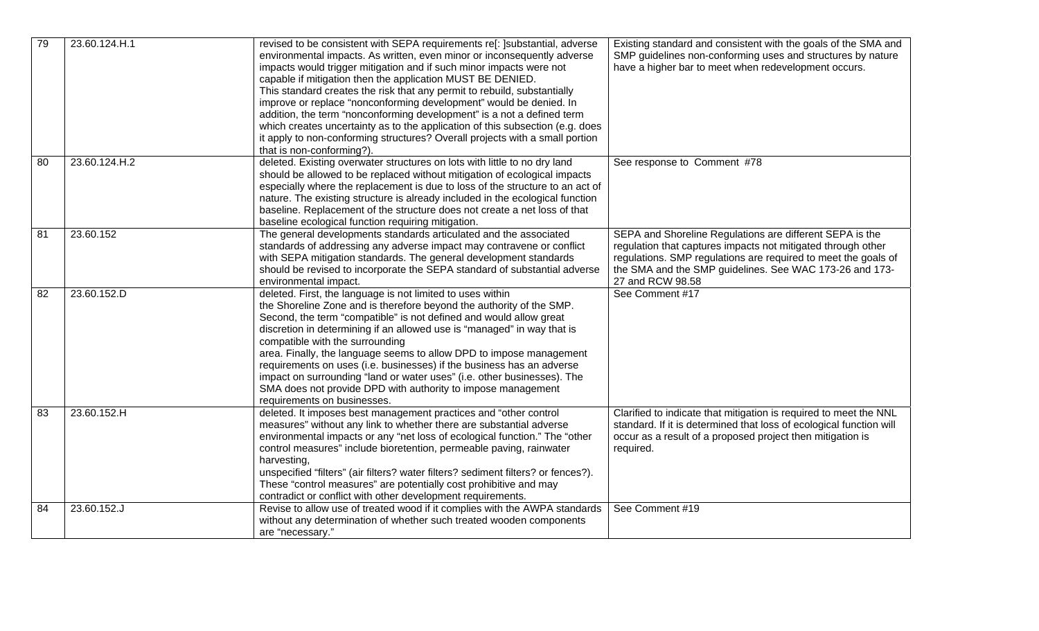| 79 | 23.60.124.H.1 | revised to be consistent with SEPA requirements re[: ]substantial, adverse environmental impacts. As written, even minor or inconsequently adverse impacts would trigger mitigation and if such minor impacts were not capable if mitigation then the application MUST BE DENIED. This standard creates the risk that any permit to rebuild, substantially improve or replace "nonconforming development" would be denied. In addition, the term "nonconforming development" is a not a defined term which creates uncertainty as to the application of this subsection (e.g. does it apply to non-conforming structures? Overall projects with a small portion that is non-conforming?). | Existing standard and consistent with the goals of the SMA and SMP guidelines non-conforming uses and structures by nature have a higher bar to meet when redevelopment occurs. |
|---|---|---|---|
| 80 | 23.60.124.H.2 | deleted. Existing overwater structures on lots with little to no dry land should be allowed to be replaced without mitigation of ecological impacts especially where the replacement is due to loss of the structure to an act of nature. The existing structure is already included in the ecological function baseline. Replacement of the structure does not create a net loss of that baseline ecological function requiring mitigation. | See response to Comment #78 |
| 81 | 23.60.152 | The general developments standards articulated and the associated standards of addressing any adverse impact may contravene or conflict with SEPA mitigation standards. The general development standards should be revised to incorporate the SEPA standard of substantial adverse environmental impact. | SEPA and Shoreline Regulations are different SEPA is the regulation that captures impacts not mitigated through other regulations. SMP regulations are required to meet the goals of the SMA and the SMP guidelines. See WAC 173-26 and 173-27 and RCW 98.58 |
| 82 | 23.60.152.D | deleted. First, the language is not limited to uses within the Shoreline Zone and is therefore beyond the authority of the SMP. Second, the term "compatible" is not defined and would allow great discretion in determining if an allowed use is "managed" in way that is compatible with the surrounding area. Finally, the language seems to allow DPD to impose management requirements on uses (i.e. businesses) if the business has an adverse impact on surrounding "land or water uses" (i.e. other businesses). The SMA does not provide DPD with authority to impose management requirements on businesses. | See Comment #17 |
| 83 | 23.60.152.H | deleted. It imposes best management practices and "other control measures" without any link to whether there are substantial adverse environmental impacts or any "net loss of ecological function." The "other control measures" include bioretention, permeable paving, rainwater harvesting, unspecified "filters" (air filters? water filters? sediment filters? or fences?). These "control measures" are potentially cost prohibitive and may contradict or conflict with other development requirements. | Clarified to indicate that mitigation is required to meet the NNL standard. If it is determined that loss of ecological function will occur as a result of a proposed project then mitigation is required. |
| 84 | 23.60.152.J | Revise to allow use of treated wood if it complies with the AWPA standards without any determination of whether such treated wooden components are "necessary." | See Comment #19 |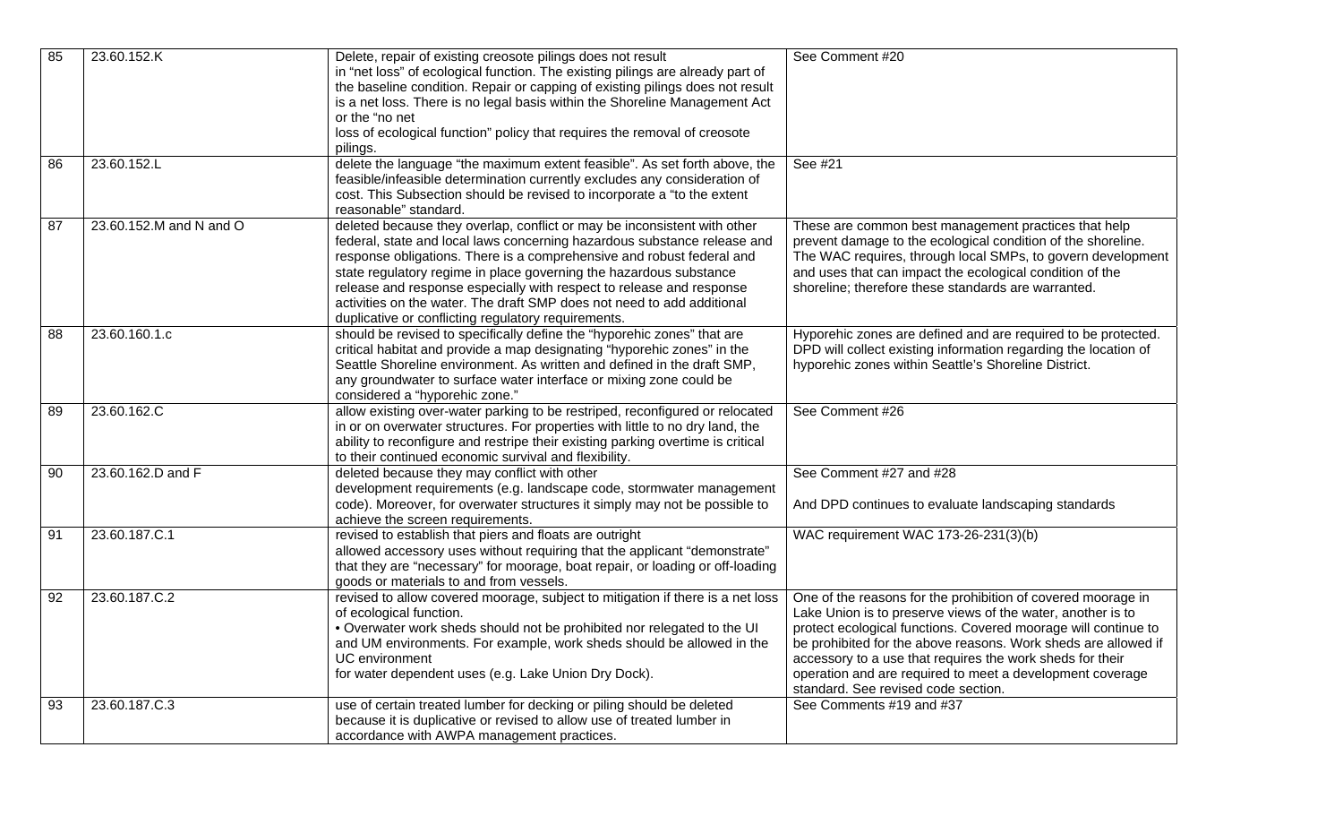| 85 | 23.60.152.K | Delete, repair of existing creosote pilings does not result in "net loss" of ecological function. The existing pilings are already part of the baseline condition. Repair or capping of existing pilings does not result is a net loss. There is no legal basis within the Shoreline Management Act or the "no net loss of ecological function" policy that requires the removal of creosote pilings. | See Comment #20 |
|---|---|---|---|
| 86 | 23.60.152.L | delete the language "the maximum extent feasible". As set forth above, the feasible/infeasible determination currently excludes any consideration of cost. This Subsection should be revised to incorporate a "to the extent reasonable" standard. | See #21 |
| 87 | 23.60.152.M and N and O | deleted because they overlap, conflict or may be inconsistent with other federal, state and local laws concerning hazardous substance release and response obligations. There is a comprehensive and robust federal and state regulatory regime in place governing the hazardous substance release and response especially with respect to release and response activities on the water. The draft SMP does not need to add additional duplicative or conflicting regulatory requirements. | These are common best management practices that help prevent damage to the ecological condition of the shoreline. The WAC requires, through local SMPs, to govern development and uses that can impact the ecological condition of the shoreline; therefore these standards are warranted. |
| 88 | 23.60.160.1.c | should be revised to specifically define the "hyporehic zones" that are critical habitat and provide a map designating "hyporehic zones" in the Seattle Shoreline environment. As written and defined in the draft SMP, any groundwater to surface water interface or mixing zone could be considered a "hyporehic zone." | Hyporehic zones are defined and are required to be protected. DPD will collect existing information regarding the location of hyporehic zones within Seattle's Shoreline District. |
| 89 | 23.60.162.C | allow existing over-water parking to be restriped, reconfigured or relocated in or on overwater structures. For properties with little to no dry land, the ability to reconfigure and restripe their existing parking overtime is critical to their continued economic survival and flexibility. | See Comment #26 |
| 90 | 23.60.162.D and F | deleted because they may conflict with other development requirements (e.g. landscape code, stormwater management code). Moreover, for overwater structures it simply may not be possible to achieve the screen requirements. | See Comment #27 and #28<br><br>And DPD continues to evaluate landscaping standards |
| 91 | 23.60.187.C.1 | revised to establish that piers and floats are outright allowed accessory uses without requiring that the applicant "demonstrate" that they are "necessary" for moorage, boat repair, or loading or off-loading goods or materials to and from vessels. | WAC requirement WAC 173-26-231(3)(b) |
| 92 | 23.60.187.C.2 | revised to allow covered moorage, subject to mitigation if there is a net loss of ecological function.<br>• Overwater work sheds should not be prohibited nor relegated to the UI and UM environments. For example, work sheds should be allowed in the UC environment for water dependent uses (e.g. Lake Union Dry Dock). | One of the reasons for the prohibition of covered moorage in Lake Union is to preserve views of the water, another is to protect ecological functions. Covered moorage will continue to be prohibited for the above reasons. Work sheds are allowed if accessory to a use that requires the work sheds for their operation and are required to meet a development coverage standard. See revised code section. |
| 93 | 23.60.187.C.3 | use of certain treated lumber for decking or piling should be deleted because it is duplicative or revised to allow use of treated lumber in accordance with AWPA management practices. | See Comments #19 and #37 |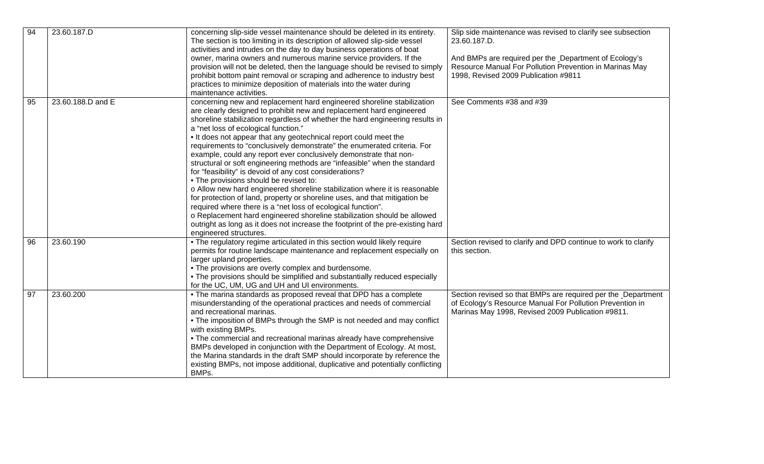| 94 | 23.60.187.D | concerning slip-side vessel maintenance should be deleted in its entirety. The section is too limiting in its description of allowed slip-side vessel activities and intrudes on the day to day business operations of boat owner, marina owners and numerous marine service providers. If the provision will not be deleted, then the language should be revised to simply prohibit bottom paint removal or scraping and adherence to industry best practices to minimize deposition of materials into the water during maintenance activities. | Slip side maintenance was revised to clarify see subsection 23.60.187.D.<br><br>And BMPs are required per the _Department of Ecology's Resource Manual For Pollution Prevention in Marinas May 1998, Revised 2009 Publication #9811 |
|---|---|---|---|
| 95 | 23.60.188.D and E | concerning new and replacement hard engineered shoreline stabilization are clearly designed to prohibit new and replacement hard engineered shoreline stabilization regardless of whether the hard engineering results in a "net loss of ecological function."<br>• It does not appear that any geotechnical report could meet the requirements to "conclusively demonstrate" the enumerated criteria. For example, could any report ever conclusively demonstrate that non-structural or soft engineering methods are "infeasible" when the standard for "feasibility" is devoid of any cost considerations?<br>• The provisions should be revised to:<br>o Allow new hard engineered shoreline stabilization where it is reasonable for protection of land, property or shoreline uses, and that mitigation be required where there is a "net loss of ecological function".<br>o Replacement hard engineered shoreline stabilization should be allowed outright as long as it does not increase the footprint of the pre-existing hard engineered structures. | See Comments #38 and #39 |
| 96 | 23.60.190 | • The regulatory regime articulated in this section would likely require permits for routine landscape maintenance and replacement especially on larger upland properties.<br>• The provisions are overly complex and burdensome.<br>• The provisions should be simplified and substantially reduced especially for the UC, UM, UG and UH and UI environments. | Section revised to clarify and DPD continue to work to clarify this section. |
| 97 | 23.60.200 | • The marina standards as proposed reveal that DPD has a complete misunderstanding of the operational practices and needs of commercial and recreational marinas.<br>• The imposition of BMPs through the SMP is not needed and may conflict with existing BMPs.<br>• The commercial and recreational marinas already have comprehensive BMPs developed in conjunction with the Department of Ecology. At most, the Marina standards in the draft SMP should incorporate by reference the existing BMPs, not impose additional, duplicative and potentially conflicting BMPs. | Section revised so that BMPs are required per the _Department of Ecology's Resource Manual For Pollution Prevention in Marinas May 1998, Revised 2009 Publication #9811. |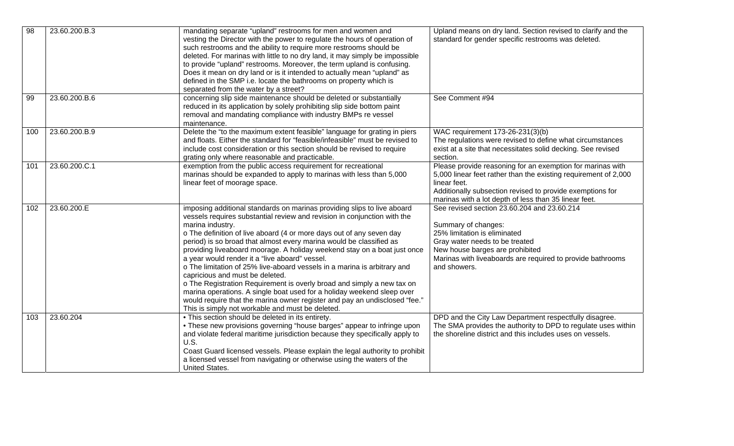| 98 | 23.60.200.B.3 | mandating separate "upland" restrooms for men and women and vesting the Director with the power to regulate the hours of operation of such restrooms and the ability to require more restrooms should be deleted. For marinas with little to no dry land, it may simply be impossible to provide "upland" restrooms. Moreover, the term upland is confusing. Does it mean on dry land or is it intended to actually mean "upland" as defined in the SMP i.e. locate the bathrooms on property which is separated from the water by a street? | Upland means on dry land. Section revised to clarify and the standard for gender specific restrooms was deleted. |
|---|---|---|---|
| 99 | 23.60.200.B.6 | concerning slip side maintenance should be deleted or substantially reduced in its application by solely prohibiting slip side bottom paint removal and mandating compliance with industry BMPs re vessel maintenance. | See Comment #94 |
| 100 | 23.60.200.B.9 | Delete the "to the maximum extent feasible" language for grating in piers and floats. Either the standard for "feasible/infeasible" must be revised to include cost consideration or this section should be revised to require grating only where reasonable and practicable. | WAC requirement 173-26-231(3)(b)<br>The regulations were revised to define what circumstances exist at a site that necessitates solid decking. See revised section. |
| 101 | 23.60.200.C.1 | exemption from the public access requirement for recreational marinas should be expanded to apply to marinas with less than 5,000 linear feet of moorage space. | Please provide reasoning for an exemption for marinas with 5,000 linear feet rather than the existing requirement of 2,000 linear feet.<br>Additionally subsection revised to provide exemptions for marinas with a lot depth of less than 35 linear feet. |
| 102 | 23.60.200.E | imposing additional standards on marinas providing slips to live aboard vessels requires substantial review and revision in conjunction with the marina industry.<br>o The definition of live aboard (4 or more days out of any seven day period) is so broad that almost every marina would be classified as providing liveaboard moorage. A holiday weekend stay on a boat just once a year would render it a "live aboard" vessel.<br>o The limitation of 25% live-aboard vessels in a marina is arbitrary and capricious and must be deleted.<br>o The Registration Requirement is overly broad and simply a new tax on marina operations. A single boat used for a holiday weekend sleep over would require that the marina owner register and pay an undisclosed "fee." This is simply not workable and must be deleted. | See revised section 23.60.204 and 23.60.214<br><br>Summary of changes:<br>25% limitation is eliminated<br>Gray water needs to be treated<br>New house barges are prohibited<br>Marinas with liveaboards are required to provide bathrooms and showers. |
| 103 | 23.60.204 | • This section should be deleted in its entirety.<br>• These new provisions governing "house barges" appear to infringe upon and violate federal maritime jurisdiction because they specifically apply to U.S.<br>Coast Guard licensed vessels. Please explain the legal authority to prohibit a licensed vessel from navigating or otherwise using the waters of the United States. | DPD and the City Law Department respectfully disagree. The SMA provides the authority to DPD to regulate uses within the shoreline district and this includes uses on vessels. |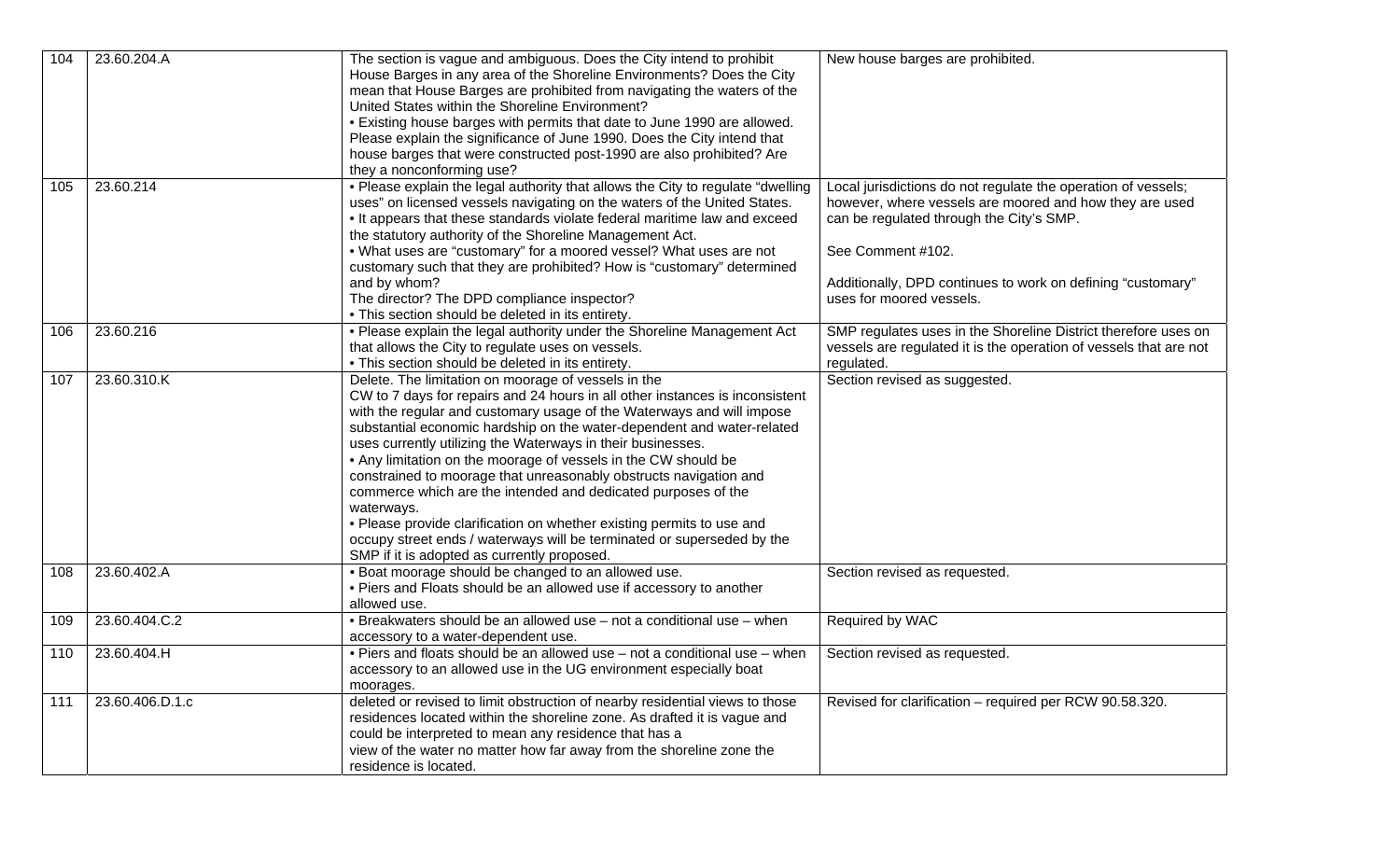| 104 | 23.60.204.A | The section is vague and ambiguous. Does the City intend to prohibit House Barges in any area of the Shoreline Environments? Does the City mean that House Barges are prohibited from navigating the waters of the United States within the Shoreline Environment?<br>• Existing house barges with permits that date to June 1990 are allowed. Please explain the significance of June 1990. Does the City intend that house barges that were constructed post-1990 are also prohibited? Are they a nonconforming use? | New house barges are prohibited. |
|---|---|---|---|
| 105 | 23.60.214 | • Please explain the legal authority that allows the City to regulate "dwelling uses" on licensed vessels navigating on the waters of the United States.<br>• It appears that these standards violate federal maritime law and exceed the statutory authority of the Shoreline Management Act.<br>• What uses are "customary" for a moored vessel? What uses are not customary such that they are prohibited? How is "customary" determined and by whom?<br>The director? The DPD compliance inspector?<br>• This section should be deleted in its entirety. | Local jurisdictions do not regulate the operation of vessels; however, where vessels are moored and how they are used can be regulated through the City's SMP.<br><br>See Comment #102.<br><br>Additionally, DPD continues to work on defining "customary" uses for moored vessels. |
| 106 | 23.60.216 | • Please explain the legal authority under the Shoreline Management Act that allows the City to regulate uses on vessels.<br>• This section should be deleted in its entirety. | SMP regulates uses in the Shoreline District therefore uses on vessels are regulated it is the operation of vessels that are not regulated. |
| 107 | 23.60.310.K | Delete. The limitation on moorage of vessels in the CW to 7 days for repairs and 24 hours in all other instances is inconsistent with the regular and customary usage of the Waterways and will impose substantial economic hardship on the water-dependent and water-related uses currently utilizing the Waterways in their businesses.<br>• Any limitation on the moorage of vessels in the CW should be constrained to moorage that unreasonably obstructs navigation and commerce which are the intended and dedicated purposes of the waterways.<br>• Please provide clarification on whether existing permits to use and occupy street ends / waterways will be terminated or superseded by the SMP if it is adopted as currently proposed. | Section revised as suggested. |
| 108 | 23.60.402.A | • Boat moorage should be changed to an allowed use.<br>• Piers and Floats should be an allowed use if accessory to another allowed use. | Section revised as requested. |
| 109 | 23.60.404.C.2 | • Breakwaters should be an allowed use – not a conditional use – when accessory to a water-dependent use. | Required by WAC |
| 110 | 23.60.404.H | • Piers and floats should be an allowed use – not a conditional use – when accessory to an allowed use in the UG environment especially boat moorages. | Section revised as requested. |
| 111 | 23.60.406.D.1.c | deleted or revised to limit obstruction of nearby residential views to those residences located within the shoreline zone. As drafted it is vague and could be interpreted to mean any residence that has a view of the water no matter how far away from the shoreline zone the residence is located. | Revised for clarification – required per RCW 90.58.320. |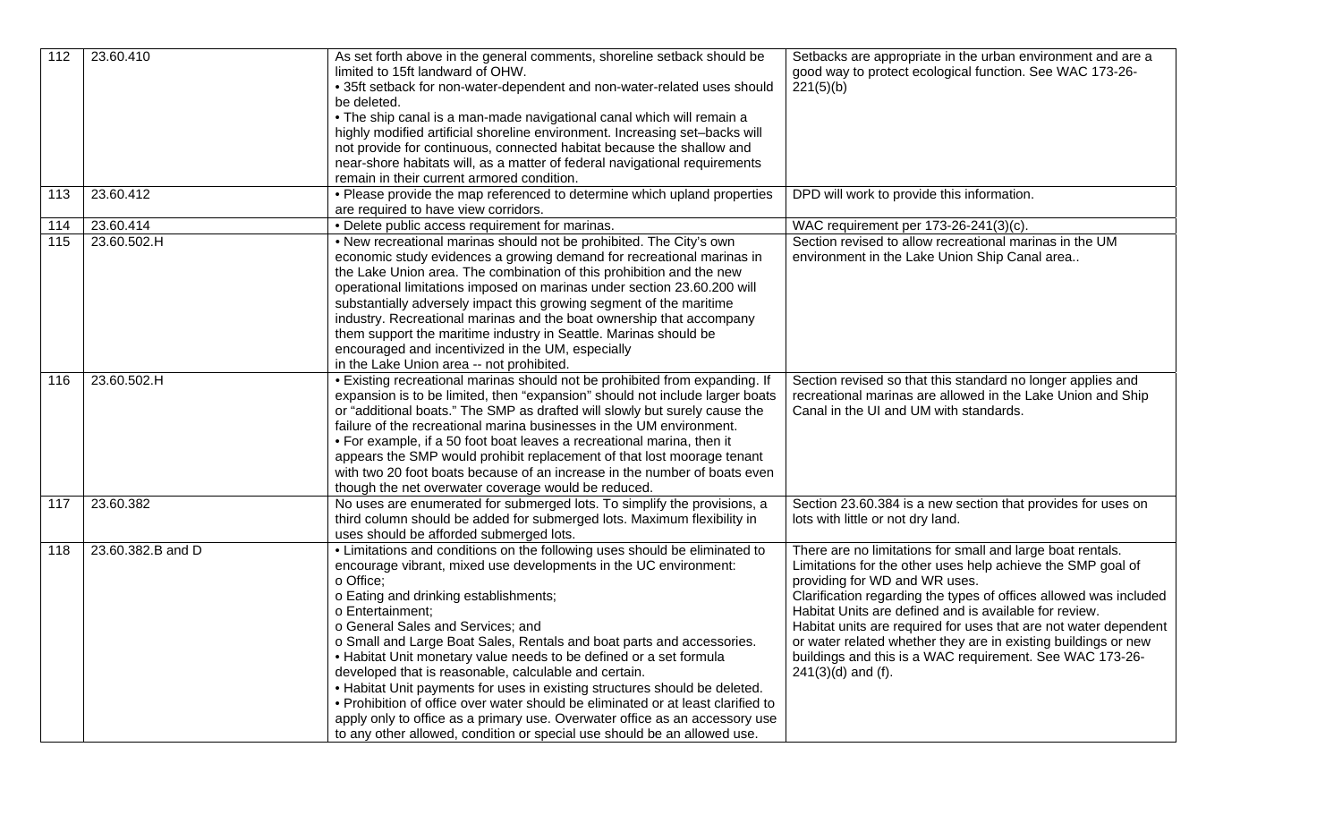| 112 | 23.60.410 | As set forth above in the general comments, shoreline setback should be limited to 15ft landward of OHW.<br>• 35ft setback for non-water-dependent and non-water-related uses should be deleted.<br>• The ship canal is a man-made navigational canal which will remain a highly modified artificial shoreline environment. Increasing set–backs will not provide for continuous, connected habitat because the shallow and near-shore habitats will, as a matter of federal navigational requirements remain in their current armored condition. | Setbacks are appropriate in the urban environment and are a good way to protect ecological function. See WAC 173-26-221(5)(b) |
|---|---|---|---|
| 113 | 23.60.412 | • Please provide the map referenced to determine which upland properties are required to have view corridors. | DPD will work to provide this information. |
| 114 | 23.60.414 | • Delete public access requirement for marinas. | WAC requirement per 173-26-241(3)(c). |
| 115 | 23.60.502.H | • New recreational marinas should not be prohibited. The City's own economic study evidences a growing demand for recreational marinas in the Lake Union area. The combination of this prohibition and the new operational limitations imposed on marinas under section 23.60.200 will substantially adversely impact this growing segment of the maritime industry. Recreational marinas and the boat ownership that accompany them support the maritime industry in Seattle. Marinas should be encouraged and incentivized in the UM, especially in the Lake Union area -- not prohibited. | Section revised to allow recreational marinas in the UM environment in the Lake Union Ship Canal area.. |
| 116 | 23.60.502.H | • Existing recreational marinas should not be prohibited from expanding. If expansion is to be limited, then "expansion" should not include larger boats or "additional boats." The SMP as drafted will slowly but surely cause the failure of the recreational marina businesses in the UM environment.<br>• For example, if a 50 foot boat leaves a recreational marina, then it appears the SMP would prohibit replacement of that lost moorage tenant with two 20 foot boats because of an increase in the number of boats even though the net overwater coverage would be reduced. | Section revised so that this standard no longer applies and recreational marinas are allowed in the Lake Union and Ship Canal in the UI and UM with standards. |
| 117 | 23.60.382 | No uses are enumerated for submerged lots. To simplify the provisions, a third column should be added for submerged lots. Maximum flexibility in uses should be afforded submerged lots. | Section 23.60.384 is a new section that provides for uses on lots with little or not dry land. |
| 118 | 23.60.382.B and D | • Limitations and conditions on the following uses should be eliminated to encourage vibrant, mixed use developments in the UC environment:<br>o Office;<br>o Eating and drinking establishments;<br>o Entertainment;<br>o General Sales and Services; and<br>o Small and Large Boat Sales, Rentals and boat parts and accessories.<br>• Habitat Unit monetary value needs to be defined or a set formula developed that is reasonable, calculable and certain.<br>• Habitat Unit payments for uses in existing structures should be deleted.<br>• Prohibition of office over water should be eliminated or at least clarified to apply only to office as a primary use. Overwater office as an accessory use to any other allowed, condition or special use should be an allowed use. | There are no limitations for small and large boat rentals. Limitations for the other uses help achieve the SMP goal of providing for WD and WR uses.<br>Clarification regarding the types of offices allowed was included<br>Habitat Units are defined and is available for review.<br>Habitat units are required for uses that are not water dependent or water related whether they are in existing buildings or new buildings and this is a WAC requirement. See WAC 173-26-241(3)(d) and (f). |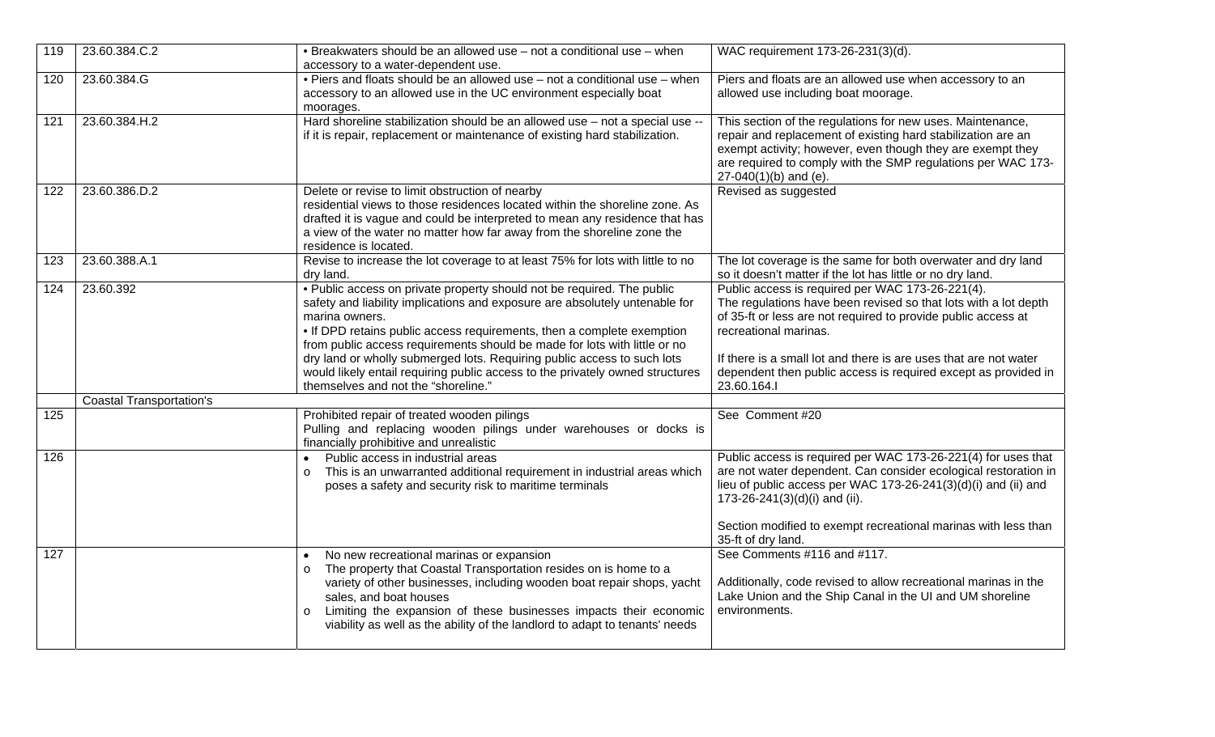| 119 | 23.60.384.C.2 | • Breakwaters should be an allowed use – not a conditional use – when accessory to a water-dependent use. | WAC requirement 173-26-231(3)(d). |
|---|---|---|---|
| 120 | 23.60.384.G | • Piers and floats should be an allowed use – not a conditional use – when accessory to an allowed use in the UC environment especially boat moorages. | Piers and floats are an allowed use when accessory to an allowed use including boat moorage. |
| 121 | 23.60.384.H.2 | Hard shoreline stabilization should be an allowed use – not a special use -- if it is repair, replacement or maintenance of existing hard stabilization. | This section of the regulations for new uses. Maintenance, repair and replacement of existing hard stabilization are an exempt activity; however, even though they are exempt they are required to comply with the SMP regulations per WAC 173-27-040(1)(b) and (e). |
| 122 | 23.60.386.D.2 | Delete or revise to limit obstruction of nearby residential views to those residences located within the shoreline zone. As drafted it is vague and could be interpreted to mean any residence that has a view of the water no matter how far away from the shoreline zone the residence is located. | Revised as suggested |
| 123 | 23.60.388.A.1 | Revise to increase the lot coverage to at least 75% for lots with little to no dry land. | The lot coverage is the same for both overwater and dry land so it doesn't matter if the lot has little or no dry land. |
| 124 | 23.60.392 | • Public access on private property should not be required. The public safety and liability implications and exposure are absolutely untenable for marina owners.<br>• If DPD retains public access requirements, then a complete exemption from public access requirements should be made for lots with little or no dry land or wholly submerged lots. Requiring public access to such lots would likely entail requiring public access to the privately owned structures themselves and not the "shoreline." | Public access is required per WAC 173-26-221(4).<br>The regulations have been revised so that lots with a lot depth of 35-ft or less are not required to provide public access at recreational marinas.<br><br>If there is a small lot and there is are uses that are not water dependent then public access is required except as provided in 23.60.164.I |
| | Coastal Transportation's | | |
| 125 | | Prohibited repair of treated wooden pilings<br>Pulling and replacing wooden pilings under warehouses or docks is financially prohibitive and unrealistic | See Comment #20 |
| 126 | | • Public access in industrial areas<br>o This is an unwarranted additional requirement in industrial areas which poses a safety and security risk to maritime terminals | Public access is required per WAC 173-26-221(4) for uses that are not water dependent. Can consider ecological restoration in lieu of public access per WAC 173-26-241(3)(d)(i) and (ii) and 173-26-241(3)(d)(i) and (ii).<br><br>Section modified to exempt recreational marinas with less than 35-ft of dry land. |
| 127 | | • No new recreational marinas or expansion<br>o The property that Coastal Transportation resides on is home to a variety of other businesses, including wooden boat repair shops, yacht sales, and boat houses<br>o Limiting the expansion of these businesses impacts their economic viability as well as the ability of the landlord to adapt to tenants' needs | See Comments #116 and #117.<br><br>Additionally, code revised to allow recreational marinas in the Lake Union and the Ship Canal in the UI and UM shoreline environments. |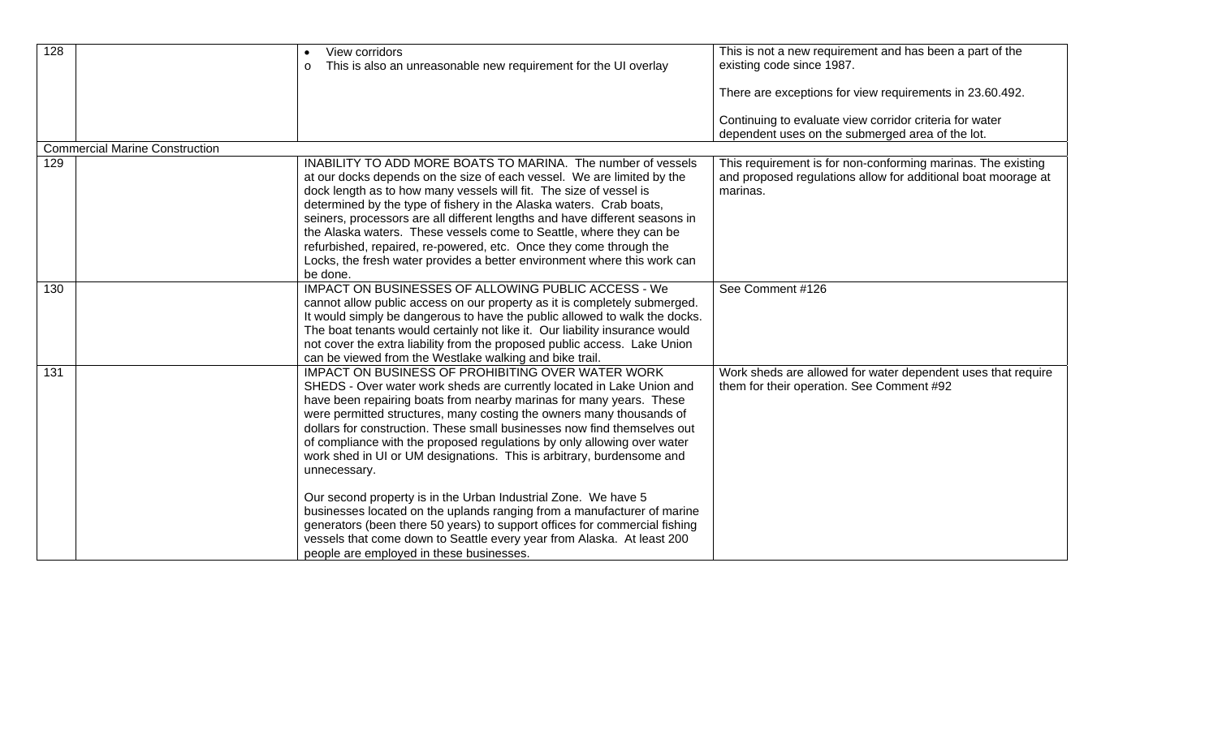| | | | |
|---|---|---|---|
| 128 | | • View corridors<br>o This is also an unreasonable new requirement for the UI overlay | This is not a new requirement and has been a part of the existing code since 1987.<br><br>There are exceptions for view requirements in 23.60.492.<br><br>Continuing to evaluate view corridor criteria for water dependent uses on the submerged area of the lot. |
| Commercial Marine Construction | | | |
| 129 | | INABILITY TO ADD MORE BOATS TO MARINA. The number of vessels at our docks depends on the size of each vessel. We are limited by the dock length as to how many vessels will fit. The size of vessel is determined by the type of fishery in the Alaska waters. Crab boats, seiners, processors are all different lengths and have different seasons in the Alaska waters. These vessels come to Seattle, where they can be refurbished, repaired, re-powered, etc. Once they come through the Locks, the fresh water provides a better environment where this work can be done. | This requirement is for non-conforming marinas. The existing and proposed regulations allow for additional boat moorage at marinas. |
| 130 | | IMPACT ON BUSINESSES OF ALLOWING PUBLIC ACCESS - We cannot allow public access on our property as it is completely submerged. It would simply be dangerous to have the public allowed to walk the docks. The boat tenants would certainly not like it. Our liability insurance would not cover the extra liability from the proposed public access. Lake Union can be viewed from the Westlake walking and bike trail. | See Comment #126 |
| 131 | | IMPACT ON BUSINESS OF PROHIBITING OVER WATER WORK SHEDS - Over water work sheds are currently located in Lake Union and have been repairing boats from nearby marinas for many years. These were permitted structures, many costing the owners many thousands of dollars for construction. These small businesses now find themselves out of compliance with the proposed regulations by only allowing over water work shed in UI or UM designations. This is arbitrary, burdensome and unnecessary.<br><br>Our second property is in the Urban Industrial Zone. We have 5 businesses located on the uplands ranging from a manufacturer of marine generators (been there 50 years) to support offices for commercial fishing vessels that come down to Seattle every year from Alaska. At least 200 people are employed in these businesses. | Work sheds are allowed for water dependent uses that require them for their operation. See Comment #92 |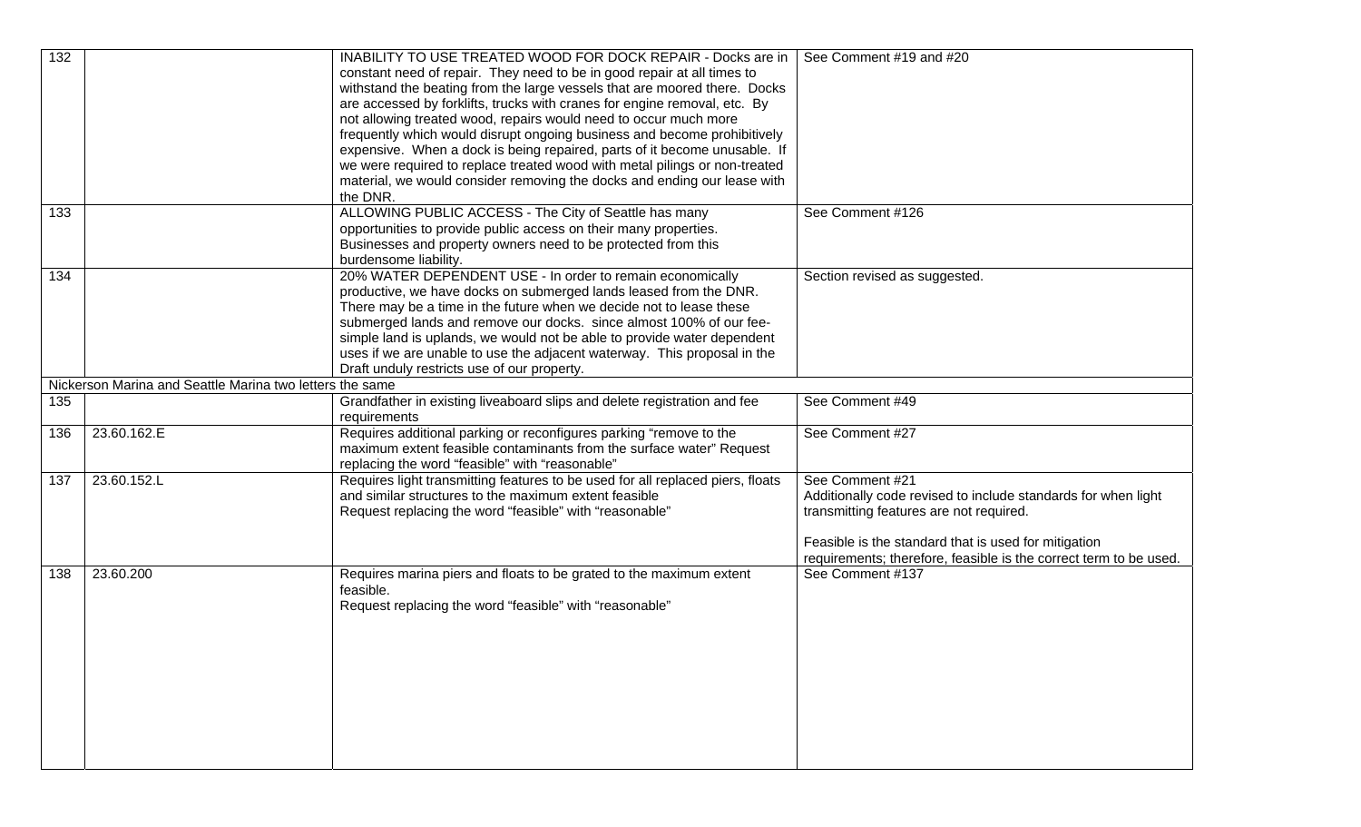| | | | |
|---|---|---|---|
| 132 | | INABILITY TO USE TREATED WOOD FOR DOCK REPAIR - Docks are in constant need of repair. They need to be in good repair at all times to withstand the beating from the large vessels that are moored there. Docks are accessed by forklifts, trucks with cranes for engine removal, etc. By not allowing treated wood, repairs would need to occur much more frequently which would disrupt ongoing business and become prohibitively expensive. When a dock is being repaired, parts of it become unusable. If we were required to replace treated wood with metal pilings or non-treated material, we would consider removing the docks and ending our lease with the DNR. | See Comment #19 and #20 |
| 133 | | ALLOWING PUBLIC ACCESS - The City of Seattle has many opportunities to provide public access on their many properties. Businesses and property owners need to be protected from this burdensome liability. | See Comment #126 |
| 134 | | 20% WATER DEPENDENT USE - In order to remain economically productive, we have docks on submerged lands leased from the DNR. There may be a time in the future when we decide not to lease these submerged lands and remove our docks. since almost 100% of our fee-simple land is uplands, we would not be able to provide water dependent uses if we are unable to use the adjacent waterway. This proposal in the Draft unduly restricts use of our property. | Section revised as suggested. |
| Nickerson Marina and Seattle Marina two letters the same | | | |
| 135 | | Grandfather in existing liveaboard slips and delete registration and fee requirements | See Comment #49 |
| 136 | 23.60.162.E | Requires additional parking or reconfigures parking "remove to the maximum extent feasible contaminants from the surface water" Request replacing the word "feasible" with "reasonable" | See Comment #27 |
| 137 | 23.60.152.L | Requires light transmitting features to be used for all replaced piers, floats and similar structures to the maximum extent feasible<br>Request replacing the word "feasible" with "reasonable" | See Comment #21<br>Additionally code revised to include standards for when light transmitting features are not required.<br><br>Feasible is the standard that is used for mitigation requirements; therefore, feasible is the correct term to be used. |
| 138 | 23.60.200 | Requires marina piers and floats to be grated to the maximum extent feasible.<br>Request replacing the word "feasible" with "reasonable" | See Comment #137 |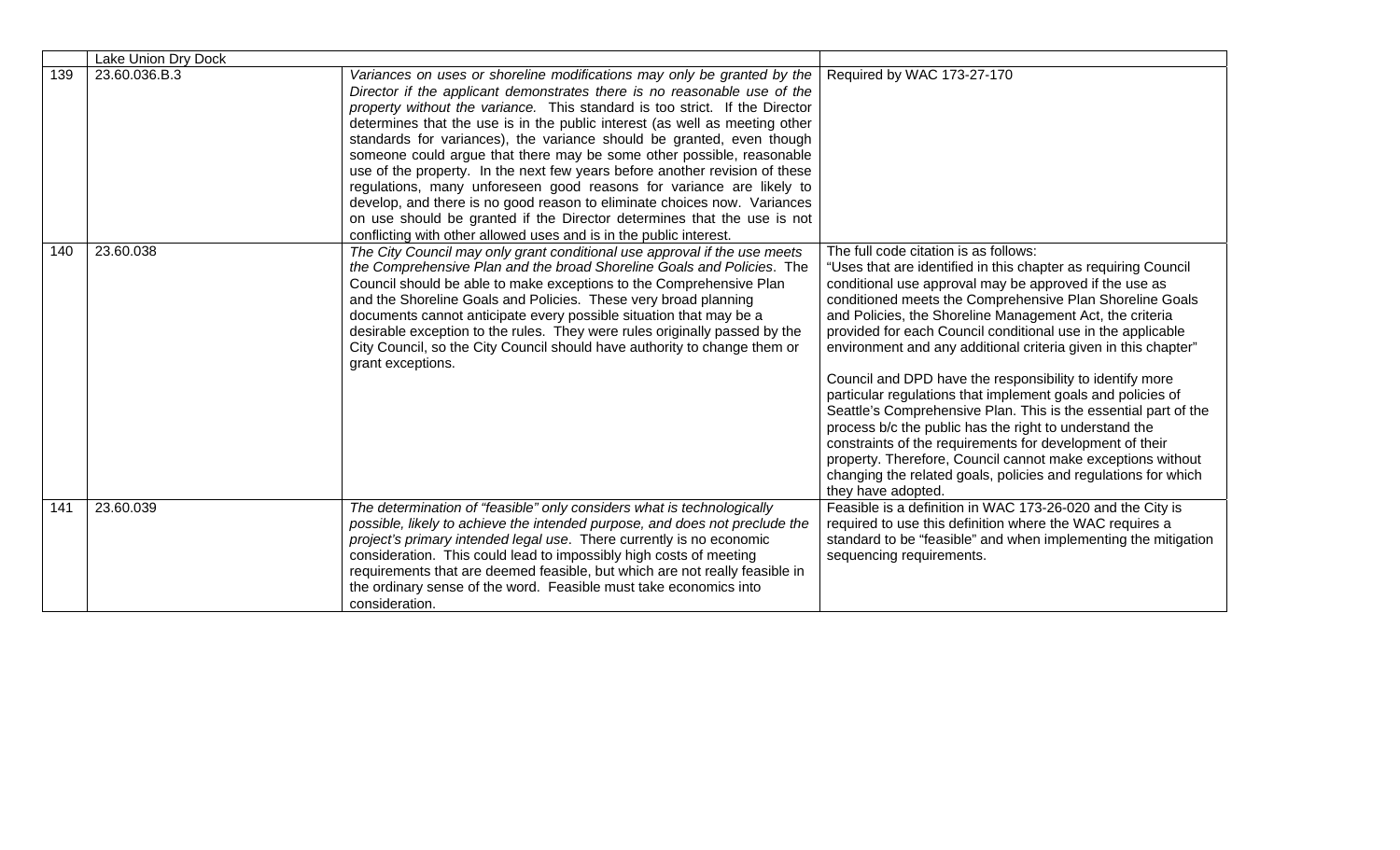| | | | |
|---|---|---|---|
| | Lake Union Dry Dock | | |
| 139 | 23.60.036.B.3 | *Variances on uses or shoreline modifications may only be granted by the Director if the applicant demonstrates there is no reasonable use of the property without the variance.* This standard is too strict. If the Director determines that the use is in the public interest (as well as meeting other standards for variances), the variance should be granted, even though someone could argue that there may be some other possible, reasonable use of the property. In the next few years before another revision of these regulations, many unforeseen good reasons for variance are likely to develop, and there is no good reason to eliminate choices now. Variances on use should be granted if the Director determines that the use is not conflicting with other allowed uses and is in the public interest. | Required by WAC 173-27-170 |
| 140 | 23.60.038 | *The City Council may only grant conditional use approval if the use meets the Comprehensive Plan and the broad Shoreline Goals and Policies*. The Council should be able to make exceptions to the Comprehensive Plan and the Shoreline Goals and Policies. These very broad planning documents cannot anticipate every possible situation that may be a desirable exception to the rules. They were rules originally passed by the City Council, so the City Council should have authority to change them or grant exceptions. | The full code citation is as follows:<br>"Uses that are identified in this chapter as requiring Council conditional use approval may be approved if the use as conditioned meets the Comprehensive Plan Shoreline Goals and Policies, the Shoreline Management Act, the criteria provided for each Council conditional use in the applicable environment and any additional criteria given in this chapter"<br><br>Council and DPD have the responsibility to identify more particular regulations that implement goals and policies of Seattle's Comprehensive Plan. This is the essential part of the process b/c the public has the right to understand the constraints of the requirements for development of their property. Therefore, Council cannot make exceptions without changing the related goals, policies and regulations for which they have adopted. |
| 141 | 23.60.039 | *The determination of "feasible" only considers what is technologically possible, likely to achieve the intended purpose, and does not preclude the project's primary intended legal use*. There currently is no economic consideration. This could lead to impossibly high costs of meeting requirements that are deemed feasible, but which are not really feasible in the ordinary sense of the word. Feasible must take economics into consideration. | Feasible is a definition in WAC 173-26-020 and the City is required to use this definition where the WAC requires a standard to be "feasible" and when implementing the mitigation sequencing requirements. |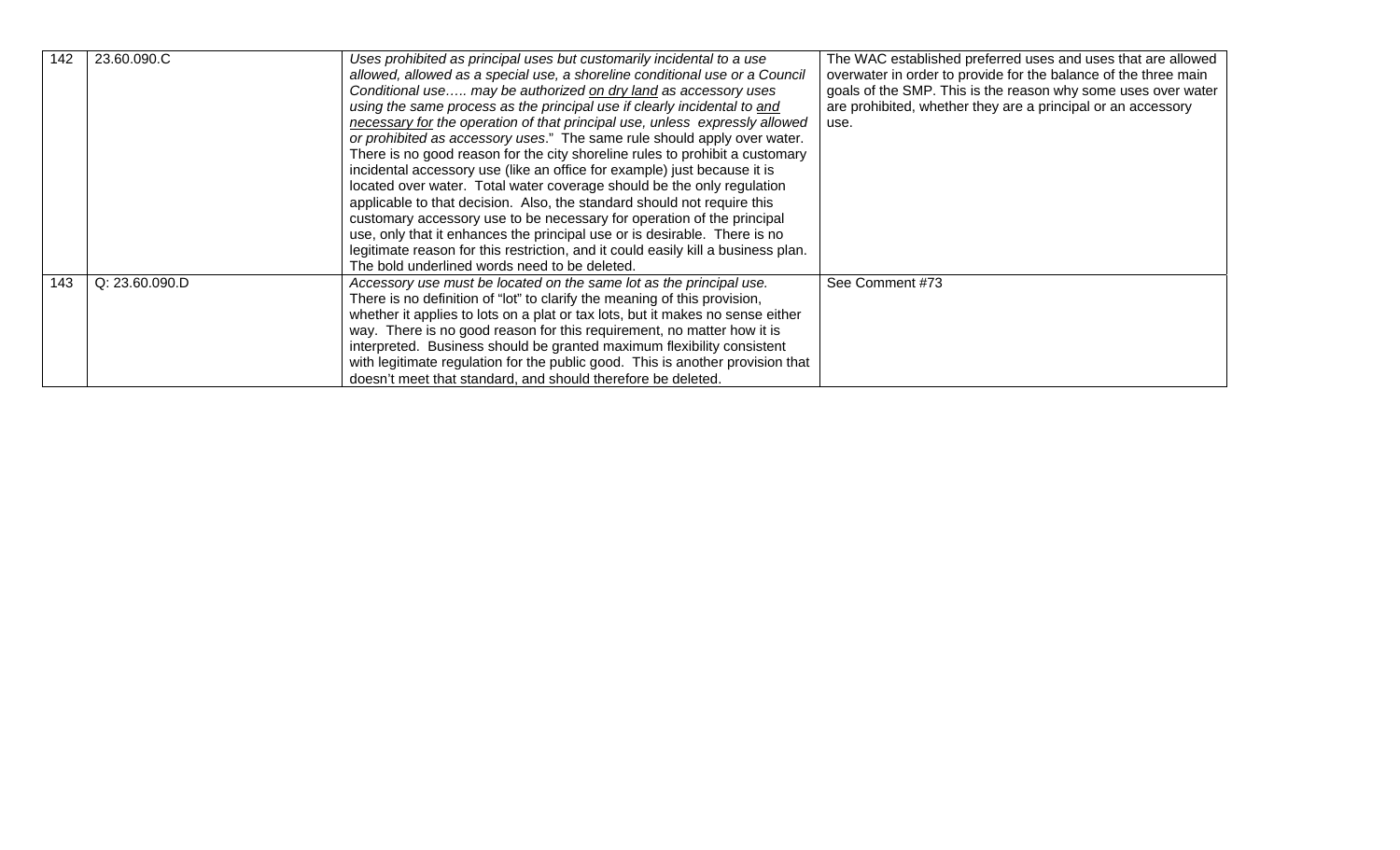| | | | |
|---|---|---|---|
| 142 | 23.60.090.C | *Uses prohibited as principal uses but customarily incidental to a use allowed, allowed as a special use, a shoreline conditional use or a Council Conditional use….. may be authorized <u>on dry land</u> as accessory uses using the same process as the principal use if clearly incidental to <u>and necessary for</u> the operation of that principal use, unless expressly allowed or prohibited as accessory uses*." The same rule should apply over water. There is no good reason for the city shoreline rules to prohibit a customary incidental accessory use (like an office for example) just because it is located over water. Total water coverage should be the only regulation applicable to that decision. Also, the standard should not require this customary accessory use to be necessary for operation of the principal use, only that it enhances the principal use or is desirable. There is no legitimate reason for this restriction, and it could easily kill a business plan. The bold underlined words need to be deleted. | The WAC established preferred uses and uses that are allowed overwater in order to provide for the balance of the three main goals of the SMP. This is the reason why some uses over water are prohibited, whether they are a principal or an accessory use. |
| 143 | Q: 23.60.090.D | *Accessory use must be located on the same lot as the principal use.* There is no definition of "lot" to clarify the meaning of this provision, whether it applies to lots on a plat or tax lots, but it makes no sense either way. There is no good reason for this requirement, no matter how it is interpreted. Business should be granted maximum flexibility consistent with legitimate regulation for the public good. This is another provision that doesn't meet that standard, and should therefore be deleted. | See Comment #73 |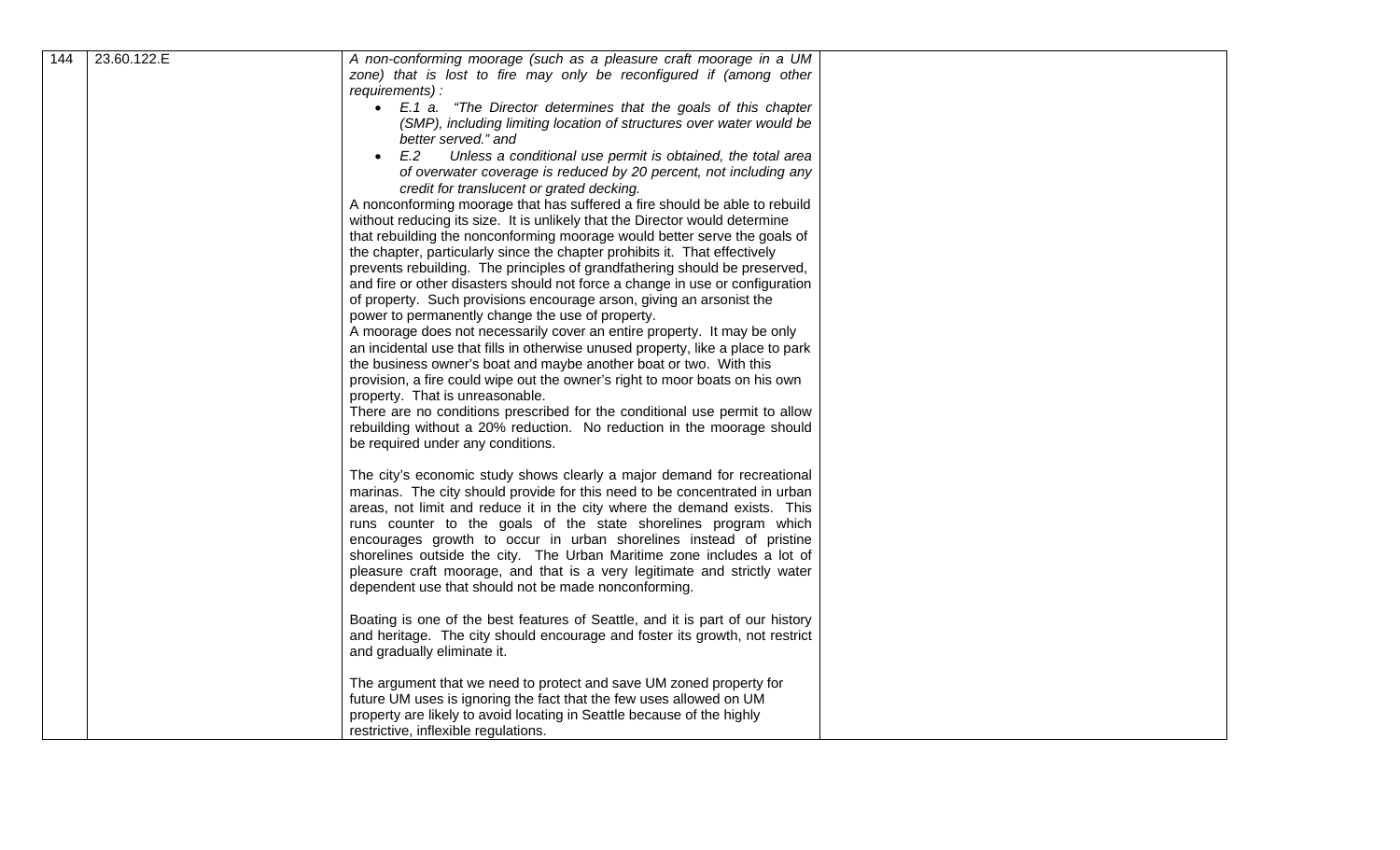| | | | |
|---|---|---|---|
| 144 | 23.60.122.E | *A non-conforming moorage (such as a pleasure craft moorage in a UM zone) that is lost to fire may only be reconfigured if (among other requirements) :*<br>• *E.1 a. "The Director determines that the goals of this chapter (SMP), including limiting location of structures over water would be better served." and*<br>• *E.2 Unless a conditional use permit is obtained, the total area of overwater coverage is reduced by 20 percent, not including any credit for translucent or grated decking.*<br>A nonconforming moorage that has suffered a fire should be able to rebuild without reducing its size. It is unlikely that the Director would determine that rebuilding the nonconforming moorage would better serve the goals of the chapter, particularly since the chapter prohibits it. That effectively prevents rebuilding. The principles of grandfathering should be preserved, and fire or other disasters should not force a change in use or configuration of property. Such provisions encourage arson, giving an arsonist the power to permanently change the use of property.<br>A moorage does not necessarily cover an entire property. It may be only an incidental use that fills in otherwise unused property, like a place to park the business owner's boat and maybe another boat or two. With this provision, a fire could wipe out the owner's right to moor boats on his own property. That is unreasonable.<br>There are no conditions prescribed for the conditional use permit to allow rebuilding without a 20% reduction. No reduction in the moorage should be required under any conditions.<br><br>The city's economic study shows clearly a major demand for recreational marinas. The city should provide for this need to be concentrated in urban areas, not limit and reduce it in the city where the demand exists. This runs counter to the goals of the state shorelines program which encourages growth to occur in urban shorelines instead of pristine shorelines outside the city. The Urban Maritime zone includes a lot of pleasure craft moorage, and that is a very legitimate and strictly water dependent use that should not be made nonconforming.<br><br>Boating is one of the best features of Seattle, and it is part of our history and heritage. The city should encourage and foster its growth, not restrict and gradually eliminate it.<br><br>The argument that we need to protect and save UM zoned property for future UM uses is ignoring the fact that the few uses allowed on UM property are likely to avoid locating in Seattle because of the highly restrictive, inflexible regulations. | |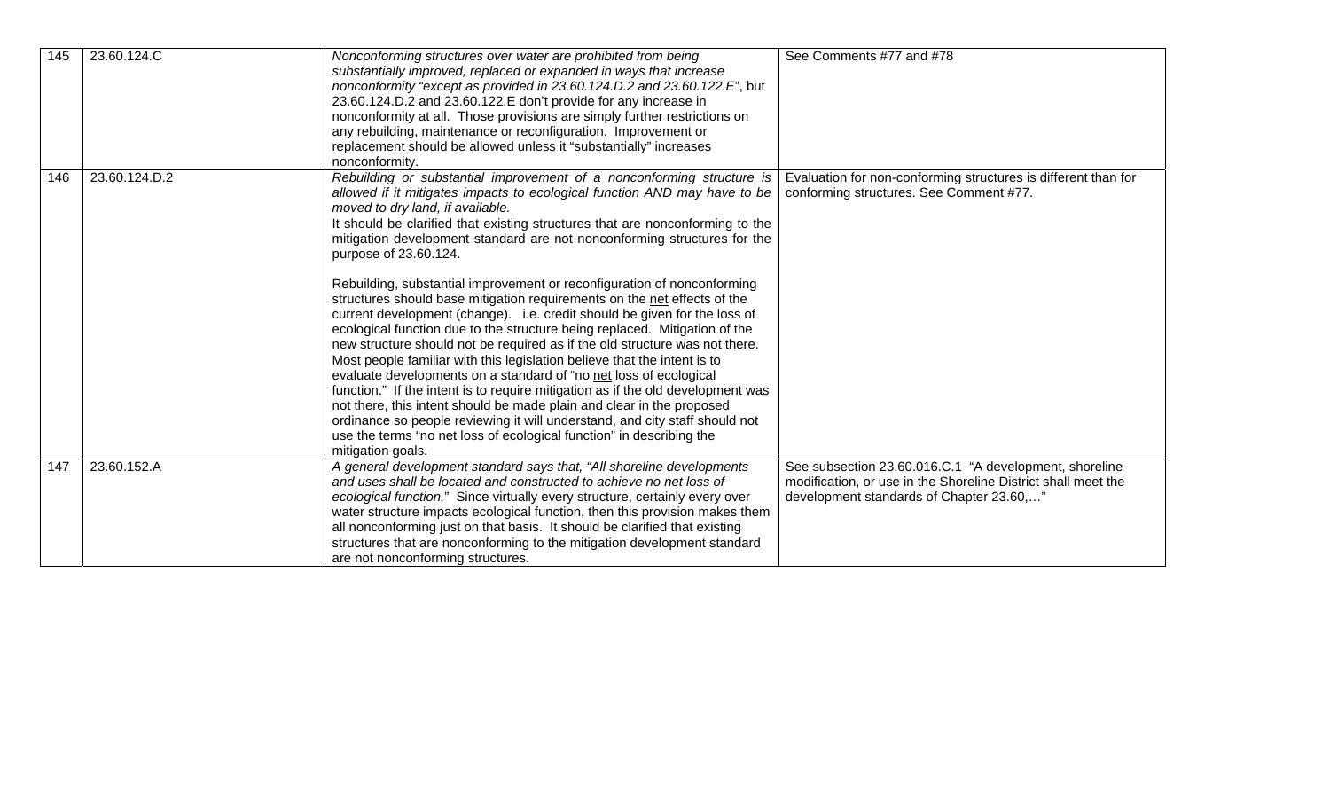| | | | |
|---|---|---|---|
| 145 | 23.60.124.C | *Nonconforming structures over water are prohibited from being substantially improved, replaced or expanded in ways that increase nonconformity "except as provided in 23.60.124.D.2 and 23.60.122.E*", but 23.60.124.D.2 and 23.60.122.E don't provide for any increase in nonconformity at all. Those provisions are simply further restrictions on any rebuilding, maintenance or reconfiguration. Improvement or replacement should be allowed unless it "substantially" increases nonconformity. | See Comments #77 and #78 |
| 146 | 23.60.124.D.2 | *Rebuilding or substantial improvement of a nonconforming structure is allowed if it mitigates impacts to ecological function AND may have to be moved to dry land, if available.*<br>It should be clarified that existing structures that are nonconforming to the mitigation development standard are not nonconforming structures for the purpose of 23.60.124.<br><br>Rebuilding, substantial improvement or reconfiguration of nonconforming structures should base mitigation requirements on the <u>net</u> effects of the current development (change). i.e. credit should be given for the loss of ecological function due to the structure being replaced. Mitigation of the new structure should not be required as if the old structure was not there. Most people familiar with this legislation believe that the intent is to evaluate developments on a standard of "no <u>net</u> loss of ecological function." If the intent is to require mitigation as if the old development was not there, this intent should be made plain and clear in the proposed ordinance so people reviewing it will understand, and city staff should not use the terms "no net loss of ecological function" in describing the mitigation goals. | Evaluation for non-conforming structures is different than for conforming structures. See Comment #77. |
| 147 | 23.60.152.A | *A general development standard says that, "All shoreline developments and uses shall be located and constructed to achieve no net loss of ecological function.*" Since virtually every structure, certainly every over water structure impacts ecological function, then this provision makes them all nonconforming just on that basis. It should be clarified that existing structures that are nonconforming to the mitigation development standard are not nonconforming structures. | See subsection 23.60.016.C.1 "A development, shoreline modification, or use in the Shoreline District shall meet the development standards of Chapter 23.60,…" |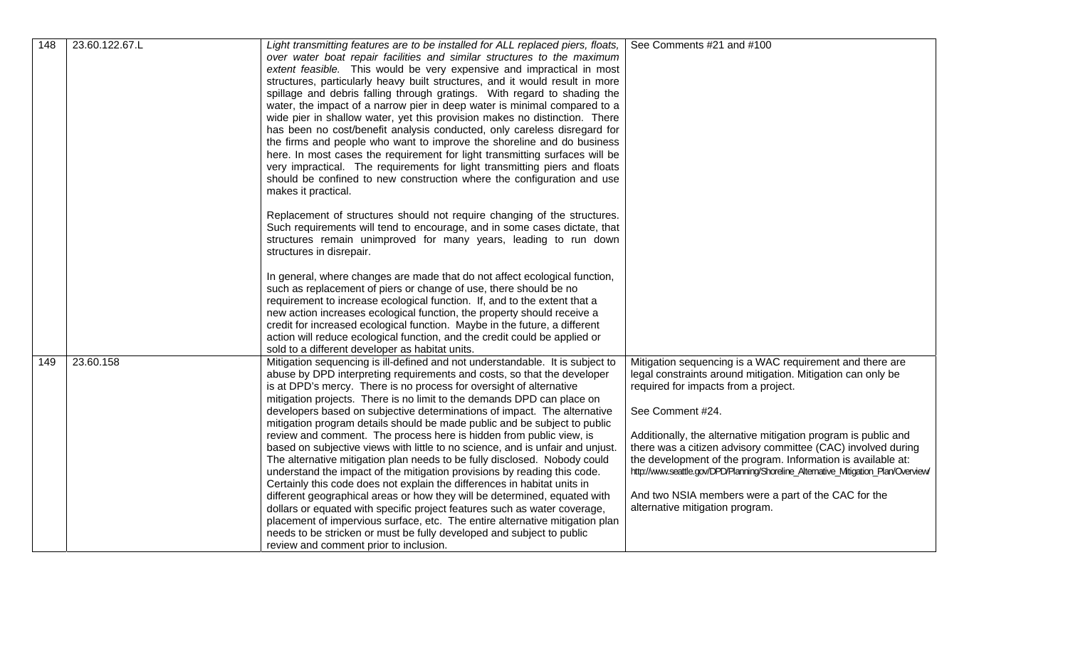| 148 | 23.60.122.67.L | *Light transmitting features are to be installed for ALL replaced piers, floats, over water boat repair facilities and similar structures to the maximum extent feasible.* This would be very expensive and impractical in most structures, particularly heavy built structures, and it would result in more spillage and debris falling through gratings. With regard to shading the water, the impact of a narrow pier in deep water is minimal compared to a wide pier in shallow water, yet this provision makes no distinction. There has been no cost/benefit analysis conducted, only careless disregard for the firms and people who want to improve the shoreline and do business here. In most cases the requirement for light transmitting surfaces will be very impractical. The requirements for light transmitting piers and floats should be confined to new construction where the configuration and use makes it practical.<br><br>Replacement of structures should not require changing of the structures. Such requirements will tend to encourage, and in some cases dictate, that structures remain unimproved for many years, leading to run down structures in disrepair.<br><br>In general, where changes are made that do not affect ecological function, such as replacement of piers or change of use, there should be no requirement to increase ecological function. If, and to the extent that a new action increases ecological function, the property should receive a credit for increased ecological function. Maybe in the future, a different action will reduce ecological function, and the credit could be applied or sold to a different developer as habitat units. | See Comments #21 and #100 |
|---|---|---|---|
| 149 | 23.60.158 | Mitigation sequencing is ill-defined and not understandable. It is subject to abuse by DPD interpreting requirements and costs, so that the developer is at DPD's mercy. There is no process for oversight of alternative mitigation projects. There is no limit to the demands DPD can place on developers based on subjective determinations of impact. The alternative mitigation program details should be made public and be subject to public review and comment. The process here is hidden from public view, is based on subjective views with little to no science, and is unfair and unjust. The alternative mitigation plan needs to be fully disclosed. Nobody could understand the impact of the mitigation provisions by reading this code. Certainly this code does not explain the differences in habitat units in different geographical areas or how they will be determined, equated with dollars or equated with specific project features such as water coverage, placement of impervious surface, etc. The entire alternative mitigation plan needs to be stricken or must be fully developed and subject to public review and comment prior to inclusion. | Mitigation sequencing is a WAC requirement and there are legal constraints around mitigation. Mitigation can only be required for impacts from a project.<br><br>See Comment #24.<br><br>Additionally, the alternative mitigation program is public and there was a citizen advisory committee (CAC) involved during the development of the program. Information is available at: http://www.seattle.gov/DPD/Planning/Shoreline_Alternative_Mitigation_Plan/Overview/<br><br>And two NSIA members were a part of the CAC for the alternative mitigation program. |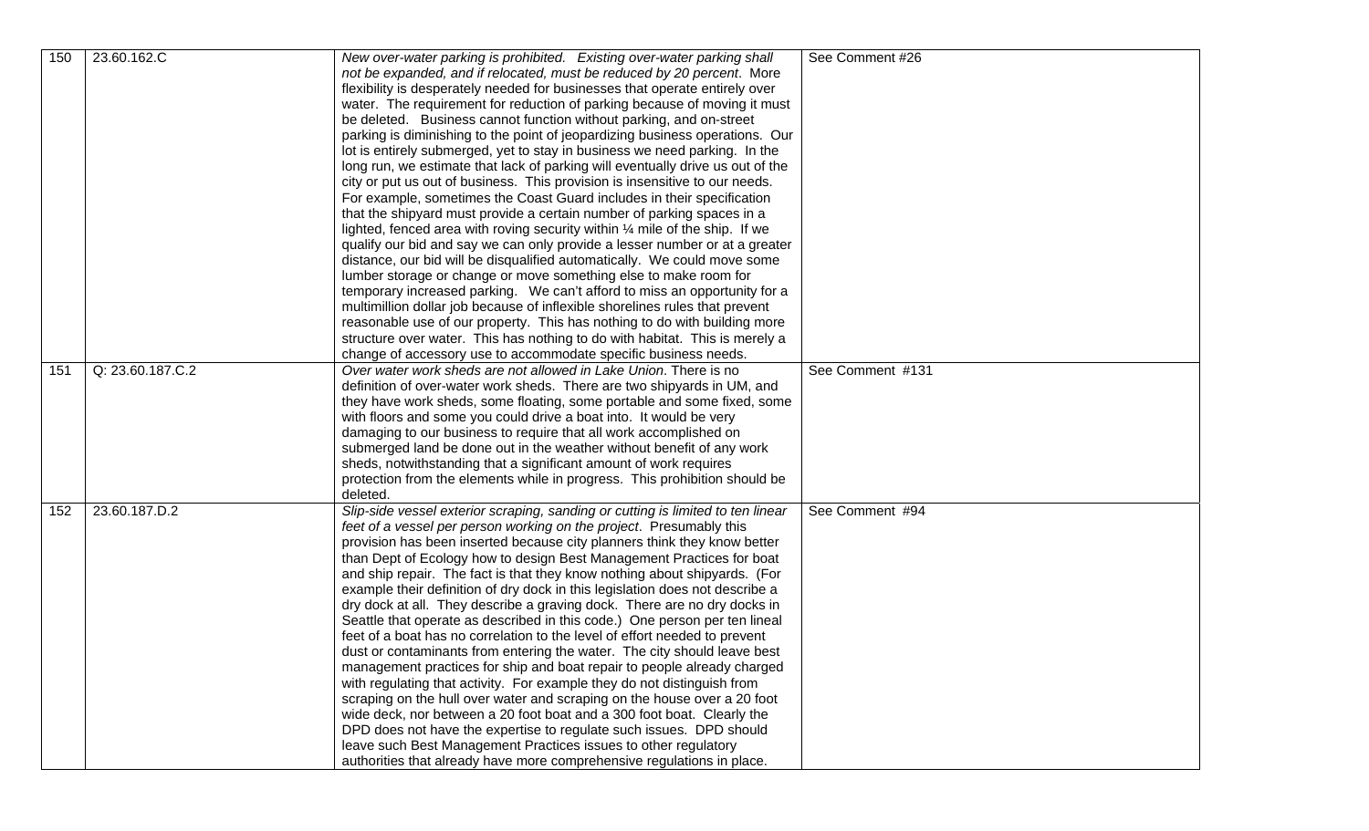| 150 | 23.60.162.C | *New over-water parking is prohibited. Existing over-water parking shall not be expanded, and if relocated, must be reduced by 20 percent*. More flexibility is desperately needed for businesses that operate entirely over water. The requirement for reduction of parking because of moving it must be deleted. Business cannot function without parking, and on-street parking is diminishing to the point of jeopardizing business operations. Our lot is entirely submerged, yet to stay in business we need parking. In the long run, we estimate that lack of parking will eventually drive us out of the city or put us out of business. This provision is insensitive to our needs. For example, sometimes the Coast Guard includes in their specification that the shipyard must provide a certain number of parking spaces in a lighted, fenced area with roving security within ¼ mile of the ship. If we qualify our bid and say we can only provide a lesser number or at a greater distance, our bid will be disqualified automatically. We could move some lumber storage or change or move something else to make room for temporary increased parking. We can't afford to miss an opportunity for a multimillion dollar job because of inflexible shorelines rules that prevent reasonable use of our property. This has nothing to do with building more structure over water. This has nothing to do with habitat. This is merely a change of accessory use to accommodate specific business needs. | See Comment #26 |
|---|---|---|---|
| 151 | Q: 23.60.187.C.2 | *Over water work sheds are not allowed in Lake Union*. There is no definition of over-water work sheds. There are two shipyards in UM, and they have work sheds, some floating, some portable and some fixed, some with floors and some you could drive a boat into. It would be very damaging to our business to require that all work accomplished on submerged land be done out in the weather without benefit of any work sheds, notwithstanding that a significant amount of work requires protection from the elements while in progress. This prohibition should be deleted. | See Comment #131 |
| 152 | 23.60.187.D.2 | *Slip-side vessel exterior scraping, sanding or cutting is limited to ten linear feet of a vessel per person working on the project*. Presumably this provision has been inserted because city planners think they know better than Dept of Ecology how to design Best Management Practices for boat and ship repair. The fact is that they know nothing about shipyards. (For example their definition of dry dock in this legislation does not describe a dry dock at all. They describe a graving dock. There are no dry docks in Seattle that operate as described in this code.) One person per ten lineal feet of a boat has no correlation to the level of effort needed to prevent dust or contaminants from entering the water. The city should leave best management practices for ship and boat repair to people already charged with regulating that activity. For example they do not distinguish from scraping on the hull over water and scraping on the house over a 20 foot wide deck, nor between a 20 foot boat and a 300 foot boat. Clearly the DPD does not have the expertise to regulate such issues. DPD should leave such Best Management Practices issues to other regulatory authorities that already have more comprehensive regulations in place. | See Comment #94 |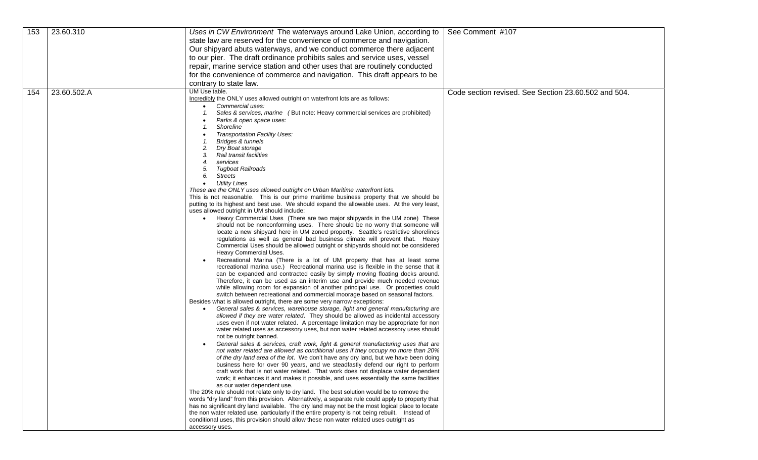| | | | |
|---|---|---|---|
| 153 | 23.60.310 | *Uses in CW Environment* The waterways around Lake Union, according to state law are reserved for the convenience of commerce and navigation. Our shipyard abuts waterways, and we conduct commerce there adjacent to our pier. The draft ordinance prohibits sales and service uses, vessel repair, marine service station and other uses that are routinely conducted for the convenience of commerce and navigation. This draft appears to be contrary to state law. | See Comment #107 |
| 154 | 23.60.502.A | UM Use table.<br><u>Incredibly</u> the ONLY uses allowed outright on waterfront lots are as follows:<br>• *Commercial uses:*<br>1. *Sales & services, marine* ( But note: Heavy commercial services are prohibited)<br>• *Parks & open space uses:*<br>1. *Shoreline*<br>• *Transportation Facility Uses:*<br>1. *Bridges & tunnels*<br>2. *Dry Boat storage*<br>3. *Rail transit facilities*<br>4. *services*<br>5. *Tugboat Railroads*<br>6. *Streets*<br>• *Utility Lines*<br>*These are the ONLY uses allowed outright on Urban Maritime waterfront lots.*<br>This is not reasonable. This is our prime maritime business property that we should be putting to its highest and best use. We should expand the allowable uses. At the very least, uses allowed outright in UM should include:<br>• Heavy Commercial Uses (There are two major shipyards in the UM zone) These should not be nonconforming uses. There should be no worry that someone will locate a new shipyard here in UM zoned property. Seattle's restrictive shorelines regulations as well as general bad business climate will prevent that. Heavy Commercial Uses should be allowed outright or shipyards should not be considered Heavy Commercial Uses.<br>• Recreational Marina (There is a lot of UM property that has at least some recreational marina use.) Recreational marina use is flexible in the sense that it can be expanded and contracted easily by simply moving floating docks around. Therefore, it can be used as an interim use and provide much needed revenue while allowing room for expansion of another principal use. Or properties could switch between recreational and commercial moorage based on seasonal factors.<br>Besides what is allowed outright, there are some very narrow exceptions:<br>• *General sales & services, warehouse storage, light and general manufacturing are allowed if they are water related.* They should be allowed as incidental accessory uses even if not water related. A percentage limitation may be appropriate for non water related uses as accessory uses, but non water related accessory uses should not be outright banned.<br>• *General sales & services, craft work, light & general manufacturing uses that are not water related are allowed as conditional uses if they occupy no more than 20% of the dry land area of the lot.* We don't have any dry land, but we have been doing business here for over 90 years, and we steadfastly defend our right to perform craft work that is not water related. That work does not displace water dependent work; it enhances it and makes it possible, and uses essentially the same facilities as our water dependent use.<br>The 20% rule should not relate only to dry land. The best solution would be to remove the words "dry land" from this provision. Alternatively, a separate rule could apply to property that has no significant dry land available. The dry land may not be the most logical place to locate the non water related use, particularly if the entire property is not being rebuilt. Instead of conditional uses, this provision should allow these non water related uses outright as accessory uses. | Code section revised. See Section 23.60.502 and 504. |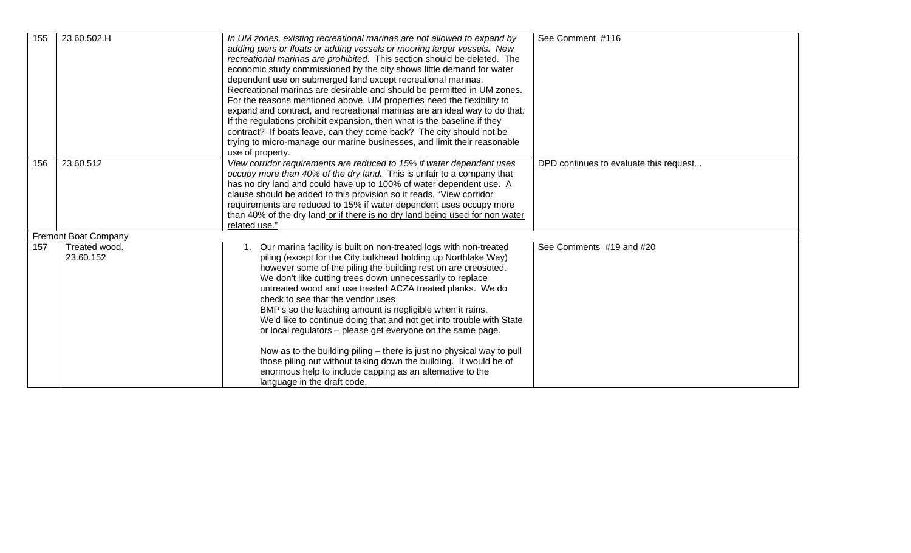| | | | |
|---|---|---|---|
| 155 | 23.60.502.H | *In UM zones, existing recreational marinas are not allowed to expand by adding piers or floats or adding vessels or mooring larger vessels. New recreational marinas are prohibited*. This section should be deleted. The economic study commissioned by the city shows little demand for water dependent use on submerged land except recreational marinas. Recreational marinas are desirable and should be permitted in UM zones. For the reasons mentioned above, UM properties need the flexibility to expand and contract, and recreational marinas are an ideal way to do that. If the regulations prohibit expansion, then what is the baseline if they contract? If boats leave, can they come back? The city should not be trying to micro-manage our marine businesses, and limit their reasonable use of property. | See Comment #116 |
| 156 | 23.60.512 | *View corridor requirements are reduced to 15% if water dependent uses occupy more than 40% of the dry land.* This is unfair to a company that has no dry land and could have up to 100% of water dependent use. A clause should be added to this provision so it reads, "View corridor requirements are reduced to 15% if water dependent uses occupy more than 40% of the dry land<u> or if there is no dry land being used for non water related use.</u>" | DPD continues to evaluate this request. . |
| Fremont Boat Company | | | |
| 157 | Treated wood.<br>23.60.152 | 1. Our marina facility is built on non-treated logs with non-treated piling (except for the City bulkhead holding up Northlake Way) however some of the piling the building rest on are creosoted. We don't like cutting trees down unnecessarily to replace untreated wood and use treated ACZA treated planks. We do check to see that the vendor uses BMP's so the leaching amount is negligible when it rains. We'd like to continue doing that and not get into trouble with State or local regulators – please get everyone on the same page.<br><br>Now as to the building piling – there is just no physical way to pull those piling out without taking down the building. It would be of enormous help to include capping as an alternative to the language in the draft code. | See Comments #19 and #20 |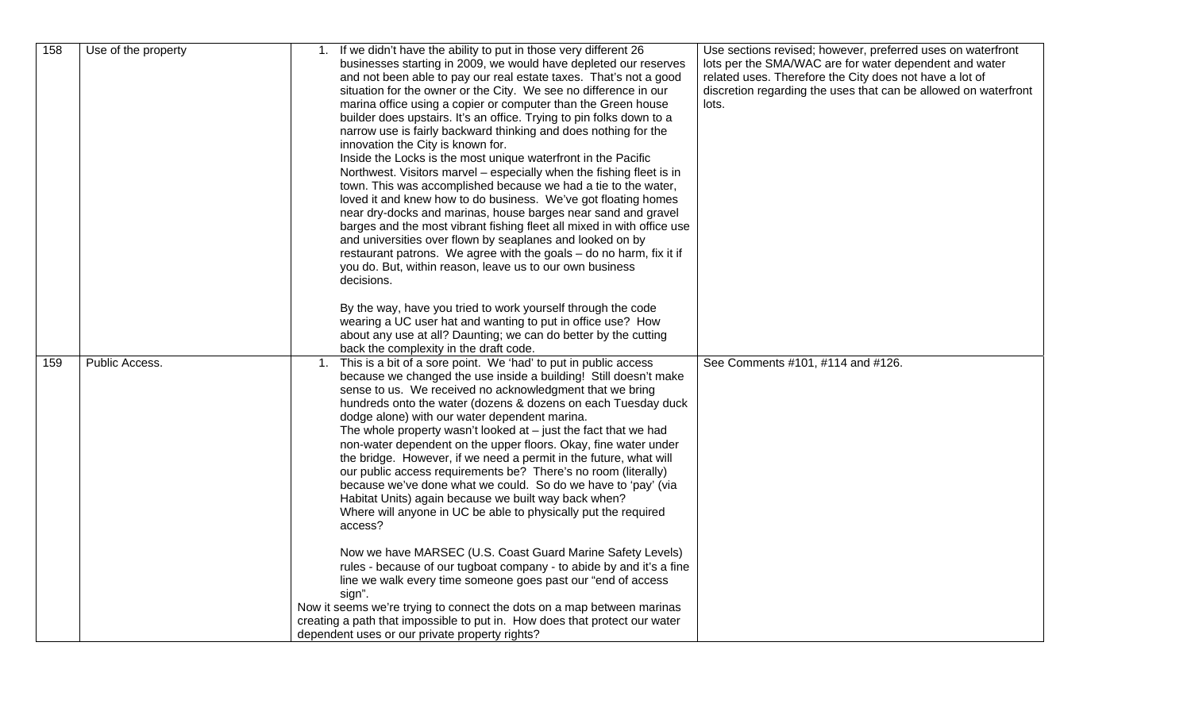| 158 | Use of the property | 1. If we didn't have the ability to put in those very different 26 businesses starting in 2009, we would have depleted our reserves and not been able to pay our real estate taxes. That's not a good situation for the owner or the City. We see no difference in our marina office using a copier or computer than the Green house builder does upstairs. It's an office. Trying to pin folks down to a narrow use is fairly backward thinking and does nothing for the innovation the City is known for.<br>Inside the Locks is the most unique waterfront in the Pacific Northwest. Visitors marvel – especially when the fishing fleet is in town. This was accomplished because we had a tie to the water, loved it and knew how to do business. We've got floating homes near dry-docks and marinas, house barges near sand and gravel barges and the most vibrant fishing fleet all mixed in with office use and universities over flown by seaplanes and looked on by restaurant patrons. We agree with the goals – do no harm, fix it if you do. But, within reason, leave us to our own business decisions.<br><br>By the way, have you tried to work yourself through the code wearing a UC user hat and wanting to put in office use? How about any use at all? Daunting; we can do better by the cutting back the complexity in the draft code. | Use sections revised; however, preferred uses on waterfront lots per the SMA/WAC are for water dependent and water related uses. Therefore the City does not have a lot of discretion regarding the uses that can be allowed on waterfront lots. |
|---|---|---|---|
| 159 | Public Access. | 1. This is a bit of a sore point. We 'had' to put in public access because we changed the use inside a building! Still doesn't make sense to us. We received no acknowledgment that we bring hundreds onto the water (dozens & dozens on each Tuesday duck dodge alone) with our water dependent marina.<br>The whole property wasn't looked at – just the fact that we had non-water dependent on the upper floors. Okay, fine water under the bridge. However, if we need a permit in the future, what will our public access requirements be? There's no room (literally) because we've done what we could. So do we have to 'pay' (via Habitat Units) again because we built way back when?<br>Where will anyone in UC be able to physically put the required access?<br><br>Now we have MARSEC (U.S. Coast Guard Marine Safety Levels) rules - because of our tugboat company - to abide by and it's a fine line we walk every time someone goes past our "end of access sign".<br>Now it seems we're trying to connect the dots on a map between marinas creating a path that impossible to put in. How does that protect our water dependent uses or our private property rights? | See Comments #101, #114 and #126. |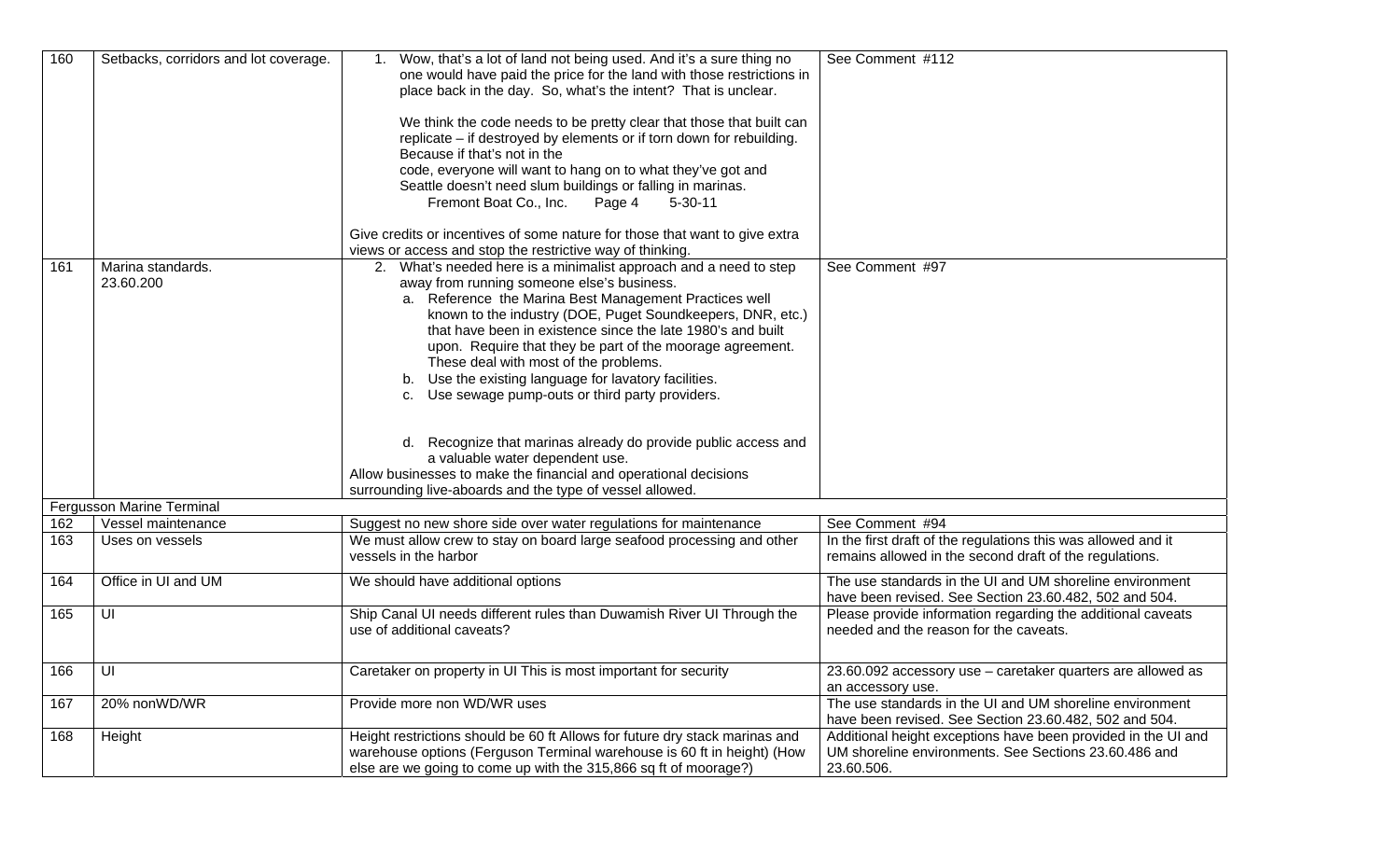| | | | |
|---|---|---|---|
| 160 | Setbacks, corridors and lot coverage. | 1. Wow, that's a lot of land not being used. And it's a sure thing no one would have paid the price for the land with those restrictions in place back in the day. So, what's the intent? That is unclear.<br><br>We think the code needs to be pretty clear that those that built can replicate – if destroyed by elements or if torn down for rebuilding. Because if that's not in the code, everyone will want to hang on to what they've got and Seattle doesn't need slum buildings or falling in marinas.<br>Fremont Boat Co., Inc. Page 4 5-30-11<br><br>Give credits or incentives of some nature for those that want to give extra views or access and stop the restrictive way of thinking. | See Comment #112 |
| 161 | Marina standards.<br>23.60.200 | 2. What's needed here is a minimalist approach and a need to step away from running someone else's business.<br>a. Reference the Marina Best Management Practices well known to the industry (DOE, Puget Soundkeepers, DNR, etc.) that have been in existence since the late 1980's and built upon. Require that they be part of the moorage agreement. These deal with most of the problems.<br>b. Use the existing language for lavatory facilities.<br>c. Use sewage pump-outs or third party providers.<br><br>d. Recognize that marinas already do provide public access and a valuable water dependent use.<br>Allow businesses to make the financial and operational decisions surrounding live-aboards and the type of vessel allowed. | See Comment #97 |
| Fergusson Marine Terminal | | | |
| 162 | Vessel maintenance | Suggest no new shore side over water regulations for maintenance | See Comment #94 |
| 163 | Uses on vessels | We must allow crew to stay on board large seafood processing and other vessels in the harbor | In the first draft of the regulations this was allowed and it remains allowed in the second draft of the regulations. |
| 164 | Office in UI and UM | We should have additional options | The use standards in the UI and UM shoreline environment have been revised. See Section 23.60.482, 502 and 504. |
| 165 | UI | Ship Canal UI needs different rules than Duwamish River UI Through the use of additional caveats? | Please provide information regarding the additional caveats needed and the reason for the caveats. |
| 166 | UI | Caretaker on property in UI This is most important for security | 23.60.092 accessory use – caretaker quarters are allowed as an accessory use. |
| 167 | 20% nonWD/WR | Provide more non WD/WR uses | The use standards in the UI and UM shoreline environment have been revised. See Section 23.60.482, 502 and 504. |
| 168 | Height | Height restrictions should be 60 ft Allows for future dry stack marinas and warehouse options (Ferguson Terminal warehouse is 60 ft in height) (How else are we going to come up with the 315,866 sq ft of moorage?) | Additional height exceptions have been provided in the UI and UM shoreline environments. See Sections 23.60.486 and 23.60.506. |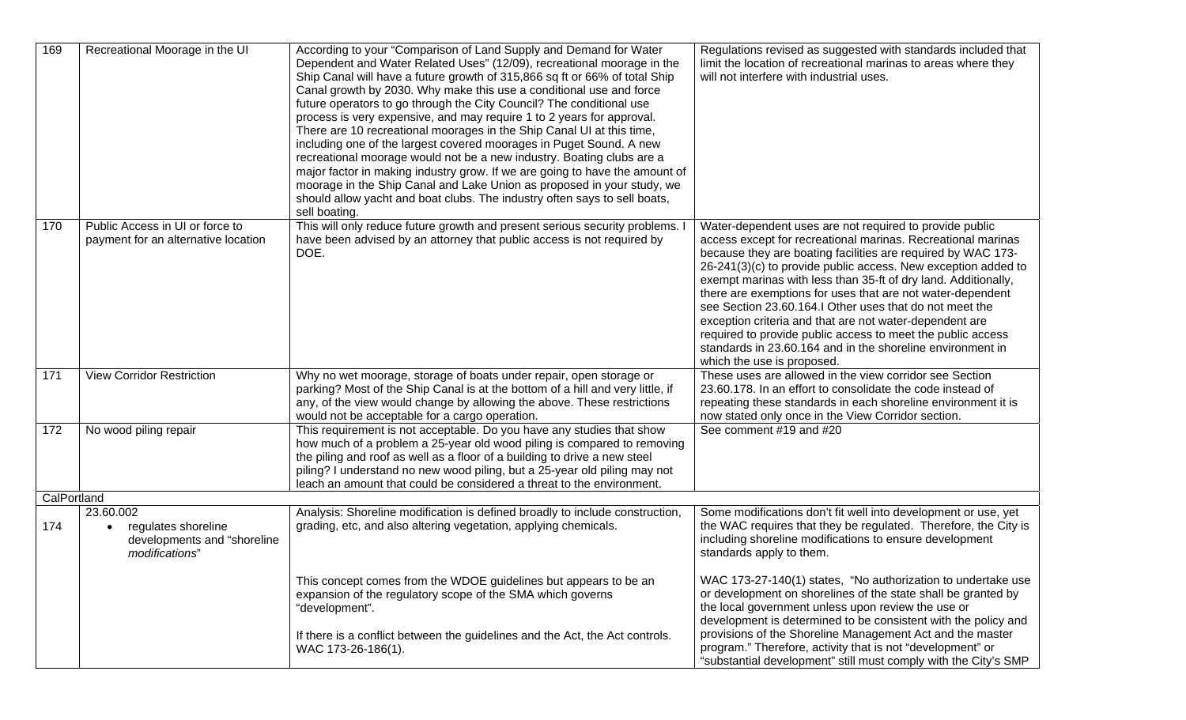| | | | |
|---|---|---|---|
| 169 | Recreational Moorage in the UI | According to your "Comparison of Land Supply and Demand for Water Dependent and Water Related Uses" (12/09), recreational moorage in the Ship Canal will have a future growth of 315,866 sq ft or 66% of total Ship Canal growth by 2030. Why make this use a conditional use and force future operators to go through the City Council? The conditional use process is very expensive, and may require 1 to 2 years for approval. There are 10 recreational moorages in the Ship Canal UI at this time, including one of the largest covered moorages in Puget Sound. A new recreational moorage would not be a new industry. Boating clubs are a major factor in making industry grow. If we are going to have the amount of moorage in the Ship Canal and Lake Union as proposed in your study, we should allow yacht and boat clubs. The industry often says to sell boats, sell boating. | Regulations revised as suggested with standards included that limit the location of recreational marinas to areas where they will not interfere with industrial uses. |
| 170 | Public Access in UI or force to payment for an alternative location | This will only reduce future growth and present serious security problems. I have been advised by an attorney that public access is not required by DOE. | Water-dependent uses are not required to provide public access except for recreational marinas. Recreational marinas because they are boating facilities are required by WAC 173-26-241(3)(c) to provide public access. New exception added to exempt marinas with less than 35-ft of dry land. Additionally, there are exemptions for uses that are not water-dependent see Section 23.60.164.I Other uses that do not meet the exception criteria and that are not water-dependent are required to provide public access to meet the public access standards in 23.60.164 and in the shoreline environment in which the use is proposed. |
| 171 | View Corridor Restriction | Why no wet moorage, storage of boats under repair, open storage or parking? Most of the Ship Canal is at the bottom of a hill and very little, if any, of the view would change by allowing the above. These restrictions would not be acceptable for a cargo operation. | These uses are allowed in the view corridor see Section 23.60.178. In an effort to consolidate the code instead of repeating these standards in each shoreline environment it is now stated only once in the View Corridor section. |
| 172 | No wood piling repair | This requirement is not acceptable. Do you have any studies that show how much of a problem a 25-year old wood piling is compared to removing the piling and roof as well as a floor of a building to drive a new steel piling? I understand no new wood piling, but a 25-year old piling may not leach an amount that could be considered a threat to the environment. | See comment #19 and #20 |
| CalPortland | | | |
| 174 | 23.60.002<br>• regulates shoreline developments and "shoreline *modifications*" | Analysis: Shoreline modification is defined broadly to include construction, grading, etc, and also altering vegetation, applying chemicals. | Some modifications don't fit well into development or use, yet the WAC requires that they be regulated. Therefore, the City is including shoreline modifications to ensure development standards apply to them. |
| | | This concept comes from the WDOE guidelines but appears to be an expansion of the regulatory scope of the SMA which governs "development".<br><br>If there is a conflict between the guidelines and the Act, the Act controls. WAC 173-26-186(1). | WAC 173-27-140(1) states, "No authorization to undertake use or development on shorelines of the state shall be granted by the local government unless upon review the use or development is determined to be consistent with the policy and provisions of the Shoreline Management Act and the master program." Therefore, activity that is not "development" or "substantial development" still must comply with the City's SMP |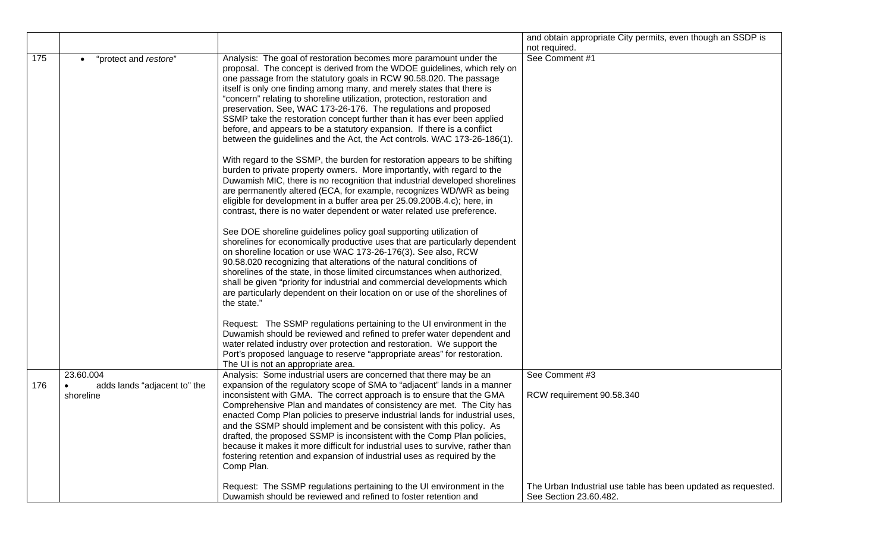| | | | |
|---|---|---|---|
| | | | and obtain appropriate City permits, even though an SSDP is not required. |
| 175 | • "protect and *restore*" | Analysis: The goal of restoration becomes more paramount under the proposal. The concept is derived from the WDOE guidelines, which rely on one passage from the statutory goals in RCW 90.58.020. The passage itself is only one finding among many, and merely states that there is "concern" relating to shoreline utilization, protection, restoration and preservation. See, WAC 173-26-176. The regulations and proposed SSMP take the restoration concept further than it has ever been applied before, and appears to be a statutory expansion. If there is a conflict between the guidelines and the Act, the Act controls. WAC 173-26-186(1).<br><br>With regard to the SSMP, the burden for restoration appears to be shifting burden to private property owners. More importantly, with regard to the Duwamish MIC, there is no recognition that industrial developed shorelines are permanently altered (ECA, for example, recognizes WD/WR as being eligible for development in a buffer area per 25.09.200B.4.c); here, in contrast, there is no water dependent or water related use preference.<br><br>See DOE shoreline guidelines policy goal supporting utilization of shorelines for economically productive uses that are particularly dependent on shoreline location or use WAC 173-26-176(3). See also, RCW 90.58.020 recognizing that alterations of the natural conditions of shorelines of the state, in those limited circumstances when authorized, shall be given "priority for industrial and commercial developments which are particularly dependent on their location on or use of the shorelines of the state."<br><br>Request: The SSMP regulations pertaining to the UI environment in the Duwamish should be reviewed and refined to prefer water dependent and water related industry over protection and restoration. We support the Port's proposed language to reserve "appropriate areas" for restoration. The UI is not an appropriate area. | See Comment #1 |
| 176 | 23.60.004<br>• adds lands "adjacent to" the shoreline | Analysis: Some industrial users are concerned that there may be an expansion of the regulatory scope of SMA to "adjacent" lands in a manner inconsistent with GMA. The correct approach is to ensure that the GMA Comprehensive Plan and mandates of consistency are met. The City has enacted Comp Plan policies to preserve industrial lands for industrial uses, and the SSMP should implement and be consistent with this policy. As drafted, the proposed SSMP is inconsistent with the Comp Plan policies, because it makes it more difficult for industrial uses to survive, rather than fostering retention and expansion of industrial uses as required by the Comp Plan.<br><br>Request: The SSMP regulations pertaining to the UI environment in the Duwamish should be reviewed and refined to foster retention and | See Comment #3<br><br>RCW requirement 90.58.340<br><br>The Urban Industrial use table has been updated as requested. See Section 23.60.482. |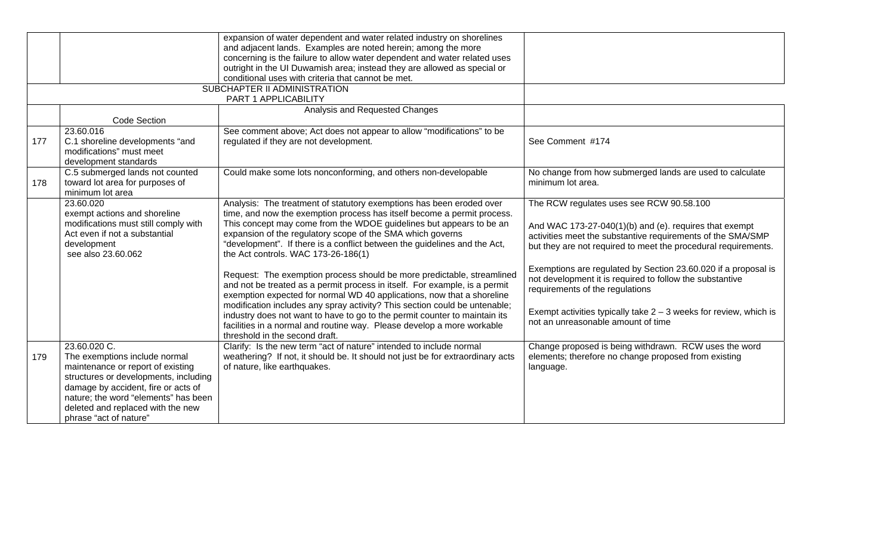| | | | |
|---|---|---|---|
| | | expansion of water dependent and water related industry on shorelines and adjacent lands. Examples are noted herein; among the more concerning is the failure to allow water dependent and water related uses outright in the UI Duwamish area; instead they are allowed as special or conditional uses with criteria that cannot be met. | |
| | SUBCHAPTER II ADMINISTRATION PART 1 APPLICABILITY | | |
| | Code Section | Analysis and Requested Changes | |
| 177 | 23.60.016 C.1 shoreline developments "and modifications" must meet development standards | See comment above; Act does not appear to allow "modifications" to be regulated if they are not development. | See Comment #174 |
| 178 | C.5 submerged lands not counted toward lot area for purposes of minimum lot area | Could make some lots nonconforming, and others non-developable | No change from how submerged lands are used to calculate minimum lot area. |
| | 23.60.020 exempt actions and shoreline modifications must still comply with Act even if not a substantial development see also 23.60.062 | Analysis: The treatment of statutory exemptions has been eroded over time, and now the exemption process has itself become a permit process. This concept may come from the WDOE guidelines but appears to be an expansion of the regulatory scope of the SMA which governs "development". If there is a conflict between the guidelines and the Act, the Act controls. WAC 173-26-186(1)<br><br>Request: The exemption process should be more predictable, streamlined and not be treated as a permit process in itself. For example, is a permit exemption expected for normal WD 40 applications, now that a shoreline modification includes any spray activity? This section could be untenable; industry does not want to have to go to the permit counter to maintain its facilities in a normal and routine way. Please develop a more workable threshold in the second draft. | The RCW regulates uses see RCW 90.58.100<br><br>And WAC 173-27-040(1)(b) and (e). requires that exempt activities meet the substantive requirements of the SMA/SMP but they are not required to meet the procedural requirements.<br><br>Exemptions are regulated by Section 23.60.020 if a proposal is not development it is required to follow the substantive requirements of the regulations<br><br>Exempt activities typically take 2 – 3 weeks for review, which is not an unreasonable amount of time |
| 179 | 23.60.020 C. The exemptions include normal maintenance or report of existing structures or developments, including damage by accident, fire or acts of nature; the word "elements" has been deleted and replaced with the new phrase "act of nature" | Clarify: Is the new term "act of nature" intended to include normal weathering? If not, it should be. It should not just be for extraordinary acts of nature, like earthquakes. | Change proposed is being withdrawn. RCW uses the word elements; therefore no change proposed from existing language. |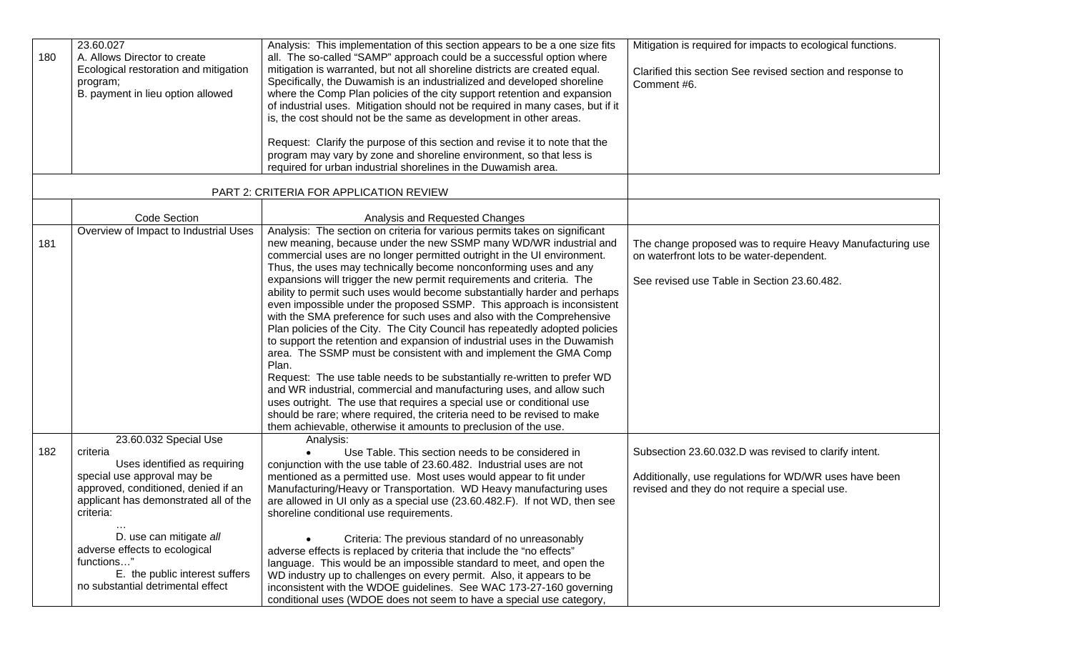| | | | |
|---|---|---|---|
| 180 | 23.60.027<br>A. Allows Director to create Ecological restoration and mitigation program;<br>B. payment in lieu option allowed | Analysis: This implementation of this section appears to be a one size fits all. The so-called "SAMP" approach could be a successful option where mitigation is warranted, but not all shoreline districts are created equal. Specifically, the Duwamish is an industrialized and developed shoreline where the Comp Plan policies of the city support retention and expansion of industrial uses. Mitigation should not be required in many cases, but if it is, the cost should not be the same as development in other areas.<br><br>Request: Clarify the purpose of this section and revise it to note that the program may vary by zone and shoreline environment, so that less is required for urban industrial shorelines in the Duwamish area. | Mitigation is required for impacts to ecological functions.<br><br>Clarified this section See revised section and response to Comment #6. |
| | PART 2: CRITERIA FOR APPLICATION REVIEW | | |
| | Code Section | Analysis and Requested Changes | |
| 181 | Overview of Impact to Industrial Uses | Analysis: The section on criteria for various permits takes on significant new meaning, because under the new SSMP many WD/WR industrial and commercial uses are no longer permitted outright in the UI environment. Thus, the uses may technically become nonconforming uses and any expansions will trigger the new permit requirements and criteria. The ability to permit such uses would become substantially harder and perhaps even impossible under the proposed SSMP. This approach is inconsistent with the SMA preference for such uses and also with the Comprehensive Plan policies of the City. The City Council has repeatedly adopted policies to support the retention and expansion of industrial uses in the Duwamish area. The SSMP must be consistent with and implement the GMA Comp Plan.<br>Request: The use table needs to be substantially re-written to prefer WD and WR industrial, commercial and manufacturing uses, and allow such uses outright. The use that requires a special use or conditional use should be rare; where required, the criteria need to be revised to make them achievable, otherwise it amounts to preclusion of the use. | The change proposed was to require Heavy Manufacturing use on waterfront lots to be water-dependent.<br><br>See revised use Table in Section 23.60.482. |
| 182 | 23.60.032 Special Use criteria<br>Uses identified as requiring special use approval may be approved, conditioned, denied if an applicant has demonstrated all of the criteria:<br>…<br>D. use can mitigate *all* adverse effects to ecological functions…"<br>E. the public interest suffers no substantial detrimental effect | Analysis:<br>• Use Table. This section needs to be considered in conjunction with the use table of 23.60.482. Industrial uses are not mentioned as a permitted use. Most uses would appear to fit under Manufacturing/Heavy or Transportation. WD Heavy manufacturing uses are allowed in UI only as a special use (23.60.482.F). If not WD, then see shoreline conditional use requirements.<br><br>• Criteria: The previous standard of no unreasonably adverse effects is replaced by criteria that include the "no effects" language. This would be an impossible standard to meet, and open the WD industry up to challenges on every permit. Also, it appears to be inconsistent with the WDOE guidelines. See WAC 173-27-160 governing conditional uses (WDOE does not seem to have a special use category, | Subsection 23.60.032.D was revised to clarify intent.<br><br>Additionally, use regulations for WD/WR uses have been revised and they do not require a special use. |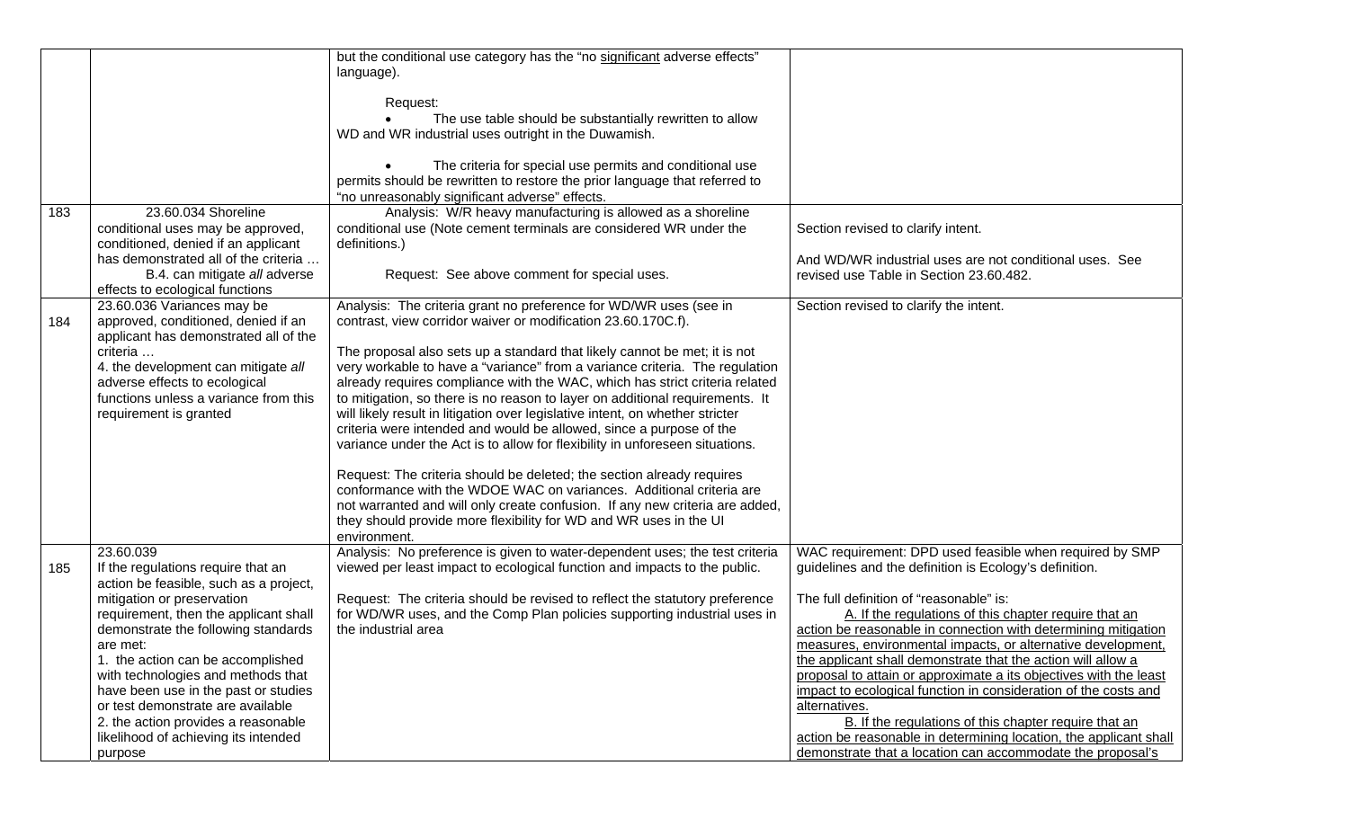| | | | |
|---|---|---|---|
| | | but the conditional use category has the "no significant adverse effects" language).<br><br>Request:<br>• The use table should be substantially rewritten to allow WD and WR industrial uses outright in the Duwamish.<br><br>• The criteria for special use permits and conditional use permits should be rewritten to restore the prior language that referred to "no unreasonably significant adverse" effects. | |
| 183 | 23.60.034 Shoreline conditional uses may be approved, conditioned, denied if an applicant has demonstrated all of the criteria …<br>B.4. can mitigate *all* adverse effects to ecological functions | Analysis: W/R heavy manufacturing is allowed as a shoreline conditional use (Note cement terminals are considered WR under the definitions.)<br><br>Request: See above comment for special uses. | Section revised to clarify intent.<br><br>And WD/WR industrial uses are not conditional uses. See revised use Table in Section 23.60.482. |
| 184 | 23.60.036 Variances may be approved, conditioned, denied if an applicant has demonstrated all of the criteria …<br>4. the development can mitigate *all* adverse effects to ecological functions unless a variance from this requirement is granted | Analysis: The criteria grant no preference for WD/WR uses (see in contrast, view corridor waiver or modification 23.60.170C.f).<br><br>The proposal also sets up a standard that likely cannot be met; it is not very workable to have a "variance" from a variance criteria. The regulation already requires compliance with the WAC, which has strict criteria related to mitigation, so there is no reason to layer on additional requirements. It will likely result in litigation over legislative intent, on whether stricter criteria were intended and would be allowed, since a purpose of the variance under the Act is to allow for flexibility in unforeseen situations.<br><br>Request: The criteria should be deleted; the section already requires conformance with the WDOE WAC on variances. Additional criteria are not warranted and will only create confusion. If any new criteria are added, they should provide more flexibility for WD and WR uses in the UI environment. | Section revised to clarify the intent. |
| 185 | 23.60.039<br>If the regulations require that an action be feasible, such as a project, mitigation or preservation requirement, then the applicant shall demonstrate the following standards are met:<br>1. the action can be accomplished with technologies and methods that have been use in the past or studies or test demonstrate are available<br>2. the action provides a reasonable likelihood of achieving its intended purpose | Analysis: No preference is given to water-dependent uses; the test criteria viewed per least impact to ecological function and impacts to the public.<br><br>Request: The criteria should be revised to reflect the statutory preference for WD/WR uses, and the Comp Plan policies supporting industrial uses in the industrial area | WAC requirement: DPD used feasible when required by SMP guidelines and the definition is Ecology's definition.<br><br>The full definition of "reasonable" is:<br>A. If the regulations of this chapter require that an action be reasonable in connection with determining mitigation measures, environmental impacts, or alternative development, the applicant shall demonstrate that the action will allow a proposal to attain or approximate a its objectives with the least impact to ecological function in consideration of the costs and alternatives.<br>B. If the regulations of this chapter require that an action be reasonable in determining location, the applicant shall demonstrate that a location can accommodate the proposal's |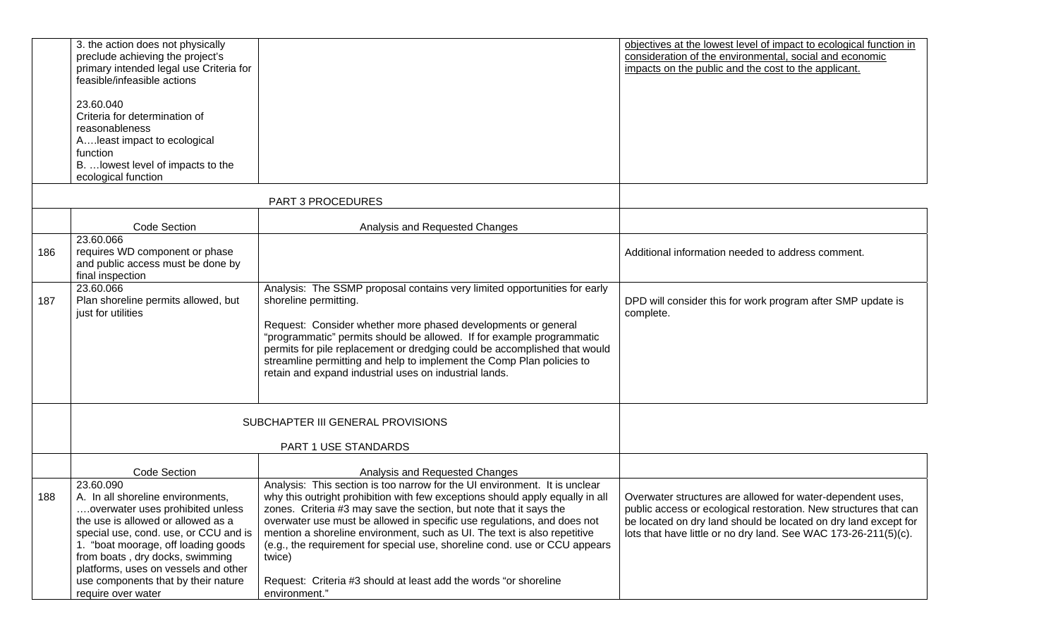| | | | |
|---|---|---|---|
| | 3. the action does not physically preclude achieving the project's primary intended legal use Criteria for feasible/infeasible actions<br><br>23.60.040<br>Criteria for determination of reasonableness<br>A….least impact to ecological function<br>B. …lowest level of impacts to the ecological function | | objectives at the lowest level of impact to ecological function in consideration of the environmental, social and economic impacts on the public and the cost to the applicant. |
| | PART 3 PROCEDURES | | |
| | Code Section | Analysis and Requested Changes | |
| 186 | 23.60.066<br>requires WD component or phase and public access must be done by final inspection | | Additional information needed to address comment. |
| 187 | 23.60.066<br>Plan shoreline permits allowed, but just for utilities | Analysis: The SSMP proposal contains very limited opportunities for early shoreline permitting.<br><br>Request: Consider whether more phased developments or general "programmatic" permits should be allowed. If for example programmatic permits for pile replacement or dredging could be accomplished that would streamline permitting and help to implement the Comp Plan policies to retain and expand industrial uses on industrial lands. | DPD will consider this for work program after SMP update is complete. |
| | SUBCHAPTER III GENERAL PROVISIONS<br><br>PART 1 USE STANDARDS | | |
| | Code Section | Analysis and Requested Changes | |
| 188 | 23.60.090<br>A. In all shoreline environments, ….overwater uses prohibited unless the use is allowed or allowed as a special use, cond. use, or CCU and is<br>1. "boat moorage, off loading goods from boats , dry docks, swimming platforms, uses on vessels and other use components that by their nature require over water | Analysis: This section is too narrow for the UI environment. It is unclear why this outright prohibition with few exceptions should apply equally in all zones. Criteria #3 may save the section, but note that it says the overwater use must be allowed in specific use regulations, and does not mention a shoreline environment, such as UI. The text is also repetitive (e.g., the requirement for special use, shoreline cond. use or CCU appears twice)<br><br>Request: Criteria #3 should at least add the words "or shoreline environment." | Overwater structures are allowed for water-dependent uses, public access or ecological restoration. New structures that can be located on dry land should be located on dry land except for lots that have little or no dry land. See WAC 173-26-211(5)(c). |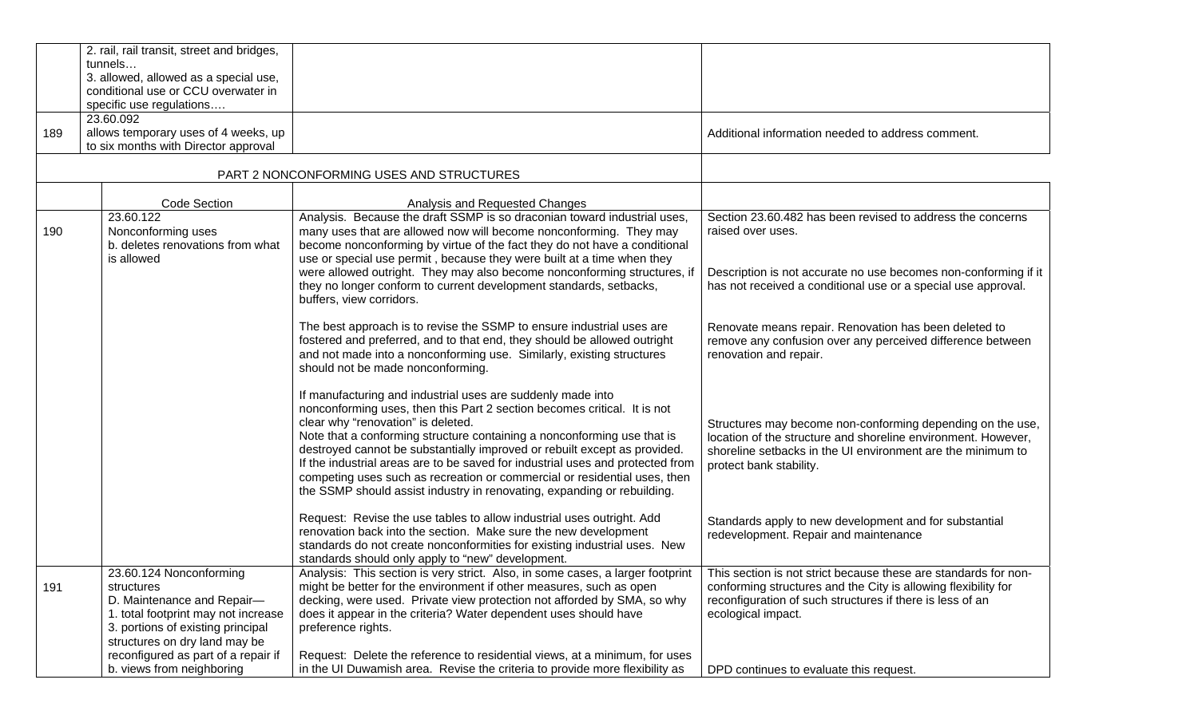| | | | |
|---|---|---|---|
| | 2. rail, rail transit, street and bridges, tunnels…<br>3. allowed, allowed as a special use, conditional use or CCU overwater in specific use regulations…. | | |
| 189 | 23.60.092<br>allows temporary uses of 4 weeks, up to six months with Director approval | | Additional information needed to address comment. |

**PART 2 NONCONFORMING USES AND STRUCTURES**

| | Code Section | Analysis and Requested Changes | |
|---|---|---|---|
| 190 | 23.60.122<br>Nonconforming uses<br>b. deletes renovations from what is allowed | Analysis. Because the draft SSMP is so draconian toward industrial uses, many uses that are allowed now will become nonconforming. They may become nonconforming by virtue of the fact they do not have a conditional use or special use permit , because they were built at a time when they were allowed outright. They may also become nonconforming structures, if they no longer conform to current development standards, setbacks, buffers, view corridors.<br><br>The best approach is to revise the SSMP to ensure industrial uses are fostered and preferred, and to that end, they should be allowed outright and not made into a nonconforming use. Similarly, existing structures should not be made nonconforming.<br><br>If manufacturing and industrial uses are suddenly made into nonconforming uses, then this Part 2 section becomes critical. It is not clear why "renovation" is deleted.<br>Note that a conforming structure containing a nonconforming use that is destroyed cannot be substantially improved or rebuilt except as provided. If the industrial areas are to be saved for industrial uses and protected from competing uses such as recreation or commercial or residential uses, then the SSMP should assist industry in renovating, expanding or rebuilding.<br><br>Request: Revise the use tables to allow industrial uses outright. Add renovation back into the section. Make sure the new development standards do not create nonconformities for existing industrial uses. New standards should only apply to "new" development. | Section 23.60.482 has been revised to address the concerns raised over uses.<br><br>Description is not accurate no use becomes non-conforming if it has not received a conditional use or a special use approval.<br><br>Renovate means repair. Renovation has been deleted to remove any confusion over any perceived difference between renovation and repair.<br><br>Structures may become non-conforming depending on the use, location of the structure and shoreline environment. However, shoreline setbacks in the UI environment are the minimum to protect bank stability.<br><br>Standards apply to new development and for substantial redevelopment. Repair and maintenance |
| 191 | 23.60.124 Nonconforming structures<br>D. Maintenance and Repair—<br>1. total footprint may not increase<br>3. portions of existing principal structures on dry land may be reconfigured as part of a repair if<br>b. views from neighboring | Analysis: This section is very strict. Also, in some cases, a larger footprint might be better for the environment if other measures, such as open decking, were used. Private view protection not afforded by SMA, so why does it appear in the criteria? Water dependent uses should have preference rights.<br><br>Request: Delete the reference to residential views, at a minimum, for uses in the UI Duwamish area. Revise the criteria to provide more flexibility as | This section is not strict because these are standards for non-conforming structures and the City is allowing flexibility for reconfiguration of such structures if there is less of an ecological impact.<br><br>DPD continues to evaluate this request. |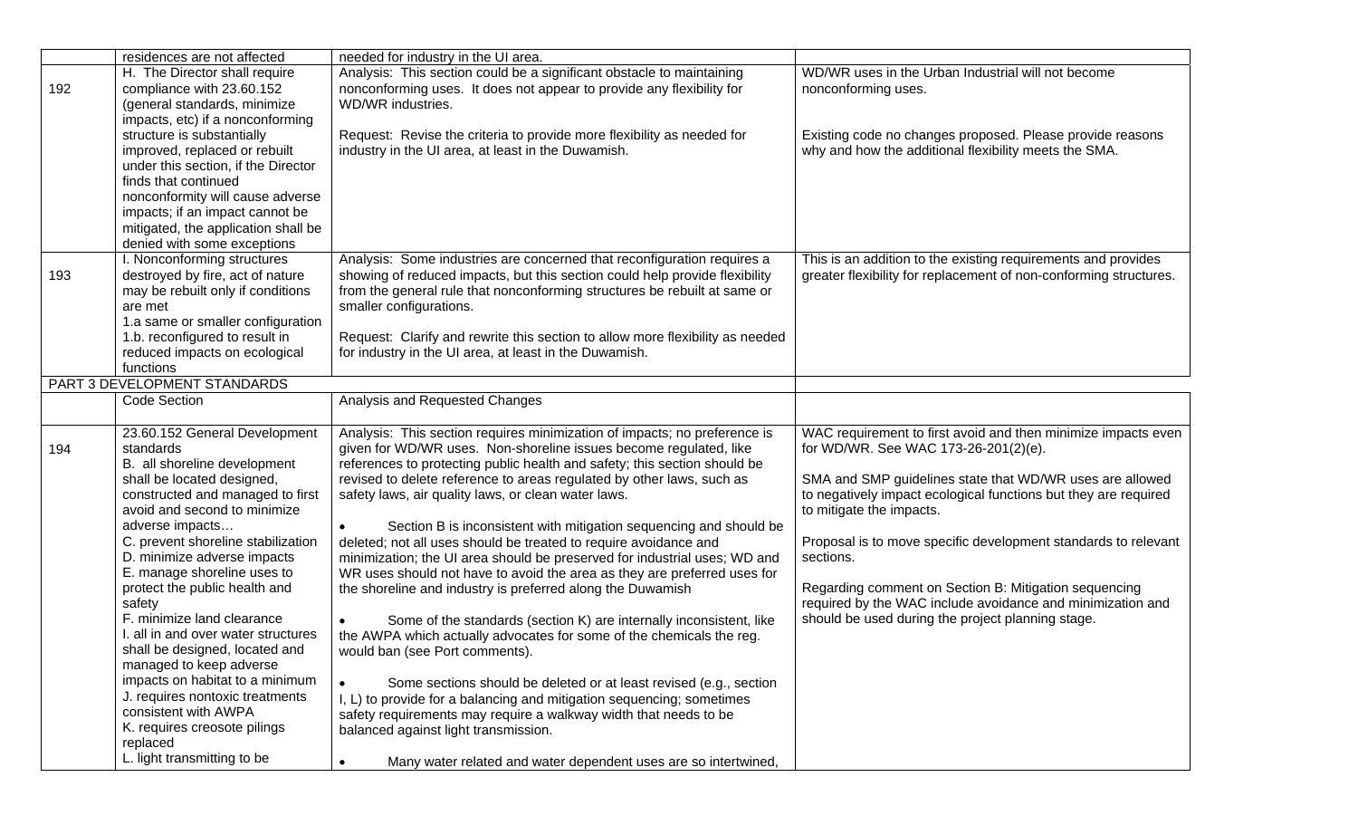| | | | |
|---|---|---|---|
| | residences are not affected | needed for industry in the UI area. | |
| 192 | H. The Director shall require compliance with 23.60.152 (general standards, minimize impacts, etc) if a nonconforming structure is substantially improved, replaced or rebuilt under this section, if the Director finds that continued nonconformity will cause adverse impacts; if an impact cannot be mitigated, the application shall be denied with some exceptions | Analysis: This section could be a significant obstacle to maintaining nonconforming uses. It does not appear to provide any flexibility for WD/WR industries.<br><br>Request: Revise the criteria to provide more flexibility as needed for industry in the UI area, at least in the Duwamish. | WD/WR uses in the Urban Industrial will not become nonconforming uses.<br><br>Existing code no changes proposed. Please provide reasons why and how the additional flexibility meets the SMA. |
| 193 | I. Nonconforming structures destroyed by fire, act of nature may be rebuilt only if conditions are met<br>1.a same or smaller configuration<br>1.b. reconfigured to result in reduced impacts on ecological functions | Analysis: Some industries are concerned that reconfiguration requires a showing of reduced impacts, but this section could help provide flexibility from the general rule that nonconforming structures be rebuilt at same or smaller configurations.<br><br>Request: Clarify and rewrite this section to allow more flexibility as needed for industry in the UI area, at least in the Duwamish. | This is an addition to the existing requirements and provides greater flexibility for replacement of non-conforming structures. |
| | PART 3 DEVELOPMENT STANDARDS | | |
| | Code Section | Analysis and Requested Changes | |
| 194 | 23.60.152 General Development standards<br>B. all shoreline development shall be located designed, constructed and managed to first avoid and second to minimize adverse impacts…<br>C. prevent shoreline stabilization<br>D. minimize adverse impacts<br>E. manage shoreline uses to protect the public health and safety<br>F. minimize land clearance<br>I. all in and over water structures shall be designed, located and managed to keep adverse impacts on habitat to a minimum<br>J. requires nontoxic treatments consistent with AWPA<br>K. requires creosote pilings replaced<br>L. light transmitting to be | Analysis: This section requires minimization of impacts; no preference is given for WD/WR uses. Non-shoreline issues become regulated, like references to protecting public health and safety; this section should be revised to delete reference to areas regulated by other laws, such as safety laws, air quality laws, or clean water laws.<br><br>• Section B is inconsistent with mitigation sequencing and should be deleted; not all uses should be treated to require avoidance and minimization; the UI area should be preserved for industrial uses; WD and WR uses should not have to avoid the area as they are preferred uses for the shoreline and industry is preferred along the Duwamish<br><br>• Some of the standards (section K) are internally inconsistent, like the AWPA which actually advocates for some of the chemicals the reg. would ban (see Port comments).<br><br>• Some sections should be deleted or at least revised (e.g., section I, L) to provide for a balancing and mitigation sequencing; sometimes safety requirements may require a walkway width that needs to be balanced against light transmission.<br><br>• Many water related and water dependent uses are so intertwined, | WAC requirement to first avoid and then minimize impacts even for WD/WR. See WAC 173-26-201(2)(e).<br><br>SMA and SMP guidelines state that WD/WR uses are allowed to negatively impact ecological functions but they are required to mitigate the impacts.<br><br>Proposal is to move specific development standards to relevant sections.<br><br>Regarding comment on Section B: Mitigation sequencing required by the WAC include avoidance and minimization and should be used during the project planning stage. |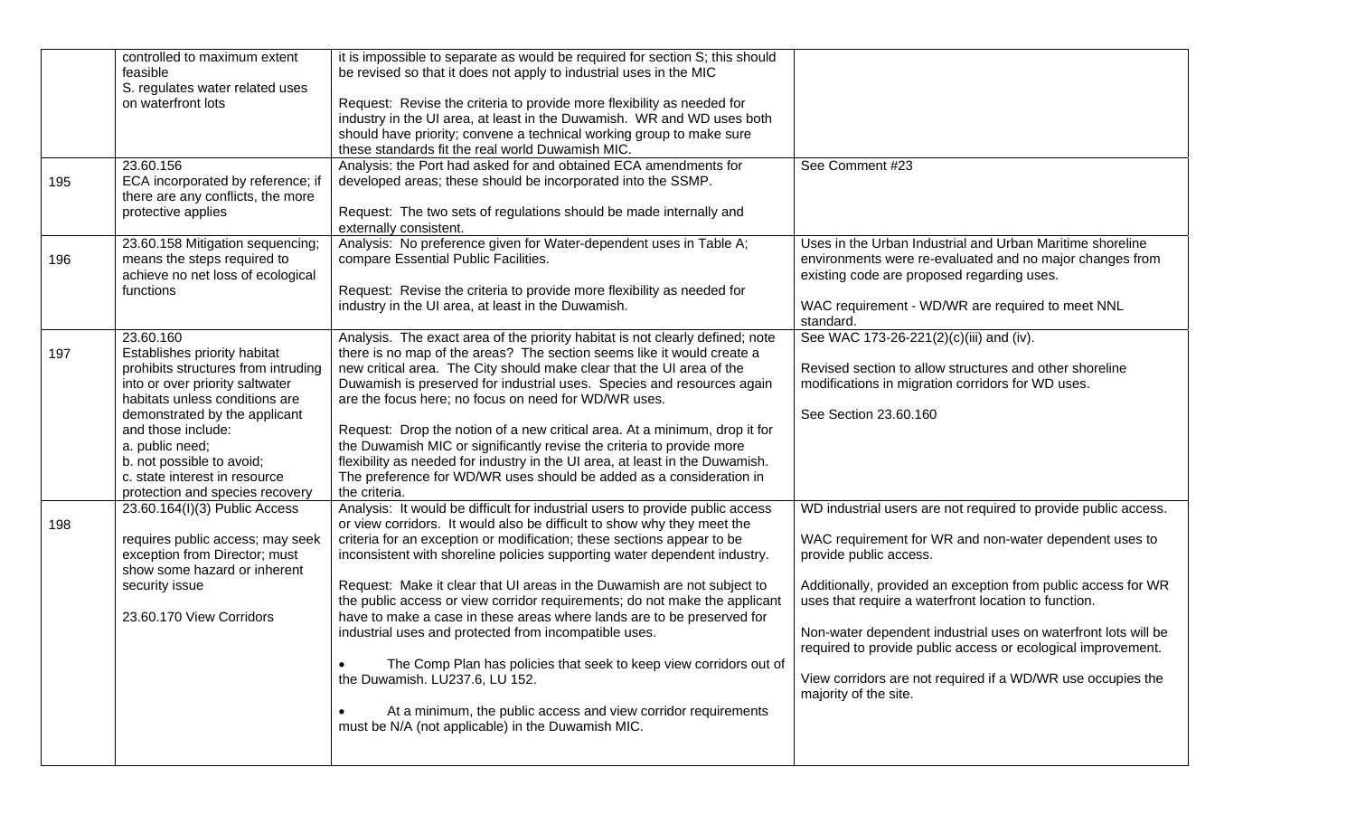| | | | |
|---|---|---|---|
| | controlled to maximum extent feasible<br>S. regulates water related uses on waterfront lots | it is impossible to separate as would be required for section S; this should be revised so that it does not apply to industrial uses in the MIC<br><br>Request: Revise the criteria to provide more flexibility as needed for industry in the UI area, at least in the Duwamish. WR and WD uses both should have priority; convene a technical working group to make sure these standards fit the real world Duwamish MIC. | |
| 195 | 23.60.156<br>ECA incorporated by reference; if there are any conflicts, the more protective applies | Analysis: the Port had asked for and obtained ECA amendments for developed areas; these should be incorporated into the SSMP.<br><br>Request: The two sets of regulations should be made internally and externally consistent. | See Comment #23 |
| 196 | 23.60.158 Mitigation sequencing; means the steps required to achieve no net loss of ecological functions | Analysis: No preference given for Water-dependent uses in Table A; compare Essential Public Facilities.<br><br>Request: Revise the criteria to provide more flexibility as needed for industry in the UI area, at least in the Duwamish. | Uses in the Urban Industrial and Urban Maritime shoreline environments were re-evaluated and no major changes from existing code are proposed regarding uses.<br><br>WAC requirement - WD/WR are required to meet NNL standard. |
| 197 | 23.60.160<br>Establishes priority habitat prohibits structures from intruding into or over priority saltwater habitats unless conditions are demonstrated by the applicant and those include:<br>a. public need;<br>b. not possible to avoid;<br>c. state interest in resource protection and species recovery | Analysis. The exact area of the priority habitat is not clearly defined; note there is no map of the areas? The section seems like it would create a new critical area. The City should make clear that the UI area of the Duwamish is preserved for industrial uses. Species and resources again are the focus here; no focus on need for WD/WR uses.<br><br>Request: Drop the notion of a new critical area. At a minimum, drop it for the Duwamish MIC or significantly revise the criteria to provide more flexibility as needed for industry in the UI area, at least in the Duwamish. The preference for WD/WR uses should be added as a consideration in the criteria. | See WAC 173-26-221(2)(c)(iii) and (iv).<br><br>Revised section to allow structures and other shoreline modifications in migration corridors for WD uses.<br><br>See Section 23.60.160 |
| 198 | 23.60.164(I)(3) Public Access<br><br>requires public access; may seek exception from Director; must show some hazard or inherent security issue<br><br>23.60.170 View Corridors | Analysis: It would be difficult for industrial users to provide public access or view corridors. It would also be difficult to show why they meet the criteria for an exception or modification; these sections appear to be inconsistent with shoreline policies supporting water dependent industry.<br><br>Request: Make it clear that UI areas in the Duwamish are not subject to the public access or view corridor requirements; do not make the applicant have to make a case in these areas where lands are to be preserved for industrial uses and protected from incompatible uses.<br><br>• The Comp Plan has policies that seek to keep view corridors out of the Duwamish. LU237.6, LU 152.<br><br>• At a minimum, the public access and view corridor requirements must be N/A (not applicable) in the Duwamish MIC. | WD industrial users are not required to provide public access.<br><br>WAC requirement for WR and non-water dependent uses to provide public access.<br><br>Additionally, provided an exception from public access for WR uses that require a waterfront location to function.<br><br>Non-water dependent industrial uses on waterfront lots will be required to provide public access or ecological improvement.<br><br>View corridors are not required if a WD/WR use occupies the majority of the site. |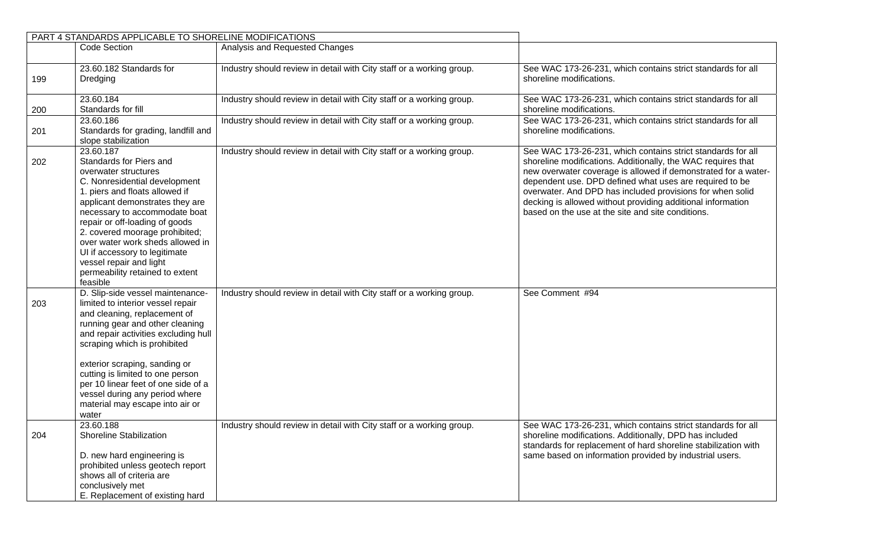| PART 4 STANDARDS APPLICABLE TO SHORELINE MODIFICATIONS | | | |
|---|---|---|---|
| | Code Section | Analysis and Requested Changes | |
| 199 | 23.60.182 Standards for Dredging | Industry should review in detail with City staff or a working group. | See WAC 173-26-231, which contains strict standards for all shoreline modifications. |
| 200 | 23.60.184 Standards for fill | Industry should review in detail with City staff or a working group. | See WAC 173-26-231, which contains strict standards for all shoreline modifications. |
| 201 | 23.60.186 Standards for grading, landfill and slope stabilization | Industry should review in detail with City staff or a working group. | See WAC 173-26-231, which contains strict standards for all shoreline modifications. |
| 202 | 23.60.187 Standards for Piers and overwater structures C. Nonresidential development 1. piers and floats allowed if applicant demonstrates they are necessary to accommodate boat repair or off-loading of goods 2. covered moorage prohibited; over water work sheds allowed in UI if accessory to legitimate vessel repair and light permeability retained to extent feasible | Industry should review in detail with City staff or a working group. | See WAC 173-26-231, which contains strict standards for all shoreline modifications. Additionally, the WAC requires that new overwater coverage is allowed if demonstrated for a water-dependent use. DPD defined what uses are required to be overwater. And DPD has included provisions for when solid decking is allowed without providing additional information based on the use at the site and site conditions. |
| 203 | D. Slip-side vessel maintenance- limited to interior vessel repair and cleaning, replacement of running gear and other cleaning and repair activities excluding hull scraping which is prohibited<br><br>exterior scraping, sanding or cutting is limited to one person per 10 linear feet of one side of a vessel during any period where material may escape into air or water | Industry should review in detail with City staff or a working group. | See Comment #94 |
| 204 | 23.60.188 Shoreline Stabilization<br><br>D. new hard engineering is prohibited unless geotech report shows all of criteria are conclusively met<br>E. Replacement of existing hard | Industry should review in detail with City staff or a working group. | See WAC 173-26-231, which contains strict standards for all shoreline modifications. Additionally, DPD has included standards for replacement of hard shoreline stabilization with same based on information provided by industrial users. |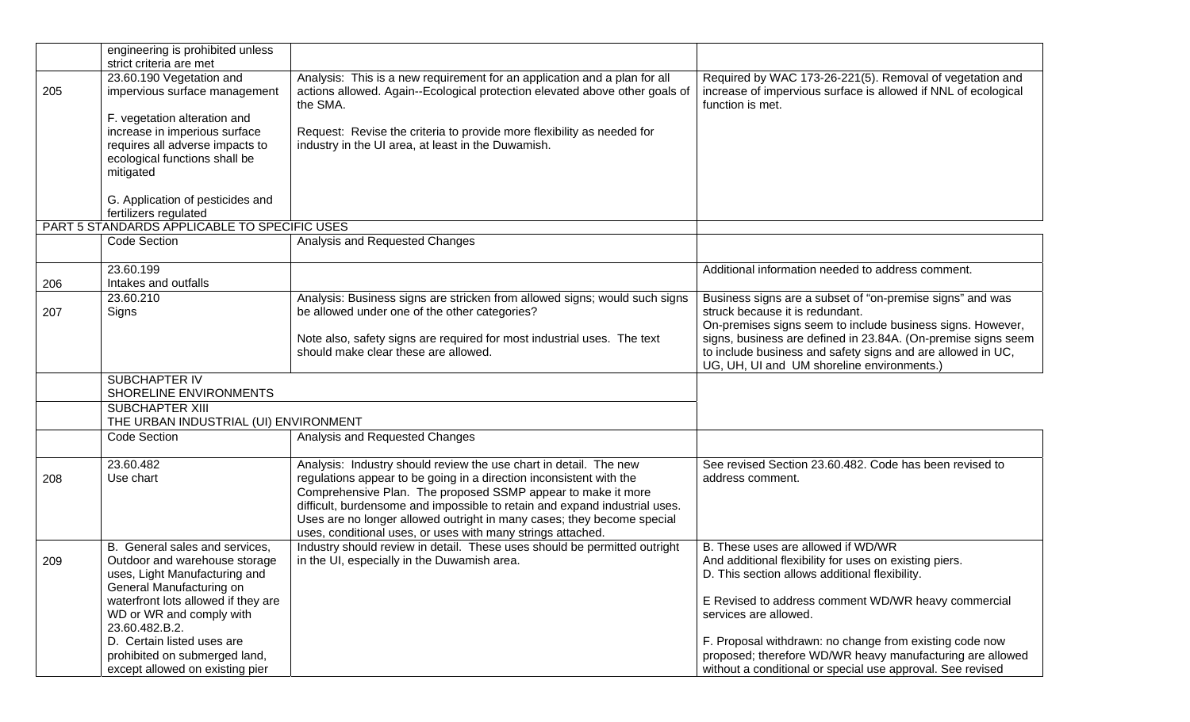| | | | |
|---|---|---|---|
| | engineering is prohibited unless strict criteria are met | | |
| 205 | 23.60.190 Vegetation and impervious surface management<br><br>F. vegetation alteration and increase in imperious surface requires all adverse impacts to ecological functions shall be mitigated<br><br>G. Application of pesticides and fertilizers regulated | Analysis: This is a new requirement for an application and a plan for all actions allowed. Again--Ecological protection elevated above other goals of the SMA.<br><br>Request: Revise the criteria to provide more flexibility as needed for industry in the UI area, at least in the Duwamish. | Required by WAC 173-26-221(5). Removal of vegetation and increase of impervious surface is allowed if NNL of ecological function is met. |
| PART 5 STANDARDS APPLICABLE TO SPECIFIC USES | | | |
| | Code Section | Analysis and Requested Changes | |
| 206 | 23.60.199<br>Intakes and outfalls | | Additional information needed to address comment. |
| 207 | 23.60.210<br>Signs | Analysis: Business signs are stricken from allowed signs; would such signs be allowed under one of the other categories?<br><br>Note also, safety signs are required for most industrial uses. The text should make clear these are allowed. | Business signs are a subset of "on-premise signs" and was struck because it is redundant.<br>On-premises signs seem to include business signs. However, signs, business are defined in 23.84A. (On-premise signs seem to include business and safety signs and are allowed in UC, UG, UH, UI and UM shoreline environments.) |
| | SUBCHAPTER IV<br>SHORELINE ENVIRONMENTS | | |
| | SUBCHAPTER XIII<br>THE URBAN INDUSTRIAL (UI) ENVIRONMENT | | |
| | Code Section | Analysis and Requested Changes | |
| 208 | 23.60.482<br>Use chart | Analysis: Industry should review the use chart in detail. The new regulations appear to be going in a direction inconsistent with the Comprehensive Plan. The proposed SSMP appear to make it more difficult, burdensome and impossible to retain and expand industrial uses. Uses are no longer allowed outright in many cases; they become special uses, conditional uses, or uses with many strings attached. | See revised Section 23.60.482. Code has been revised to address comment. |
| 209 | B. General sales and services, Outdoor and warehouse storage uses, Light Manufacturing and General Manufacturing on waterfront lots allowed if they are WD or WR and comply with 23.60.482.B.2.<br>D. Certain listed uses are prohibited on submerged land, except allowed on existing pier | Industry should review in detail. These uses should be permitted outright in the UI, especially in the Duwamish area. | B. These uses are allowed if WD/WR And additional flexibility for uses on existing piers.<br>D. This section allows additional flexibility.<br><br>E Revised to address comment WD/WR heavy commercial services are allowed.<br><br>F. Proposal withdrawn: no change from existing code now proposed; therefore WD/WR heavy manufacturing are allowed without a conditional or special use approval. See revised |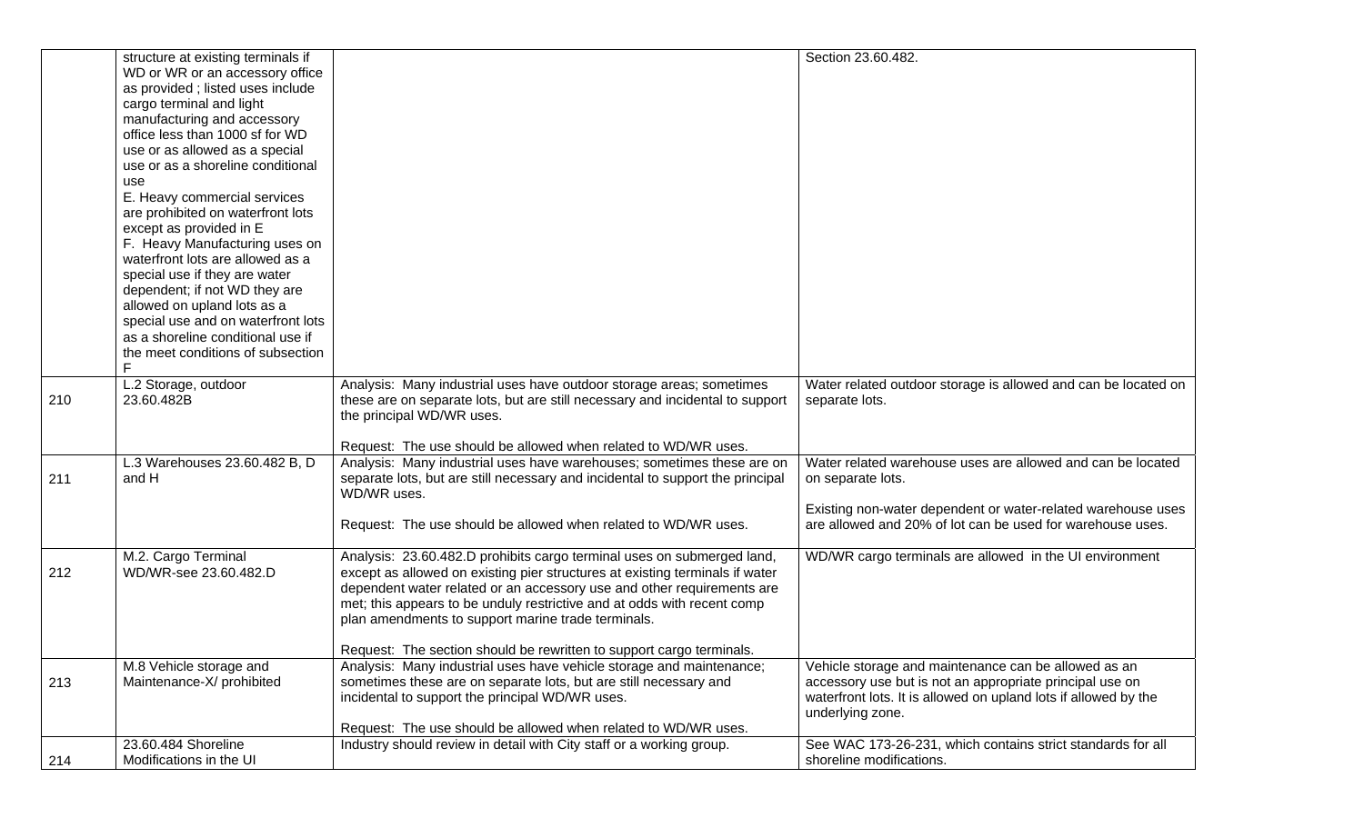| | | | |
|---|---|---|---|
| | structure at existing terminals if WD or WR or an accessory office as provided ; listed uses include cargo terminal and light manufacturing and accessory office less than 1000 sf for WD use or as allowed as a special use or as a shoreline conditional use<br>E. Heavy commercial services are prohibited on waterfront lots except as provided in E<br>F. Heavy Manufacturing uses on waterfront lots are allowed as a special use if they are water dependent; if not WD they are allowed on upland lots as a special use and on waterfront lots as a shoreline conditional use if the meet conditions of subsection F | | Section 23.60.482. |
| 210 | L.2 Storage, outdoor 23.60.482B | Analysis: Many industrial uses have outdoor storage areas; sometimes these are on separate lots, but are still necessary and incidental to support the principal WD/WR uses.<br><br>Request: The use should be allowed when related to WD/WR uses. | Water related outdoor storage is allowed and can be located on separate lots. |
| 211 | L.3 Warehouses 23.60.482 B, D and H | Analysis: Many industrial uses have warehouses; sometimes these are on separate lots, but are still necessary and incidental to support the principal WD/WR uses.<br><br>Request: The use should be allowed when related to WD/WR uses. | Water related warehouse uses are allowed and can be located on separate lots.<br><br>Existing non-water dependent or water-related warehouse uses are allowed and 20% of lot can be used for warehouse uses. |
| 212 | M.2. Cargo Terminal WD/WR-see 23.60.482.D | Analysis: 23.60.482.D prohibits cargo terminal uses on submerged land, except as allowed on existing pier structures at existing terminals if water dependent water related or an accessory use and other requirements are met; this appears to be unduly restrictive and at odds with recent comp plan amendments to support marine trade terminals.<br><br>Request: The section should be rewritten to support cargo terminals. | WD/WR cargo terminals are allowed in the UI environment |
| 213 | M.8 Vehicle storage and Maintenance-X/ prohibited | Analysis: Many industrial uses have vehicle storage and maintenance; sometimes these are on separate lots, but are still necessary and incidental to support the principal WD/WR uses.<br><br>Request: The use should be allowed when related to WD/WR uses. | Vehicle storage and maintenance can be allowed as an accessory use but is not an appropriate principal use on waterfront lots. It is allowed on upland lots if allowed by the underlying zone. |
| 214 | 23.60.484 Shoreline Modifications in the UI | Industry should review in detail with City staff or a working group. | See WAC 173-26-231, which contains strict standards for all shoreline modifications. |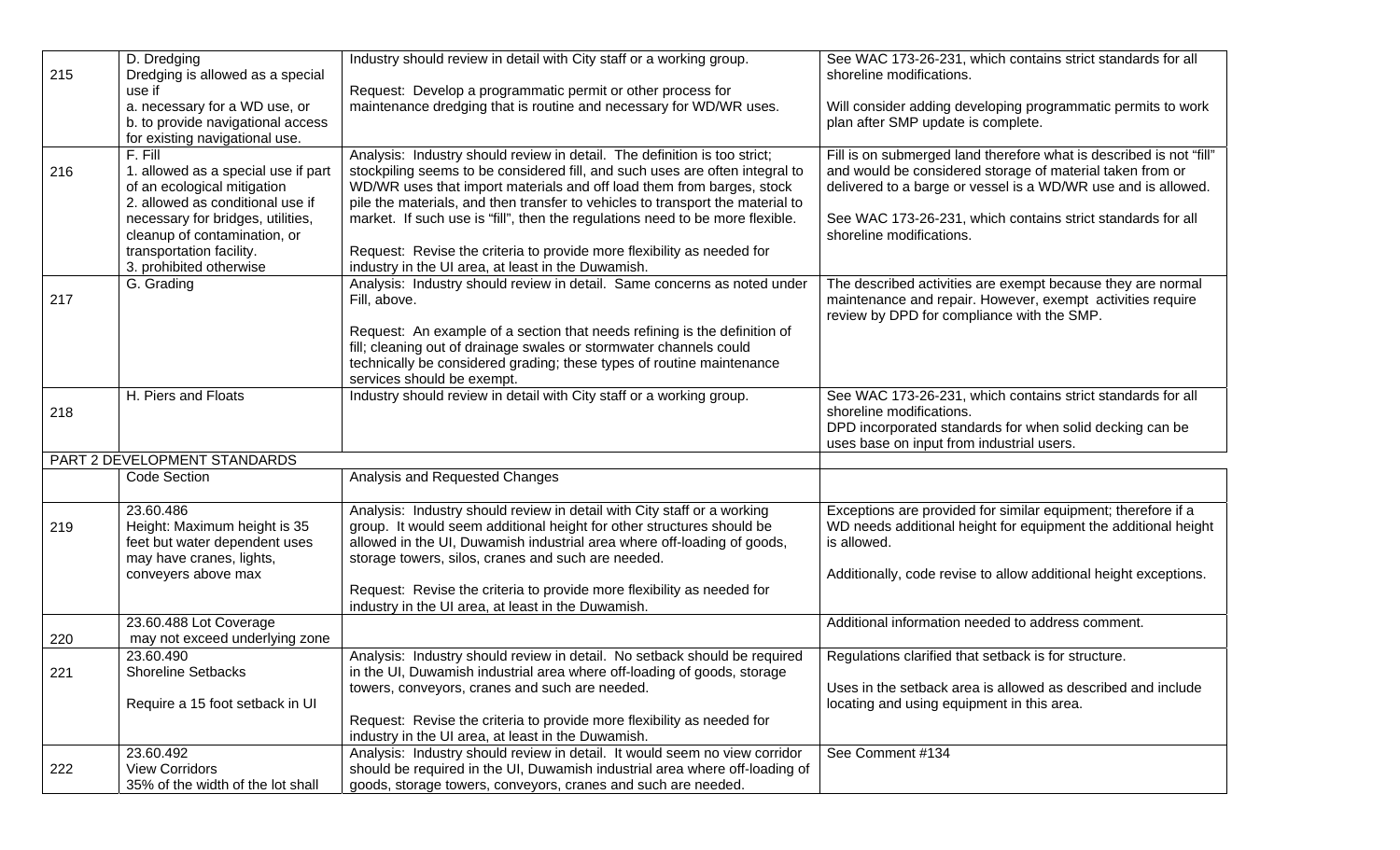| | | | |
|---|---|---|---|
| 215 | D. Dredging<br>Dredging is allowed as a special use if<br>a. necessary for a WD use, or<br>b. to provide navigational access for existing navigational use. | Industry should review in detail with City staff or a working group.<br><br>Request: Develop a programmatic permit or other process for maintenance dredging that is routine and necessary for WD/WR uses. | See WAC 173-26-231, which contains strict standards for all shoreline modifications.<br><br>Will consider adding developing programmatic permits to work plan after SMP update is complete. |
| 216 | F. Fill<br>1. allowed as a special use if part of an ecological mitigation<br>2. allowed as conditional use if necessary for bridges, utilities, cleanup of contamination, or transportation facility.<br>3. prohibited otherwise | Analysis: Industry should review in detail. The definition is too strict; stockpiling seems to be considered fill, and such uses are often integral to WD/WR uses that import materials and off load them from barges, stock pile the materials, and then transfer to vehicles to transport the material to market. If such use is "fill", then the regulations need to be more flexible.<br><br>Request: Revise the criteria to provide more flexibility as needed for industry in the UI area, at least in the Duwamish. | Fill is on submerged land therefore what is described is not "fill" and would be considered storage of material taken from or delivered to a barge or vessel is a WD/WR use and is allowed.<br><br>See WAC 173-26-231, which contains strict standards for all shoreline modifications. |
| 217 | G. Grading | Analysis: Industry should review in detail. Same concerns as noted under Fill, above.<br><br>Request: An example of a section that needs refining is the definition of fill; cleaning out of drainage swales or stormwater channels could technically be considered grading; these types of routine maintenance services should be exempt. | The described activities are exempt because they are normal maintenance and repair. However, exempt activities require review by DPD for compliance with the SMP. |
| 218 | H. Piers and Floats | Industry should review in detail with City staff or a working group. | See WAC 173-26-231, which contains strict standards for all shoreline modifications.<br>DPD incorporated standards for when solid decking can be uses base on input from industrial users. |
| PART 2 DEVELOPMENT STANDARDS | | | |
| | Code Section | Analysis and Requested Changes | |
| 219 | 23.60.486<br>Height: Maximum height is 35 feet but water dependent uses may have cranes, lights, conveyers above max | Analysis: Industry should review in detail with City staff or a working group. It would seem additional height for other structures should be allowed in the UI, Duwamish industrial area where off-loading of goods, storage towers, silos, cranes and such are needed.<br><br>Request: Revise the criteria to provide more flexibility as needed for industry in the UI area, at least in the Duwamish. | Exceptions are provided for similar equipment; therefore if a WD needs additional height for equipment the additional height is allowed.<br><br>Additionally, code revise to allow additional height exceptions. |
| 220 | 23.60.488 Lot Coverage<br>may not exceed underlying zone | | Additional information needed to address comment. |
| 221 | 23.60.490<br>Shoreline Setbacks<br><br>Require a 15 foot setback in UI | Analysis: Industry should review in detail. No setback should be required in the UI, Duwamish industrial area where off-loading of goods, storage towers, conveyors, cranes and such are needed.<br><br>Request: Revise the criteria to provide more flexibility as needed for industry in the UI area, at least in the Duwamish. | Regulations clarified that setback is for structure.<br><br>Uses in the setback area is allowed as described and include locating and using equipment in this area. |
| 222 | 23.60.492<br>View Corridors<br>35% of the width of the lot shall | Analysis: Industry should review in detail. It would seem no view corridor should be required in the UI, Duwamish industrial area where off-loading of goods, storage towers, conveyors, cranes and such are needed. | See Comment #134 |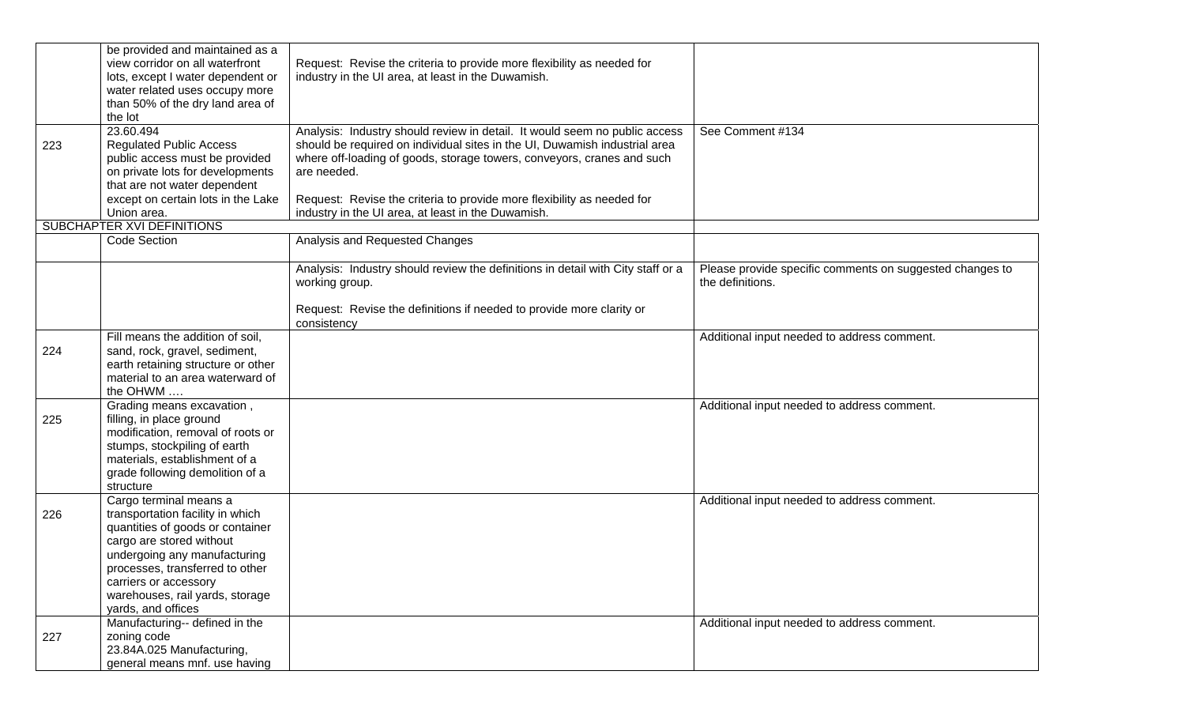| | | | |
|---|---|---|---|
| | be provided and maintained as a view corridor on all waterfront lots, except I water dependent or water related uses occupy more than 50% of the dry land area of the lot | Request: Revise the criteria to provide more flexibility as needed for industry in the UI area, at least in the Duwamish. | |
| 223 | 23.60.494<br>Regulated Public Access<br>public access must be provided on private lots for developments that are not water dependent except on certain lots in the Lake Union area. | Analysis: Industry should review in detail. It would seem no public access should be required on individual sites in the UI, Duwamish industrial area where off-loading of goods, storage towers, conveyors, cranes and such are needed.<br><br>Request: Revise the criteria to provide more flexibility as needed for industry in the UI area, at least in the Duwamish. | See Comment #134 |
| SUBCHAPTER XVI DEFINITIONS | | | |
| | Code Section | Analysis and Requested Changes | |
| | | Analysis: Industry should review the definitions in detail with City staff or a working group.<br><br>Request: Revise the definitions if needed to provide more clarity or consistency | Please provide specific comments on suggested changes to the definitions. |
| 224 | Fill means the addition of soil, sand, rock, gravel, sediment, earth retaining structure or other material to an area waterward of the OHWM …. | | Additional input needed to address comment. |
| 225 | Grading means excavation , filling, in place ground modification, removal of roots or stumps, stockpiling of earth materials, establishment of a grade following demolition of a structure | | Additional input needed to address comment. |
| 226 | Cargo terminal means a transportation facility in which quantities of goods or container cargo are stored without undergoing any manufacturing processes, transferred to other carriers or accessory warehouses, rail yards, storage yards, and offices | | Additional input needed to address comment. |
| 227 | Manufacturing-- defined in the zoning code<br>23.84A.025 Manufacturing, general means mnf. use having | | Additional input needed to address comment. |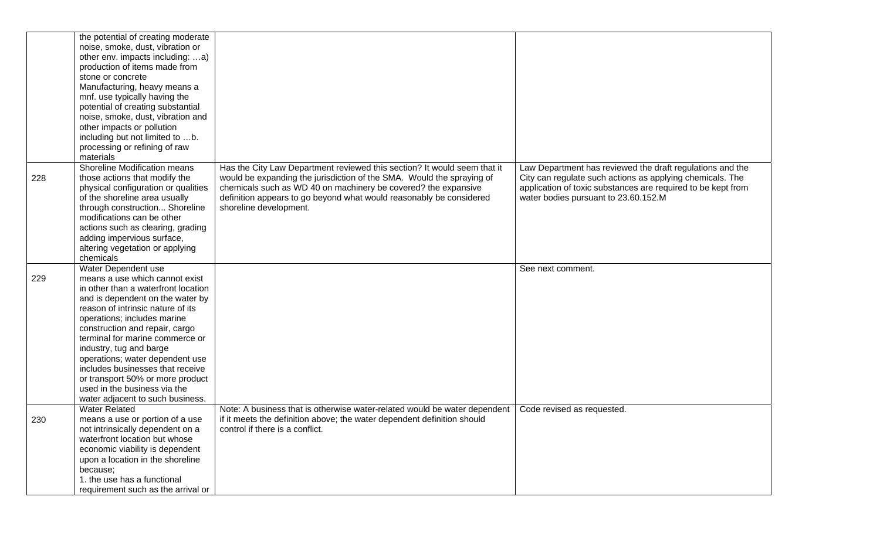| | | | |
|---|---|---|---|
| | the potential of creating moderate noise, smoke, dust, vibration or other env. impacts including: …a) production of items made from stone or concrete Manufacturing, heavy means a mnf. use typically having the potential of creating substantial noise, smoke, dust, vibration and other impacts or pollution including but not limited to …b. processing or refining of raw materials | | |
| 228 | Shoreline Modification means those actions that modify the physical configuration or qualities of the shoreline area usually through construction... Shoreline modifications can be other actions such as clearing, grading adding impervious surface, altering vegetation or applying chemicals | Has the City Law Department reviewed this section? It would seem that it would be expanding the jurisdiction of the SMA. Would the spraying of chemicals such as WD 40 on machinery be covered? the expansive definition appears to go beyond what would reasonably be considered shoreline development. | Law Department has reviewed the draft regulations and the City can regulate such actions as applying chemicals. The application of toxic substances are required to be kept from water bodies pursuant to 23.60.152.M |
| 229 | Water Dependent use means a use which cannot exist in other than a waterfront location and is dependent on the water by reason of intrinsic nature of its operations; includes marine construction and repair, cargo terminal for marine commerce or industry, tug and barge operations; water dependent use includes businesses that receive or transport 50% or more product used in the business via the water adjacent to such business. | | See next comment. |
| 230 | Water Related means a use or portion of a use not intrinsically dependent on a waterfront location but whose economic viability is dependent upon a location in the shoreline because; 1. the use has a functional requirement such as the arrival or | Note: A business that is otherwise water-related would be water dependent if it meets the definition above; the water dependent definition should control if there is a conflict. | Code revised as requested. |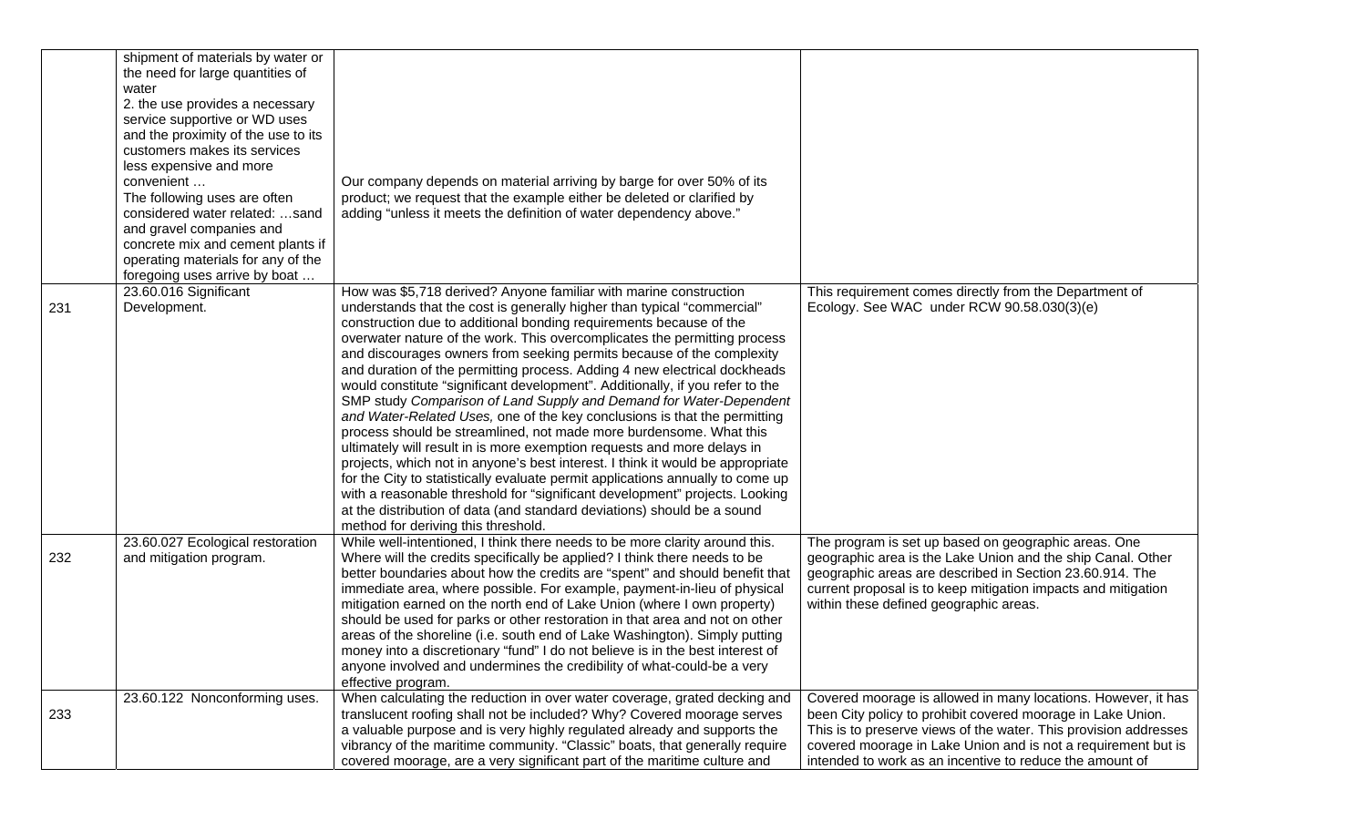| | | | |
|---|---|---|---|
| | shipment of materials by water or the need for large quantities of water<br>2. the use provides a necessary service supportive or WD uses and the proximity of the use to its customers makes its services less expensive and more convenient …<br>The following uses are often considered water related: …sand and gravel companies and concrete mix and cement plants if operating materials for any of the foregoing uses arrive by boat … | Our company depends on material arriving by barge for over 50% of its product; we request that the example either be deleted or clarified by adding "unless it meets the definition of water dependency above." | |
| 231 | 23.60.016 Significant Development. | How was $5,718 derived? Anyone familiar with marine construction understands that the cost is generally higher than typical "commercial" construction due to additional bonding requirements because of the overwater nature of the work. This overcomplicates the permitting process and discourages owners from seeking permits because of the complexity and duration of the permitting process. Adding 4 new electrical dockheads would constitute "significant development". Additionally, if you refer to the SMP study *Comparison of Land Supply and Demand for Water-Dependent and Water-Related Uses,* one of the key conclusions is that the permitting process should be streamlined, not made more burdensome. What this ultimately will result in is more exemption requests and more delays in projects, which not in anyone's best interest. I think it would be appropriate for the City to statistically evaluate permit applications annually to come up with a reasonable threshold for "significant development" projects. Looking at the distribution of data (and standard deviations) should be a sound method for deriving this threshold. | This requirement comes directly from the Department of Ecology. See WAC under RCW 90.58.030(3)(e) |
| 232 | 23.60.027 Ecological restoration and mitigation program. | While well-intentioned, I think there needs to be more clarity around this. Where will the credits specifically be applied? I think there needs to be better boundaries about how the credits are "spent" and should benefit that immediate area, where possible. For example, payment-in-lieu of physical mitigation earned on the north end of Lake Union (where I own property) should be used for parks or other restoration in that area and not on other areas of the shoreline (i.e. south end of Lake Washington). Simply putting money into a discretionary "fund" I do not believe is in the best interest of anyone involved and undermines the credibility of what-could-be a very effective program. | The program is set up based on geographic areas. One geographic area is the Lake Union and the ship Canal. Other geographic areas are described in Section 23.60.914. The current proposal is to keep mitigation impacts and mitigation within these defined geographic areas. |
| 233 | 23.60.122 Nonconforming uses. | When calculating the reduction in over water coverage, grated decking and translucent roofing shall not be included? Why? Covered moorage serves a valuable purpose and is very highly regulated already and supports the vibrancy of the maritime community. "Classic" boats, that generally require covered moorage, are a very significant part of the maritime culture and | Covered moorage is allowed in many locations. However, it has been City policy to prohibit covered moorage in Lake Union. This is to preserve views of the water. This provision addresses covered moorage in Lake Union and is not a requirement but is intended to work as an incentive to reduce the amount of |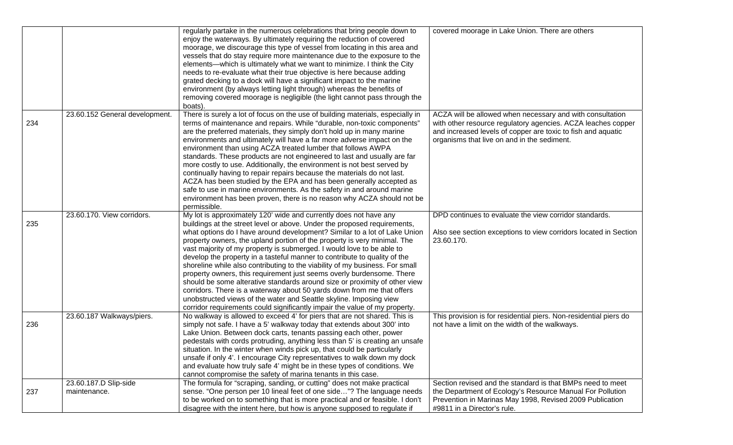| | | | |
|---|---|---|---|
| | | regularly partake in the numerous celebrations that bring people down to enjoy the waterways. By ultimately requiring the reduction of covered moorage, we discourage this type of vessel from locating in this area and vessels that do stay require more maintenance due to the exposure to the elements—which is ultimately what we want to minimize. I think the City needs to re-evaluate what their true objective is here because adding grated decking to a dock will have a significant impact to the marine environment (by always letting light through) whereas the benefits of removing covered moorage is negligible (the light cannot pass through the boats). | covered moorage in Lake Union. There are others |
| 234 | 23.60.152 General development. | There is surely a lot of focus on the use of building materials, especially in terms of maintenance and repairs. While "durable, non-toxic components" are the preferred materials, they simply don't hold up in many marine environments and ultimately will have a far more adverse impact on the environment than using ACZA treated lumber that follows AWPA standards. These products are not engineered to last and usually are far more costly to use. Additionally, the environment is not best served by continually having to repair repairs because the materials do not last. ACZA has been studied by the EPA and has been generally accepted as safe to use in marine environments. As the safety in and around marine environment has been proven, there is no reason why ACZA should not be permissible. | ACZA will be allowed when necessary and with consultation with other resource regulatory agencies. ACZA leaches copper and increased levels of copper are toxic to fish and aquatic organisms that live on and in the sediment. |
| 235 | 23.60.170. View corridors. | My lot is approximately 120' wide and currently does not have any buildings at the street level or above. Under the proposed requirements, what options do I have around development? Similar to a lot of Lake Union property owners, the upland portion of the property is very minimal. The vast majority of my property is submerged. I would love to be able to develop the property in a tasteful manner to contribute to quality of the shoreline while also contributing to the viability of my business. For small property owners, this requirement just seems overly burdensome. There should be some alterative standards around size or proximity of other view corridors. There is a waterway about 50 yards down from me that offers unobstructed views of the water and Seattle skyline. Imposing view corridor requirements could significantly impair the value of my property. | DPD continues to evaluate the view corridor standards.<br><br>Also see section exceptions to view corridors located in Section 23.60.170. |
| 236 | 23.60.187 Walkways/piers. | No walkway is allowed to exceed 4' for piers that are not shared. This is simply not safe. I have a 5' walkway today that extends about 300' into Lake Union. Between dock carts, tenants passing each other, power pedestals with cords protruding, anything less than 5' is creating an unsafe situation. In the winter when winds pick up, that could be particularly unsafe if only 4'. I encourage City representatives to walk down my dock and evaluate how truly safe 4' might be in these types of conditions. We cannot compromise the safety of marina tenants in this case. | This provision is for residential piers. Non-residential piers do not have a limit on the width of the walkways. |
| 237 | 23.60.187.D Slip-side maintenance. | The formula for "scraping, sanding, or cutting" does not make practical sense. "One person per 10 lineal feet of one side…"? The language needs to be worked on to something that is more practical and feasible. I don't disagree with the intent here, but how is anyone supposed to regulate if | Section revised and the standard is that BMPs need to meet the Department of Ecology's Resource Manual For Pollution Prevention in Marinas May 1998, Revised 2009 Publication #9811 in a Director's rule. |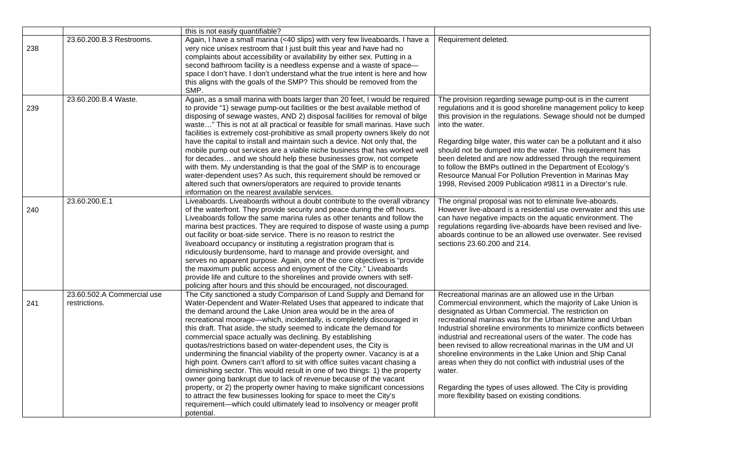| | | | |
|---|---|---|---|
| | | this is not easily quantifiable? | |
| 238 | 23.60.200.B.3 Restrooms. | Again, I have a small marina (<40 slips) with very few liveaboards. I have a very nice unisex restroom that I just built this year and have had no complaints about accessibility or availability by either sex. Putting in a second bathroom facility is a needless expense and a waste of space—space I don't have. I don't understand what the true intent is here and how this aligns with the goals of the SMP? This should be removed from the SMP. | Requirement deleted. |
| 239 | 23.60.200.B.4 Waste. | Again, as a small marina with boats larger than 20 feet, I would be required to provide "1) sewage pump-out facilities or the best available method of disposing of sewage wastes, AND 2) disposal facilities for removal of bilge waste…" This is not at all practical or feasible for small marinas. Have such facilities is extremely cost-prohibitive as small property owners likely do not have the capital to install and maintain such a device. Not only that, the mobile pump out services are a viable niche business that has worked well for decades… and we should help these businesses grow, not compete with them. My understanding is that the goal of the SMP is to encourage water-dependent uses? As such, this requirement should be removed or altered such that owners/operators are required to provide tenants information on the nearest available services. | The provision regarding sewage pump-out is in the current regulations and it is good shoreline management policy to keep this provision in the regulations. Sewage should not be dumped into the water.<br><br>Regarding bilge water, this water can be a pollutant and it also should not be dumped into the water. This requirement has been deleted and are now addressed through the requirement to follow the BMPs outlined in the Department of Ecology's Resource Manual For Pollution Prevention in Marinas May 1998, Revised 2009 Publication #9811 in a Director's rule. |
| 240 | 23.60.200.E.1 | Liveaboards. Liveaboards without a doubt contribute to the overall vibrancy of the waterfront. They provide security and peace during the off hours. Liveaboards follow the same marina rules as other tenants and follow the marina best practices. They are required to dispose of waste using a pump out facility or boat-side service. There is no reason to restrict the liveaboard occupancy or instituting a registration program that is ridiculously burdensome, hard to manage and provide oversight, and serves no apparent purpose. Again, one of the core objectives is "provide the maximum public access and enjoyment of the City." Liveaboards provide life and culture to the shorelines and provide owners with self-policing after hours and this should be encouraged, not discouraged. | The original proposal was not to eliminate live-aboards. However live-aboard is a residential use overwater and this use can have negative impacts on the aquatic environment. The regulations regarding live-aboards have been revised and live-aboards continue to be an allowed use overwater. See revised sections 23.60.200 and 214. |
| 241 | 23.60.502.A Commercial use restrictions. | The City sanctioned a study Comparison of Land Supply and Demand for Water-Dependent and Water-Related Uses that appeared to indicate that the demand around the Lake Union area would be in the area of recreational moorage—which, incidentally, is completely discouraged in this draft. That aside, the study seemed to indicate the demand for commercial space actually was declining. By establishing quotas/restrictions based on water-dependent uses, the City is undermining the financial viability of the property owner. Vacancy is at a high point. Owners can't afford to sit with office suites vacant chasing a diminishing sector. This would result in one of two things: 1) the property owner going bankrupt due to lack of revenue because of the vacant property, or 2) the property owner having to make significant concessions to attract the few businesses looking for space to meet the City's requirement—which could ultimately lead to insolvency or meager profit potential. | Recreational marinas are an allowed use in the Urban Commercial environment, which the majority of Lake Union is designated as Urban Commercial. The restriction on recreational marinas was for the Urban Maritime and Urban Industrial shoreline environments to minimize conflicts between industrial and recreational users of the water. The code has been revised to allow recreational marinas in the UM and UI shoreline environments in the Lake Union and Ship Canal areas when they do not conflict with industrial uses of the water.<br><br>Regarding the types of uses allowed. The City is providing more flexibility based on existing conditions. |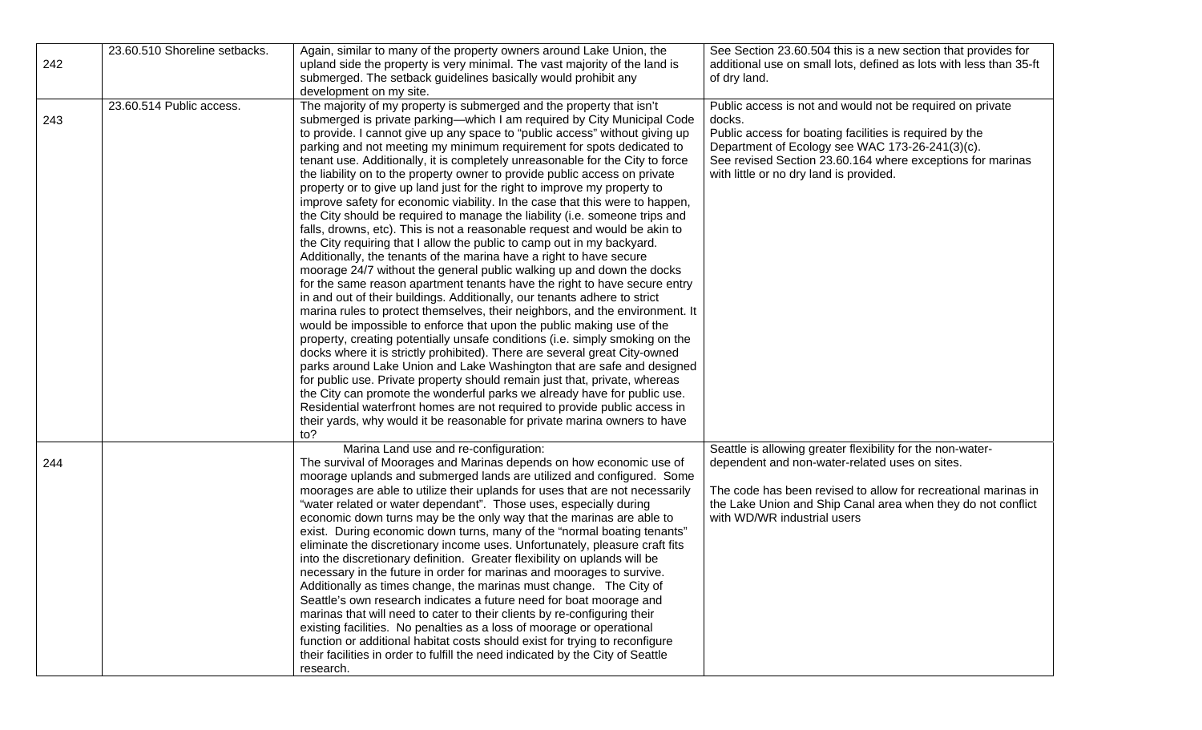| | | | |
|---|---|---|---|
| 242 | 23.60.510 Shoreline setbacks. | Again, similar to many of the property owners around Lake Union, the upland side the property is very minimal. The vast majority of the land is submerged. The setback guidelines basically would prohibit any development on my site. | See Section 23.60.504 this is a new section that provides for additional use on small lots, defined as lots with less than 35-ft of dry land. |
| 243 | 23.60.514 Public access. | The majority of my property is submerged and the property that isn't submerged is private parking—which I am required by City Municipal Code to provide. I cannot give up any space to "public access" without giving up parking and not meeting my minimum requirement for spots dedicated to tenant use. Additionally, it is completely unreasonable for the City to force the liability on to the property owner to provide public access on private property or to give up land just for the right to improve my property to improve safety for economic viability. In the case that this were to happen, the City should be required to manage the liability (i.e. someone trips and falls, drowns, etc). This is not a reasonable request and would be akin to the City requiring that I allow the public to camp out in my backyard. Additionally, the tenants of the marina have a right to have secure moorage 24/7 without the general public walking up and down the docks for the same reason apartment tenants have the right to have secure entry in and out of their buildings. Additionally, our tenants adhere to strict marina rules to protect themselves, their neighbors, and the environment. It would be impossible to enforce that upon the public making use of the property, creating potentially unsafe conditions (i.e. simply smoking on the docks where it is strictly prohibited). There are several great City-owned parks around Lake Union and Lake Washington that are safe and designed for public use. Private property should remain just that, private, whereas the City can promote the wonderful parks we already have for public use. Residential waterfront homes are not required to provide public access in their yards, why would it be reasonable for private marina owners to have to? | Public access is not and would not be required on private docks.<br>Public access for boating facilities is required by the Department of Ecology see WAC 173-26-241(3)(c).<br>See revised Section 23.60.164 where exceptions for marinas with little or no dry land is provided. |
| 244 | | Marina Land use and re-configuration:<br>The survival of Moorages and Marinas depends on how economic use of moorage uplands and submerged lands are utilized and configured. Some moorages are able to utilize their uplands for uses that are not necessarily "water related or water dependant". Those uses, especially during economic down turns may be the only way that the marinas are able to exist. During economic down turns, many of the "normal boating tenants" eliminate the discretionary income uses. Unfortunately, pleasure craft fits into the discretionary definition. Greater flexibility on uplands will be necessary in the future in order for marinas and moorages to survive. Additionally as times change, the marinas must change. The City of Seattle's own research indicates a future need for boat moorage and marinas that will need to cater to their clients by re-configuring their existing facilities. No penalties as a loss of moorage or operational function or additional habitat costs should exist for trying to reconfigure their facilities in order to fulfill the need indicated by the City of Seattle research. | Seattle is allowing greater flexibility for the non-water-dependent and non-water-related uses on sites.<br><br>The code has been revised to allow for recreational marinas in the Lake Union and Ship Canal area when they do not conflict with WD/WR industrial users |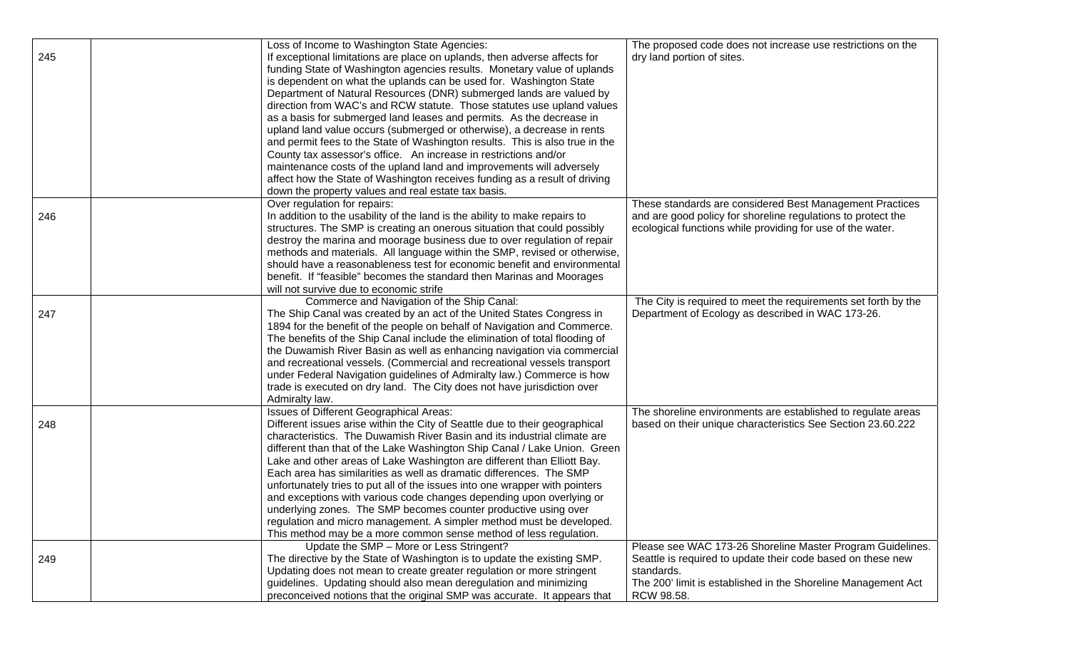| | | | |
|---|---|---|---|
| 245 | | Loss of Income to Washington State Agencies:<br>If exceptional limitations are place on uplands, then adverse affects for funding State of Washington agencies results. Monetary value of uplands is dependent on what the uplands can be used for. Washington State Department of Natural Resources (DNR) submerged lands are valued by direction from WAC's and RCW statute. Those statutes use upland values as a basis for submerged land leases and permits. As the decrease in upland land value occurs (submerged or otherwise), a decrease in rents and permit fees to the State of Washington results. This is also true in the County tax assessor's office. An increase in restrictions and/or maintenance costs of the upland land and improvements will adversely affect how the State of Washington receives funding as a result of driving down the property values and real estate tax basis. | The proposed code does not increase use restrictions on the dry land portion of sites. |
| 246 | | Over regulation for repairs:<br>In addition to the usability of the land is the ability to make repairs to structures. The SMP is creating an onerous situation that could possibly destroy the marina and moorage business due to over regulation of repair methods and materials. All language within the SMP, revised or otherwise, should have a reasonableness test for economic benefit and environmental benefit. If "feasible" becomes the standard then Marinas and Moorages will not survive due to economic strife | These standards are considered Best Management Practices and are good policy for shoreline regulations to protect the ecological functions while providing for use of the water. |
| 247 | | Commerce and Navigation of the Ship Canal:<br>The Ship Canal was created by an act of the United States Congress in 1894 for the benefit of the people on behalf of Navigation and Commerce. The benefits of the Ship Canal include the elimination of total flooding of the Duwamish River Basin as well as enhancing navigation via commercial and recreational vessels. (Commercial and recreational vessels transport under Federal Navigation guidelines of Admiralty law.) Commerce is how trade is executed on dry land. The City does not have jurisdiction over Admiralty law. | The City is required to meet the requirements set forth by the Department of Ecology as described in WAC 173-26. |
| 248 | | Issues of Different Geographical Areas:<br>Different issues arise within the City of Seattle due to their geographical characteristics. The Duwamish River Basin and its industrial climate are different than that of the Lake Washington Ship Canal / Lake Union. Green Lake and other areas of Lake Washington are different than Elliott Bay. Each area has similarities as well as dramatic differences. The SMP unfortunately tries to put all of the issues into one wrapper with pointers and exceptions with various code changes depending upon overlying or underlying zones. The SMP becomes counter productive using over regulation and micro management. A simpler method must be developed. This method may be a more common sense method of less regulation. | The shoreline environments are established to regulate areas based on their unique characteristics See Section 23.60.222 |
| 249 | | Update the SMP – More or Less Stringent?<br>The directive by the State of Washington is to update the existing SMP. Updating does not mean to create greater regulation or more stringent guidelines. Updating should also mean deregulation and minimizing preconceived notions that the original SMP was accurate. It appears that | Please see WAC 173-26 Shoreline Master Program Guidelines. Seattle is required to update their code based on these new standards.<br>The 200' limit is established in the Shoreline Management Act RCW 98.58. |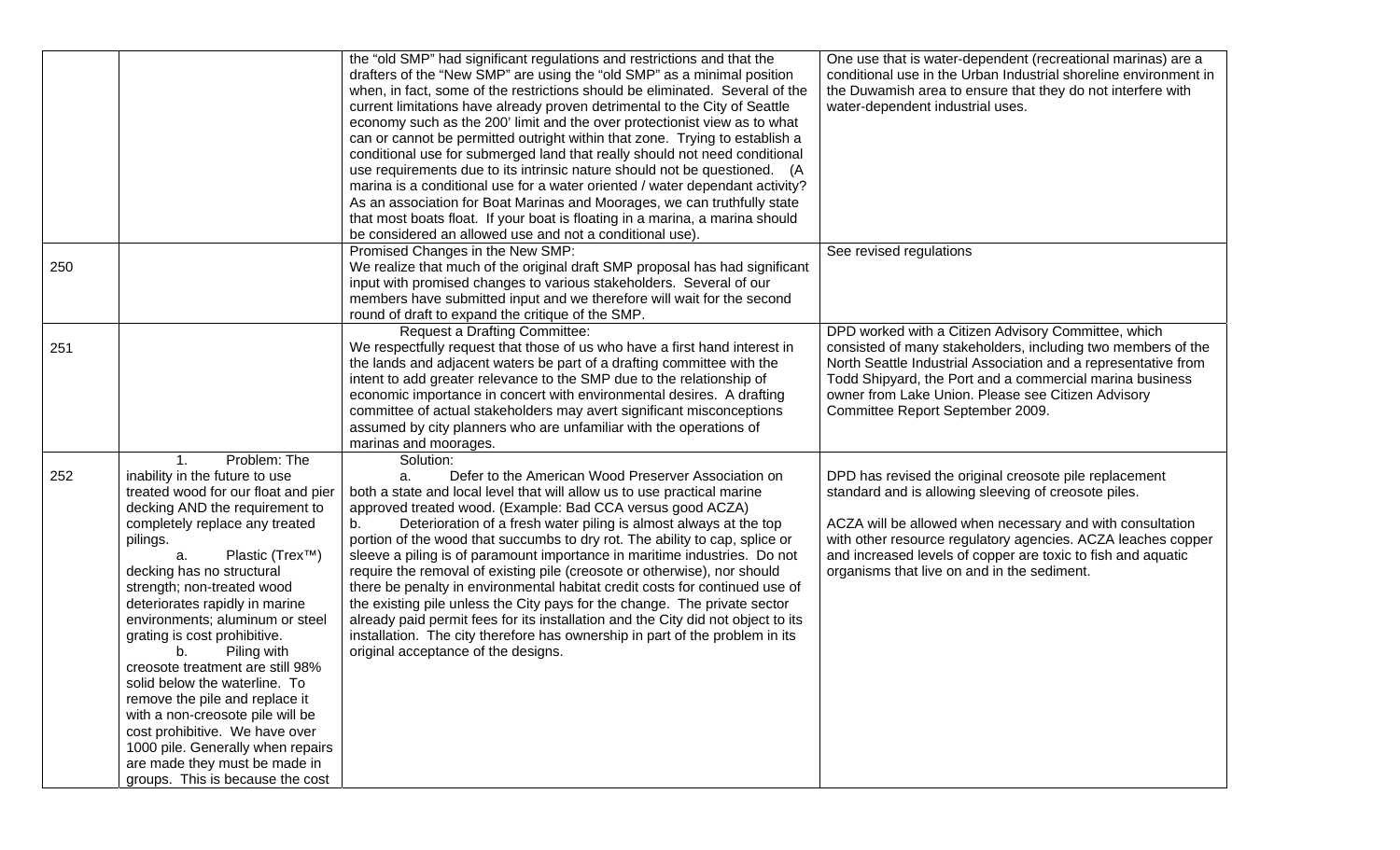| | | | |
|---|---|---|---|
| | | the "old SMP" had significant regulations and restrictions and that the drafters of the "New SMP" are using the "old SMP" as a minimal position when, in fact, some of the restrictions should be eliminated. Several of the current limitations have already proven detrimental to the City of Seattle economy such as the 200' limit and the over protectionist view as to what can or cannot be permitted outright within that zone. Trying to establish a conditional use for submerged land that really should not need conditional use requirements due to its intrinsic nature should not be questioned. (A marina is a conditional use for a water oriented / water dependant activity? As an association for Boat Marinas and Moorages, we can truthfully state that most boats float. If your boat is floating in a marina, a marina should be considered an allowed use and not a conditional use). | One use that is water-dependent (recreational marinas) are a conditional use in the Urban Industrial shoreline environment in the Duwamish area to ensure that they do not interfere with water-dependent industrial uses. |
| 250 | | Promised Changes in the New SMP:<br>We realize that much of the original draft SMP proposal has had significant input with promised changes to various stakeholders. Several of our members have submitted input and we therefore will wait for the second round of draft to expand the critique of the SMP. | See revised regulations |
| 251 | | Request a Drafting Committee:<br>We respectfully request that those of us who have a first hand interest in the lands and adjacent waters be part of a drafting committee with the intent to add greater relevance to the SMP due to the relationship of economic importance in concert with environmental desires. A drafting committee of actual stakeholders may avert significant misconceptions assumed by city planners who are unfamiliar with the operations of marinas and moorages. | DPD worked with a Citizen Advisory Committee, which consisted of many stakeholders, including two members of the North Seattle Industrial Association and a representative from Todd Shipyard, the Port and a commercial marina business owner from Lake Union. Please see Citizen Advisory Committee Report September 2009. |
| 252 | 1. Problem: The inability in the future to use treated wood for our float and pier decking AND the requirement to completely replace any treated pilings.<br>a. Plastic (Trex™) decking has no structural strength; non-treated wood deteriorates rapidly in marine environments; aluminum or steel grating is cost prohibitive.<br>b. Piling with creosote treatment are still 98% solid below the waterline. To remove the pile and replace it with a non-creosote pile will be cost prohibitive. We have over 1000 pile. Generally when repairs are made they must be made in groups. This is because the cost | Solution:<br>a. Defer to the American Wood Preserver Association on both a state and local level that will allow us to use practical marine approved treated wood. (Example: Bad CCA versus good ACZA)<br>b. Deterioration of a fresh water piling is almost always at the top portion of the wood that succumbs to dry rot. The ability to cap, splice or sleeve a piling is of paramount importance in maritime industries. Do not require the removal of existing pile (creosote or otherwise), nor should there be penalty in environmental habitat credit costs for continued use of the existing pile unless the City pays for the change. The private sector already paid permit fees for its installation and the City did not object to its installation. The city therefore has ownership in part of the problem in its original acceptance of the designs. | DPD has revised the original creosote pile replacement standard and is allowing sleeving of creosote piles.<br><br>ACZA will be allowed when necessary and with consultation with other resource regulatory agencies. ACZA leaches copper and increased levels of copper are toxic to fish and aquatic organisms that live on and in the sediment. |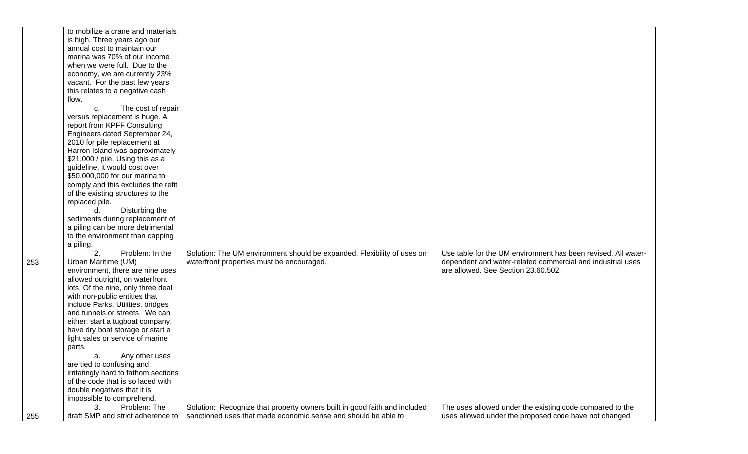| | | | |
|---|---|---|---|
| | to mobilize a crane and materials is high. Three years ago our annual cost to maintain our marina was 70% of our income when we were full. Due to the economy, we are currently 23% vacant. For the past few years this relates to a negative cash flow.<br>c. The cost of repair versus replacement is huge. A report from KPFF Consulting Engineers dated September 24, 2010 for pile replacement at Harron Island was approximately $21,000 / pile. Using this as a guideline, it would cost over $50,000,000 for our marina to comply and this excludes the refit of the existing structures to the replaced pile.<br>d. Disturbing the sediments during replacement of a piling can be more detrimental to the environment than capping a piling. | | |
| 253 | 2. Problem: In the Urban Maritime (UM) environment, there are nine uses allowed outright, on waterfront lots. Of the nine, only three deal with non-public entities that include Parks, Utilities, bridges and tunnels or streets. We can either; start a tugboat company, have dry boat storage or start a light sales or service of marine parts.<br>a. Any other uses are tied to confusing and irritatingly hard to fathom sections of the code that is so laced with double negatives that it is impossible to comprehend. | Solution: The UM environment should be expanded. Flexibility of uses on waterfront properties must be encouraged. | Use table for the UM environment has been revised. All water-dependent and water-related commercial and industrial uses are allowed. See Section 23.60.502 |
| 255 | 3. Problem: The draft SMP and strict adherence to | Solution: Recognize that property owners built in good faith and included sanctioned uses that made economic sense and should be able to | The uses allowed under the existing code compared to the uses allowed under the proposed code have not changed |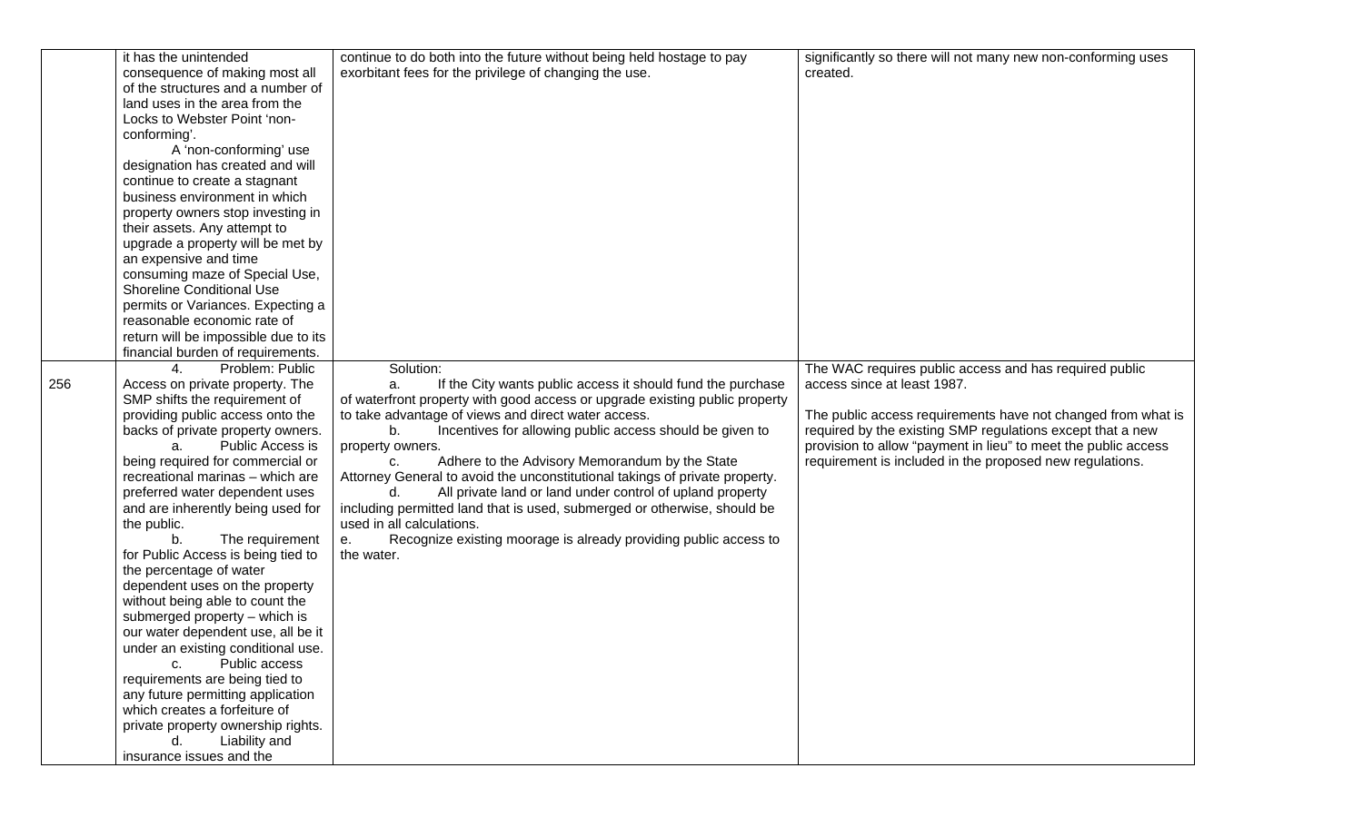| | | | |
|---|---|---|---|
| | it has the unintended consequence of making most all of the structures and a number of land uses in the area from the Locks to Webster Point 'non-conforming'.<br>A 'non-conforming' use designation has created and will continue to create a stagnant business environment in which property owners stop investing in their assets. Any attempt to upgrade a property will be met by an expensive and time consuming maze of Special Use, Shoreline Conditional Use permits or Variances. Expecting a reasonable economic rate of return will be impossible due to its financial burden of requirements. | continue to do both into the future without being held hostage to pay exorbitant fees for the privilege of changing the use. | significantly so there will not many new non-conforming uses created. |
| 256 | 4. Problem: Public Access on private property. The SMP shifts the requirement of providing public access onto the backs of private property owners.<br>a. Public Access is being required for commercial or recreational marinas – which are preferred water dependent uses and are inherently being used for the public.<br>b. The requirement for Public Access is being tied to the percentage of water dependent uses on the property without being able to count the submerged property – which is our water dependent use, all be it under an existing conditional use.<br>c. Public access requirements are being tied to any future permitting application which creates a forfeiture of private property ownership rights.<br>d. Liability and insurance issues and the | Solution:<br>a. If the City wants public access it should fund the purchase of waterfront property with good access or upgrade existing public property to take advantage of views and direct water access.<br>b. Incentives for allowing public access should be given to property owners.<br>c. Adhere to the Advisory Memorandum by the State Attorney General to avoid the unconstitutional takings of private property.<br>d. All private land or land under control of upland property including permitted land that is used, submerged or otherwise, should be used in all calculations.<br>e. Recognize existing moorage is already providing public access to the water. | The WAC requires public access and has required public access since at least 1987.<br><br>The public access requirements have not changed from what is required by the existing SMP regulations except that a new provision to allow "payment in lieu" to meet the public access requirement is included in the proposed new regulations. |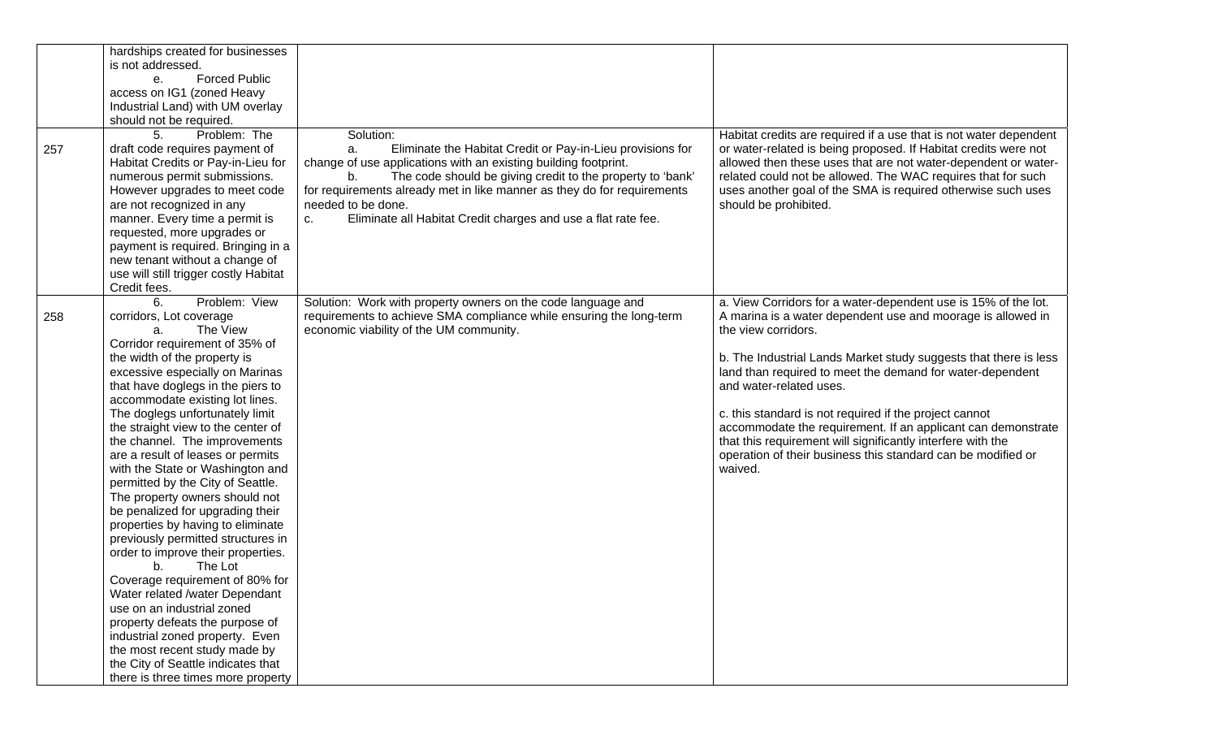| | | | |
|---|---|---|---|
| | hardships created for businesses is not addressed.<br>e. Forced Public access on IG1 (zoned Heavy Industrial Land) with UM overlay should not be required. | | |
| 257 | 5. Problem: The draft code requires payment of Habitat Credits or Pay-in-Lieu for numerous permit submissions. However upgrades to meet code are not recognized in any manner. Every time a permit is requested, more upgrades or payment is required. Bringing in a new tenant without a change of use will still trigger costly Habitat Credit fees. | Solution:<br>a. Eliminate the Habitat Credit or Pay-in-Lieu provisions for change of use applications with an existing building footprint.<br>b. The code should be giving credit to the property to 'bank' for requirements already met in like manner as they do for requirements needed to be done.<br>c. Eliminate all Habitat Credit charges and use a flat rate fee. | Habitat credits are required if a use that is not water dependent or water-related is being proposed. If Habitat credits were not allowed then these uses that are not water-dependent or water-related could not be allowed. The WAC requires that for such uses another goal of the SMA is required otherwise such uses should be prohibited. |
| 258 | 6. Problem: View corridors, Lot coverage<br>a. The View Corridor requirement of 35% of the width of the property is excessive especially on Marinas that have doglegs in the piers to accommodate existing lot lines. The doglegs unfortunately limit the straight view to the center of the channel. The improvements are a result of leases or permits with the State or Washington and permitted by the City of Seattle. The property owners should not be penalized for upgrading their properties by having to eliminate previously permitted structures in order to improve their properties.<br>b. The Lot Coverage requirement of 80% for Water related /water Dependant use on an industrial zoned property defeats the purpose of industrial zoned property. Even the most recent study made by the City of Seattle indicates that there is three times more property | Solution: Work with property owners on the code language and requirements to achieve SMA compliance while ensuring the long-term economic viability of the UM community. | a. View Corridors for a water-dependent use is 15% of the lot. A marina is a water dependent use and moorage is allowed in the view corridors.<br><br>b. The Industrial Lands Market study suggests that there is less land than required to meet the demand for water-dependent and water-related uses.<br><br>c. this standard is not required if the project cannot accommodate the requirement. If an applicant can demonstrate that this requirement will significantly interfere with the operation of their business this standard can be modified or waived. |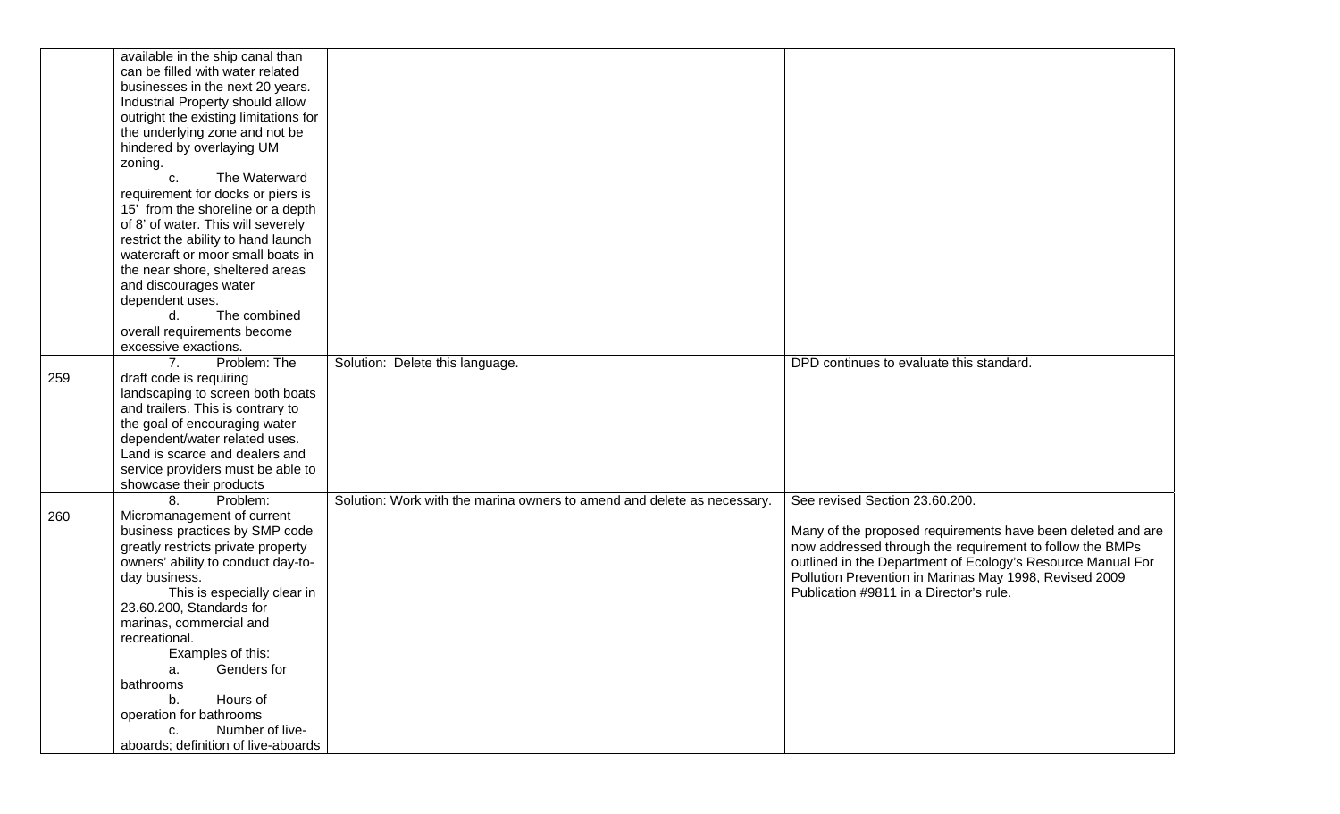| | | | |
|---|---|---|---|
| | available in the ship canal than can be filled with water related businesses in the next 20 years. Industrial Property should allow outright the existing limitations for the underlying zone and not be hindered by overlaying UM zoning.<br>c. The Waterward requirement for docks or piers is 15' from the shoreline or a depth of 8' of water. This will severely restrict the ability to hand launch watercraft or moor small boats in the near shore, sheltered areas and discourages water dependent uses.<br>d. The combined overall requirements become excessive exactions. | | |
| 259 | 7. Problem: The draft code is requiring landscaping to screen both boats and trailers. This is contrary to the goal of encouraging water dependent/water related uses. Land is scarce and dealers and service providers must be able to showcase their products | Solution: Delete this language. | DPD continues to evaluate this standard. |
| 260 | 8. Problem: Micromanagement of current business practices by SMP code greatly restricts private property owners' ability to conduct day-to-day business.<br>This is especially clear in 23.60.200, Standards for marinas, commercial and recreational.<br>Examples of this:<br>a. Genders for bathrooms<br>b. Hours of operation for bathrooms<br>c. Number of live-aboards; definition of live-aboards | Solution: Work with the marina owners to amend and delete as necessary. | See revised Section 23.60.200.<br><br>Many of the proposed requirements have been deleted and are now addressed through the requirement to follow the BMPs outlined in the Department of Ecology's Resource Manual For Pollution Prevention in Marinas May 1998, Revised 2009 Publication #9811 in a Director's rule. |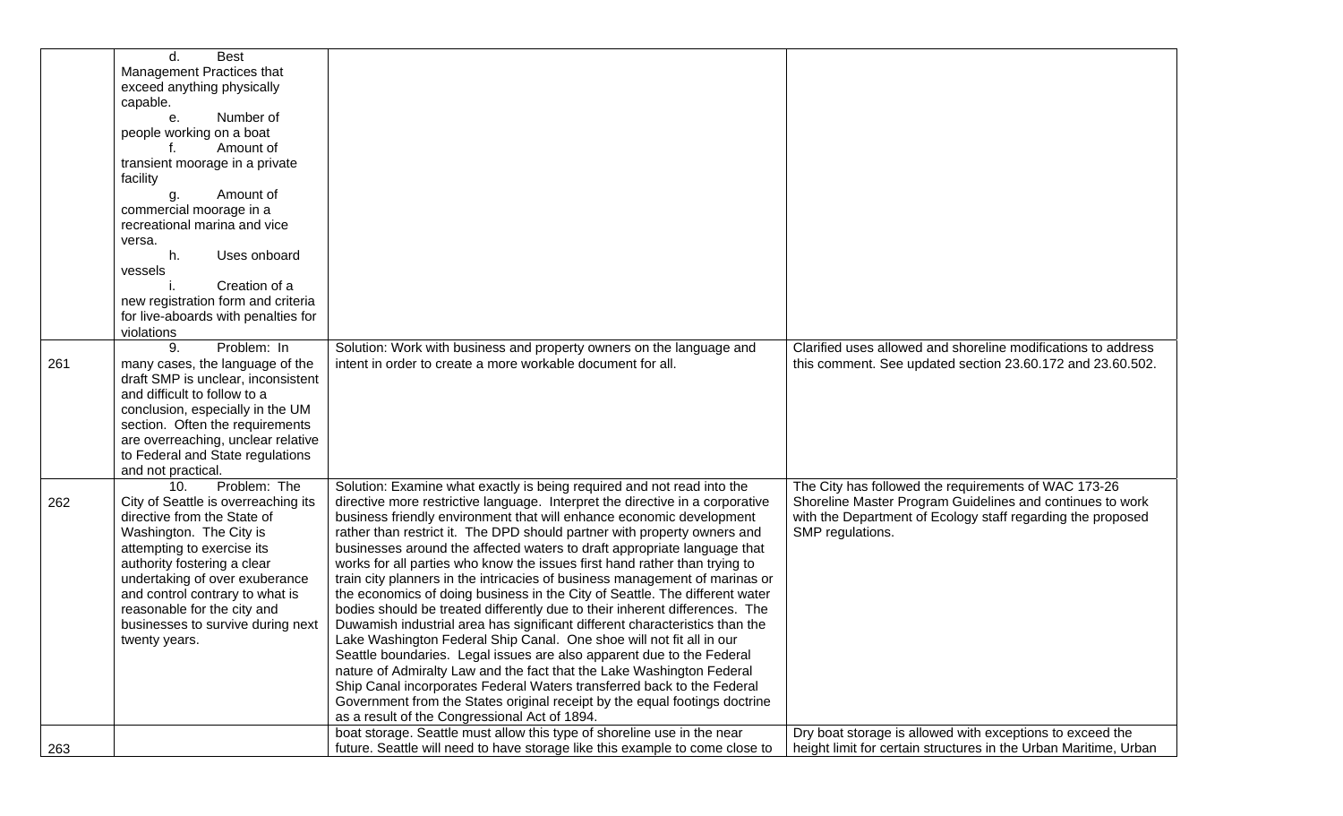| | | | |
|---|---|---|---|
| | d. Best Management Practices that exceed anything physically capable.<br>e. Number of people working on a boat<br>f. Amount of transient moorage in a private facility<br>g. Amount of commercial moorage in a recreational marina and vice versa.<br>h. Uses onboard vessels<br>i. Creation of a new registration form and criteria for live-aboards with penalties for violations | | |
| 261 | 9. Problem: In many cases, the language of the draft SMP is unclear, inconsistent and difficult to follow to a conclusion, especially in the UM section. Often the requirements are overreaching, unclear relative to Federal and State regulations and not practical. | Solution: Work with business and property owners on the language and intent in order to create a more workable document for all. | Clarified uses allowed and shoreline modifications to address this comment. See updated section 23.60.172 and 23.60.502. |
| 262 | 10. Problem: The City of Seattle is overreaching its directive from the State of Washington. The City is attempting to exercise its authority fostering a clear undertaking of over exuberance and control contrary to what is reasonable for the city and businesses to survive during next twenty years. | Solution: Examine what exactly is being required and not read into the directive more restrictive language. Interpret the directive in a corporative business friendly environment that will enhance economic development rather than restrict it. The DPD should partner with property owners and businesses around the affected waters to draft appropriate language that works for all parties who know the issues first hand rather than trying to train city planners in the intricacies of business management of marinas or the economics of doing business in the City of Seattle. The different water bodies should be treated differently due to their inherent differences. The Duwamish industrial area has significant different characteristics than the Lake Washington Federal Ship Canal. One shoe will not fit all in our Seattle boundaries. Legal issues are also apparent due to the Federal nature of Admiralty Law and the fact that the Lake Washington Federal Ship Canal incorporates Federal Waters transferred back to the Federal Government from the States original receipt by the equal footings doctrine as a result of the Congressional Act of 1894. | The City has followed the requirements of WAC 173-26 Shoreline Master Program Guidelines and continues to work with the Department of Ecology staff regarding the proposed SMP regulations. |
| 263 | | boat storage. Seattle must allow this type of shoreline use in the near future. Seattle will need to have storage like this example to come close to | Dry boat storage is allowed with exceptions to exceed the height limit for certain structures in the Urban Maritime, Urban |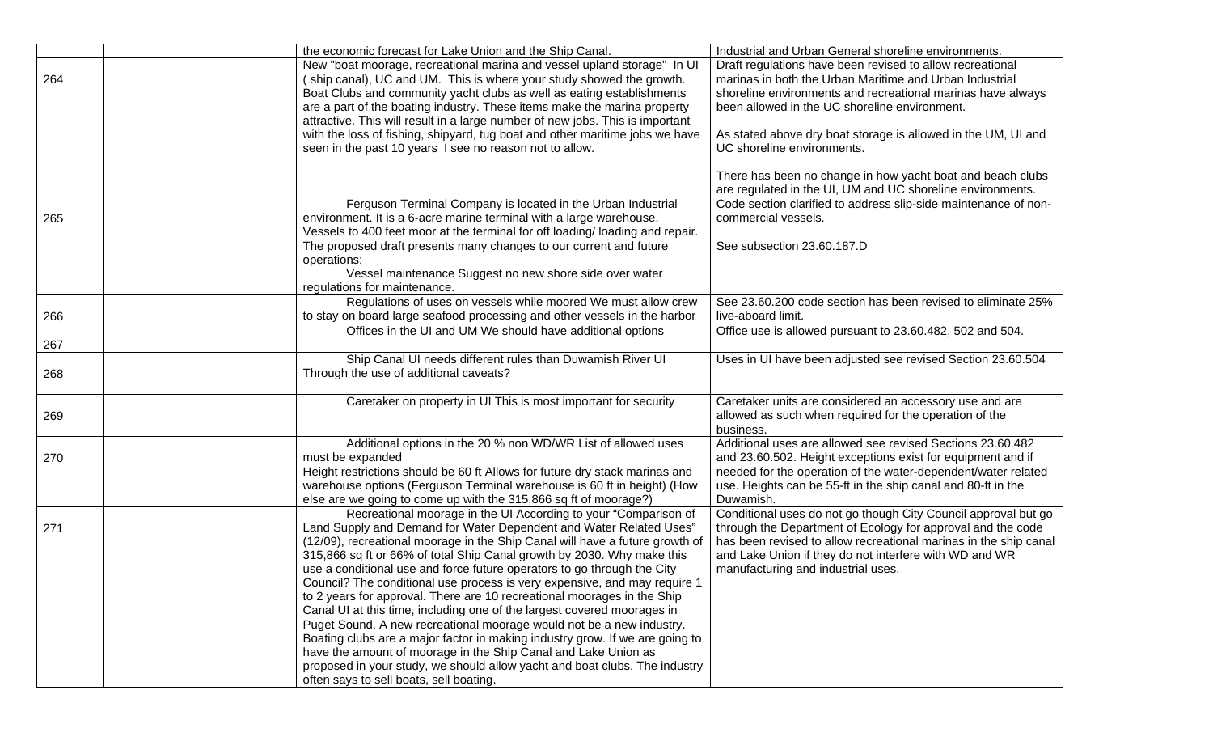| | | | |
|---|---|---|---|
| | | the economic forecast for Lake Union and the Ship Canal. | Industrial and Urban General shoreline environments. |
| 264 | | New "boat moorage, recreational marina and vessel upland storage" In UI ( ship canal), UC and UM. This is where your study showed the growth. Boat Clubs and community yacht clubs as well as eating establishments are a part of the boating industry. These items make the marina property attractive. This will result in a large number of new jobs. This is important with the loss of fishing, shipyard, tug boat and other maritime jobs we have seen in the past 10 years I see no reason not to allow. | Draft regulations have been revised to allow recreational marinas in both the Urban Maritime and Urban Industrial shoreline environments and recreational marinas have always been allowed in the UC shoreline environment.<br><br>As stated above dry boat storage is allowed in the UM, UI and UC shoreline environments.<br><br>There has been no change in how yacht boat and beach clubs are regulated in the UI, UM and UC shoreline environments. |
| 265 | | Ferguson Terminal Company is located in the Urban Industrial environment. It is a 6-acre marine terminal with a large warehouse. Vessels to 400 feet moor at the terminal for off loading/ loading and repair. The proposed draft presents many changes to our current and future operations:<br>Vessel maintenance Suggest no new shore side over water regulations for maintenance. | Code section clarified to address slip-side maintenance of non-commercial vessels.<br><br>See subsection 23.60.187.D |
| 266 | | Regulations of uses on vessels while moored We must allow crew to stay on board large seafood processing and other vessels in the harbor | See 23.60.200 code section has been revised to eliminate 25% live-aboard limit. |
| 267 | | Offices in the UI and UM We should have additional options | Office use is allowed pursuant to 23.60.482, 502 and 504. |
| 268 | | Ship Canal UI needs different rules than Duwamish River UI Through the use of additional caveats? | Uses in UI have been adjusted see revised Section 23.60.504 |
| 269 | | Caretaker on property in UI This is most important for security | Caretaker units are considered an accessory use and are allowed as such when required for the operation of the business. |
| 270 | | Additional options in the 20 % non WD/WR List of allowed uses must be expanded<br>Height restrictions should be 60 ft Allows for future dry stack marinas and warehouse options (Ferguson Terminal warehouse is 60 ft in height) (How else are we going to come up with the 315,866 sq ft of moorage?) | Additional uses are allowed see revised Sections 23.60.482 and 23.60.502. Height exceptions exist for equipment and if needed for the operation of the water-dependent/water related use. Heights can be 55-ft in the ship canal and 80-ft in the Duwamish. |
| 271 | | Recreational moorage in the UI According to your "Comparison of Land Supply and Demand for Water Dependent and Water Related Uses" (12/09), recreational moorage in the Ship Canal will have a future growth of 315,866 sq ft or 66% of total Ship Canal growth by 2030. Why make this use a conditional use and force future operators to go through the City Council? The conditional use process is very expensive, and may require 1 to 2 years for approval. There are 10 recreational moorages in the Ship Canal UI at this time, including one of the largest covered moorages in Puget Sound. A new recreational moorage would not be a new industry. Boating clubs are a major factor in making industry grow. If we are going to have the amount of moorage in the Ship Canal and Lake Union as proposed in your study, we should allow yacht and boat clubs. The industry often says to sell boats, sell boating. | Conditional uses do not go though City Council approval but go through the Department of Ecology for approval and the code has been revised to allow recreational marinas in the ship canal and Lake Union if they do not interfere with WD and WR manufacturing and industrial uses. |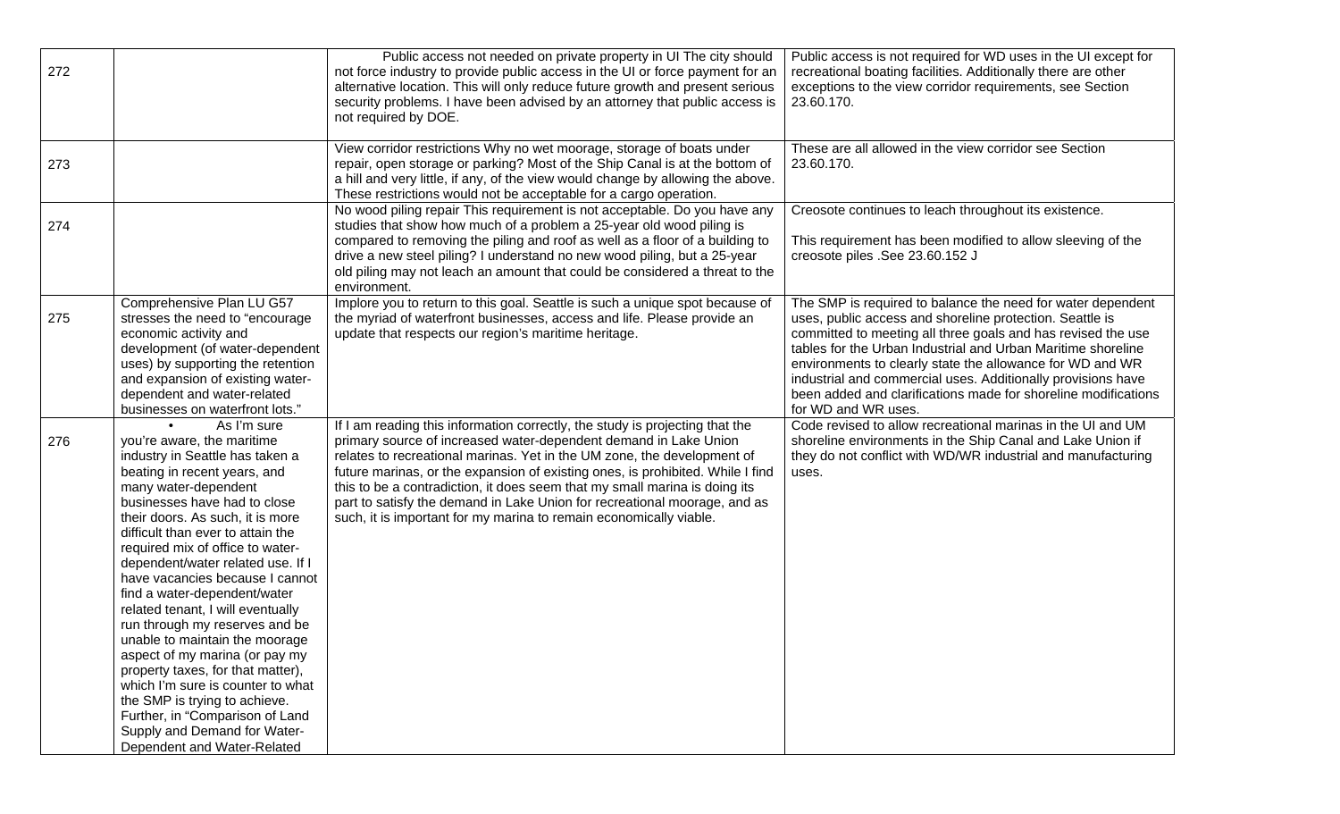| | | | |
|---|---|---|---|
| 272 | | Public access not needed on private property in UI The city should not force industry to provide public access in the UI or force payment for an alternative location. This will only reduce future growth and present serious security problems. I have been advised by an attorney that public access is not required by DOE. | Public access is not required for WD uses in the UI except for recreational boating facilities. Additionally there are other exceptions to the view corridor requirements, see Section 23.60.170. |
| 273 | | View corridor restrictions Why no wet moorage, storage of boats under repair, open storage or parking? Most of the Ship Canal is at the bottom of a hill and very little, if any, of the view would change by allowing the above. These restrictions would not be acceptable for a cargo operation. | These are all allowed in the view corridor see Section 23.60.170. |
| 274 | | No wood piling repair This requirement is not acceptable. Do you have any studies that show how much of a problem a 25-year old wood piling is compared to removing the piling and roof as well as a floor of a building to drive a new steel piling? I understand no new wood piling, but a 25-year old piling may not leach an amount that could be considered a threat to the environment. | Creosote continues to leach throughout its existence.<br><br>This requirement has been modified to allow sleeving of the creosote piles .See 23.60.152 J |
| 275 | Comprehensive Plan LU G57 stresses the need to "encourage economic activity and development (of water-dependent uses) by supporting the retention and expansion of existing water-dependent and water-related businesses on waterfront lots." | Implore you to return to this goal. Seattle is such a unique spot because of the myriad of waterfront businesses, access and life. Please provide an update that respects our region's maritime heritage. | The SMP is required to balance the need for water dependent uses, public access and shoreline protection. Seattle is committed to meeting all three goals and has revised the use tables for the Urban Industrial and Urban Maritime shoreline environments to clearly state the allowance for WD and WR industrial and commercial uses. Additionally provisions have been added and clarifications made for shoreline modifications for WD and WR uses. |
| 276 | • As I'm sure you're aware, the maritime industry in Seattle has taken a beating in recent years, and many water-dependent businesses have had to close their doors. As such, it is more difficult than ever to attain the required mix of office to water-dependent/water related use. If I have vacancies because I cannot find a water-dependent/water related tenant, I will eventually run through my reserves and be unable to maintain the moorage aspect of my marina (or pay my property taxes, for that matter), which I'm sure is counter to what the SMP is trying to achieve. Further, in "Comparison of Land Supply and Demand for Water-Dependent and Water-Related | If I am reading this information correctly, the study is projecting that the primary source of increased water-dependent demand in Lake Union relates to recreational marinas. Yet in the UM zone, the development of future marinas, or the expansion of existing ones, is prohibited. While I find this to be a contradiction, it does seem that my small marina is doing its part to satisfy the demand in Lake Union for recreational moorage, and as such, it is important for my marina to remain economically viable. | Code revised to allow recreational marinas in the UI and UM shoreline environments in the Ship Canal and Lake Union if they do not conflict with WD/WR industrial and manufacturing uses. |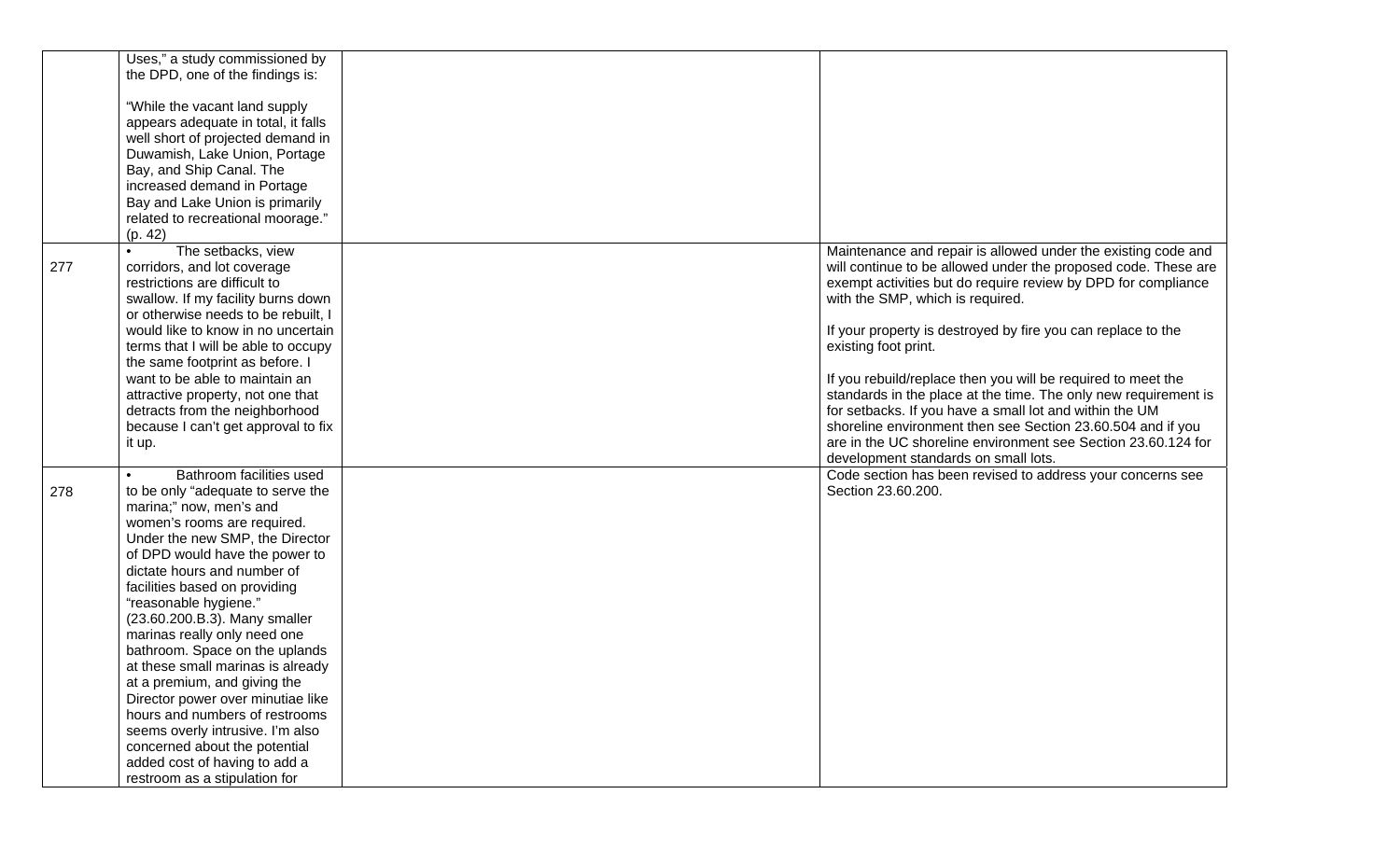| | | | |
|---|---|---|---|
| | Uses," a study commissioned by the DPD, one of the findings is:<br><br>"While the vacant land supply appears adequate in total, it falls well short of projected demand in Duwamish, Lake Union, Portage Bay, and Ship Canal. The increased demand in Portage Bay and Lake Union is primarily related to recreational moorage." (p. 42) | | |
| 277 | • The setbacks, view corridors, and lot coverage restrictions are difficult to swallow. If my facility burns down or otherwise needs to be rebuilt, I would like to know in no uncertain terms that I will be able to occupy the same footprint as before. I want to be able to maintain an attractive property, not one that detracts from the neighborhood because I can't get approval to fix it up. | | Maintenance and repair is allowed under the existing code and will continue to be allowed under the proposed code. These are exempt activities but do require review by DPD for compliance with the SMP, which is required.<br><br>If your property is destroyed by fire you can replace to the existing foot print.<br><br>If you rebuild/replace then you will be required to meet the standards in the place at the time. The only new requirement is for setbacks. If you have a small lot and within the UM shoreline environment then see Section 23.60.504 and if you are in the UC shoreline environment see Section 23.60.124 for development standards on small lots. |
| 278 | • Bathroom facilities used to be only "adequate to serve the marina;" now, men's and women's rooms are required. Under the new SMP, the Director of DPD would have the power to dictate hours and number of facilities based on providing "reasonable hygiene." (23.60.200.B.3). Many smaller marinas really only need one bathroom. Space on the uplands at these small marinas is already at a premium, and giving the Director power over minutiae like hours and numbers of restrooms seems overly intrusive. I'm also concerned about the potential added cost of having to add a restroom as a stipulation for | | Code section has been revised to address your concerns see Section 23.60.200. |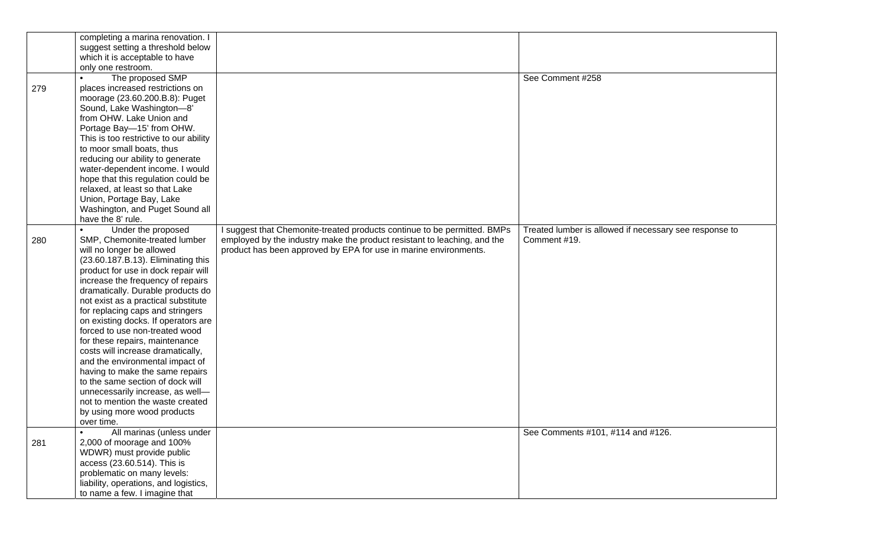| | | | |
|---|---|---|---|
| | completing a marina renovation. I suggest setting a threshold below which it is acceptable to have only one restroom. | | |
| 279 | • The proposed SMP places increased restrictions on moorage (23.60.200.B.8): Puget Sound, Lake Washington—8' from OHW. Lake Union and Portage Bay—15' from OHW. This is too restrictive to our ability to moor small boats, thus reducing our ability to generate water-dependent income. I would hope that this regulation could be relaxed, at least so that Lake Union, Portage Bay, Lake Washington, and Puget Sound all have the 8' rule. | | See Comment #258 |
| 280 | • Under the proposed SMP, Chemonite-treated lumber will no longer be allowed (23.60.187.B.13). Eliminating this product for use in dock repair will increase the frequency of repairs dramatically. Durable products do not exist as a practical substitute for replacing caps and stringers on existing docks. If operators are forced to use non-treated wood for these repairs, maintenance costs will increase dramatically, and the environmental impact of having to make the same repairs to the same section of dock will unnecessarily increase, as well—not to mention the waste created by using more wood products over time. | I suggest that Chemonite-treated products continue to be permitted. BMPs employed by the industry make the product resistant to leaching, and the product has been approved by EPA for use in marine environments. | Treated lumber is allowed if necessary see response to Comment #19. |
| 281 | • All marinas (unless under 2,000 of moorage and 100% WDWR) must provide public access (23.60.514). This is problematic on many levels: liability, operations, and logistics, to name a few. I imagine that | | See Comments #101, #114 and #126. |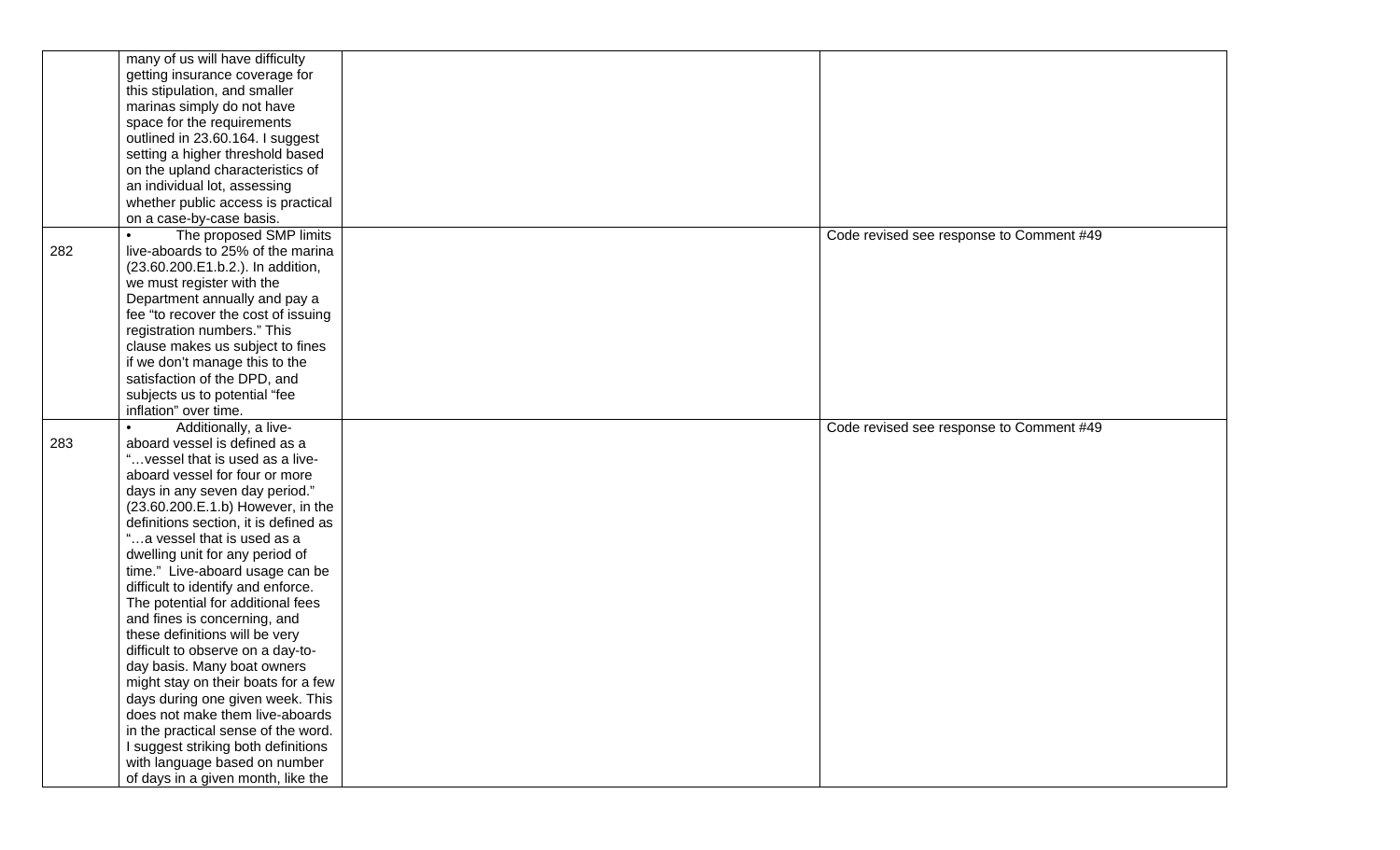| | | | |
|---|---|---|---|
| | many of us will have difficulty getting insurance coverage for this stipulation, and smaller marinas simply do not have space for the requirements outlined in 23.60.164. I suggest setting a higher threshold based on the upland characteristics of an individual lot, assessing whether public access is practical on a case-by-case basis. | | |
| 282 | • The proposed SMP limits live-aboards to 25% of the marina (23.60.200.E1.b.2.). In addition, we must register with the Department annually and pay a fee "to recover the cost of issuing registration numbers." This clause makes us subject to fines if we don't manage this to the satisfaction of the DPD, and subjects us to potential "fee inflation" over time. | | Code revised see response to Comment #49 |
| 283 | • Additionally, a live-aboard vessel is defined as a "…vessel that is used as a live-aboard vessel for four or more days in any seven day period." (23.60.200.E.1.b) However, in the definitions section, it is defined as "…a vessel that is used as a dwelling unit for any period of time." Live-aboard usage can be difficult to identify and enforce. The potential for additional fees and fines is concerning, and these definitions will be very difficult to observe on a day-to-day basis. Many boat owners might stay on their boats for a few days during one given week. This does not make them live-aboards in the practical sense of the word. I suggest striking both definitions with language based on number of days in a given month, like the | | Code revised see response to Comment #49 |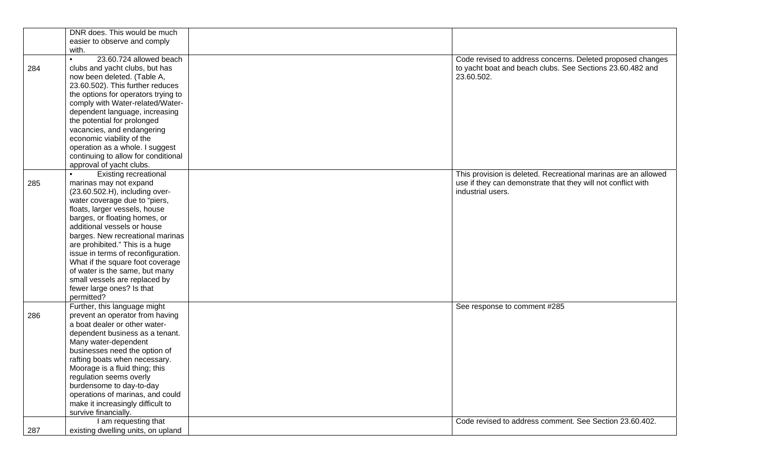| | | | |
|---|---|---|---|
| | DNR does. This would be much easier to observe and comply with. | | |
| 284 | • 23.60.724 allowed beach clubs and yacht clubs, but has now been deleted. (Table A, 23.60.502). This further reduces the options for operators trying to comply with Water-related/Water-dependent language, increasing the potential for prolonged vacancies, and endangering economic viability of the operation as a whole. I suggest continuing to allow for conditional approval of yacht clubs. | | Code revised to address concerns. Deleted proposed changes to yacht boat and beach clubs. See Sections 23.60.482 and 23.60.502. |
| 285 | • Existing recreational marinas may not expand (23.60.502.H), including over-water coverage due to "piers, floats, larger vessels, house barges, or floating homes, or additional vessels or house barges. New recreational marinas are prohibited." This is a huge issue in terms of reconfiguration. What if the square foot coverage of water is the same, but many small vessels are replaced by fewer large ones? Is that permitted? | | This provision is deleted. Recreational marinas are an allowed use if they can demonstrate that they will not conflict with industrial users. |
| 286 | Further, this language might prevent an operator from having a boat dealer or other water-dependent business as a tenant. Many water-dependent businesses need the option of rafting boats when necessary. Moorage is a fluid thing; this regulation seems overly burdensome to day-to-day operations of marinas, and could make it increasingly difficult to survive financially. | | See response to comment #285 |
| 287 | I am requesting that existing dwelling units, on upland | | Code revised to address comment. See Section 23.60.402. |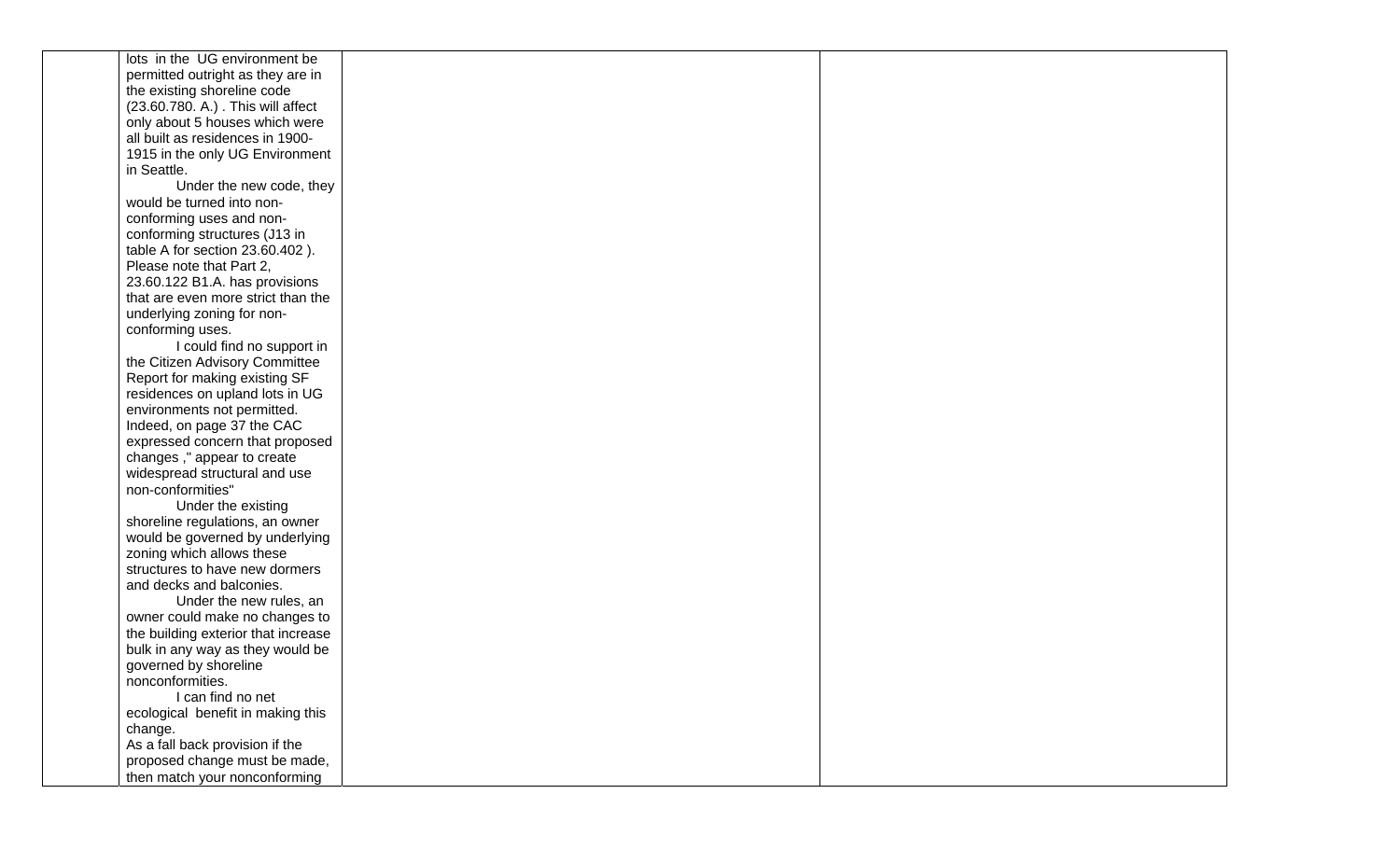|  | lots in the UG environment be permitted outright as they are in the existing shoreline code (23.60.780. A.) . This will affect only about 5 houses which were all built as residences in 1900-1915 in the only UG Environment in Seattle.<br>Under the new code, they would be turned into non-conforming uses and non-conforming structures (J13 in table A for section 23.60.402 ). Please note that Part 2, 23.60.122 B1.A. has provisions that are even more strict than the underlying zoning for non-conforming uses.<br>I could find no support in the Citizen Advisory Committee Report for making existing SF residences on upland lots in UG environments not permitted. Indeed, on page 37 the CAC expressed concern that proposed changes ," appear to create widespread structural and use non-conformities"<br>Under the existing shoreline regulations, an owner would be governed by underlying zoning which allows these structures to have new dormers and decks and balconies.<br>Under the new rules, an owner could make no changes to the building exterior that increase bulk in any way as they would be governed by shoreline nonconformities.<br>I can find no net ecological benefit in making this change.<br>As a fall back provision if the proposed change must be made, then match your nonconforming |  |  |
|---|---|---|---|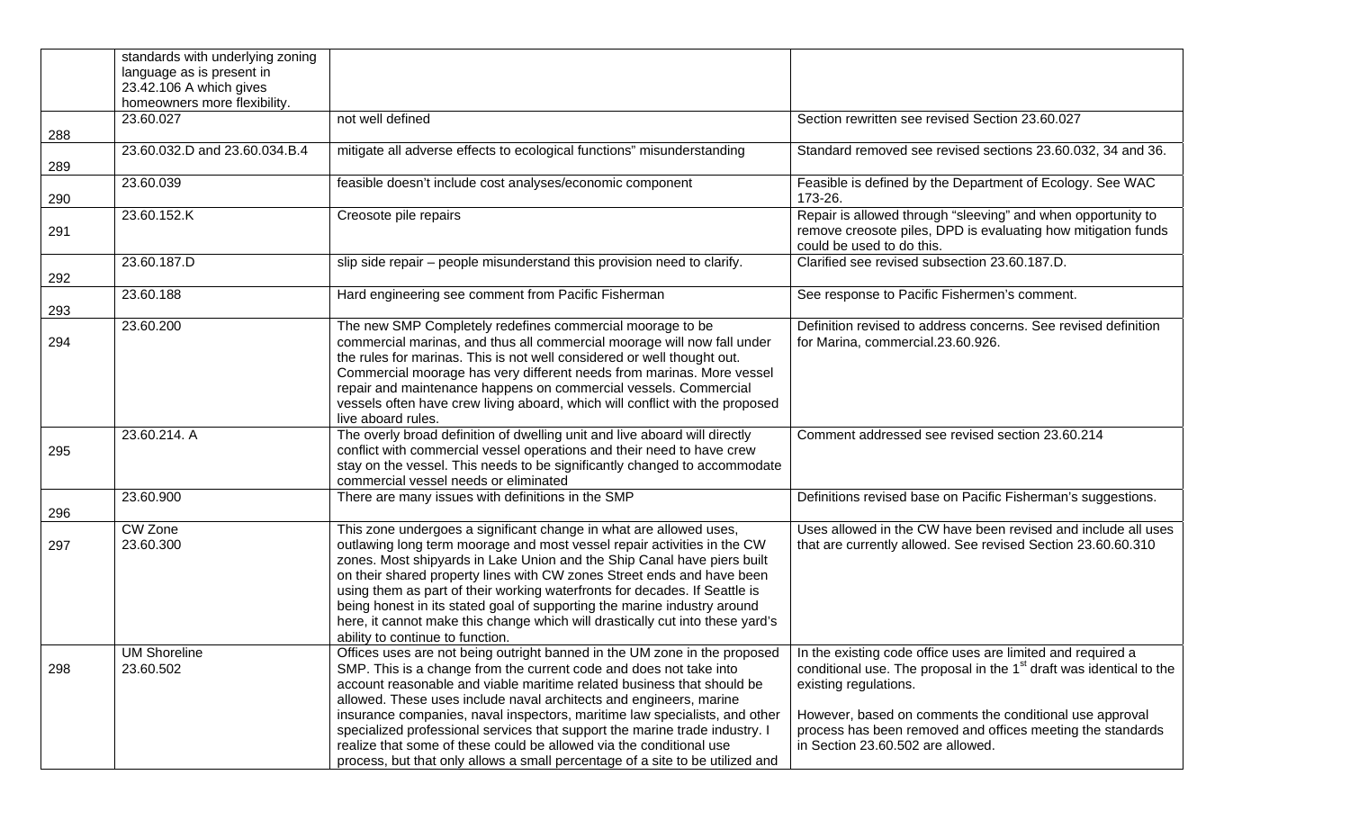| | | | |
|---|---|---|---|
| | standards with underlying zoning language as is present in 23.42.106 A which gives homeowners more flexibility. | | |
| 288 | 23.60.027 | not well defined | Section rewritten see revised Section 23.60.027 |
| 289 | 23.60.032.D and 23.60.034.B.4 | mitigate all adverse effects to ecological functions" misunderstanding | Standard removed see revised sections 23.60.032, 34 and 36. |
| 290 | 23.60.039 | feasible doesn't include cost analyses/economic component | Feasible is defined by the Department of Ecology. See WAC 173-26. |
| 291 | 23.60.152.K | Creosote pile repairs | Repair is allowed through "sleeving" and when opportunity to remove creosote piles, DPD is evaluating how mitigation funds could be used to do this. |
| 292 | 23.60.187.D | slip side repair – people misunderstand this provision need to clarify. | Clarified see revised subsection 23.60.187.D. |
| 293 | 23.60.188 | Hard engineering see comment from Pacific Fisherman | See response to Pacific Fishermen's comment. |
| 294 | 23.60.200 | The new SMP Completely redefines commercial moorage to be commercial marinas, and thus all commercial moorage will now fall under the rules for marinas. This is not well considered or well thought out. Commercial moorage has very different needs from marinas. More vessel repair and maintenance happens on commercial vessels. Commercial vessels often have crew living aboard, which will conflict with the proposed live aboard rules. | Definition revised to address concerns. See revised definition for Marina, commercial.23.60.926. |
| 295 | 23.60.214. A | The overly broad definition of dwelling unit and live aboard will directly conflict with commercial vessel operations and their need to have crew stay on the vessel. This needs to be significantly changed to accommodate commercial vessel needs or eliminated | Comment addressed see revised section 23.60.214 |
| 296 | 23.60.900 | There are many issues with definitions in the SMP | Definitions revised base on Pacific Fisherman's suggestions. |
| 297 | CW Zone 23.60.300 | This zone undergoes a significant change in what are allowed uses, outlawing long term moorage and most vessel repair activities in the CW zones. Most shipyards in Lake Union and the Ship Canal have piers built on their shared property lines with CW zones Street ends and have been using them as part of their working waterfronts for decades. If Seattle is being honest in its stated goal of supporting the marine industry around here, it cannot make this change which will drastically cut into these yard's ability to continue to function. | Uses allowed in the CW have been revised and include all uses that are currently allowed. See revised Section 23.60.60.310 |
| 298 | UM Shoreline 23.60.502 | Offices uses are not being outright banned in the UM zone in the proposed SMP. This is a change from the current code and does not take into account reasonable and viable maritime related business that should be allowed. These uses include naval architects and engineers, marine insurance companies, naval inspectors, maritime law specialists, and other specialized professional services that support the marine trade industry. I realize that some of these could be allowed via the conditional use process, but that only allows a small percentage of a site to be utilized and | In the existing code office uses are limited and required a conditional use. The proposal in the 1st draft was identical to the existing regulations.<br><br>However, based on comments the conditional use approval process has been removed and offices meeting the standards in Section 23.60.502 are allowed. |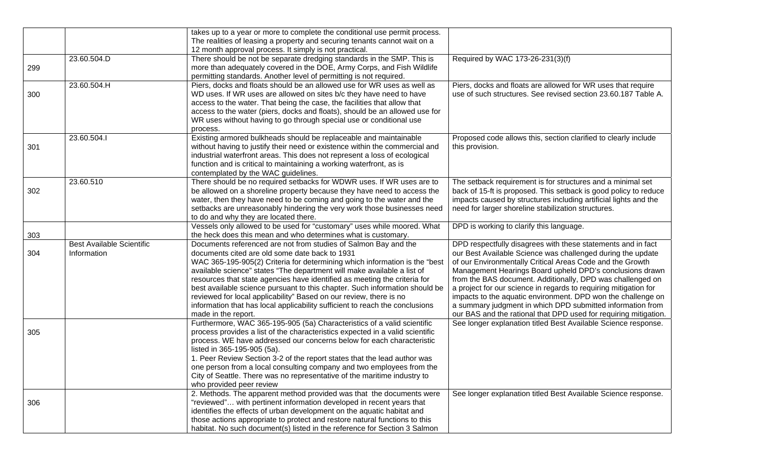| | | | |
|---|---|---|---|
| | | takes up to a year or more to complete the conditional use permit process. The realities of leasing a property and securing tenants cannot wait on a 12 month approval process. It simply is not practical. | |
| 299 | 23.60.504.D | There should be not be separate dredging standards in the SMP. This is more than adequately covered in the DOE, Army Corps, and Fish Wildlife permitting standards. Another level of permitting is not required. | Required by WAC 173-26-231(3)(f) |
| 300 | 23.60.504.H | Piers, docks and floats should be an allowed use for WR uses as well as WD uses. If WR uses are allowed on sites b/c they have need to have access to the water. That being the case, the facilities that allow that access to the water (piers, docks and floats), should be an allowed use for WR uses without having to go through special use or conditional use process. | Piers, docks and floats are allowed for WR uses that require use of such structures. See revised section 23.60.187 Table A. |
| 301 | 23.60.504.I | Existing armored bulkheads should be replaceable and maintainable without having to justify their need or existence within the commercial and industrial waterfront areas. This does not represent a loss of ecological function and is critical to maintaining a working waterfront, as is contemplated by the WAC guidelines. | Proposed code allows this, section clarified to clearly include this provision. |
| 302 | 23.60.510 | There should be no required setbacks for WDWR uses. If WR uses are to be allowed on a shoreline property because they have need to access the water, then they have need to be coming and going to the water and the setbacks are unreasonably hindering the very work those businesses need to do and why they are located there. | The setback requirement is for structures and a minimal set back of 15-ft is proposed. This setback is good policy to reduce impacts caused by structures including artificial lights and the need for larger shoreline stabilization structures. |
| 303 | | Vessels only allowed to be used for "customary" uses while moored. What the heck does this mean and who determines what is customary. | DPD is working to clarify this language. |
| 304 | Best Available Scientific Information | Documents referenced are not from studies of Salmon Bay and the documents cited are old some date back to 1931<br>WAC 365-195-905(2) Criteria for determining which information is the "best available science" states "The department will make available a list of resources that state agencies have identified as meeting the criteria for best available science pursuant to this chapter. Such information should be reviewed for local applicability" Based on our review, there is no information that has local applicability sufficient to reach the conclusions made in the report. | DPD respectfully disagrees with these statements and in fact our Best Available Science was challenged during the update of our Environmentally Critical Areas Code and the Growth Management Hearings Board upheld DPD's conclusions drawn from the BAS document. Additionally, DPD was challenged on a project for our science in regards to requiring mitigation for impacts to the aquatic environment. DPD won the challenge on a summary judgment in which DPD submitted information from our BAS and the rational that DPD used for requiring mitigation. |
| 305 | | Furthermore, WAC 365-195-905 (5a) Characteristics of a valid scientific process provides a list of the characteristics expected in a valid scientific process. WE have addressed our concerns below for each characteristic listed in 365-195-905 (5a).<br>1. Peer Review Section 3-2 of the report states that the lead author was one person from a local consulting company and two employees from the City of Seattle. There was no representative of the maritime industry to who provided peer review | See longer explanation titled Best Available Science response. |
| 306 | | 2. Methods. The apparent method provided was that the documents were "reviewed"… with pertinent information developed in recent years that identifies the effects of urban development on the aquatic habitat and those actions appropriate to protect and restore natural functions to this habitat. No such document(s) listed in the reference for Section 3 Salmon | See longer explanation titled Best Available Science response. |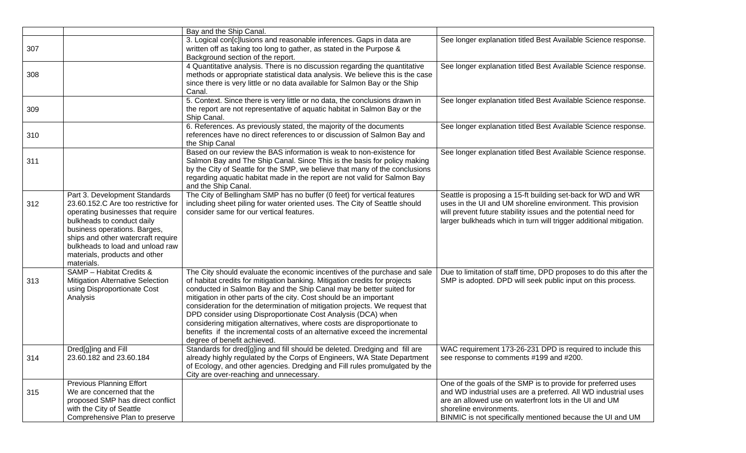| | | | |
|---|---|---|---|
| | | Bay and the Ship Canal. | |
| 307 | | 3. Logical con[c]lusions and reasonable inferences. Gaps in data are written off as taking too long to gather, as stated in the Purpose & Background section of the report. | See longer explanation titled Best Available Science response. |
| 308 | | 4 Quantitative analysis. There is no discussion regarding the quantitative methods or appropriate statistical data analysis. We believe this is the case since there is very little or no data available for Salmon Bay or the Ship Canal. | See longer explanation titled Best Available Science response. |
| 309 | | 5. Context. Since there is very little or no data, the conclusions drawn in the report are not representative of aquatic habitat in Salmon Bay or the Ship Canal. | See longer explanation titled Best Available Science response. |
| 310 | | 6. References. As previously stated, the majority of the documents references have no direct references to or discussion of Salmon Bay and the Ship Canal | See longer explanation titled Best Available Science response. |
| 311 | | Based on our review the BAS information is weak to non-existence for Salmon Bay and The Ship Canal. Since This is the basis for policy making by the City of Seattle for the SMP, we believe that many of the conclusions regarding aquatic habitat made in the report are not valid for Salmon Bay and the Ship Canal. | See longer explanation titled Best Available Science response. |
| 312 | Part 3. Development Standards 23.60.152.C Are too restrictive for operating businesses that require bulkheads to conduct daily business operations. Barges, ships and other watercraft require bulkheads to load and unload raw materials, products and other materials. | The City of Bellingham SMP has no buffer (0 feet) for vertical features including sheet piling for water oriented uses. The City of Seattle should consider same for our vertical features. | Seattle is proposing a 15-ft building set-back for WD and WR uses in the UI and UM shoreline environment. This provision will prevent future stability issues and the potential need for larger bulkheads which in turn will trigger additional mitigation. |
| 313 | SAMP – Habitat Credits & Mitigation Alternative Selection using Disproportionate Cost Analysis | The City should evaluate the economic incentives of the purchase and sale of habitat credits for mitigation banking. Mitigation credits for projects conducted in Salmon Bay and the Ship Canal may be better suited for mitigation in other parts of the city. Cost should be an important consideration for the determination of mitigation projects. We request that DPD consider using Disproportionate Cost Analysis (DCA) when considering mitigation alternatives, where costs are disproportionate to benefits if the incremental costs of an alternative exceed the incremental degree of benefit achieved. | Due to limitation of staff time, DPD proposes to do this after the SMP is adopted. DPD will seek public input on this process. |
| 314 | Dred[g]ing and Fill 23.60.182 and 23.60.184 | Standards for dred[g]ing and fill should be deleted. Dredging and fill are already highly regulated by the Corps of Engineers, WA State Department of Ecology, and other agencies. Dredging and Fill rules promulgated by the City are over-reaching and unnecessary. | WAC requirement 173-26-231 DPD is required to include this see response to comments #199 and #200. |
| 315 | Previous Planning Effort We are concerned that the proposed SMP has direct conflict with the City of Seattle Comprehensive Plan to preserve | | One of the goals of the SMP is to provide for preferred uses and WD industrial uses are a preferred. All WD industrial uses are an allowed use on waterfront lots in the UI and UM shoreline environments. BINMIC is not specifically mentioned because the UI and UM |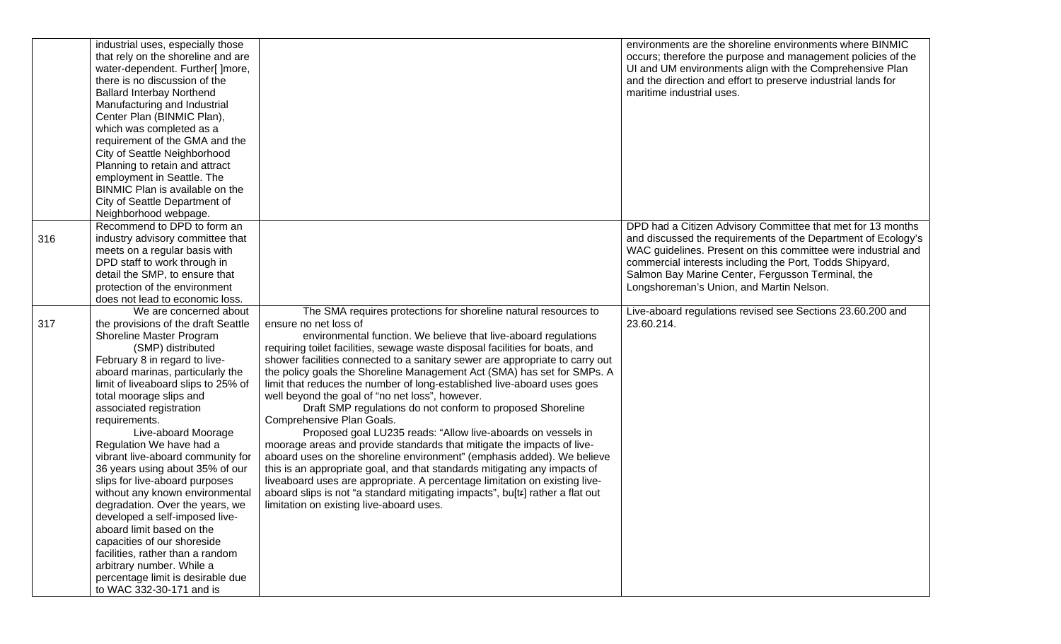| | | | |
|---|---|---|---|
| | industrial uses, especially those that rely on the shoreline and are water-dependent. Further[ ]more, there is no discussion of the Ballard Interbay Northend Manufacturing and Industrial Center Plan (BINMIC Plan), which was completed as a requirement of the GMA and the City of Seattle Neighborhood Planning to retain and attract employment in Seattle. The BINMIC Plan is available on the City of Seattle Department of Neighborhood webpage. | | environments are the shoreline environments where BINMIC occurs; therefore the purpose and management policies of the UI and UM environments align with the Comprehensive Plan and the direction and effort to preserve industrial lands for maritime industrial uses. |
| 316 | Recommend to DPD to form an industry advisory committee that meets on a regular basis with DPD staff to work through in detail the SMP, to ensure that protection of the environment does not lead to economic loss. | | DPD had a Citizen Advisory Committee that met for 13 months and discussed the requirements of the Department of Ecology's WAC guidelines. Present on this committee were industrial and commercial interests including the Port, Todds Shipyard, Salmon Bay Marine Center, Fergusson Terminal, the Longshoreman's Union, and Martin Nelson. |
| 317 | We are concerned about the provisions of the draft Seattle Shoreline Master Program (SMP) distributed February 8 in regard to live-aboard marinas, particularly the limit of liveaboard slips to 25% of total moorage slips and associated registration requirements.<br>Live-aboard Moorage Regulation We have had a vibrant live-aboard community for 36 years using about 35% of our slips for live-aboard purposes without any known environmental degradation. Over the years, we developed a self-imposed live-aboard limit based on the capacities of our shoreside facilities, rather than a random arbitrary number. While a percentage limit is desirable due to WAC 332-30-171 and is | The SMA requires protections for shoreline natural resources to ensure no net loss of<br>environmental function. We believe that live-aboard regulations requiring toilet facilities, sewage waste disposal facilities for boats, and shower facilities connected to a sanitary sewer are appropriate to carry out the policy goals the Shoreline Management Act (SMA) has set for SMPs. A limit that reduces the number of long-established live-aboard uses goes well beyond the goal of "no net loss", however.<br>Draft SMP regulations do not conform to proposed Shoreline Comprehensive Plan Goals.<br>Proposed goal LU235 reads: "Allow live-aboards on vessels in moorage areas and provide standards that mitigate the impacts of live-aboard uses on the shoreline environment" (emphasis added). We believe this is an appropriate goal, and that standards mitigating any impacts of liveaboard uses are appropriate. A percentage limitation on existing live-aboard slips is not "a standard mitigating impacts", bu[tr] rather a flat out limitation on existing live-aboard uses. | Live-aboard regulations revised see Sections 23.60.200 and 23.60.214. |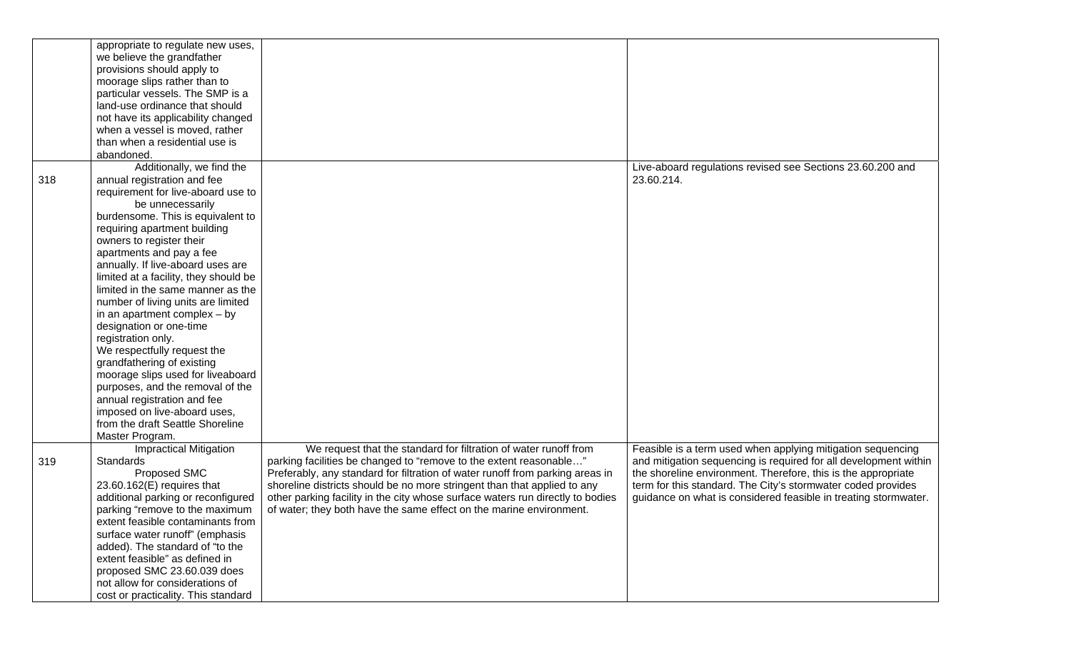| | | | |
|---|---|---|---|
| | appropriate to regulate new uses, we believe the grandfather provisions should apply to moorage slips rather than to particular vessels. The SMP is a land-use ordinance that should not have its applicability changed when a vessel is moved, rather than when a residential use is abandoned. | | |
| 318 | Additionally, we find the annual registration and fee requirement for live-aboard use to be unnecessarily burdensome. This is equivalent to requiring apartment building owners to register their apartments and pay a fee annually. If live-aboard uses are limited at a facility, they should be limited in the same manner as the number of living units are limited in an apartment complex – by designation or one-time registration only. We respectfully request the grandfathering of existing moorage slips used for liveaboard purposes, and the removal of the annual registration and fee imposed on live-aboard uses, from the draft Seattle Shoreline Master Program. | | Live-aboard regulations revised see Sections 23.60.200 and 23.60.214. |
| 319 | Impractical Mitigation Standards Proposed SMC 23.60.162(E) requires that additional parking or reconfigured parking "remove to the maximum extent feasible contaminants from surface water runoff" (emphasis added). The standard of "to the extent feasible" as defined in proposed SMC 23.60.039 does not allow for considerations of cost or practicality. This standard | We request that the standard for filtration of water runoff from parking facilities be changed to "remove to the extent reasonable…" Preferably, any standard for filtration of water runoff from parking areas in shoreline districts should be no more stringent than that applied to any other parking facility in the city whose surface waters run directly to bodies of water; they both have the same effect on the marine environment. | Feasible is a term used when applying mitigation sequencing and mitigation sequencing is required for all development within the shoreline environment. Therefore, this is the appropriate term for this standard. The City's stormwater coded provides guidance on what is considered feasible in treating stormwater. |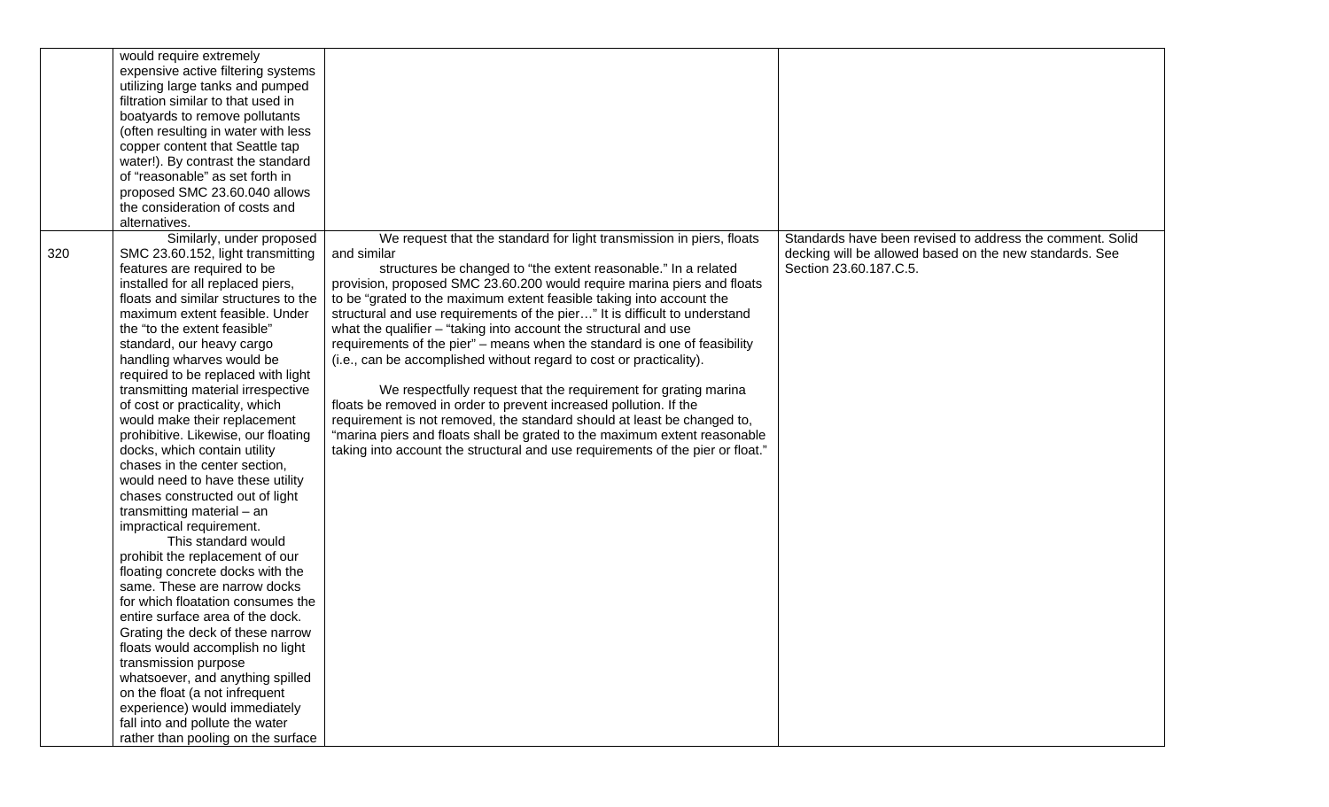| | | | |
|---|---|---|---|
| | would require extremely expensive active filtering systems utilizing large tanks and pumped filtration similar to that used in boatyards to remove pollutants (often resulting in water with less copper content that Seattle tap water!). By contrast the standard of "reasonable" as set forth in proposed SMC 23.60.040 allows the consideration of costs and alternatives. | | |
| 320 | Similarly, under proposed SMC 23.60.152, light transmitting features are required to be installed for all replaced piers, floats and similar structures to the maximum extent feasible. Under the "to the extent feasible" standard, our heavy cargo handling wharves would be required to be replaced with light transmitting material irrespective of cost or practicality, which would make their replacement prohibitive. Likewise, our floating docks, which contain utility chases in the center section, would need to have these utility chases constructed out of light transmitting material – an impractical requirement.<br>This standard would prohibit the replacement of our floating concrete docks with the same. These are narrow docks for which floatation consumes the entire surface area of the dock. Grating the deck of these narrow floats would accomplish no light transmission purpose whatsoever, and anything spilled on the float (a not infrequent experience) would immediately fall into and pollute the water rather than pooling on the surface | We request that the standard for light transmission in piers, floats and similar structures be changed to "the extent reasonable." In a related provision, proposed SMC 23.60.200 would require marina piers and floats to be "grated to the maximum extent feasible taking into account the structural and use requirements of the pier…" It is difficult to understand what the qualifier – "taking into account the structural and use requirements of the pier" – means when the standard is one of feasibility (i.e., can be accomplished without regard to cost or practicality).<br>We respectfully request that the requirement for grating marina floats be removed in order to prevent increased pollution. If the requirement is not removed, the standard should at least be changed to, "marina piers and floats shall be grated to the maximum extent reasonable taking into account the structural and use requirements of the pier or float." | Standards have been revised to address the comment. Solid decking will be allowed based on the new standards. See Section 23.60.187.C.5. |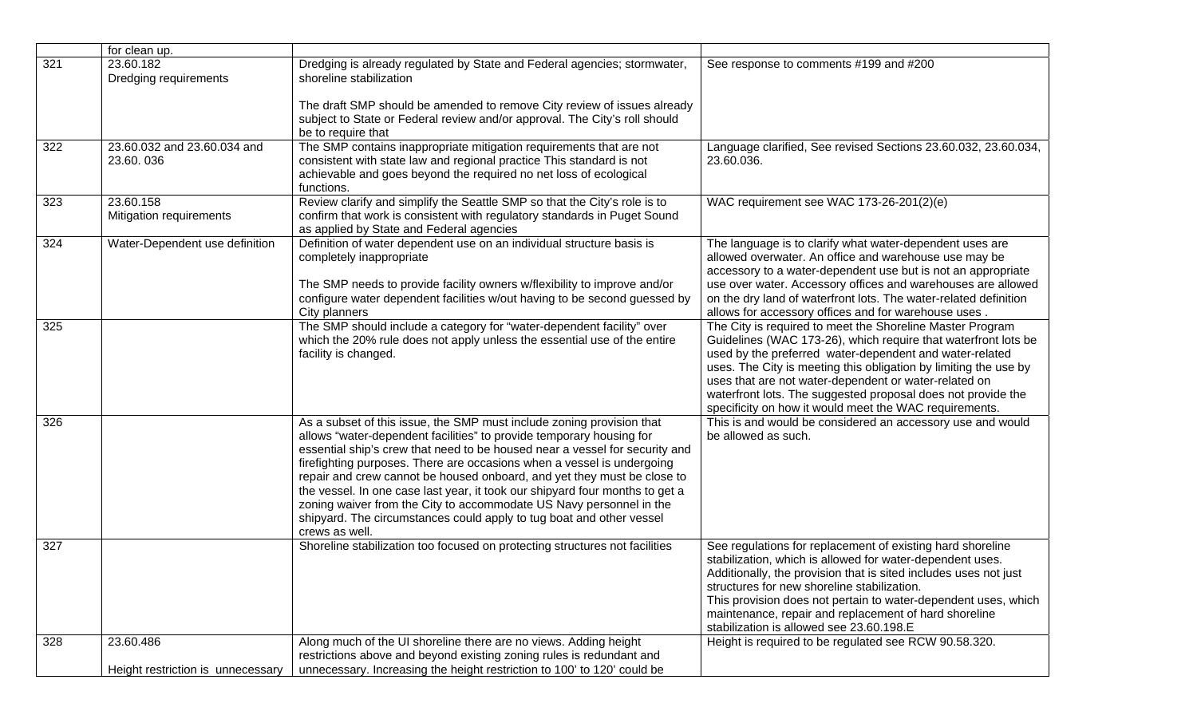| | | | |
|---|---|---|---|
| | for clean up. | | |
| 321 | 23.60.182<br>Dredging requirements | Dredging is already regulated by State and Federal agencies; stormwater, shoreline stabilization<br><br>The draft SMP should be amended to remove City review of issues already subject to State or Federal review and/or approval. The City's roll should be to require that | See response to comments #199 and #200 |
| 322 | 23.60.032 and 23.60.034 and 23.60. 036 | The SMP contains inappropriate mitigation requirements that are not consistent with state law and regional practice This standard is not achievable and goes beyond the required no net loss of ecological functions. | Language clarified, See revised Sections 23.60.032, 23.60.034, 23.60.036. |
| 323 | 23.60.158<br>Mitigation requirements | Review clarify and simplify the Seattle SMP so that the City's role is to confirm that work is consistent with regulatory standards in Puget Sound as applied by State and Federal agencies | WAC requirement see WAC 173-26-201(2)(e) |
| 324 | Water-Dependent use definition | Definition of water dependent use on an individual structure basis is completely inappropriate<br><br>The SMP needs to provide facility owners w/flexibility to improve and/or configure water dependent facilities w/out having to be second guessed by City planners | The language is to clarify what water-dependent uses are allowed overwater. An office and warehouse use may be accessory to a water-dependent use but is not an appropriate use over water. Accessory offices and warehouses are allowed on the dry land of waterfront lots. The water-related definition allows for accessory offices and for warehouse uses . |
| 325 | | The SMP should include a category for "water-dependent facility" over which the 20% rule does not apply unless the essential use of the entire facility is changed. | The City is required to meet the Shoreline Master Program Guidelines (WAC 173-26), which require that waterfront lots be used by the preferred water-dependent and water-related uses. The City is meeting this obligation by limiting the use by uses that are not water-dependent or water-related on waterfront lots. The suggested proposal does not provide the specificity on how it would meet the WAC requirements. |
| 326 | | As a subset of this issue, the SMP must include zoning provision that allows "water-dependent facilities" to provide temporary housing for essential ship's crew that need to be housed near a vessel for security and firefighting purposes. There are occasions when a vessel is undergoing repair and crew cannot be housed onboard, and yet they must be close to the vessel. In one case last year, it took our shipyard four months to get a zoning waiver from the City to accommodate US Navy personnel in the shipyard. The circumstances could apply to tug boat and other vessel crews as well. | This is and would be considered an accessory use and would be allowed as such. |
| 327 | | Shoreline stabilization too focused on protecting structures not facilities | See regulations for replacement of existing hard shoreline stabilization, which is allowed for water-dependent uses. Additionally, the provision that is sited includes uses not just structures for new shoreline stabilization.<br>This provision does not pertain to water-dependent uses, which maintenance, repair and replacement of hard shoreline stabilization is allowed see 23.60.198.E |
| 328 | 23.60.486<br><br>Height restriction is unnecessary | Along much of the UI shoreline there are no views. Adding height restrictions above and beyond existing zoning rules is redundant and unnecessary. Increasing the height restriction to 100' to 120' could be | Height is required to be regulated see RCW 90.58.320. |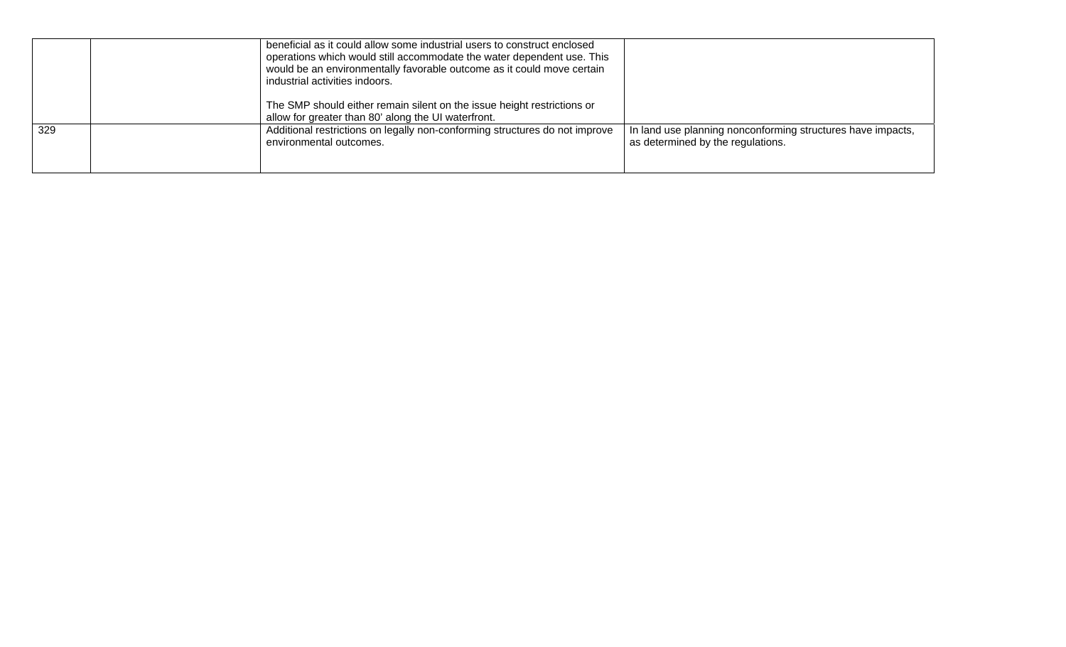| | | | |
|---|---|---|---|
| | | beneficial as it could allow some industrial users to construct enclosed operations which would still accommodate the water dependent use. This would be an environmentally favorable outcome as it could move certain industrial activities indoors.<br><br>The SMP should either remain silent on the issue height restrictions or allow for greater than 80' along the UI waterfront. | |
| 329 | | Additional restrictions on legally non-conforming structures do not improve environmental outcomes. | In land use planning nonconforming structures have impacts, as determined by the regulations. |